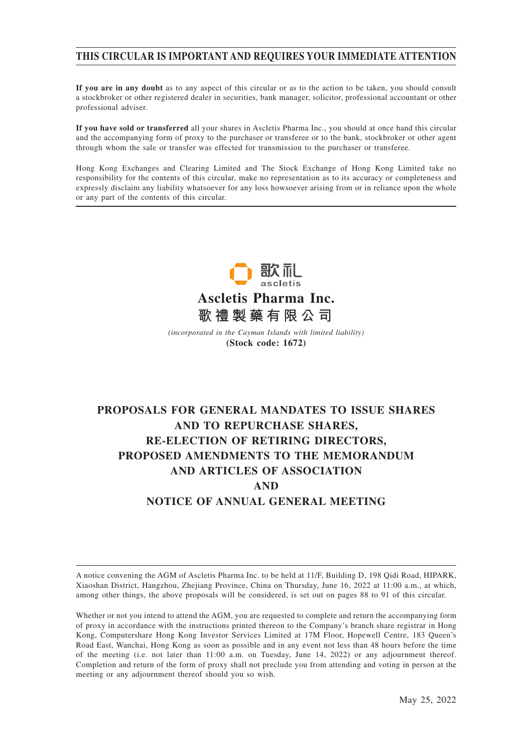# THIS CIRCULAR IS IMPORTANT AND REQUIRES YOUR IMMEDIATE ATTENTION

**If you are in any doubt** as to any aspect of this circular or as to the action to be taken, you should consult a stockbroker or other registered dealer in securities, bank manager, solicitor, professional accountant or other professional adviser.

**If you have sold or transferred** all your shares in Ascletis Pharma Inc., you should at once hand this circular and the accompanying form of proxy to the purchaser or transferee or to the bank, stockbroker or other agent through whom the sale or transfer was effected for transmission to the purchaser or transferee.

Hong Kong Exchanges and Clearing Limited and The Stock Exchange of Hong Kong Limited take no responsibility for the contents of this circular, make no representation as to its accuracy or completeness and expressly disclaim any liability whatsoever for any loss howsoever arising from or in reliance upon the whole or any part of the contents of this circular.

歌礼
ascletis

**Ascletis Pharma Inc.**
**歌禮製藥有限公司**

*(incorporated in the Cayman Islands with limited liability)*
**(Stock code: 1672)**

## PROPOSALS FOR GENERAL MANDATES TO ISSUE SHARES AND TO REPURCHASE SHARES, RE-ELECTION OF RETIRING DIRECTORS, PROPOSED AMENDMENTS TO THE MEMORANDUM AND ARTICLES OF ASSOCIATION AND NOTICE OF ANNUAL GENERAL MEETING

A notice convening the AGM of Ascletis Pharma Inc. to be held at 11/F, Building D, 198 Qidi Road, HIPARK, Xiaoshan District, Hangzhou, Zhejiang Province, China on Thursday, June 16, 2022 at 11:00 a.m., at which, among other things, the above proposals will be considered, is set out on pages 88 to 91 of this circular.

Whether or not you intend to attend the AGM, you are requested to complete and return the accompanying form of proxy in accordance with the instructions printed thereon to the Company's branch share registrar in Hong Kong, Computershare Hong Kong Investor Services Limited at 17M Floor, Hopewell Centre, 183 Queen's Road East, Wanchai, Hong Kong as soon as possible and in any event not less than 48 hours before the time of the meeting (i.e. not later than 11:00 a.m. on Tuesday, June 14, 2022) or any adjournment thereof. Completion and return of the form of proxy shall not preclude you from attending and voting in person at the meeting or any adjournment thereof should you so wish.

May 25, 2022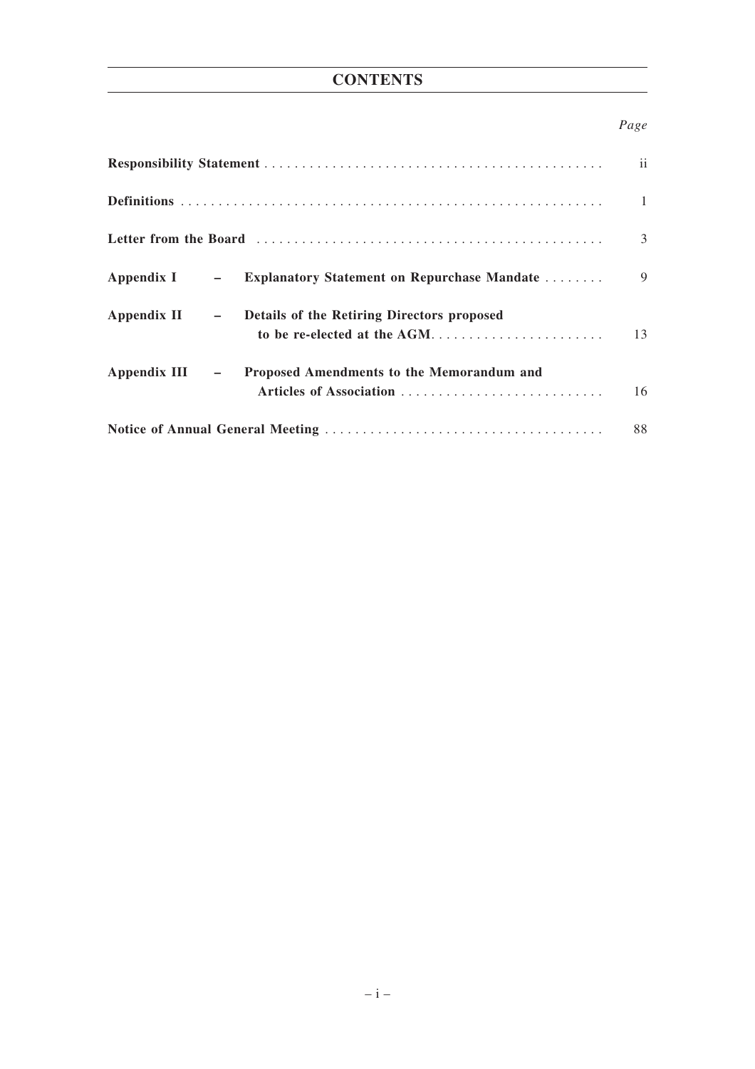# CONTENTS

| | *Page* |
|---|---|
| **Responsibility Statement** | ii |
| **Definitions** | 1 |
| **Letter from the Board** | 3 |
| **Appendix I – Explanatory Statement on Repurchase Mandate** | 9 |
| **Appendix II – Details of the Retiring Directors proposed to be re-elected at the AGM** | 13 |
| **Appendix III – Proposed Amendments to the Memorandum and Articles of Association** | 16 |
| **Notice of Annual General Meeting** | 88 |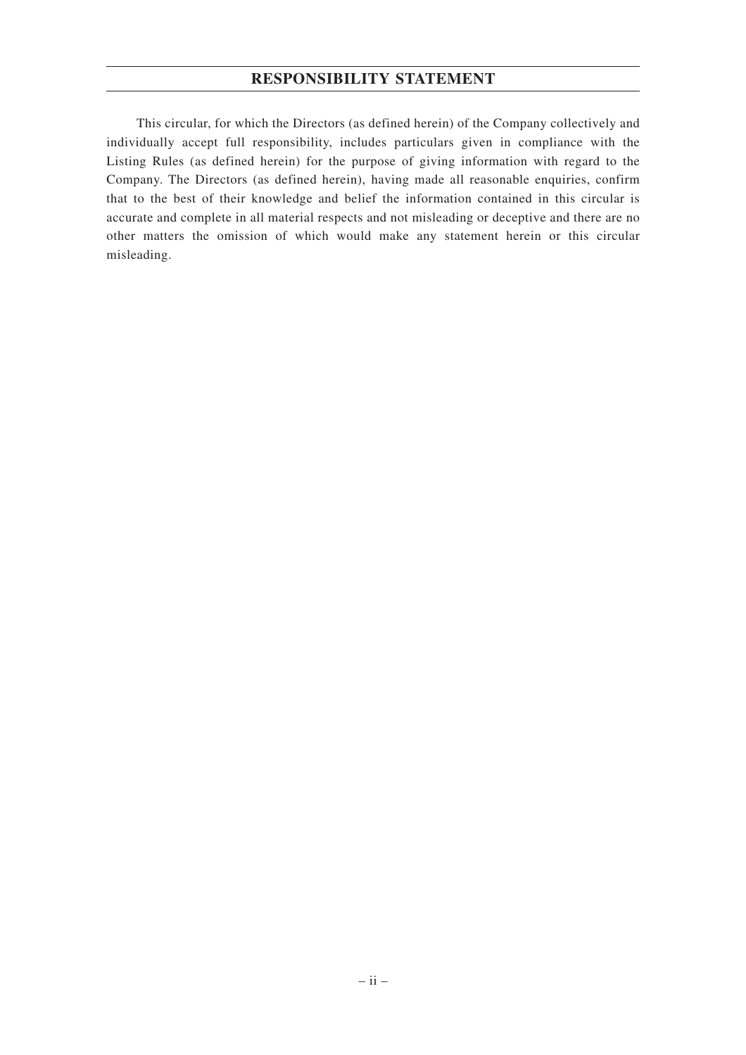# RESPONSIBILITY STATEMENT

This circular, for which the Directors (as defined herein) of the Company collectively and individually accept full responsibility, includes particulars given in compliance with the Listing Rules (as defined herein) for the purpose of giving information with regard to the Company. The Directors (as defined herein), having made all reasonable enquiries, confirm that to the best of their knowledge and belief the information contained in this circular is accurate and complete in all material respects and not misleading or deceptive and there are no other matters the omission of which would make any statement herein or this circular misleading.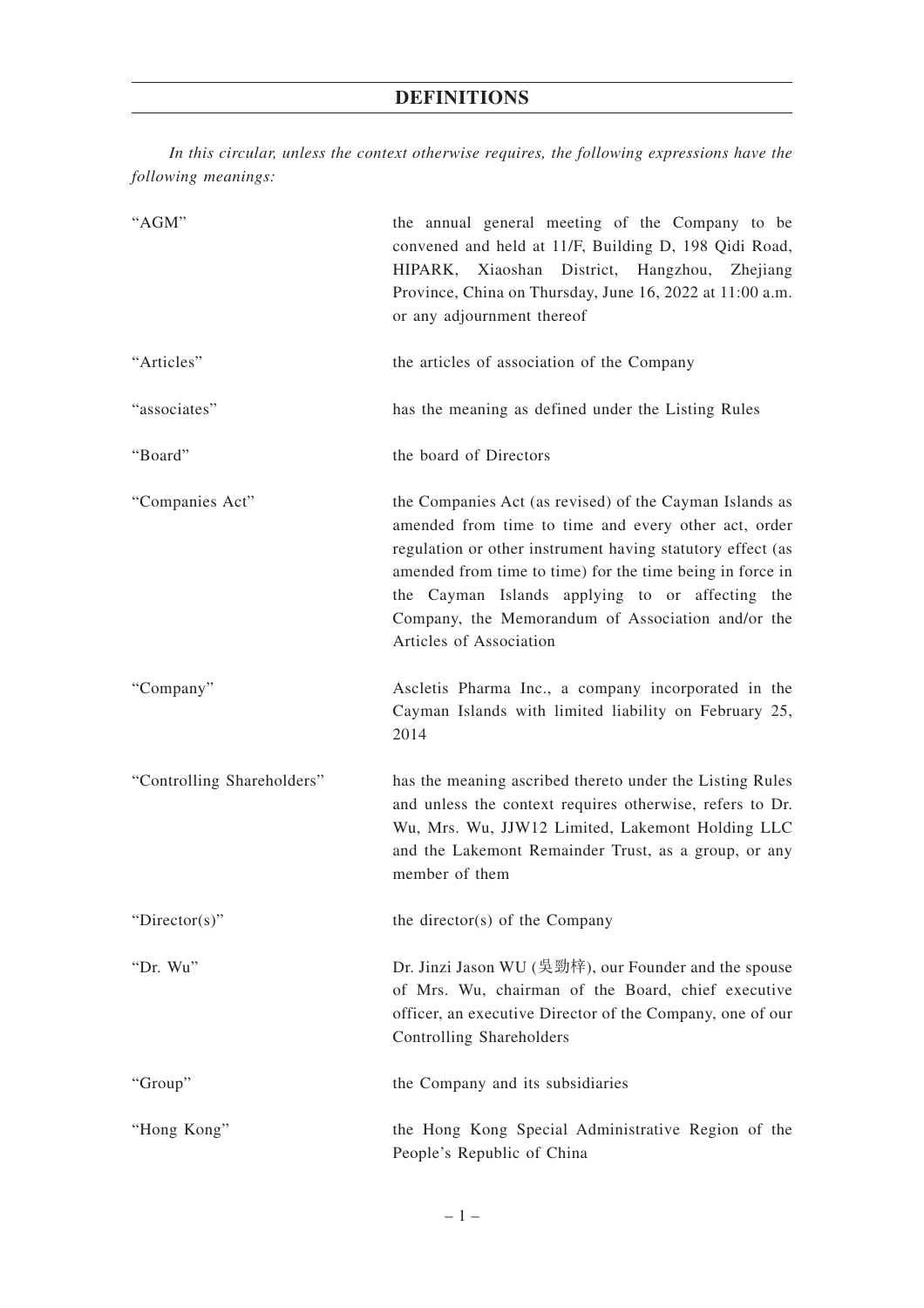# DEFINITIONS

*In this circular, unless the context otherwise requires, the following expressions have the following meanings:*

| | |
|---|---|
| "AGM" | the annual general meeting of the Company to be convened and held at 11/F, Building D, 198 Qidi Road, HIPARK, Xiaoshan District, Hangzhou, Zhejiang Province, China on Thursday, June 16, 2022 at 11:00 a.m. or any adjournment thereof |
| "Articles" | the articles of association of the Company |
| "associates" | has the meaning as defined under the Listing Rules |
| "Board" | the board of Directors |
| "Companies Act" | the Companies Act (as revised) of the Cayman Islands as amended from time to time and every other act, order regulation or other instrument having statutory effect (as amended from time to time) for the time being in force in the Cayman Islands applying to or affecting the Company, the Memorandum of Association and/or the Articles of Association |
| "Company" | Ascletis Pharma Inc., a company incorporated in the Cayman Islands with limited liability on February 25, 2014 |
| "Controlling Shareholders" | has the meaning ascribed thereto under the Listing Rules and unless the context requires otherwise, refers to Dr. Wu, Mrs. Wu, JJW12 Limited, Lakemont Holding LLC and the Lakemont Remainder Trust, as a group, or any member of them |
| "Director(s)" | the director(s) of the Company |
| "Dr. Wu" | Dr. Jinzi Jason WU (吳勁梓), our Founder and the spouse of Mrs. Wu, chairman of the Board, chief executive officer, an executive Director of the Company, one of our Controlling Shareholders |
| "Group" | the Company and its subsidiaries |
| "Hong Kong" | the Hong Kong Special Administrative Region of the People's Republic of China |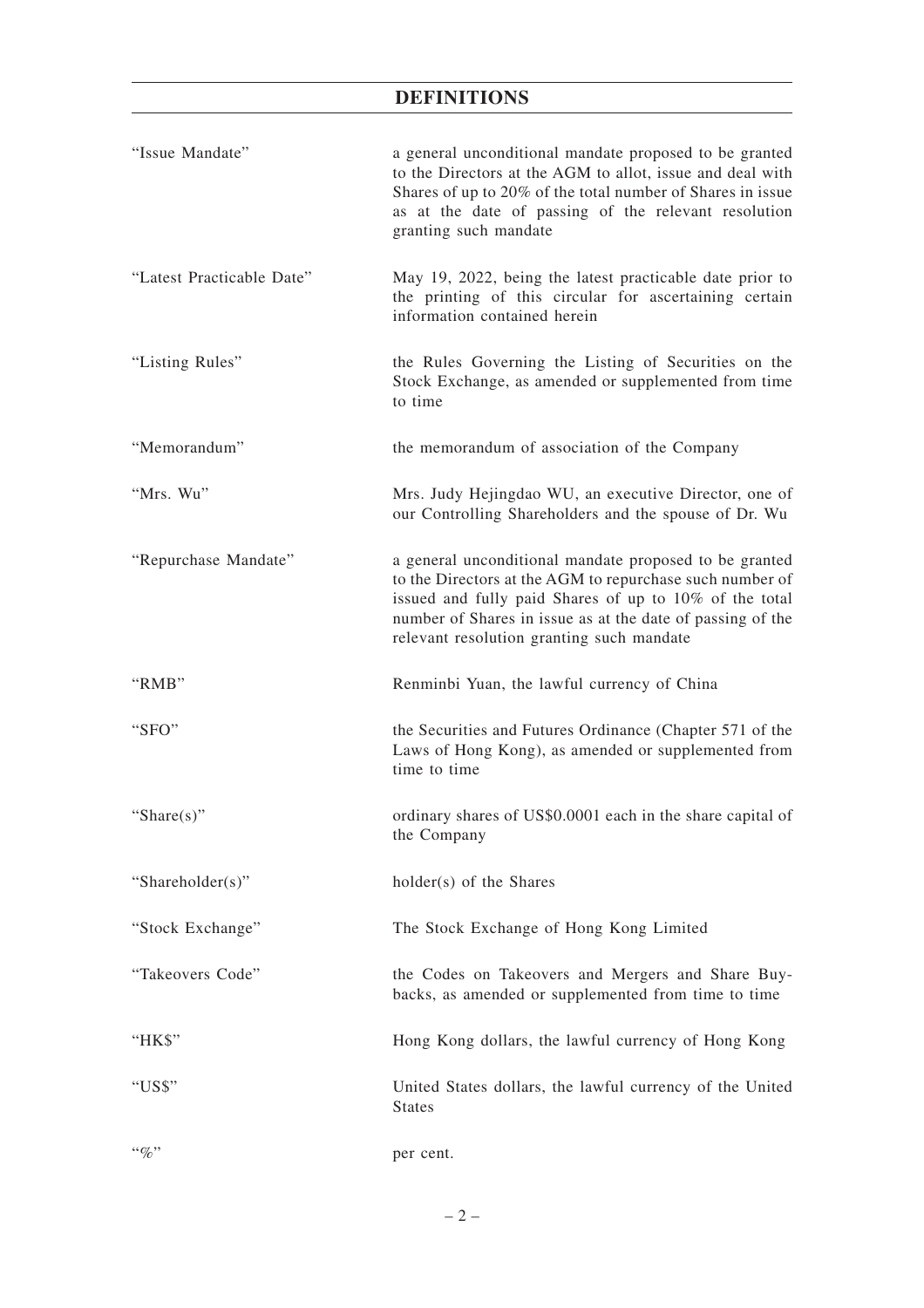# DEFINITIONS

| | |
|---|---|
| "Issue Mandate" | a general unconditional mandate proposed to be granted to the Directors at the AGM to allot, issue and deal with Shares of up to 20% of the total number of Shares in issue as at the date of passing of the relevant resolution granting such mandate |
| "Latest Practicable Date" | May 19, 2022, being the latest practicable date prior to the printing of this circular for ascertaining certain information contained herein |
| "Listing Rules" | the Rules Governing the Listing of Securities on the Stock Exchange, as amended or supplemented from time to time |
| "Memorandum" | the memorandum of association of the Company |
| "Mrs. Wu" | Mrs. Judy Hejingdao WU, an executive Director, one of our Controlling Shareholders and the spouse of Dr. Wu |
| "Repurchase Mandate" | a general unconditional mandate proposed to be granted to the Directors at the AGM to repurchase such number of issued and fully paid Shares of up to 10% of the total number of Shares in issue as at the date of passing of the relevant resolution granting such mandate |
| "RMB" | Renminbi Yuan, the lawful currency of China |
| "SFO" | the Securities and Futures Ordinance (Chapter 571 of the Laws of Hong Kong), as amended or supplemented from time to time |
| "Share(s)" | ordinary shares of US$0.0001 each in the share capital of the Company |
| "Shareholder(s)" | holder(s) of the Shares |
| "Stock Exchange" | The Stock Exchange of Hong Kong Limited |
| "Takeovers Code" | the Codes on Takeovers and Mergers and Share Buy-backs, as amended or supplemented from time to time |
| "HK$" | Hong Kong dollars, the lawful currency of Hong Kong |
| "US$" | United States dollars, the lawful currency of the United States |
| "%" | per cent. |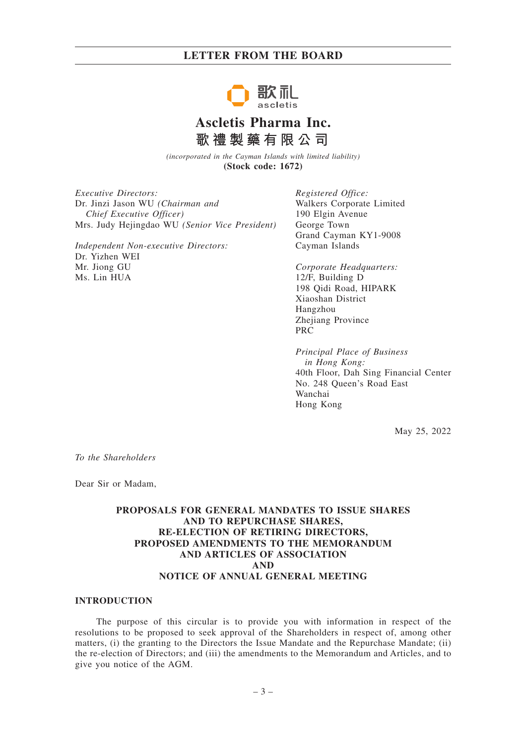# LETTER FROM THE BOARD

# Ascletis Pharma Inc.
# 歌禮製藥有限公司

*(incorporated in the Cayman Islands with limited liability)*
**(Stock code: 1672)**

*Executive Directors:*
Dr. Jinzi Jason WU *(Chairman and Chief Executive Officer)*
Mrs. Judy Hejingdao WU *(Senior Vice President)*

*Independent Non-executive Directors:*
Dr. Yizhen WEI
Mr. Jiong GU
Ms. Lin HUA

*Registered Office:*
Walkers Corporate Limited
190 Elgin Avenue
George Town
Grand Cayman KY1-9008
Cayman Islands

*Corporate Headquarters:*
12/F, Building D
198 Qidi Road, HIPARK
Xiaoshan District
Hangzhou
Zhejiang Province
PRC

*Principal Place of Business in Hong Kong:*
40th Floor, Dah Sing Financial Center
No. 248 Queen's Road East
Wanchai
Hong Kong

May 25, 2022

*To the Shareholders*

Dear Sir or Madam,

**PROPOSALS FOR GENERAL MANDATES TO ISSUE SHARES AND TO REPURCHASE SHARES, RE-ELECTION OF RETIRING DIRECTORS, PROPOSED AMENDMENTS TO THE MEMORANDUM AND ARTICLES OF ASSOCIATION AND NOTICE OF ANNUAL GENERAL MEETING**

## INTRODUCTION

The purpose of this circular is to provide you with information in respect of the resolutions to be proposed to seek approval of the Shareholders in respect of, among other matters, (i) the granting to the Directors the Issue Mandate and the Repurchase Mandate; (ii) the re-election of Directors; and (iii) the amendments to the Memorandum and Articles, and to give you notice of the AGM.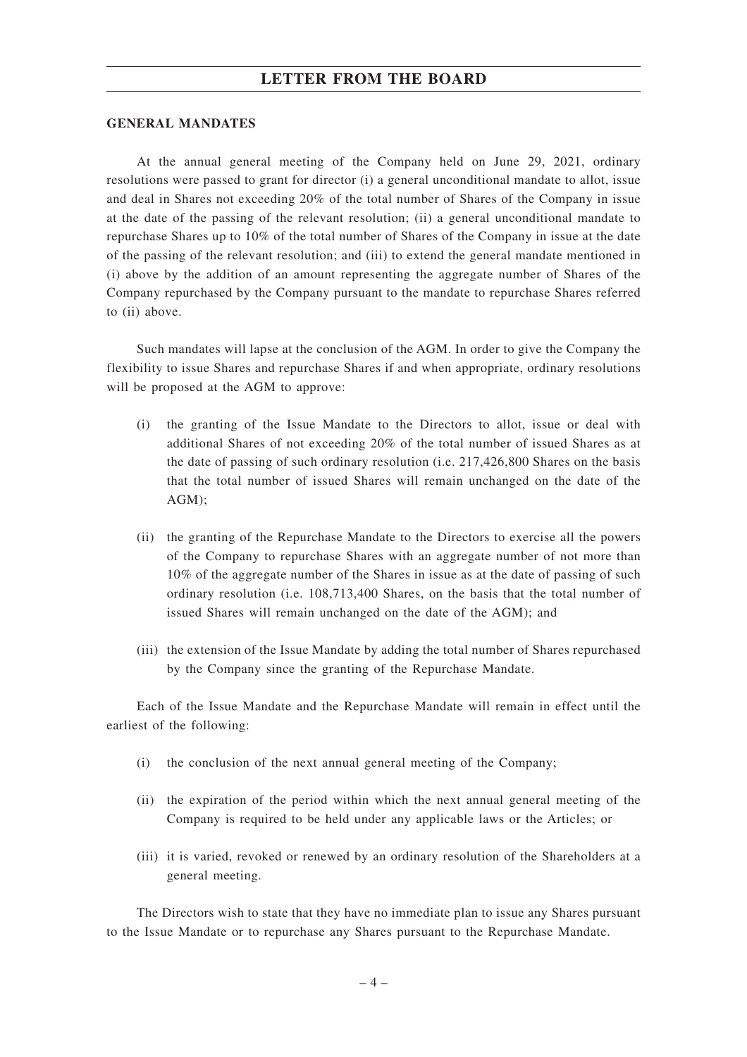**GENERAL MANDATES**

At the annual general meeting of the Company held on June 29, 2021, ordinary resolutions were passed to grant for director (i) a general unconditional mandate to allot, issue and deal in Shares not exceeding 20% of the total number of Shares of the Company in issue at the date of the passing of the relevant resolution; (ii) a general unconditional mandate to repurchase Shares up to 10% of the total number of Shares of the Company in issue at the date of the passing of the relevant resolution; and (iii) to extend the general mandate mentioned in (i) above by the addition of an amount representing the aggregate number of Shares of the Company repurchased by the Company pursuant to the mandate to repurchase Shares referred to (ii) above.

Such mandates will lapse at the conclusion of the AGM. In order to give the Company the flexibility to issue Shares and repurchase Shares if and when appropriate, ordinary resolutions will be proposed at the AGM to approve:

(i) the granting of the Issue Mandate to the Directors to allot, issue or deal with additional Shares of not exceeding 20% of the total number of issued Shares as at the date of passing of such ordinary resolution (i.e. 217,426,800 Shares on the basis that the total number of issued Shares will remain unchanged on the date of the AGM);

(ii) the granting of the Repurchase Mandate to the Directors to exercise all the powers of the Company to repurchase Shares with an aggregate number of not more than 10% of the aggregate number of the Shares in issue as at the date of passing of such ordinary resolution (i.e. 108,713,400 Shares, on the basis that the total number of issued Shares will remain unchanged on the date of the AGM); and

(iii) the extension of the Issue Mandate by adding the total number of Shares repurchased by the Company since the granting of the Repurchase Mandate.

Each of the Issue Mandate and the Repurchase Mandate will remain in effect until the earliest of the following:

(i) the conclusion of the next annual general meeting of the Company;

(ii) the expiration of the period within which the next annual general meeting of the Company is required to be held under any applicable laws or the Articles; or

(iii) it is varied, revoked or renewed by an ordinary resolution of the Shareholders at a general meeting.

The Directors wish to state that they have no immediate plan to issue any Shares pursuant to the Issue Mandate or to repurchase any Shares pursuant to the Repurchase Mandate.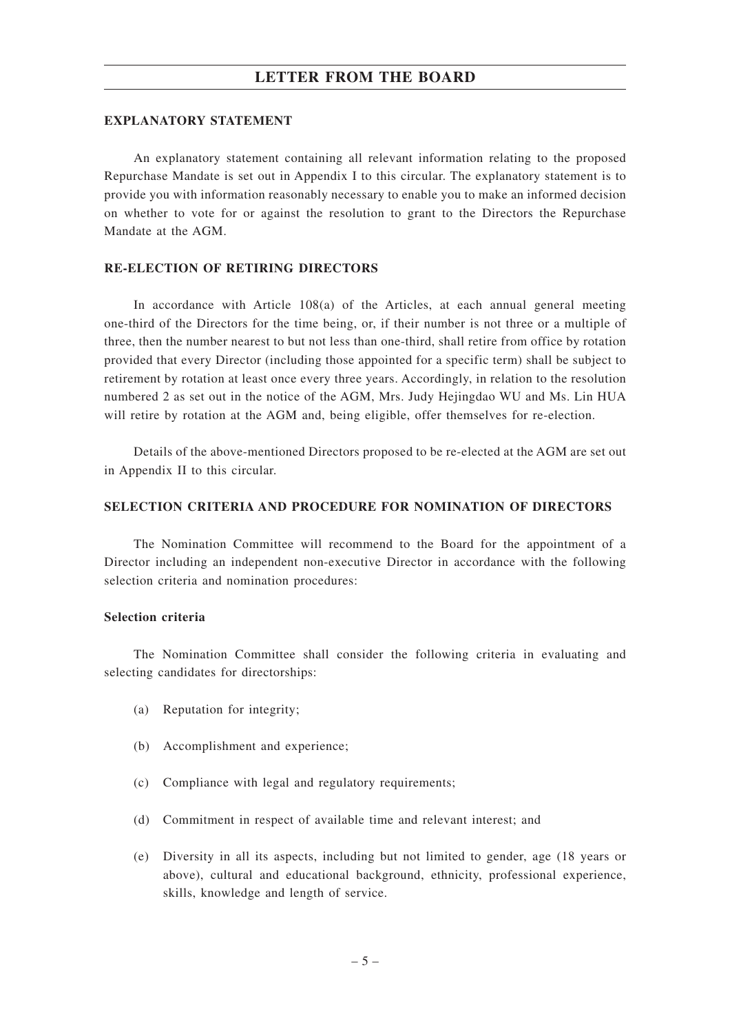## EXPLANATORY STATEMENT

An explanatory statement containing all relevant information relating to the proposed Repurchase Mandate is set out in Appendix I to this circular. The explanatory statement is to provide you with information reasonably necessary to enable you to make an informed decision on whether to vote for or against the resolution to grant to the Directors the Repurchase Mandate at the AGM.

## RE-ELECTION OF RETIRING DIRECTORS

In accordance with Article 108(a) of the Articles, at each annual general meeting one-third of the Directors for the time being, or, if their number is not three or a multiple of three, then the number nearest to but not less than one-third, shall retire from office by rotation provided that every Director (including those appointed for a specific term) shall be subject to retirement by rotation at least once every three years. Accordingly, in relation to the resolution numbered 2 as set out in the notice of the AGM, Mrs. Judy Hejingdao WU and Ms. Lin HUA will retire by rotation at the AGM and, being eligible, offer themselves for re-election.

Details of the above-mentioned Directors proposed to be re-elected at the AGM are set out in Appendix II to this circular.

## SELECTION CRITERIA AND PROCEDURE FOR NOMINATION OF DIRECTORS

The Nomination Committee will recommend to the Board for the appointment of a Director including an independent non-executive Director in accordance with the following selection criteria and nomination procedures:

### Selection criteria

The Nomination Committee shall consider the following criteria in evaluating and selecting candidates for directorships:

(a) Reputation for integrity;

(b) Accomplishment and experience;

(c) Compliance with legal and regulatory requirements;

(d) Commitment in respect of available time and relevant interest; and

(e) Diversity in all its aspects, including but not limited to gender, age (18 years or above), cultural and educational background, ethnicity, professional experience, skills, knowledge and length of service.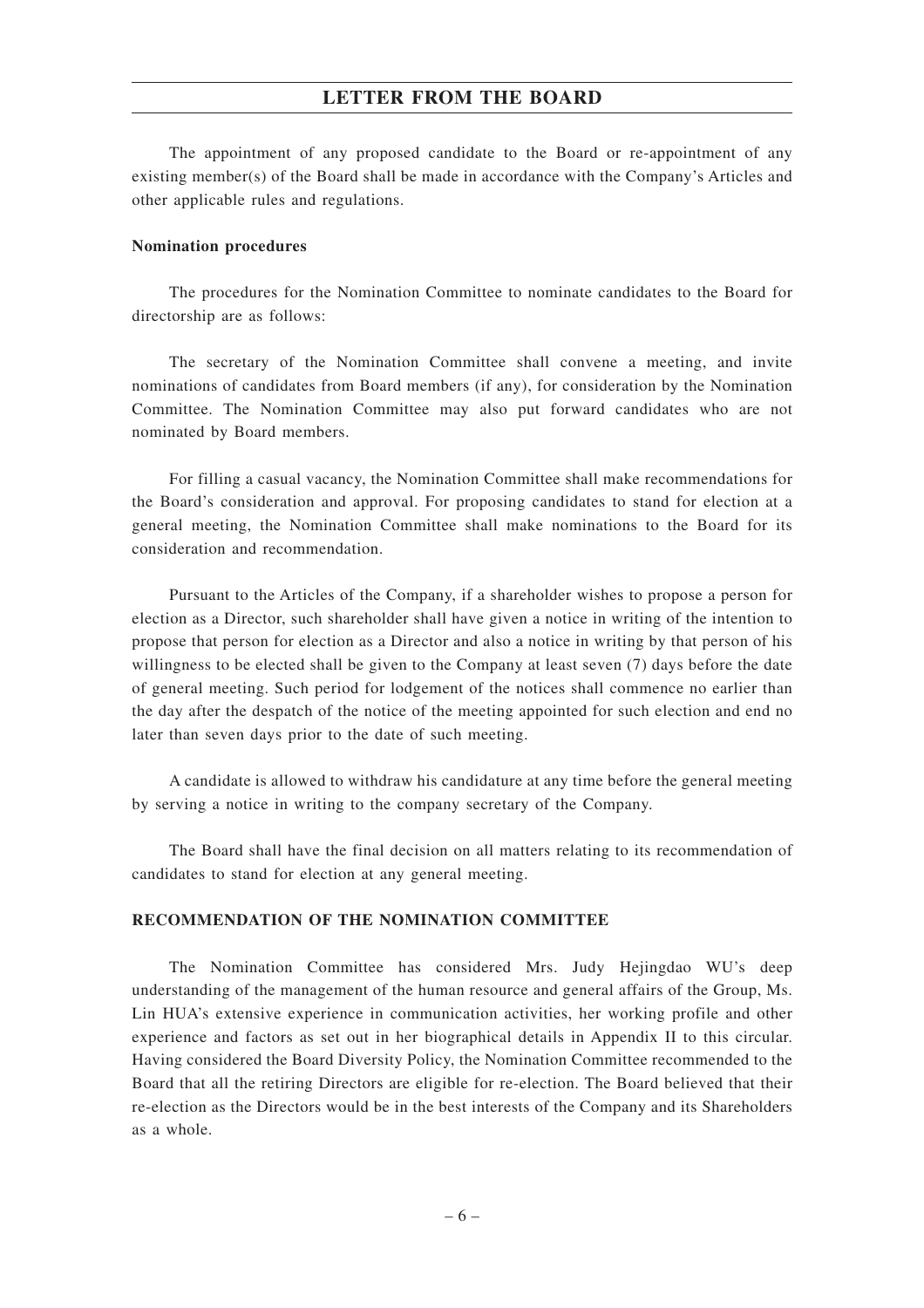The appointment of any proposed candidate to the Board or re-appointment of any existing member(s) of the Board shall be made in accordance with the Company's Articles and other applicable rules and regulations.

**Nomination procedures**

The procedures for the Nomination Committee to nominate candidates to the Board for directorship are as follows:

The secretary of the Nomination Committee shall convene a meeting, and invite nominations of candidates from Board members (if any), for consideration by the Nomination Committee. The Nomination Committee may also put forward candidates who are not nominated by Board members.

For filling a casual vacancy, the Nomination Committee shall make recommendations for the Board's consideration and approval. For proposing candidates to stand for election at a general meeting, the Nomination Committee shall make nominations to the Board for its consideration and recommendation.

Pursuant to the Articles of the Company, if a shareholder wishes to propose a person for election as a Director, such shareholder shall have given a notice in writing of the intention to propose that person for election as a Director and also a notice in writing by that person of his willingness to be elected shall be given to the Company at least seven (7) days before the date of general meeting. Such period for lodgement of the notices shall commence no earlier than the day after the despatch of the notice of the meeting appointed for such election and end no later than seven days prior to the date of such meeting.

A candidate is allowed to withdraw his candidature at any time before the general meeting by serving a notice in writing to the company secretary of the Company.

The Board shall have the final decision on all matters relating to its recommendation of candidates to stand for election at any general meeting.

**RECOMMENDATION OF THE NOMINATION COMMITTEE**

The Nomination Committee has considered Mrs. Judy Hejingdao WU's deep understanding of the management of the human resource and general affairs of the Group, Ms. Lin HUA's extensive experience in communication activities, her working profile and other experience and factors as set out in her biographical details in Appendix II to this circular. Having considered the Board Diversity Policy, the Nomination Committee recommended to the Board that all the retiring Directors are eligible for re-election. The Board believed that their re-election as the Directors would be in the best interests of the Company and its Shareholders as a whole.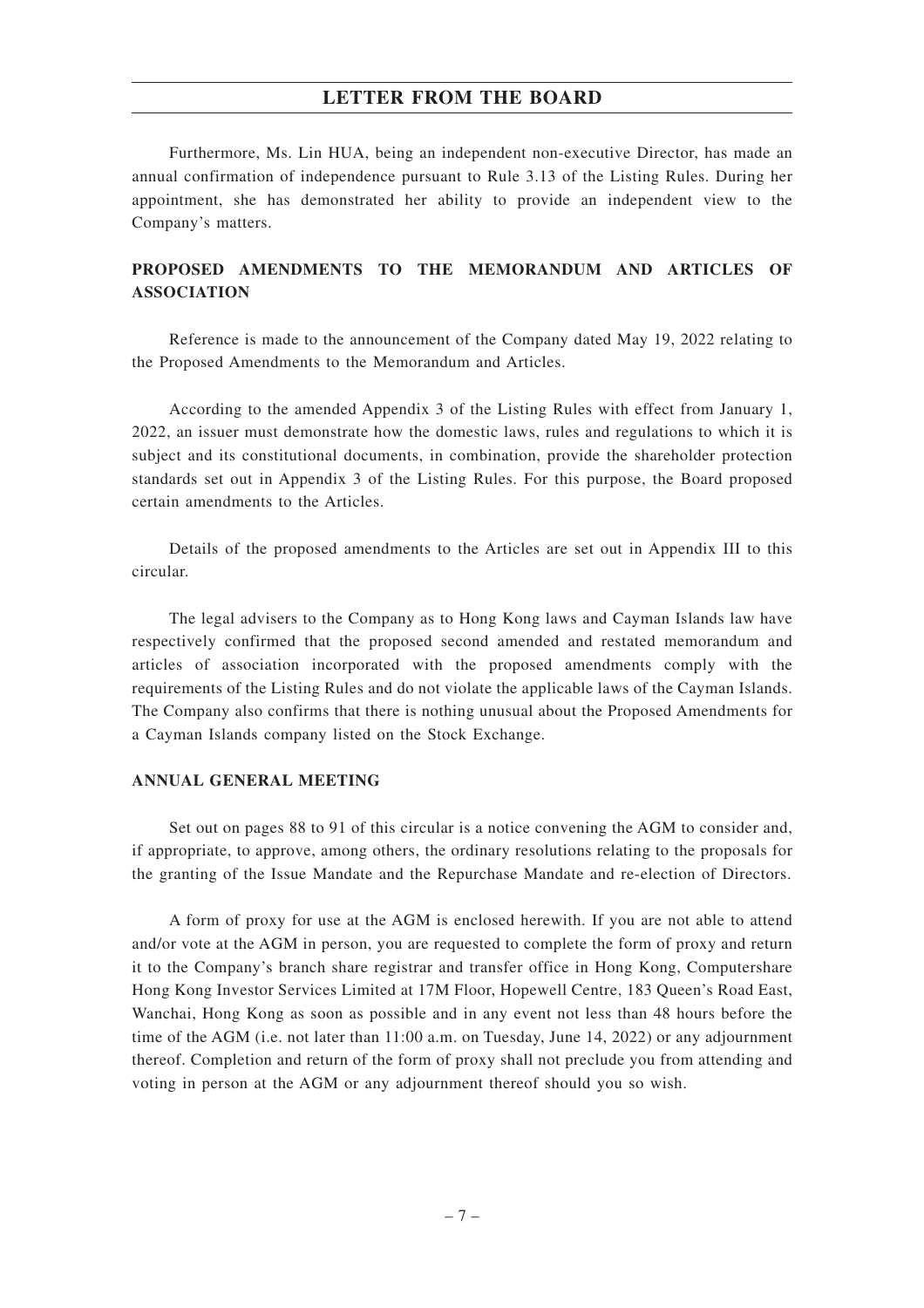Furthermore, Ms. Lin HUA, being an independent non-executive Director, has made an annual confirmation of independence pursuant to Rule 3.13 of the Listing Rules. During her appointment, she has demonstrated her ability to provide an independent view to the Company's matters.

## PROPOSED AMENDMENTS TO THE MEMORANDUM AND ARTICLES OF ASSOCIATION

Reference is made to the announcement of the Company dated May 19, 2022 relating to the Proposed Amendments to the Memorandum and Articles.

According to the amended Appendix 3 of the Listing Rules with effect from January 1, 2022, an issuer must demonstrate how the domestic laws, rules and regulations to which it is subject and its constitutional documents, in combination, provide the shareholder protection standards set out in Appendix 3 of the Listing Rules. For this purpose, the Board proposed certain amendments to the Articles.

Details of the proposed amendments to the Articles are set out in Appendix III to this circular.

The legal advisers to the Company as to Hong Kong laws and Cayman Islands law have respectively confirmed that the proposed second amended and restated memorandum and articles of association incorporated with the proposed amendments comply with the requirements of the Listing Rules and do not violate the applicable laws of the Cayman Islands. The Company also confirms that there is nothing unusual about the Proposed Amendments for a Cayman Islands company listed on the Stock Exchange.

## ANNUAL GENERAL MEETING

Set out on pages 88 to 91 of this circular is a notice convening the AGM to consider and, if appropriate, to approve, among others, the ordinary resolutions relating to the proposals for the granting of the Issue Mandate and the Repurchase Mandate and re-election of Directors.

A form of proxy for use at the AGM is enclosed herewith. If you are not able to attend and/or vote at the AGM in person, you are requested to complete the form of proxy and return it to the Company's branch share registrar and transfer office in Hong Kong, Computershare Hong Kong Investor Services Limited at 17M Floor, Hopewell Centre, 183 Queen's Road East, Wanchai, Hong Kong as soon as possible and in any event not less than 48 hours before the time of the AGM (i.e. not later than 11:00 a.m. on Tuesday, June 14, 2022) or any adjournment thereof. Completion and return of the form of proxy shall not preclude you from attending and voting in person at the AGM or any adjournment thereof should you so wish.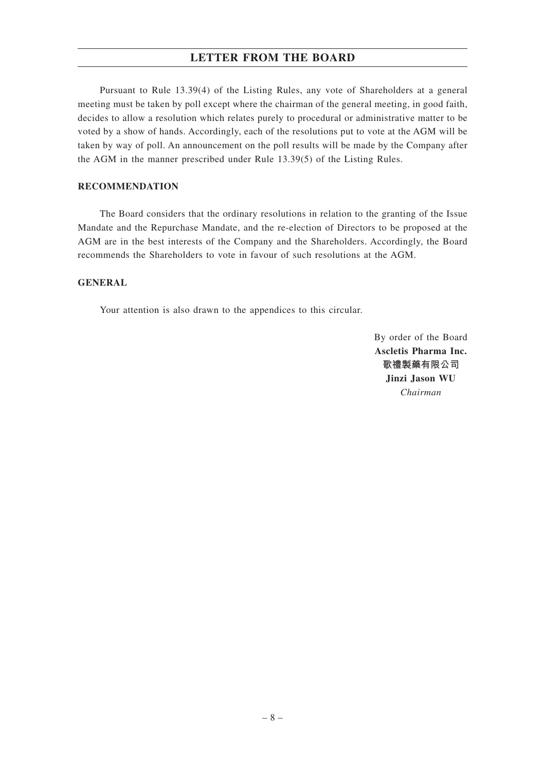Pursuant to Rule 13.39(4) of the Listing Rules, any vote of Shareholders at a general meeting must be taken by poll except where the chairman of the general meeting, in good faith, decides to allow a resolution which relates purely to procedural or administrative matter to be voted by a show of hands. Accordingly, each of the resolutions put to vote at the AGM will be taken by way of poll. An announcement on the poll results will be made by the Company after the AGM in the manner prescribed under Rule 13.39(5) of the Listing Rules.

## RECOMMENDATION

The Board considers that the ordinary resolutions in relation to the granting of the Issue Mandate and the Repurchase Mandate, and the re-election of Directors to be proposed at the AGM are in the best interests of the Company and the Shareholders. Accordingly, the Board recommends the Shareholders to vote in favour of such resolutions at the AGM.

## GENERAL

Your attention is also drawn to the appendices to this circular.

By order of the Board
**Ascletis Pharma Inc.**
**歌禮製藥有限公司**
**Jinzi Jason WU**
*Chairman*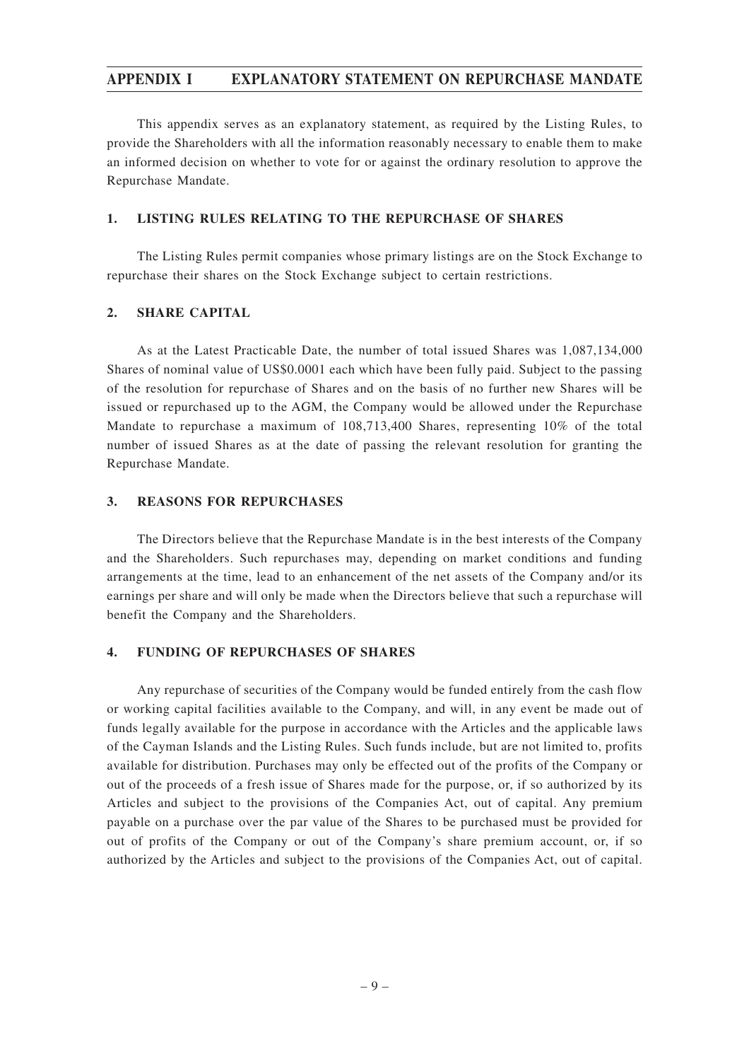# APPENDIX I EXPLANATORY STATEMENT ON REPURCHASE MANDATE

This appendix serves as an explanatory statement, as required by the Listing Rules, to provide the Shareholders with all the information reasonably necessary to enable them to make an informed decision on whether to vote for or against the ordinary resolution to approve the Repurchase Mandate.

## 1. LISTING RULES RELATING TO THE REPURCHASE OF SHARES

The Listing Rules permit companies whose primary listings are on the Stock Exchange to repurchase their shares on the Stock Exchange subject to certain restrictions.

## 2. SHARE CAPITAL

As at the Latest Practicable Date, the number of total issued Shares was 1,087,134,000 Shares of nominal value of US$0.0001 each which have been fully paid. Subject to the passing of the resolution for repurchase of Shares and on the basis of no further new Shares will be issued or repurchased up to the AGM, the Company would be allowed under the Repurchase Mandate to repurchase a maximum of 108,713,400 Shares, representing 10% of the total number of issued Shares as at the date of passing the relevant resolution for granting the Repurchase Mandate.

## 3. REASONS FOR REPURCHASES

The Directors believe that the Repurchase Mandate is in the best interests of the Company and the Shareholders. Such repurchases may, depending on market conditions and funding arrangements at the time, lead to an enhancement of the net assets of the Company and/or its earnings per share and will only be made when the Directors believe that such a repurchase will benefit the Company and the Shareholders.

## 4. FUNDING OF REPURCHASES OF SHARES

Any repurchase of securities of the Company would be funded entirely from the cash flow or working capital facilities available to the Company, and will, in any event be made out of funds legally available for the purpose in accordance with the Articles and the applicable laws of the Cayman Islands and the Listing Rules. Such funds include, but are not limited to, profits available for distribution. Purchases may only be effected out of the profits of the Company or out of the proceeds of a fresh issue of Shares made for the purpose, or, if so authorized by its Articles and subject to the provisions of the Companies Act, out of capital. Any premium payable on a purchase over the par value of the Shares to be purchased must be provided for out of profits of the Company or out of the Company's share premium account, or, if so authorized by the Articles and subject to the provisions of the Companies Act, out of capital.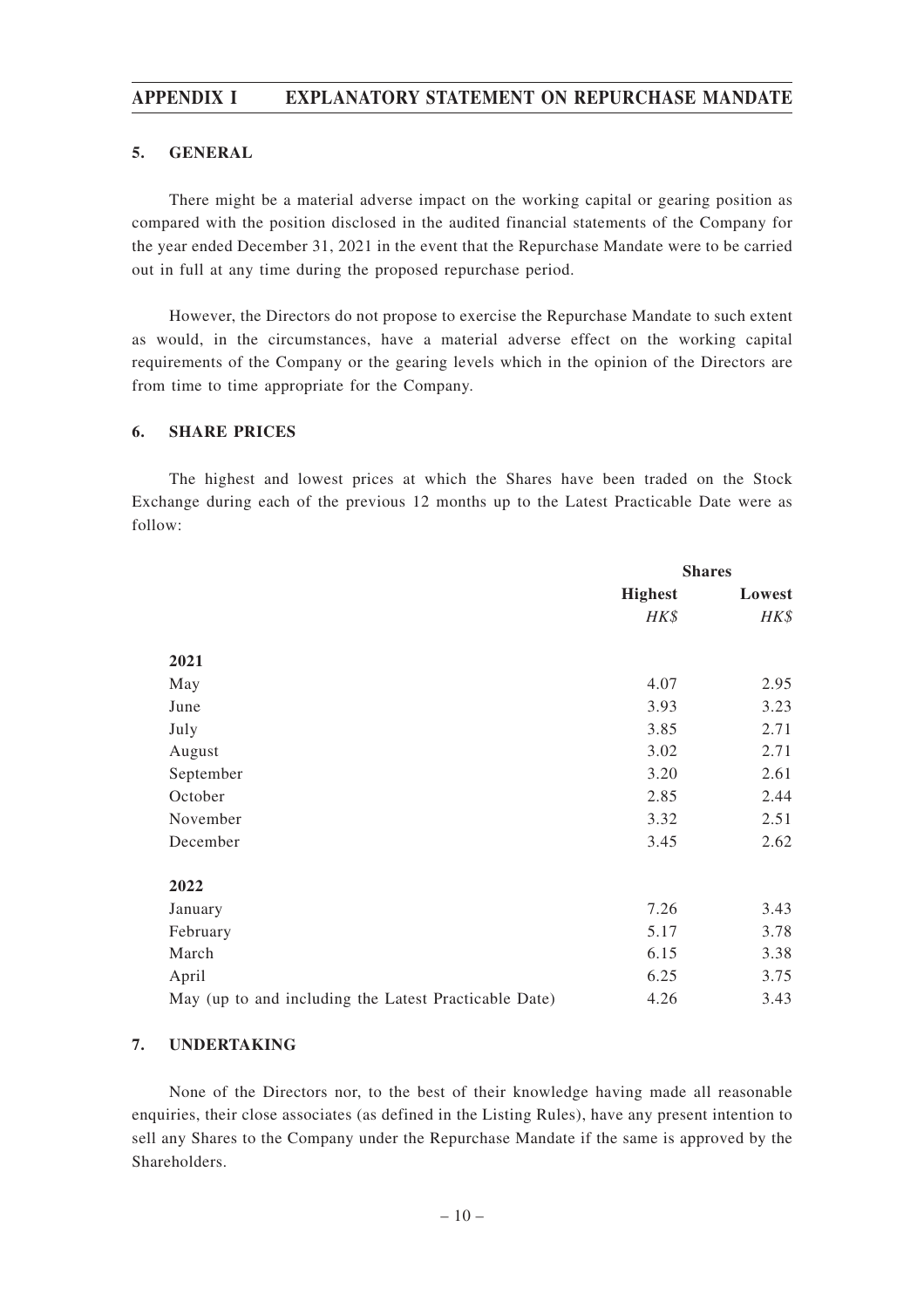### 5. GENERAL

There might be a material adverse impact on the working capital or gearing position as compared with the position disclosed in the audited financial statements of the Company for the year ended December 31, 2021 in the event that the Repurchase Mandate were to be carried out in full at any time during the proposed repurchase period.

However, the Directors do not propose to exercise the Repurchase Mandate to such extent as would, in the circumstances, have a material adverse effect on the working capital requirements of the Company or the gearing levels which in the opinion of the Directors are from time to time appropriate for the Company.

### 6. SHARE PRICES

The highest and lowest prices at which the Shares have been traded on the Stock Exchange during each of the previous 12 months up to the Latest Practicable Date were as follow:

| | Shares | |
|---|---|---|
| | **Highest** | **Lowest** |
| | *HK$* | *HK$* |
| **2021** | | |
| May | 4.07 | 2.95 |
| June | 3.93 | 3.23 |
| July | 3.85 | 2.71 |
| August | 3.02 | 2.71 |
| September | 3.20 | 2.61 |
| October | 2.85 | 2.44 |
| November | 3.32 | 2.51 |
| December | 3.45 | 2.62 |
| **2022** | | |
| January | 7.26 | 3.43 |
| February | 5.17 | 3.78 |
| March | 6.15 | 3.38 |
| April | 6.25 | 3.75 |
| May (up to and including the Latest Practicable Date) | 4.26 | 3.43 |

### 7. UNDERTAKING

None of the Directors nor, to the best of their knowledge having made all reasonable enquiries, their close associates (as defined in the Listing Rules), have any present intention to sell any Shares to the Company under the Repurchase Mandate if the same is approved by the Shareholders.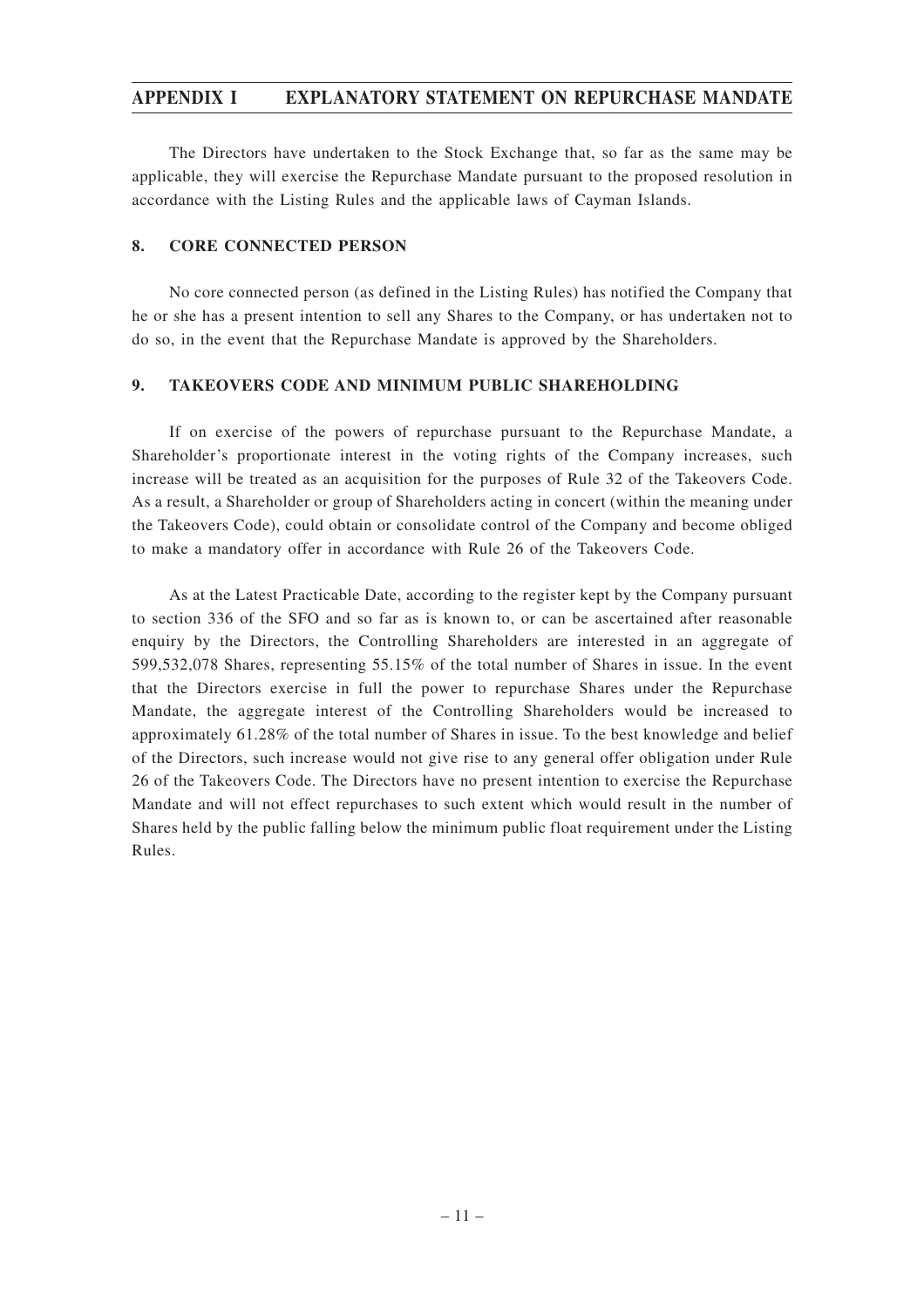The Directors have undertaken to the Stock Exchange that, so far as the same may be applicable, they will exercise the Repurchase Mandate pursuant to the proposed resolution in accordance with the Listing Rules and the applicable laws of Cayman Islands.

## 8. CORE CONNECTED PERSON

No core connected person (as defined in the Listing Rules) has notified the Company that he or she has a present intention to sell any Shares to the Company, or has undertaken not to do so, in the event that the Repurchase Mandate is approved by the Shareholders.

## 9. TAKEOVERS CODE AND MINIMUM PUBLIC SHAREHOLDING

If on exercise of the powers of repurchase pursuant to the Repurchase Mandate, a Shareholder's proportionate interest in the voting rights of the Company increases, such increase will be treated as an acquisition for the purposes of Rule 32 of the Takeovers Code. As a result, a Shareholder or group of Shareholders acting in concert (within the meaning under the Takeovers Code), could obtain or consolidate control of the Company and become obliged to make a mandatory offer in accordance with Rule 26 of the Takeovers Code.

As at the Latest Practicable Date, according to the register kept by the Company pursuant to section 336 of the SFO and so far as is known to, or can be ascertained after reasonable enquiry by the Directors, the Controlling Shareholders are interested in an aggregate of 599,532,078 Shares, representing 55.15% of the total number of Shares in issue. In the event that the Directors exercise in full the power to repurchase Shares under the Repurchase Mandate, the aggregate interest of the Controlling Shareholders would be increased to approximately 61.28% of the total number of Shares in issue. To the best knowledge and belief of the Directors, such increase would not give rise to any general offer obligation under Rule 26 of the Takeovers Code. The Directors have no present intention to exercise the Repurchase Mandate and will not effect repurchases to such extent which would result in the number of Shares held by the public falling below the minimum public float requirement under the Listing Rules.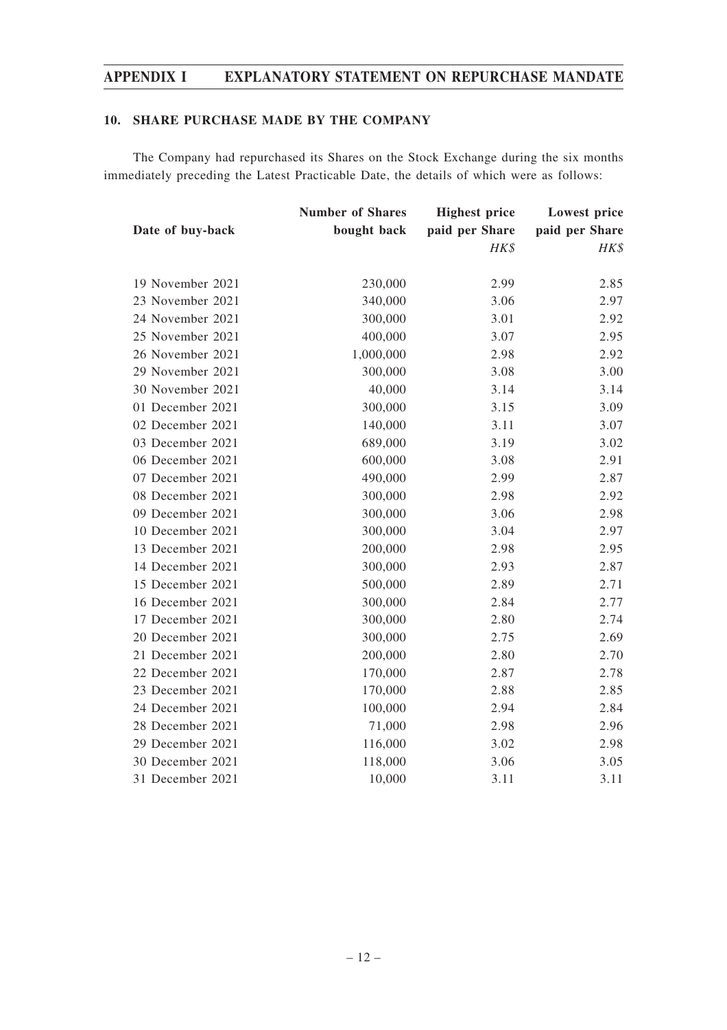## 10. SHARE PURCHASE MADE BY THE COMPANY

The Company had repurchased its Shares on the Stock Exchange during the six months immediately preceding the Latest Practicable Date, the details of which were as follows:

| Date of buy-back | Number of Shares bought back | Highest price paid per Share | Lowest price paid per Share |
|---|---|---|---|
| | | *HK$* | *HK$* |
| 19 November 2021 | 230,000 | 2.99 | 2.85 |
| 23 November 2021 | 340,000 | 3.06 | 2.97 |
| 24 November 2021 | 300,000 | 3.01 | 2.92 |
| 25 November 2021 | 400,000 | 3.07 | 2.95 |
| 26 November 2021 | 1,000,000 | 2.98 | 2.92 |
| 29 November 2021 | 300,000 | 3.08 | 3.00 |
| 30 November 2021 | 40,000 | 3.14 | 3.14 |
| 01 December 2021 | 300,000 | 3.15 | 3.09 |
| 02 December 2021 | 140,000 | 3.11 | 3.07 |
| 03 December 2021 | 689,000 | 3.19 | 3.02 |
| 06 December 2021 | 600,000 | 3.08 | 2.91 |
| 07 December 2021 | 490,000 | 2.99 | 2.87 |
| 08 December 2021 | 300,000 | 2.98 | 2.92 |
| 09 December 2021 | 300,000 | 3.06 | 2.98 |
| 10 December 2021 | 300,000 | 3.04 | 2.97 |
| 13 December 2021 | 200,000 | 2.98 | 2.95 |
| 14 December 2021 | 300,000 | 2.93 | 2.87 |
| 15 December 2021 | 500,000 | 2.89 | 2.71 |
| 16 December 2021 | 300,000 | 2.84 | 2.77 |
| 17 December 2021 | 300,000 | 2.80 | 2.74 |
| 20 December 2021 | 300,000 | 2.75 | 2.69 |
| 21 December 2021 | 200,000 | 2.80 | 2.70 |
| 22 December 2021 | 170,000 | 2.87 | 2.78 |
| 23 December 2021 | 170,000 | 2.88 | 2.85 |
| 24 December 2021 | 100,000 | 2.94 | 2.84 |
| 28 December 2021 | 71,000 | 2.98 | 2.96 |
| 29 December 2021 | 116,000 | 3.02 | 2.98 |
| 30 December 2021 | 118,000 | 3.06 | 3.05 |
| 31 December 2021 | 10,000 | 3.11 | 3.11 |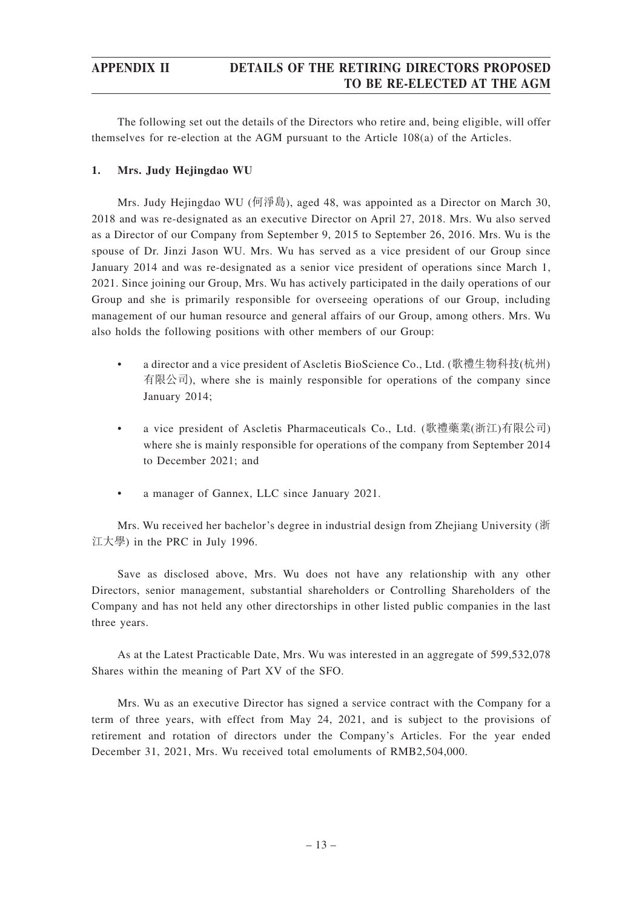The following set out the details of the Directors who retire and, being eligible, will offer themselves for re-election at the AGM pursuant to the Article 108(a) of the Articles.

**1. Mrs. Judy Hejingdao WU**

Mrs. Judy Hejingdao WU (何淨島), aged 48, was appointed as a Director on March 30, 2018 and was re-designated as an executive Director on April 27, 2018. Mrs. Wu also served as a Director of our Company from September 9, 2015 to September 26, 2016. Mrs. Wu is the spouse of Dr. Jinzi Jason WU. Mrs. Wu has served as a vice president of our Group since January 2014 and was re-designated as a senior vice president of operations since March 1, 2021. Since joining our Group, Mrs. Wu has actively participated in the daily operations of our Group and she is primarily responsible for overseeing operations of our Group, including management of our human resource and general affairs of our Group, among others. Mrs. Wu also holds the following positions with other members of our Group:

- a director and a vice president of Ascletis BioScience Co., Ltd. (歌禮生物科技(杭州)有限公司), where she is mainly responsible for operations of the company since January 2014;
- a vice president of Ascletis Pharmaceuticals Co., Ltd. (歌禮藥業(浙江)有限公司) where she is mainly responsible for operations of the company from September 2014 to December 2021; and
- a manager of Gannex, LLC since January 2021.

Mrs. Wu received her bachelor's degree in industrial design from Zhejiang University (浙江大學) in the PRC in July 1996.

Save as disclosed above, Mrs. Wu does not have any relationship with any other Directors, senior management, substantial shareholders or Controlling Shareholders of the Company and has not held any other directorships in other listed public companies in the last three years.

As at the Latest Practicable Date, Mrs. Wu was interested in an aggregate of 599,532,078 Shares within the meaning of Part XV of the SFO.

Mrs. Wu as an executive Director has signed a service contract with the Company for a term of three years, with effect from May 24, 2021, and is subject to the provisions of retirement and rotation of directors under the Company's Articles. For the year ended December 31, 2021, Mrs. Wu received total emoluments of RMB2,504,000.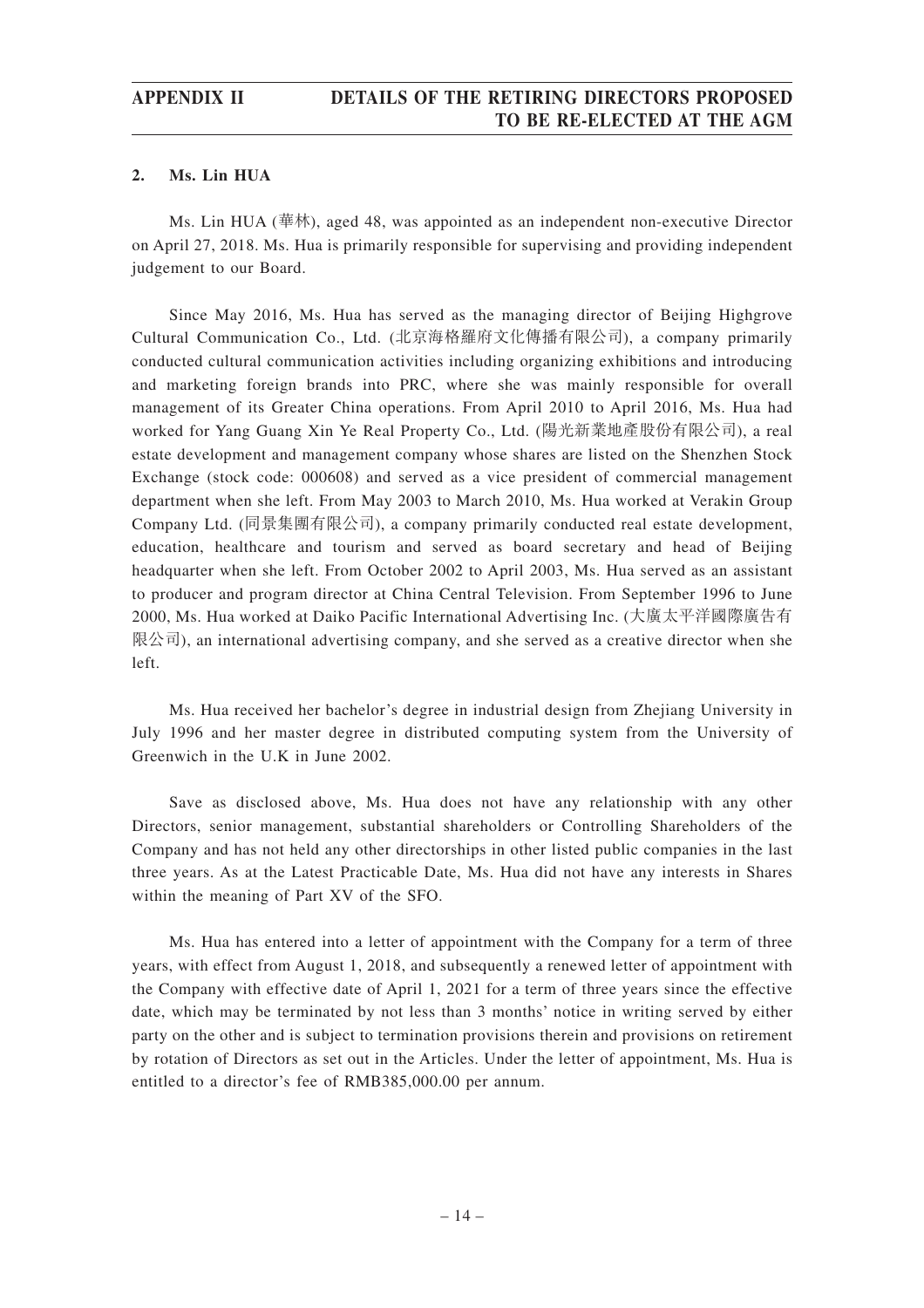#### 2. Ms. Lin HUA

Ms. Lin HUA (華林), aged 48, was appointed as an independent non-executive Director on April 27, 2018. Ms. Hua is primarily responsible for supervising and providing independent judgement to our Board.

Since May 2016, Ms. Hua has served as the managing director of Beijing Highgrove Cultural Communication Co., Ltd. (北京海格羅府文化傳播有限公司), a company primarily conducted cultural communication activities including organizing exhibitions and introducing and marketing foreign brands into PRC, where she was mainly responsible for overall management of its Greater China operations. From April 2010 to April 2016, Ms. Hua had worked for Yang Guang Xin Ye Real Property Co., Ltd. (陽光新業地產股份有限公司), a real estate development and management company whose shares are listed on the Shenzhen Stock Exchange (stock code: 000608) and served as a vice president of commercial management department when she left. From May 2003 to March 2010, Ms. Hua worked at Verakin Group Company Ltd. (同景集團有限公司), a company primarily conducted real estate development, education, healthcare and tourism and served as board secretary and head of Beijing headquarter when she left. From October 2002 to April 2003, Ms. Hua served as an assistant to producer and program director at China Central Television. From September 1996 to June 2000, Ms. Hua worked at Daiko Pacific International Advertising Inc. (大廣太平洋國際廣告有限公司), an international advertising company, and she served as a creative director when she left.

Ms. Hua received her bachelor's degree in industrial design from Zhejiang University in July 1996 and her master degree in distributed computing system from the University of Greenwich in the U.K in June 2002.

Save as disclosed above, Ms. Hua does not have any relationship with any other Directors, senior management, substantial shareholders or Controlling Shareholders of the Company and has not held any other directorships in other listed public companies in the last three years. As at the Latest Practicable Date, Ms. Hua did not have any interests in Shares within the meaning of Part XV of the SFO.

Ms. Hua has entered into a letter of appointment with the Company for a term of three years, with effect from August 1, 2018, and subsequently a renewed letter of appointment with the Company with effective date of April 1, 2021 for a term of three years since the effective date, which may be terminated by not less than 3 months' notice in writing served by either party on the other and is subject to termination provisions therein and provisions on retirement by rotation of Directors as set out in the Articles. Under the letter of appointment, Ms. Hua is entitled to a director's fee of RMB385,000.00 per annum.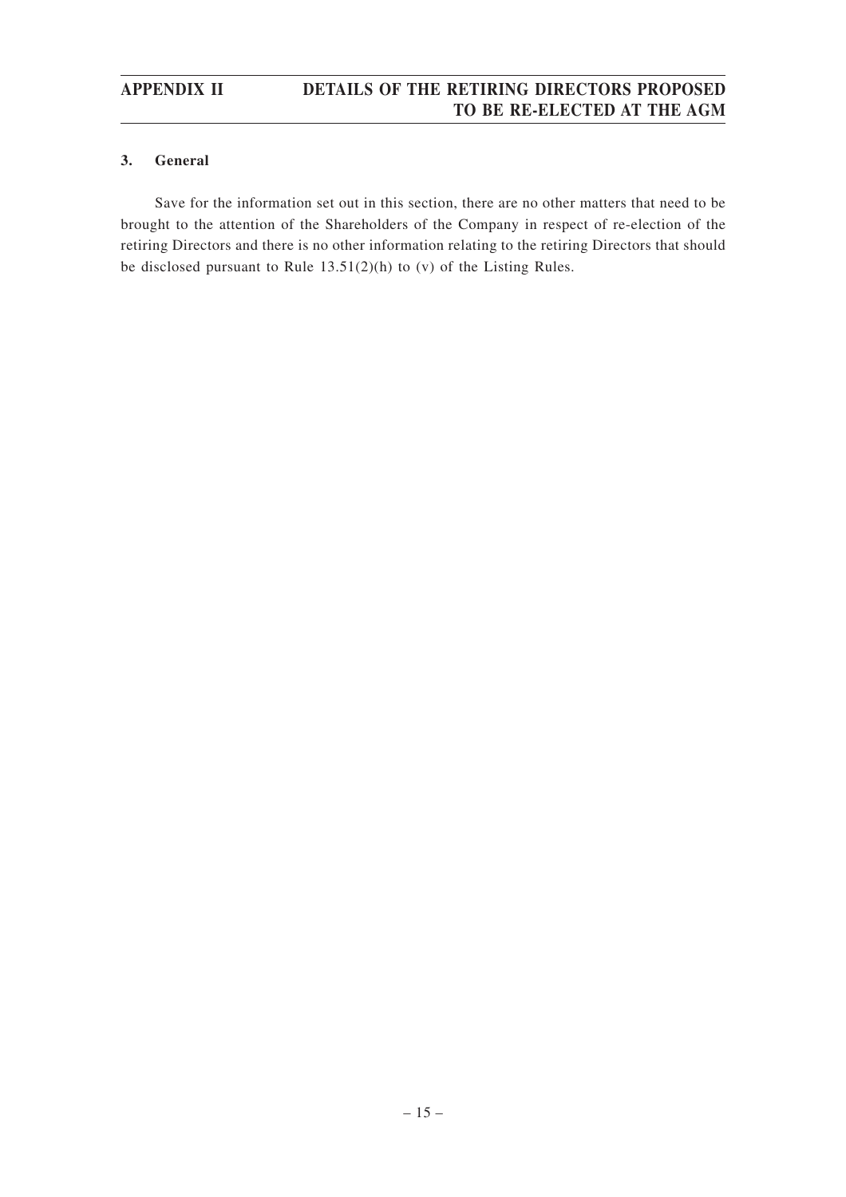### 3. General

Save for the information set out in this section, there are no other matters that need to be brought to the attention of the Shareholders of the Company in respect of re-election of the retiring Directors and there is no other information relating to the retiring Directors that should be disclosed pursuant to Rule 13.51(2)(h) to (v) of the Listing Rules.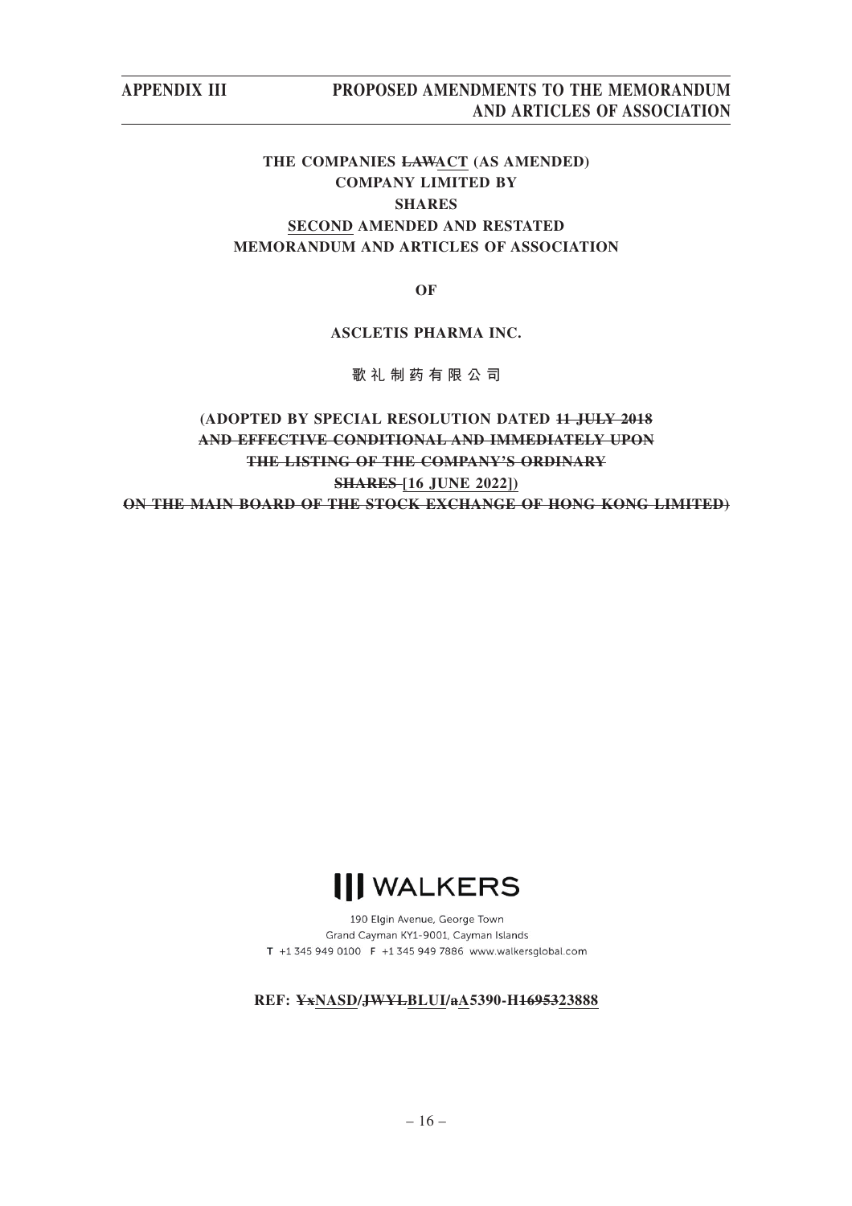THE COMPANIES ~~LAW~~ACT (AS AMENDED)

COMPANY LIMITED BY

SHARES

SECOND AMENDED AND RESTATED

MEMORANDUM AND ARTICLES OF ASSOCIATION

OF

ASCLETIS PHARMA INC.

歌礼制药有限公司

(ADOPTED BY SPECIAL RESOLUTION DATED ~~11 JULY 2018 AND EFFECTIVE CONDITIONAL AND IMMEDIATELY UPON THE LISTING OF THE COMPANY'S ORDINARY SHARES~~ [16 JUNE 2022]) ~~ON THE MAIN BOARD OF THE STOCK EXCHANGE OF HONG KONG LIMITED)~~

WALKERS

190 Elgin Avenue, George Town
Grand Cayman KY1-9001, Cayman Islands
T +1 345 949 0100 F +1 345 949 7886 www.walkersglobal.com

REF: ~~Yx~~NASD/~~JWYL~~BLUI/~~a~~A5390-H~~16953~~23888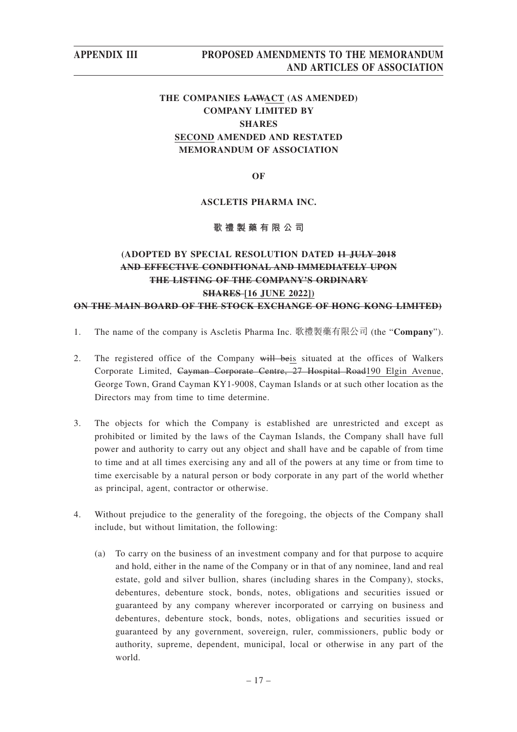**THE COMPANIES ~~LAW~~ACT (AS AMENDED)**
**COMPANY LIMITED BY**
**SHARES**
**SECOND AMENDED AND RESTATED**
**MEMORANDUM OF ASSOCIATION**

**OF**

**ASCLETIS PHARMA INC.**

**歌禮製藥有限公司**

**(ADOPTED BY SPECIAL RESOLUTION DATED ~~11 JULY 2018 AND EFFECTIVE CONDITIONAL AND IMMEDIATELY UPON THE LISTING OF THE COMPANY'S ORDINARY SHARES~~ [16 JUNE 2022]) ~~ON THE MAIN BOARD OF THE STOCK EXCHANGE OF HONG KONG LIMITED)~~**

1. The name of the company is Ascletis Pharma Inc. 歌禮製藥有限公司 (the "**Company**").

2. The registered office of the Company ~~will be~~is situated at the offices of Walkers Corporate Limited, ~~Cayman Corporate Centre, 27 Hospital Road~~190 Elgin Avenue, George Town, Grand Cayman KY1-9008, Cayman Islands or at such other location as the Directors may from time to time determine.

3. The objects for which the Company is established are unrestricted and except as prohibited or limited by the laws of the Cayman Islands, the Company shall have full power and authority to carry out any object and shall have and be capable of from time to time and at all times exercising any and all of the powers at any time or from time to time exercisable by a natural person or body corporate in any part of the world whether as principal, agent, contractor or otherwise.

4. Without prejudice to the generality of the foregoing, the objects of the Company shall include, but without limitation, the following:

   (a) To carry on the business of an investment company and for that purpose to acquire and hold, either in the name of the Company or in that of any nominee, land and real estate, gold and silver bullion, shares (including shares in the Company), stocks, debentures, debenture stock, bonds, notes, obligations and securities issued or guaranteed by any company wherever incorporated or carrying on business and debentures, debenture stock, bonds, notes, obligations and securities issued or guaranteed by any government, sovereign, ruler, commissioners, public body or authority, supreme, dependent, municipal, local or otherwise in any part of the world.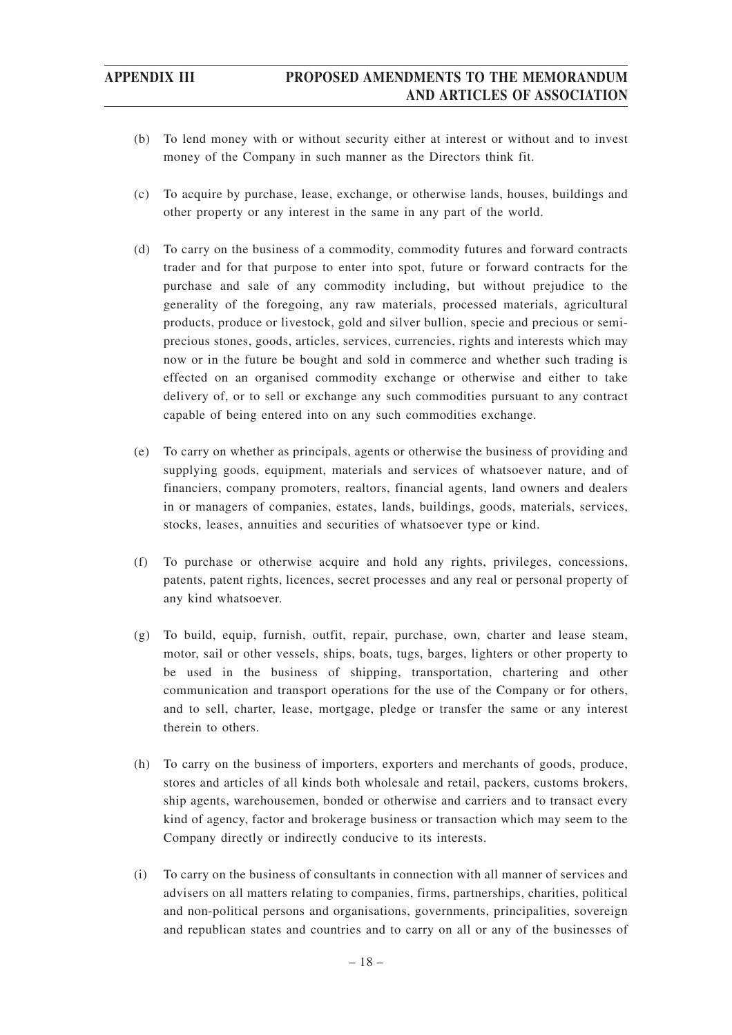(b) To lend money with or without security either at interest or without and to invest money of the Company in such manner as the Directors think fit.

(c) To acquire by purchase, lease, exchange, or otherwise lands, houses, buildings and other property or any interest in the same in any part of the world.

(d) To carry on the business of a commodity, commodity futures and forward contracts trader and for that purpose to enter into spot, future or forward contracts for the purchase and sale of any commodity including, but without prejudice to the generality of the foregoing, any raw materials, processed materials, agricultural products, produce or livestock, gold and silver bullion, specie and precious or semi-precious stones, goods, articles, services, currencies, rights and interests which may now or in the future be bought and sold in commerce and whether such trading is effected on an organised commodity exchange or otherwise and either to take delivery of, or to sell or exchange any such commodities pursuant to any contract capable of being entered into on any such commodities exchange.

(e) To carry on whether as principals, agents or otherwise the business of providing and supplying goods, equipment, materials and services of whatsoever nature, and of financiers, company promoters, realtors, financial agents, land owners and dealers in or managers of companies, estates, lands, buildings, goods, materials, services, stocks, leases, annuities and securities of whatsoever type or kind.

(f) To purchase or otherwise acquire and hold any rights, privileges, concessions, patents, patent rights, licences, secret processes and any real or personal property of any kind whatsoever.

(g) To build, equip, furnish, outfit, repair, purchase, own, charter and lease steam, motor, sail or other vessels, ships, boats, tugs, barges, lighters or other property to be used in the business of shipping, transportation, chartering and other communication and transport operations for the use of the Company or for others, and to sell, charter, lease, mortgage, pledge or transfer the same or any interest therein to others.

(h) To carry on the business of importers, exporters and merchants of goods, produce, stores and articles of all kinds both wholesale and retail, packers, customs brokers, ship agents, warehousemen, bonded or otherwise and carriers and to transact every kind of agency, factor and brokerage business or transaction which may seem to the Company directly or indirectly conducive to its interests.

(i) To carry on the business of consultants in connection with all manner of services and advisers on all matters relating to companies, firms, partnerships, charities, political and non-political persons and organisations, governments, principalities, sovereign and republican states and countries and to carry on all or any of the businesses of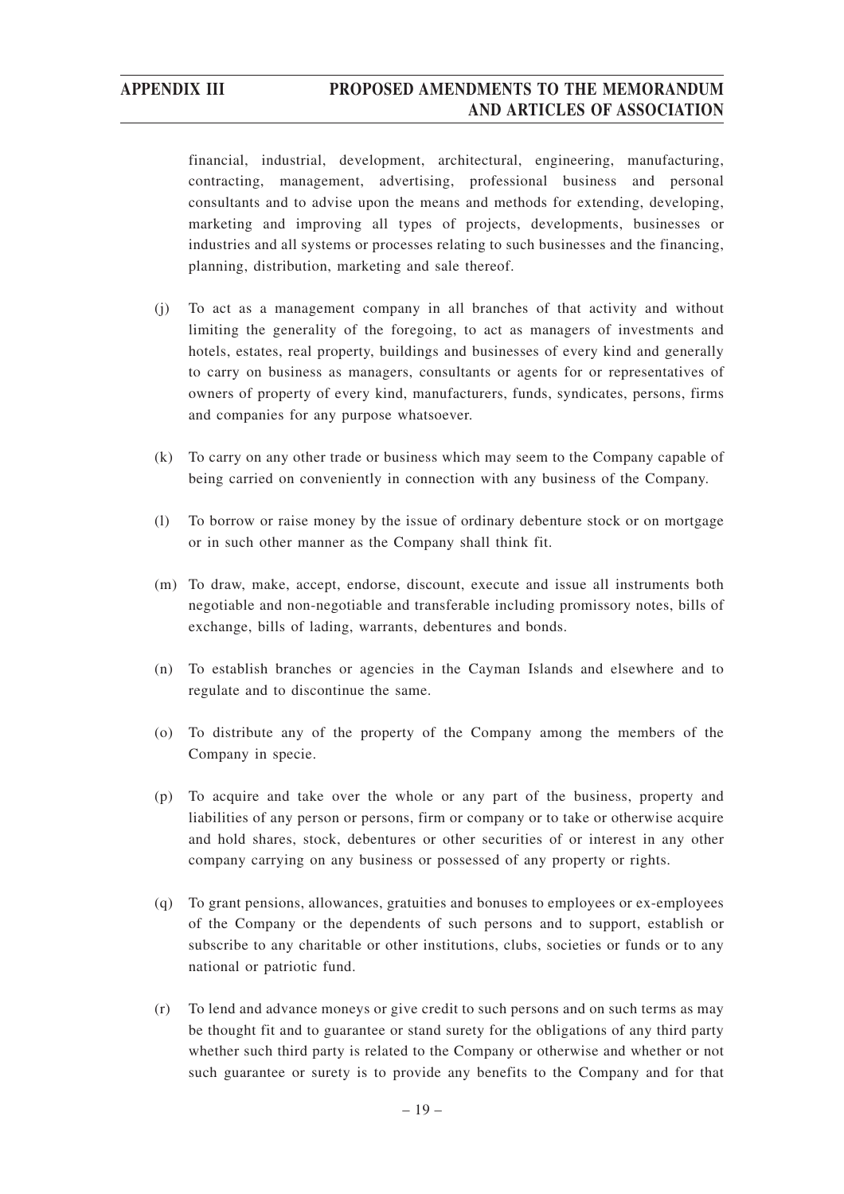financial, industrial, development, architectural, engineering, manufacturing, contracting, management, advertising, professional business and personal consultants and to advise upon the means and methods for extending, developing, marketing and improving all types of projects, developments, businesses or industries and all systems or processes relating to such businesses and the financing, planning, distribution, marketing and sale thereof.

(j) To act as a management company in all branches of that activity and without limiting the generality of the foregoing, to act as managers of investments and hotels, estates, real property, buildings and businesses of every kind and generally to carry on business as managers, consultants or agents for or representatives of owners of property of every kind, manufacturers, funds, syndicates, persons, firms and companies for any purpose whatsoever.

(k) To carry on any other trade or business which may seem to the Company capable of being carried on conveniently in connection with any business of the Company.

(l) To borrow or raise money by the issue of ordinary debenture stock or on mortgage or in such other manner as the Company shall think fit.

(m) To draw, make, accept, endorse, discount, execute and issue all instruments both negotiable and non-negotiable and transferable including promissory notes, bills of exchange, bills of lading, warrants, debentures and bonds.

(n) To establish branches or agencies in the Cayman Islands and elsewhere and to regulate and to discontinue the same.

(o) To distribute any of the property of the Company among the members of the Company in specie.

(p) To acquire and take over the whole or any part of the business, property and liabilities of any person or persons, firm or company or to take or otherwise acquire and hold shares, stock, debentures or other securities of or interest in any other company carrying on any business or possessed of any property or rights.

(q) To grant pensions, allowances, gratuities and bonuses to employees or ex-employees of the Company or the dependents of such persons and to support, establish or subscribe to any charitable or other institutions, clubs, societies or funds or to any national or patriotic fund.

(r) To lend and advance moneys or give credit to such persons and on such terms as may be thought fit and to guarantee or stand surety for the obligations of any third party whether such third party is related to the Company or otherwise and whether or not such guarantee or surety is to provide any benefits to the Company and for that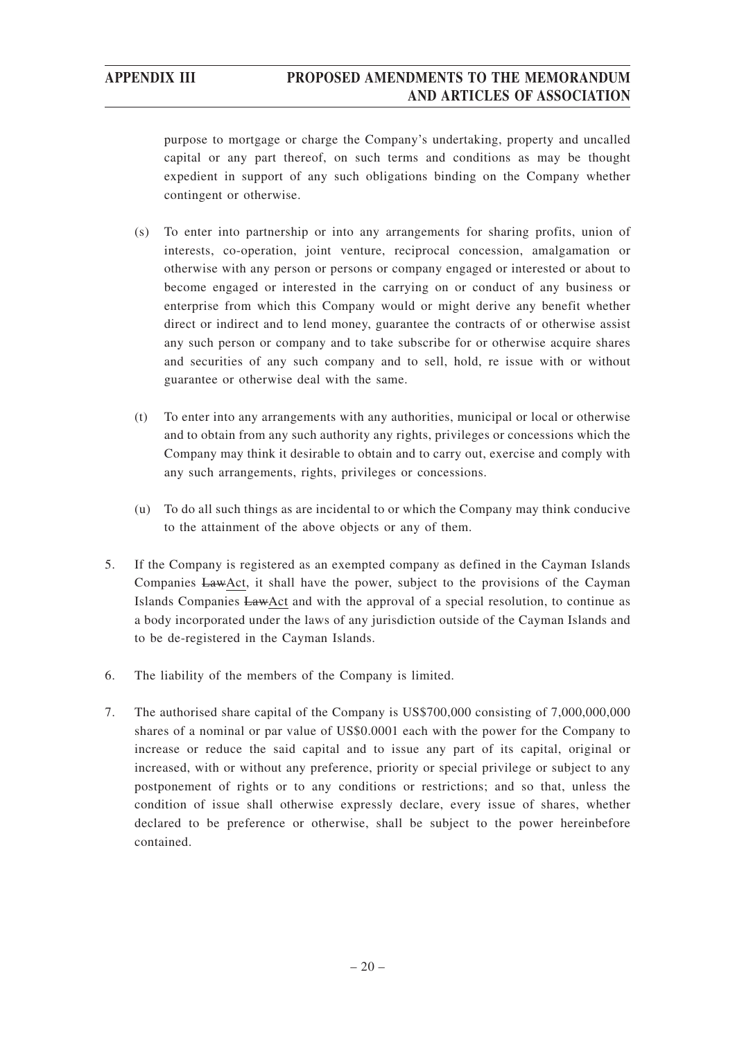purpose to mortgage or charge the Company's undertaking, property and uncalled capital or any part thereof, on such terms and conditions as may be thought expedient in support of any such obligations binding on the Company whether contingent or otherwise.

(s) To enter into partnership or into any arrangements for sharing profits, union of interests, co-operation, joint venture, reciprocal concession, amalgamation or otherwise with any person or persons or company engaged or interested or about to become engaged or interested in the carrying on or conduct of any business or enterprise from which this Company would or might derive any benefit whether direct or indirect and to lend money, guarantee the contracts of or otherwise assist any such person or company and to take subscribe for or otherwise acquire shares and securities of any such company and to sell, hold, re issue with or without guarantee or otherwise deal with the same.

(t) To enter into any arrangements with any authorities, municipal or local or otherwise and to obtain from any such authority any rights, privileges or concessions which the Company may think it desirable to obtain and to carry out, exercise and comply with any such arrangements, rights, privileges or concessions.

(u) To do all such things as are incidental to or which the Company may think conducive to the attainment of the above objects or any of them.

5. If the Company is registered as an exempted company as defined in the Cayman Islands Companies ~~Law~~Act, it shall have the power, subject to the provisions of the Cayman Islands Companies ~~Law~~Act and with the approval of a special resolution, to continue as a body incorporated under the laws of any jurisdiction outside of the Cayman Islands and to be de-registered in the Cayman Islands.

6. The liability of the members of the Company is limited.

7. The authorised share capital of the Company is US$700,000 consisting of 7,000,000,000 shares of a nominal or par value of US$0.0001 each with the power for the Company to increase or reduce the said capital and to issue any part of its capital, original or increased, with or without any preference, priority or special privilege or subject to any postponement of rights or to any conditions or restrictions; and so that, unless the condition of issue shall otherwise expressly declare, every issue of shares, whether declared to be preference or otherwise, shall be subject to the power hereinbefore contained.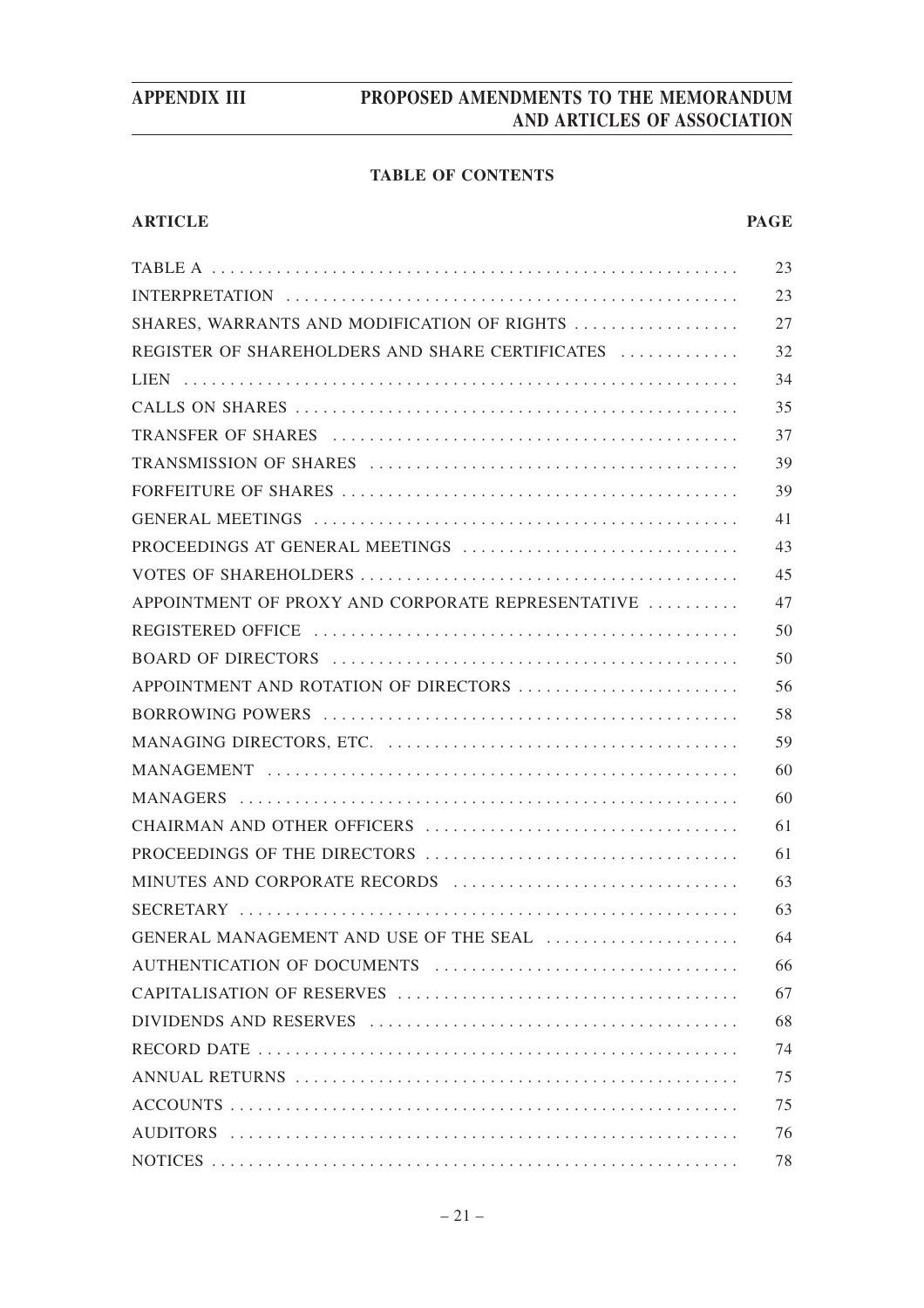## TABLE OF CONTENTS

| ARTICLE | PAGE |
| --- | --- |
| TABLE A | 23 |
| INTERPRETATION | 23 |
| SHARES, WARRANTS AND MODIFICATION OF RIGHTS | 27 |
| REGISTER OF SHAREHOLDERS AND SHARE CERTIFICATES | 32 |
| LIEN | 34 |
| CALLS ON SHARES | 35 |
| TRANSFER OF SHARES | 37 |
| TRANSMISSION OF SHARES | 39 |
| FORFEITURE OF SHARES | 39 |
| GENERAL MEETINGS | 41 |
| PROCEEDINGS AT GENERAL MEETINGS | 43 |
| VOTES OF SHAREHOLDERS | 45 |
| APPOINTMENT OF PROXY AND CORPORATE REPRESENTATIVE | 47 |
| REGISTERED OFFICE | 50 |
| BOARD OF DIRECTORS | 50 |
| APPOINTMENT AND ROTATION OF DIRECTORS | 56 |
| BORROWING POWERS | 58 |
| MANAGING DIRECTORS, ETC. | 59 |
| MANAGEMENT | 60 |
| MANAGERS | 60 |
| CHAIRMAN AND OTHER OFFICERS | 61 |
| PROCEEDINGS OF THE DIRECTORS | 61 |
| MINUTES AND CORPORATE RECORDS | 63 |
| SECRETARY | 63 |
| GENERAL MANAGEMENT AND USE OF THE SEAL | 64 |
| AUTHENTICATION OF DOCUMENTS | 66 |
| CAPITALISATION OF RESERVES | 67 |
| DIVIDENDS AND RESERVES | 68 |
| RECORD DATE | 74 |
| ANNUAL RETURNS | 75 |
| ACCOUNTS | 75 |
| AUDITORS | 76 |
| NOTICES | 78 |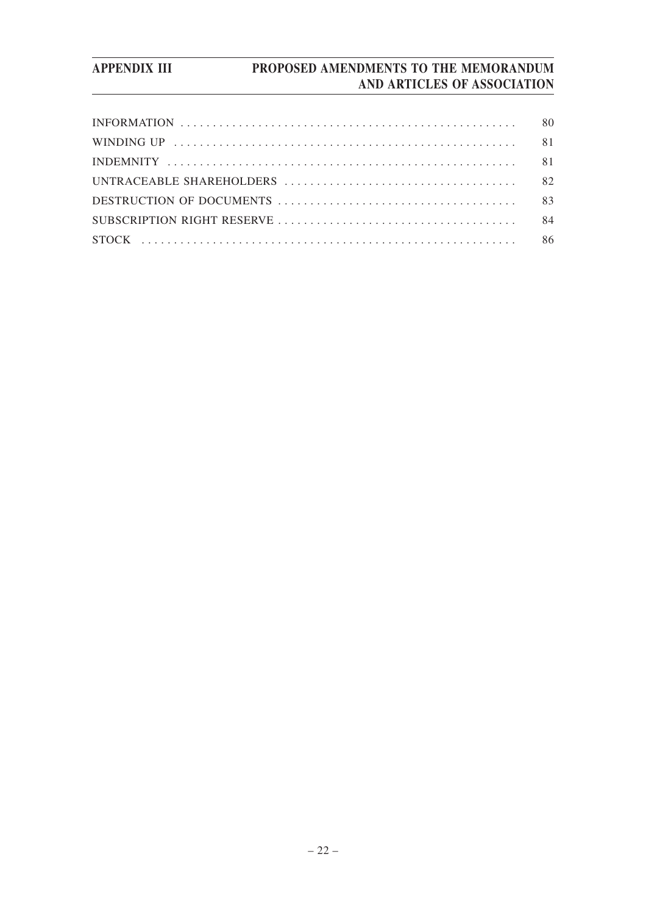| | |
|---|---|
| INFORMATION | 80 |
| WINDING UP | 81 |
| INDEMNITY | 81 |
| UNTRACEABLE SHAREHOLDERS | 82 |
| DESTRUCTION OF DOCUMENTS | 83 |
| SUBSCRIPTION RIGHT RESERVE | 84 |
| STOCK | 86 |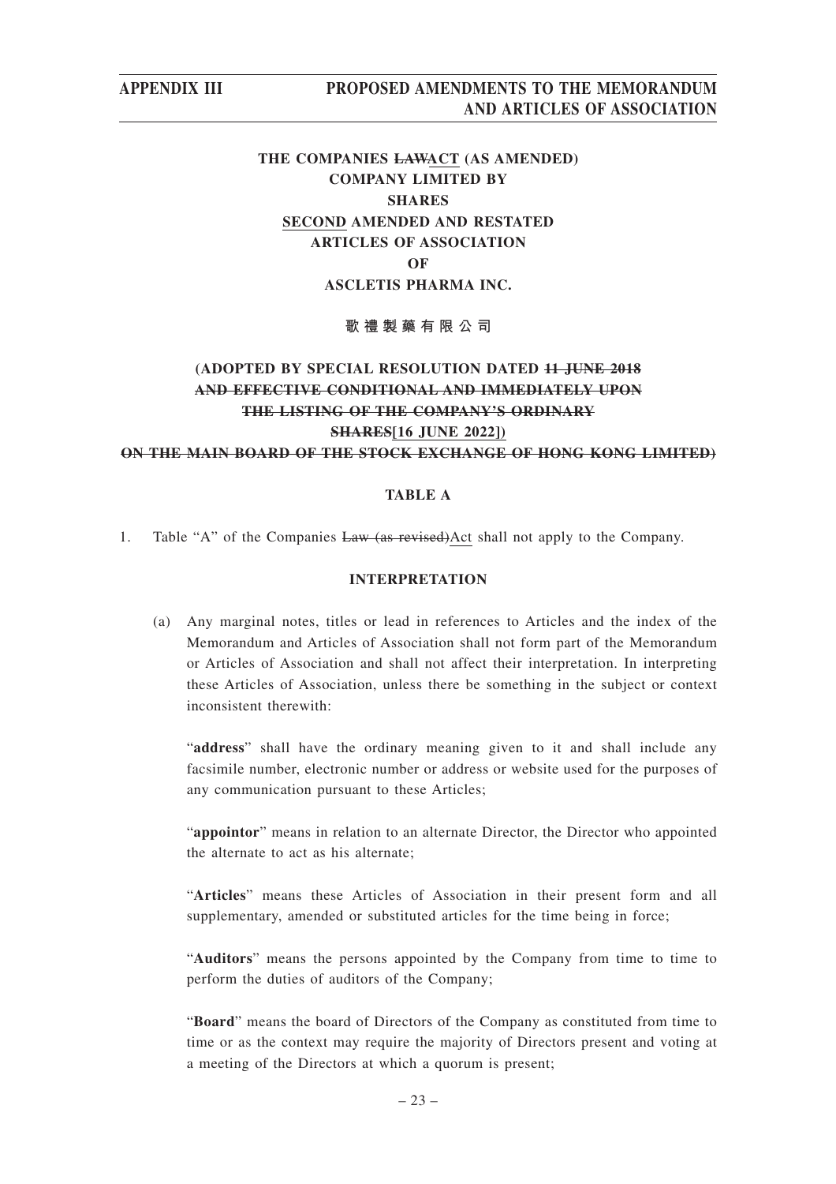**THE COMPANIES ~~LAW~~ACT (AS AMENDED)**
**COMPANY LIMITED BY**
**SHARES**
**SECOND AMENDED AND RESTATED**
**ARTICLES OF ASSOCIATION**
**OF**
**ASCLETIS PHARMA INC.**

**歌禮製藥有限公司**

**(ADOPTED BY SPECIAL RESOLUTION DATED ~~11 JUNE 2018 AND EFFECTIVE CONDITIONAL AND IMMEDIATELY UPON THE LISTING OF THE COMPANY'S ORDINARY SHARES~~[16 JUNE 2022])**
**~~ON THE MAIN BOARD OF THE STOCK EXCHANGE OF HONG KONG LIMITED)~~**

## TABLE A

1. Table "A" of the Companies ~~Law (as revised)~~Act shall not apply to the Company.

## INTERPRETATION

(a) Any marginal notes, titles or lead in references to Articles and the index of the Memorandum and Articles of Association shall not form part of the Memorandum or Articles of Association and shall not affect their interpretation. In interpreting these Articles of Association, unless there be something in the subject or context inconsistent therewith:

"**address**" shall have the ordinary meaning given to it and shall include any facsimile number, electronic number or address or website used for the purposes of any communication pursuant to these Articles;

"**appointor**" means in relation to an alternate Director, the Director who appointed the alternate to act as his alternate;

"**Articles**" means these Articles of Association in their present form and all supplementary, amended or substituted articles for the time being in force;

"**Auditors**" means the persons appointed by the Company from time to time to perform the duties of auditors of the Company;

"**Board**" means the board of Directors of the Company as constituted from time to time or as the context may require the majority of Directors present and voting at a meeting of the Directors at which a quorum is present;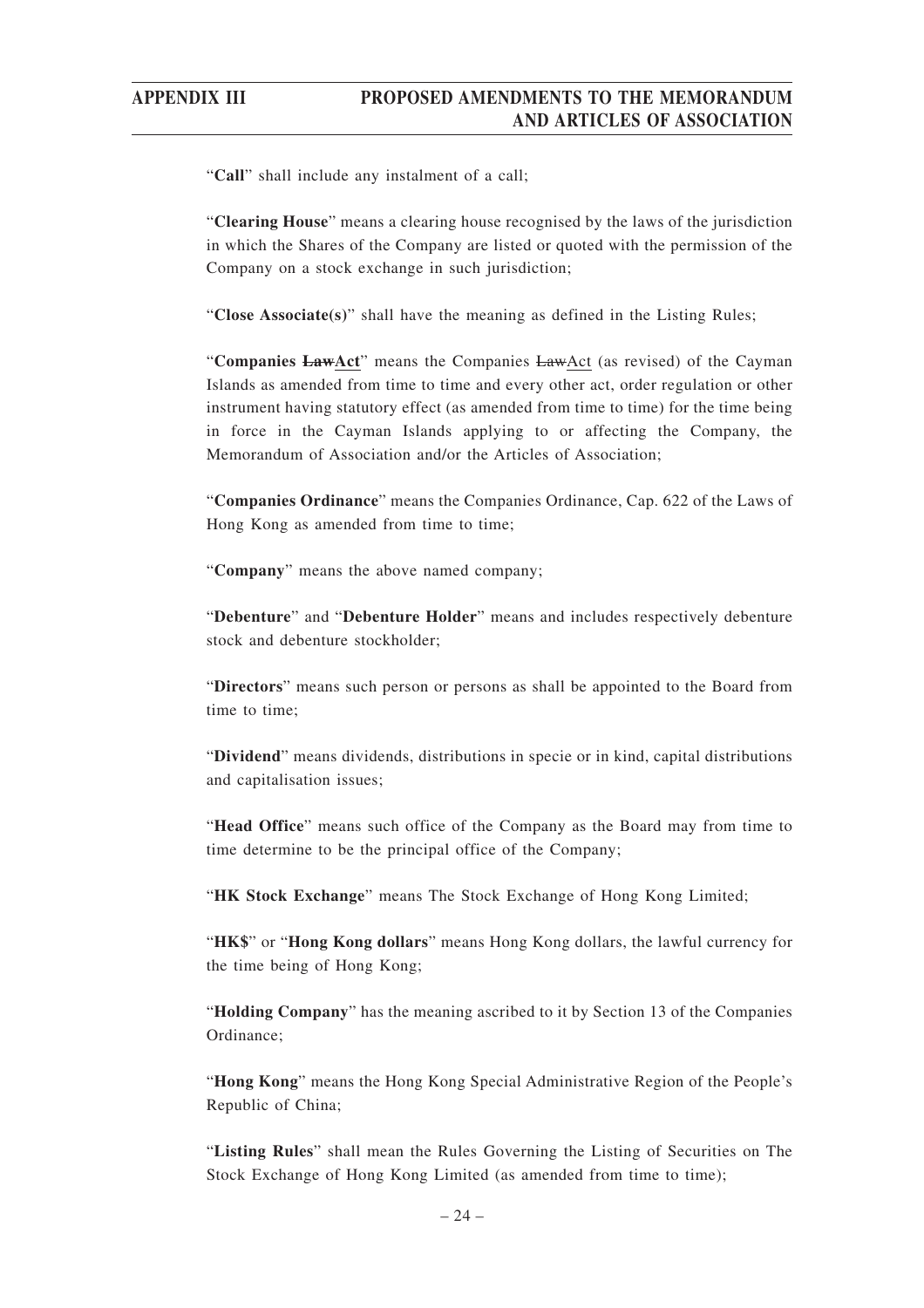"**Call**" shall include any instalment of a call;

"**Clearing House**" means a clearing house recognised by the laws of the jurisdiction in which the Shares of the Company are listed or quoted with the permission of the Company on a stock exchange in such jurisdiction;

"**Close Associate(s)**" shall have the meaning as defined in the Listing Rules;

"**Companies ~~Law~~Act**" means the Companies ~~Law~~Act (as revised) of the Cayman Islands as amended from time to time and every other act, order regulation or other instrument having statutory effect (as amended from time to time) for the time being in force in the Cayman Islands applying to or affecting the Company, the Memorandum of Association and/or the Articles of Association;

"**Companies Ordinance**" means the Companies Ordinance, Cap. 622 of the Laws of Hong Kong as amended from time to time;

"**Company**" means the above named company;

"**Debenture**" and "**Debenture Holder**" means and includes respectively debenture stock and debenture stockholder;

"**Directors**" means such person or persons as shall be appointed to the Board from time to time;

"**Dividend**" means dividends, distributions in specie or in kind, capital distributions and capitalisation issues;

"**Head Office**" means such office of the Company as the Board may from time to time determine to be the principal office of the Company;

"**HK Stock Exchange**" means The Stock Exchange of Hong Kong Limited;

"**HK$**" or "**Hong Kong dollars**" means Hong Kong dollars, the lawful currency for the time being of Hong Kong;

"**Holding Company**" has the meaning ascribed to it by Section 13 of the Companies Ordinance;

"**Hong Kong**" means the Hong Kong Special Administrative Region of the People's Republic of China;

"**Listing Rules**" shall mean the Rules Governing the Listing of Securities on The Stock Exchange of Hong Kong Limited (as amended from time to time);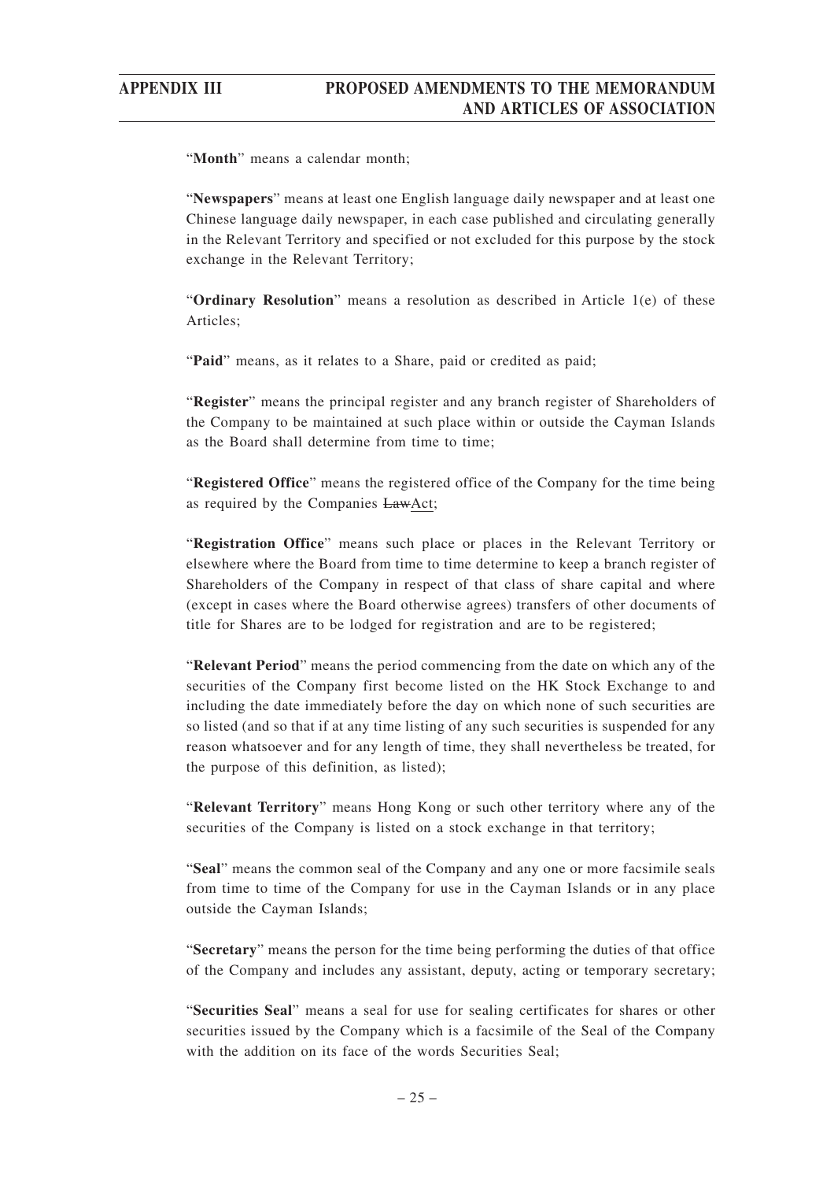"**Month**" means a calendar month;

"**Newspapers**" means at least one English language daily newspaper and at least one Chinese language daily newspaper, in each case published and circulating generally in the Relevant Territory and specified or not excluded for this purpose by the stock exchange in the Relevant Territory;

"**Ordinary Resolution**" means a resolution as described in Article 1(e) of these Articles;

"**Paid**" means, as it relates to a Share, paid or credited as paid;

"**Register**" means the principal register and any branch register of Shareholders of the Company to be maintained at such place within or outside the Cayman Islands as the Board shall determine from time to time;

"**Registered Office**" means the registered office of the Company for the time being as required by the Companies ~~Law~~Act;

"**Registration Office**" means such place or places in the Relevant Territory or elsewhere where the Board from time to time determine to keep a branch register of Shareholders of the Company in respect of that class of share capital and where (except in cases where the Board otherwise agrees) transfers of other documents of title for Shares are to be lodged for registration and are to be registered;

"**Relevant Period**" means the period commencing from the date on which any of the securities of the Company first become listed on the HK Stock Exchange to and including the date immediately before the day on which none of such securities are so listed (and so that if at any time listing of any such securities is suspended for any reason whatsoever and for any length of time, they shall nevertheless be treated, for the purpose of this definition, as listed);

"**Relevant Territory**" means Hong Kong or such other territory where any of the securities of the Company is listed on a stock exchange in that territory;

"**Seal**" means the common seal of the Company and any one or more facsimile seals from time to time of the Company for use in the Cayman Islands or in any place outside the Cayman Islands;

"**Secretary**" means the person for the time being performing the duties of that office of the Company and includes any assistant, deputy, acting or temporary secretary;

"**Securities Seal**" means a seal for use for sealing certificates for shares or other securities issued by the Company which is a facsimile of the Seal of the Company with the addition on its face of the words Securities Seal;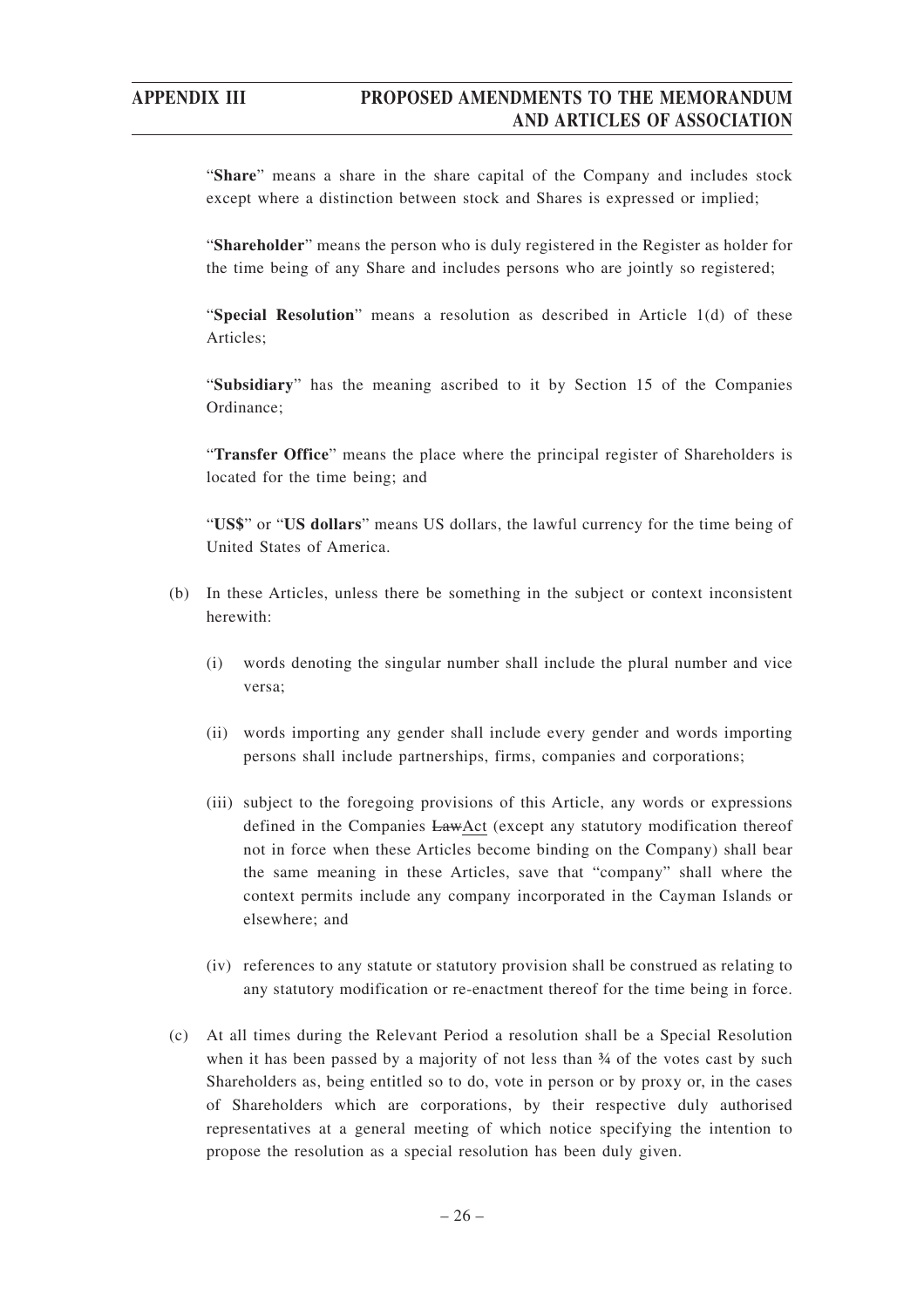"**Share**" means a share in the share capital of the Company and includes stock except where a distinction between stock and Shares is expressed or implied;

"**Shareholder**" means the person who is duly registered in the Register as holder for the time being of any Share and includes persons who are jointly so registered;

"**Special Resolution**" means a resolution as described in Article 1(d) of these Articles;

"**Subsidiary**" has the meaning ascribed to it by Section 15 of the Companies Ordinance;

"**Transfer Office**" means the place where the principal register of Shareholders is located for the time being; and

"**US$**" or "**US dollars**" means US dollars, the lawful currency for the time being of United States of America.

(b) In these Articles, unless there be something in the subject or context inconsistent herewith:

   (i) words denoting the singular number shall include the plural number and vice versa;

   (ii) words importing any gender shall include every gender and words importing persons shall include partnerships, firms, companies and corporations;

   (iii) subject to the foregoing provisions of this Article, any words or expressions defined in the Companies ~~Law~~Act (except any statutory modification thereof not in force when these Articles become binding on the Company) shall bear the same meaning in these Articles, save that "company" shall where the context permits include any company incorporated in the Cayman Islands or elsewhere; and

   (iv) references to any statute or statutory provision shall be construed as relating to any statutory modification or re-enactment thereof for the time being in force.

(c) At all times during the Relevant Period a resolution shall be a Special Resolution when it has been passed by a majority of not less than ¾ of the votes cast by such Shareholders as, being entitled so to do, vote in person or by proxy or, in the cases of Shareholders which are corporations, by their respective duly authorised representatives at a general meeting of which notice specifying the intention to propose the resolution as a special resolution has been duly given.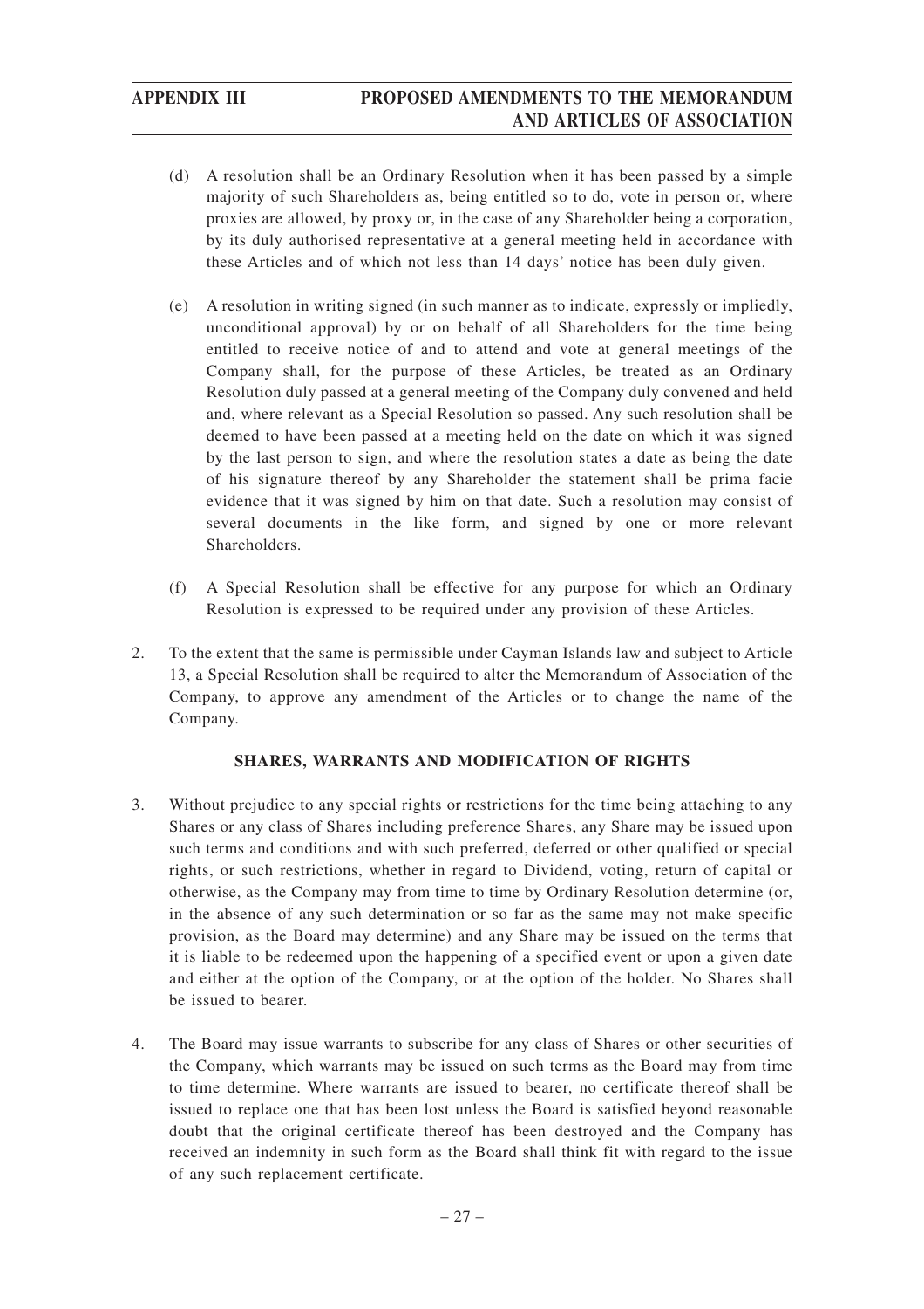(d) A resolution shall be an Ordinary Resolution when it has been passed by a simple majority of such Shareholders as, being entitled so to do, vote in person or, where proxies are allowed, by proxy or, in the case of any Shareholder being a corporation, by its duly authorised representative at a general meeting held in accordance with these Articles and of which not less than 14 days' notice has been duly given.

(e) A resolution in writing signed (in such manner as to indicate, expressly or impliedly, unconditional approval) by or on behalf of all Shareholders for the time being entitled to receive notice of and to attend and vote at general meetings of the Company shall, for the purpose of these Articles, be treated as an Ordinary Resolution duly passed at a general meeting of the Company duly convened and held and, where relevant as a Special Resolution so passed. Any such resolution shall be deemed to have been passed at a meeting held on the date on which it was signed by the last person to sign, and where the resolution states a date as being the date of his signature thereof by any Shareholder the statement shall be prima facie evidence that it was signed by him on that date. Such a resolution may consist of several documents in the like form, and signed by one or more relevant Shareholders.

(f) A Special Resolution shall be effective for any purpose for which an Ordinary Resolution is expressed to be required under any provision of these Articles.

2. To the extent that the same is permissible under Cayman Islands law and subject to Article 13, a Special Resolution shall be required to alter the Memorandum of Association of the Company, to approve any amendment of the Articles or to change the name of the Company.

**SHARES, WARRANTS AND MODIFICATION OF RIGHTS**

3. Without prejudice to any special rights or restrictions for the time being attaching to any Shares or any class of Shares including preference Shares, any Share may be issued upon such terms and conditions and with such preferred, deferred or other qualified or special rights, or such restrictions, whether in regard to Dividend, voting, return of capital or otherwise, as the Company may from time to time by Ordinary Resolution determine (or, in the absence of any such determination or so far as the same may not make specific provision, as the Board may determine) and any Share may be issued on the terms that it is liable to be redeemed upon the happening of a specified event or upon a given date and either at the option of the Company, or at the option of the holder. No Shares shall be issued to bearer.

4. The Board may issue warrants to subscribe for any class of Shares or other securities of the Company, which warrants may be issued on such terms as the Board may from time to time determine. Where warrants are issued to bearer, no certificate thereof shall be issued to replace one that has been lost unless the Board is satisfied beyond reasonable doubt that the original certificate thereof has been destroyed and the Company has received an indemnity in such form as the Board shall think fit with regard to the issue of any such replacement certificate.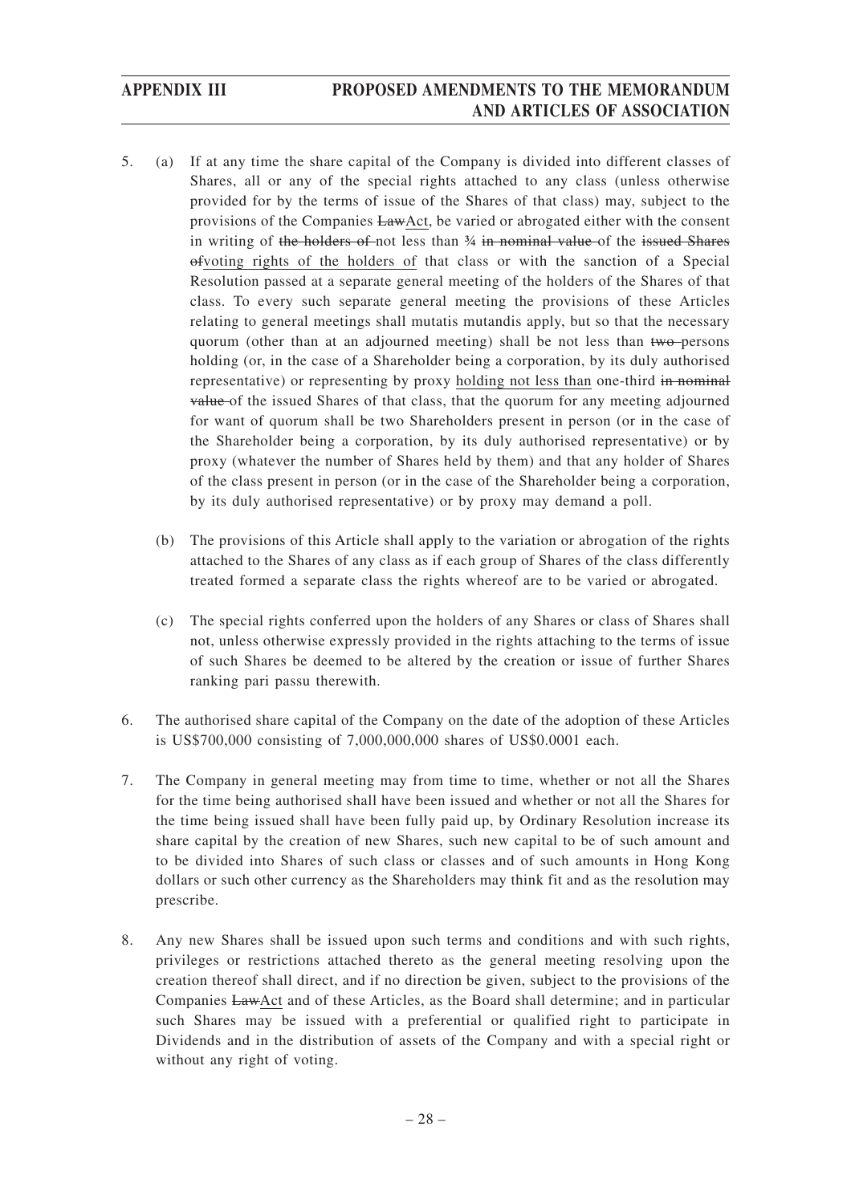5. (a) If at any time the share capital of the Company is divided into different classes of Shares, all or any of the special rights attached to any class (unless otherwise provided for by the terms of issue of the Shares of that class) may, subject to the provisions of the Companies ~~Law~~Act, be varied or abrogated either with the consent in writing of ~~the holders of~~ not less than ¾ ~~in nominal value~~ of the ~~issued Shares of~~voting rights of the holders of that class or with the sanction of a Special Resolution passed at a separate general meeting of the holders of the Shares of that class. To every such separate general meeting the provisions of these Articles relating to general meetings shall mutatis mutandis apply, but so that the necessary quorum (other than at an adjourned meeting) shall be not less than ~~two~~ persons holding (or, in the case of a Shareholder being a corporation, by its duly authorised representative) or representing by proxy holding not less than one-third ~~in nominal value~~ of the issued Shares of that class, that the quorum for any meeting adjourned for want of quorum shall be two Shareholders present in person (or in the case of the Shareholder being a corporation, by its duly authorised representative) or by proxy (whatever the number of Shares held by them) and that any holder of Shares of the class present in person (or in the case of the Shareholder being a corporation, by its duly authorised representative) or by proxy may demand a poll.

   (b) The provisions of this Article shall apply to the variation or abrogation of the rights attached to the Shares of any class as if each group of Shares of the class differently treated formed a separate class the rights whereof are to be varied or abrogated.

   (c) The special rights conferred upon the holders of any Shares or class of Shares shall not, unless otherwise expressly provided in the rights attaching to the terms of issue of such Shares be deemed to be altered by the creation or issue of further Shares ranking pari passu therewith.

6. The authorised share capital of the Company on the date of the adoption of these Articles is US$700,000 consisting of 7,000,000,000 shares of US$0.0001 each.

7. The Company in general meeting may from time to time, whether or not all the Shares for the time being authorised shall have been issued and whether or not all the Shares for the time being issued shall have been fully paid up, by Ordinary Resolution increase its share capital by the creation of new Shares, such new capital to be of such amount and to be divided into Shares of such class or classes and of such amounts in Hong Kong dollars or such other currency as the Shareholders may think fit and as the resolution may prescribe.

8. Any new Shares shall be issued upon such terms and conditions and with such rights, privileges or restrictions attached thereto as the general meeting resolving upon the creation thereof shall direct, and if no direction be given, subject to the provisions of the Companies ~~Law~~Act and of these Articles, as the Board shall determine; and in particular such Shares may be issued with a preferential or qualified right to participate in Dividends and in the distribution of assets of the Company and with a special right or without any right of voting.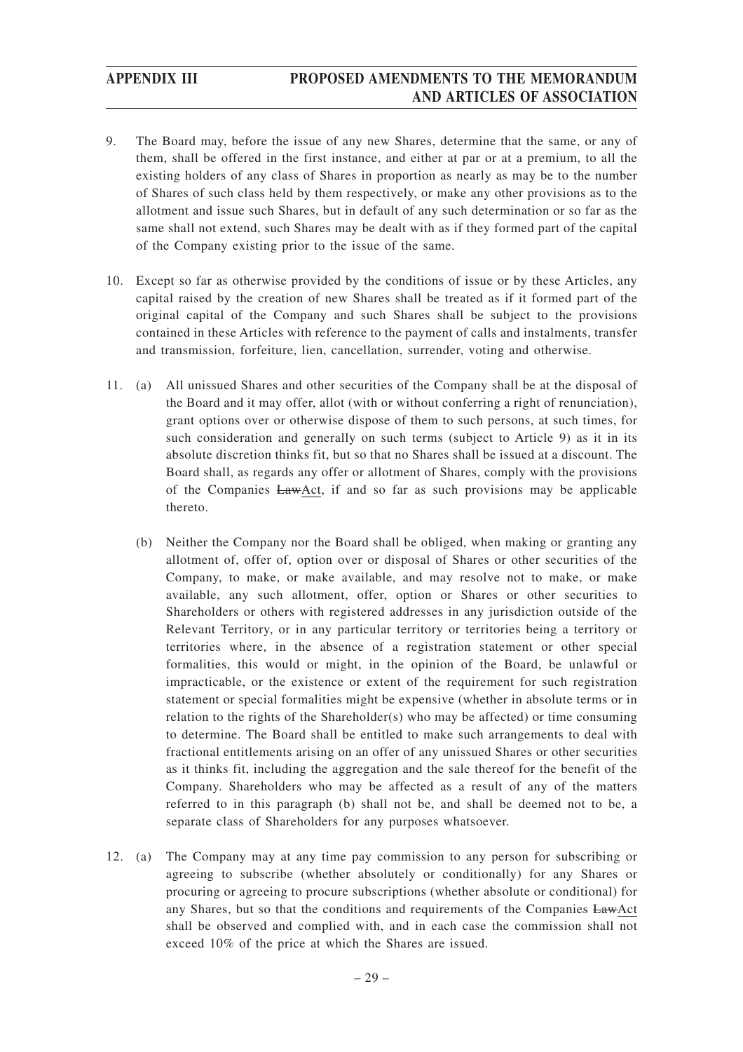9. The Board may, before the issue of any new Shares, determine that the same, or any of them, shall be offered in the first instance, and either at par or at a premium, to all the existing holders of any class of Shares in proportion as nearly as may be to the number of Shares of such class held by them respectively, or make any other provisions as to the allotment and issue such Shares, but in default of any such determination or so far as the same shall not extend, such Shares may be dealt with as if they formed part of the capital of the Company existing prior to the issue of the same.

10. Except so far as otherwise provided by the conditions of issue or by these Articles, any capital raised by the creation of new Shares shall be treated as if it formed part of the original capital of the Company and such Shares shall be subject to the provisions contained in these Articles with reference to the payment of calls and instalments, transfer and transmission, forfeiture, lien, cancellation, surrender, voting and otherwise.

11. (a) All unissued Shares and other securities of the Company shall be at the disposal of the Board and it may offer, allot (with or without conferring a right of renunciation), grant options over or otherwise dispose of them to such persons, at such times, for such consideration and generally on such terms (subject to Article 9) as it in its absolute discretion thinks fit, but so that no Shares shall be issued at a discount. The Board shall, as regards any offer or allotment of Shares, comply with the provisions of the Companies ~~Law~~Act, if and so far as such provisions may be applicable thereto.

    (b) Neither the Company nor the Board shall be obliged, when making or granting any allotment of, offer of, option over or disposal of Shares or other securities of the Company, to make, or make available, and may resolve not to make, or make available, any such allotment, offer, option or Shares or other securities to Shareholders or others with registered addresses in any jurisdiction outside of the Relevant Territory, or in any particular territory or territories being a territory or territories where, in the absence of a registration statement or other special formalities, this would or might, in the opinion of the Board, be unlawful or impracticable, or the existence or extent of the requirement for such registration statement or special formalities might be expensive (whether in absolute terms or in relation to the rights of the Shareholder(s) who may be affected) or time consuming to determine. The Board shall be entitled to make such arrangements to deal with fractional entitlements arising on an offer of any unissued Shares or other securities as it thinks fit, including the aggregation and the sale thereof for the benefit of the Company. Shareholders who may be affected as a result of any of the matters referred to in this paragraph (b) shall not be, and shall be deemed not to be, a separate class of Shareholders for any purposes whatsoever.

12. (a) The Company may at any time pay commission to any person for subscribing or agreeing to subscribe (whether absolutely or conditionally) for any Shares or procuring or agreeing to procure subscriptions (whether absolute or conditional) for any Shares, but so that the conditions and requirements of the Companies ~~Law~~Act shall be observed and complied with, and in each case the commission shall not exceed 10% of the price at which the Shares are issued.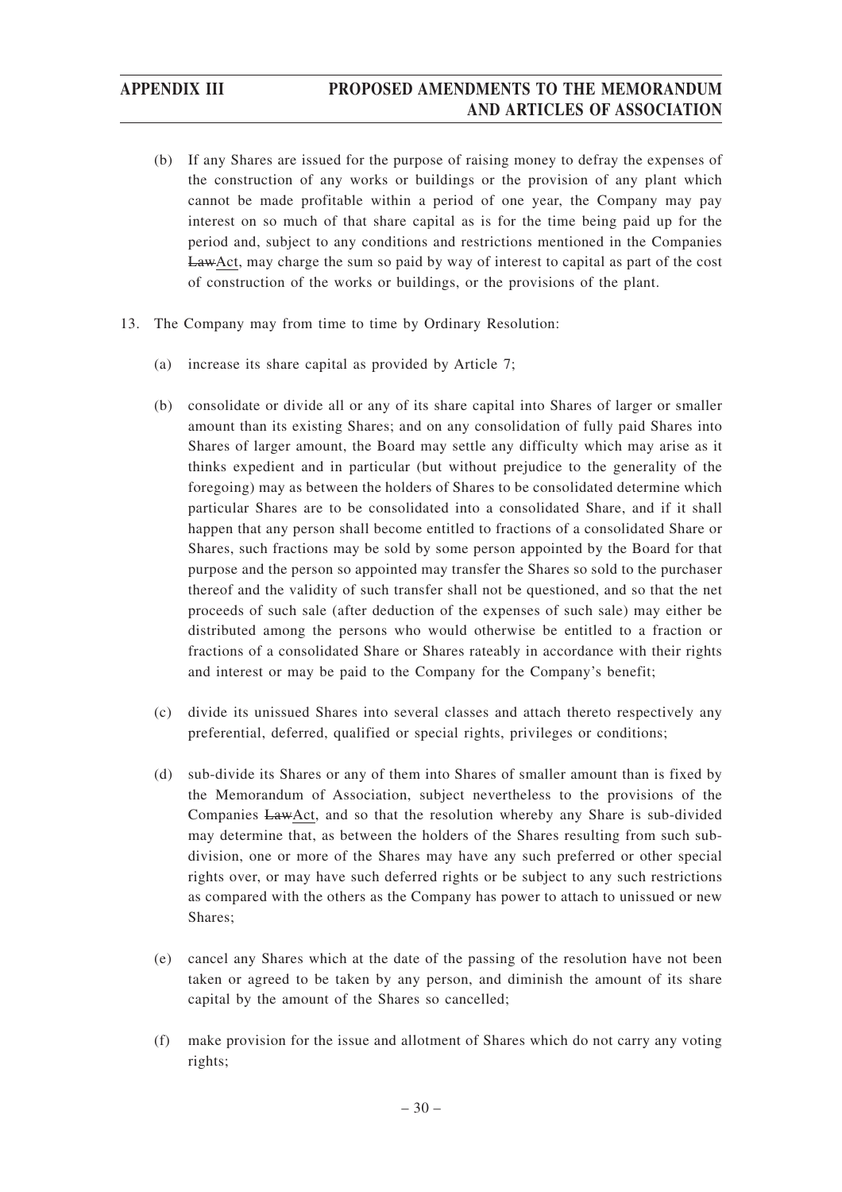(b) If any Shares are issued for the purpose of raising money to defray the expenses of the construction of any works or buildings or the provision of any plant which cannot be made profitable within a period of one year, the Company may pay interest on so much of that share capital as is for the time being paid up for the period and, subject to any conditions and restrictions mentioned in the Companies ~~Law~~Act, may charge the sum so paid by way of interest to capital as part of the cost of construction of the works or buildings, or the provisions of the plant.

13. The Company may from time to time by Ordinary Resolution:

    (a) increase its share capital as provided by Article 7;

    (b) consolidate or divide all or any of its share capital into Shares of larger or smaller amount than its existing Shares; and on any consolidation of fully paid Shares into Shares of larger amount, the Board may settle any difficulty which may arise as it thinks expedient and in particular (but without prejudice to the generality of the foregoing) may as between the holders of Shares to be consolidated determine which particular Shares are to be consolidated into a consolidated Share, and if it shall happen that any person shall become entitled to fractions of a consolidated Share or Shares, such fractions may be sold by some person appointed by the Board for that purpose and the person so appointed may transfer the Shares so sold to the purchaser thereof and the validity of such transfer shall not be questioned, and so that the net proceeds of such sale (after deduction of the expenses of such sale) may either be distributed among the persons who would otherwise be entitled to a fraction or fractions of a consolidated Share or Shares rateably in accordance with their rights and interest or may be paid to the Company for the Company's benefit;

    (c) divide its unissued Shares into several classes and attach thereto respectively any preferential, deferred, qualified or special rights, privileges or conditions;

    (d) sub-divide its Shares or any of them into Shares of smaller amount than is fixed by the Memorandum of Association, subject nevertheless to the provisions of the Companies ~~Law~~Act, and so that the resolution whereby any Share is sub-divided may determine that, as between the holders of the Shares resulting from such sub-division, one or more of the Shares may have any such preferred or other special rights over, or may have such deferred rights or be subject to any such restrictions as compared with the others as the Company has power to attach to unissued or new Shares;

    (e) cancel any Shares which at the date of the passing of the resolution have not been taken or agreed to be taken by any person, and diminish the amount of its share capital by the amount of the Shares so cancelled;

    (f) make provision for the issue and allotment of Shares which do not carry any voting rights;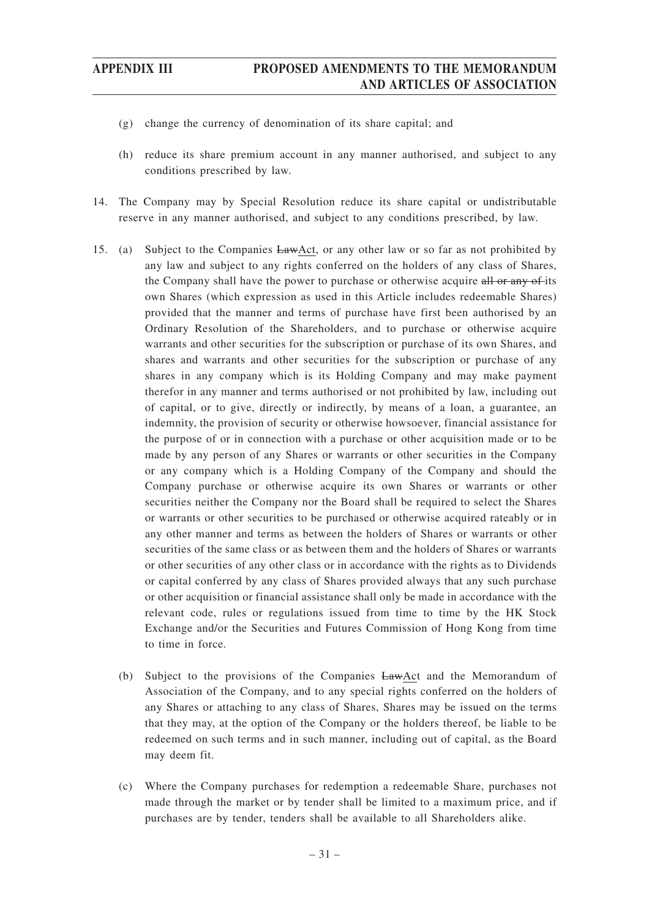(g) change the currency of denomination of its share capital; and

(h) reduce its share premium account in any manner authorised, and subject to any conditions prescribed by law.

14. The Company may by Special Resolution reduce its share capital or undistributable reserve in any manner authorised, and subject to any conditions prescribed, by law.

15. (a) Subject to the Companies ~~Law~~Act, or any other law or so far as not prohibited by any law and subject to any rights conferred on the holders of any class of Shares, the Company shall have the power to purchase or otherwise acquire ~~all or any of~~ its own Shares (which expression as used in this Article includes redeemable Shares) provided that the manner and terms of purchase have first been authorised by an Ordinary Resolution of the Shareholders, and to purchase or otherwise acquire warrants and other securities for the subscription or purchase of its own Shares, and shares and warrants and other securities for the subscription or purchase of any shares in any company which is its Holding Company and may make payment therefor in any manner and terms authorised or not prohibited by law, including out of capital, or to give, directly or indirectly, by means of a loan, a guarantee, an indemnity, the provision of security or otherwise howsoever, financial assistance for the purpose of or in connection with a purchase or other acquisition made or to be made by any person of any Shares or warrants or other securities in the Company or any company which is a Holding Company of the Company and should the Company purchase or otherwise acquire its own Shares or warrants or other securities neither the Company nor the Board shall be required to select the Shares or warrants or other securities to be purchased or otherwise acquired rateably or in any other manner and terms as between the holders of Shares or warrants or other securities of the same class or as between them and the holders of Shares or warrants or other securities of any other class or in accordance with the rights as to Dividends or capital conferred by any class of Shares provided always that any such purchase or other acquisition or financial assistance shall only be made in accordance with the relevant code, rules or regulations issued from time to time by the HK Stock Exchange and/or the Securities and Futures Commission of Hong Kong from time to time in force.

(b) Subject to the provisions of the Companies ~~Law~~Act and the Memorandum of Association of the Company, and to any special rights conferred on the holders of any Shares or attaching to any class of Shares, Shares may be issued on the terms that they may, at the option of the Company or the holders thereof, be liable to be redeemed on such terms and in such manner, including out of capital, as the Board may deem fit.

(c) Where the Company purchases for redemption a redeemable Share, purchases not made through the market or by tender shall be limited to a maximum price, and if purchases are by tender, tenders shall be available to all Shareholders alike.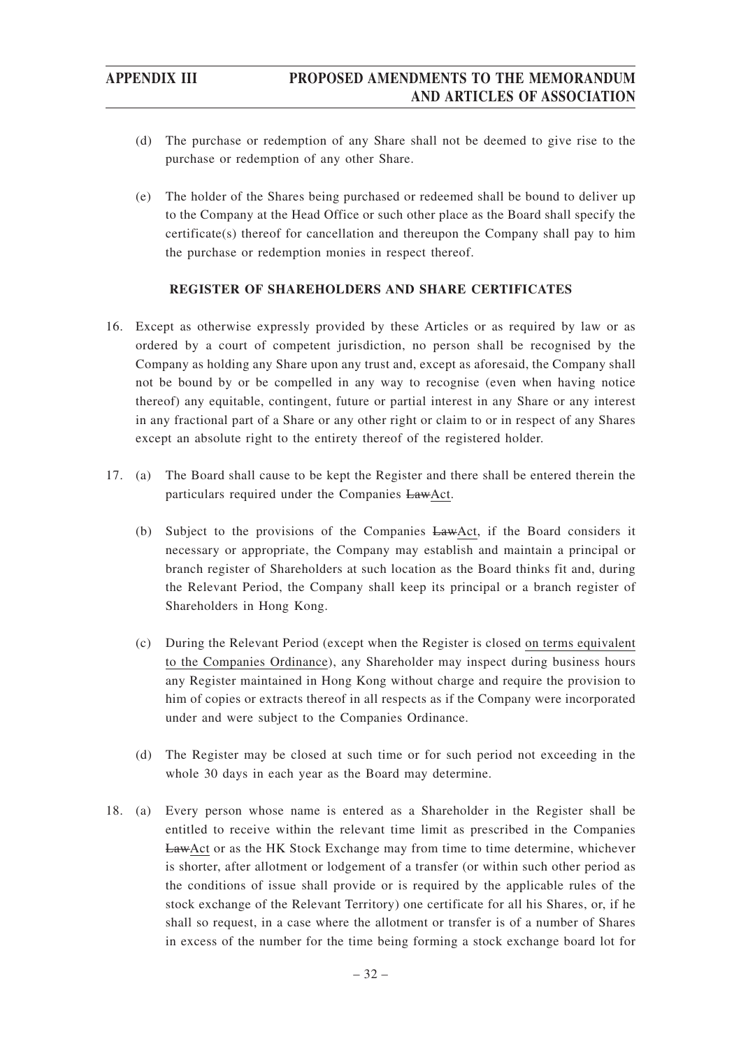(d) The purchase or redemption of any Share shall not be deemed to give rise to the purchase or redemption of any other Share.

(e) The holder of the Shares being purchased or redeemed shall be bound to deliver up to the Company at the Head Office or such other place as the Board shall specify the certificate(s) thereof for cancellation and thereupon the Company shall pay to him the purchase or redemption monies in respect thereof.

**REGISTER OF SHAREHOLDERS AND SHARE CERTIFICATES**

16. Except as otherwise expressly provided by these Articles or as required by law or as ordered by a court of competent jurisdiction, no person shall be recognised by the Company as holding any Share upon any trust and, except as aforesaid, the Company shall not be bound by or be compelled in any way to recognise (even when having notice thereof) any equitable, contingent, future or partial interest in any Share or any interest in any fractional part of a Share or any other right or claim to or in respect of any Shares except an absolute right to the entirety thereof of the registered holder.

17. (a) The Board shall cause to be kept the Register and there shall be entered therein the particulars required under the Companies ~~Law~~Act.

    (b) Subject to the provisions of the Companies ~~Law~~Act, if the Board considers it necessary or appropriate, the Company may establish and maintain a principal or branch register of Shareholders at such location as the Board thinks fit and, during the Relevant Period, the Company shall keep its principal or a branch register of Shareholders in Hong Kong.

    (c) During the Relevant Period (except when the Register is closed on terms equivalent to the Companies Ordinance), any Shareholder may inspect during business hours any Register maintained in Hong Kong without charge and require the provision to him of copies or extracts thereof in all respects as if the Company were incorporated under and were subject to the Companies Ordinance.

    (d) The Register may be closed at such time or for such period not exceeding in the whole 30 days in each year as the Board may determine.

18. (a) Every person whose name is entered as a Shareholder in the Register shall be entitled to receive within the relevant time limit as prescribed in the Companies ~~Law~~Act or as the HK Stock Exchange may from time to time determine, whichever is shorter, after allotment or lodgement of a transfer (or within such other period as the conditions of issue shall provide or is required by the applicable rules of the stock exchange of the Relevant Territory) one certificate for all his Shares, or, if he shall so request, in a case where the allotment or transfer is of a number of Shares in excess of the number for the time being forming a stock exchange board lot for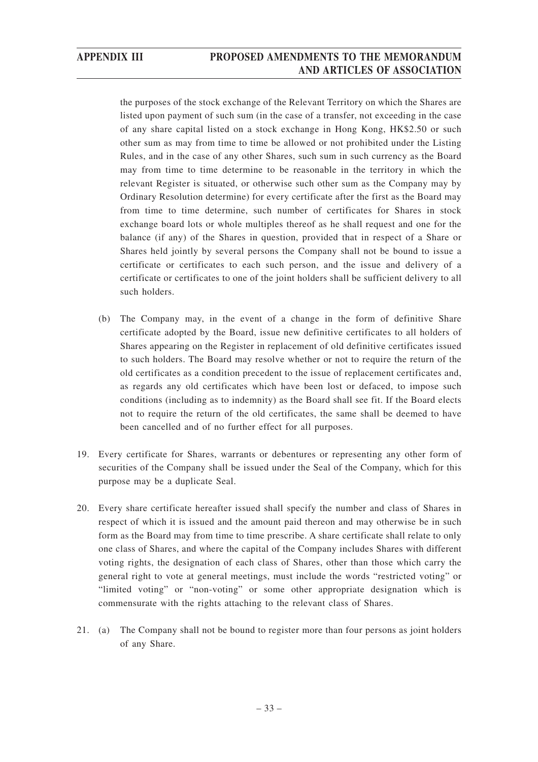the purposes of the stock exchange of the Relevant Territory on which the Shares are listed upon payment of such sum (in the case of a transfer, not exceeding in the case of any share capital listed on a stock exchange in Hong Kong, HK$2.50 or such other sum as may from time to time be allowed or not prohibited under the Listing Rules, and in the case of any other Shares, such sum in such currency as the Board may from time to time determine to be reasonable in the territory in which the relevant Register is situated, or otherwise such other sum as the Company may by Ordinary Resolution determine) for every certificate after the first as the Board may from time to time determine, such number of certificates for Shares in stock exchange board lots or whole multiples thereof as he shall request and one for the balance (if any) of the Shares in question, provided that in respect of a Share or Shares held jointly by several persons the Company shall not be bound to issue a certificate or certificates to each such person, and the issue and delivery of a certificate or certificates to one of the joint holders shall be sufficient delivery to all such holders.

(b) The Company may, in the event of a change in the form of definitive Share certificate adopted by the Board, issue new definitive certificates to all holders of Shares appearing on the Register in replacement of old definitive certificates issued to such holders. The Board may resolve whether or not to require the return of the old certificates as a condition precedent to the issue of replacement certificates and, as regards any old certificates which have been lost or defaced, to impose such conditions (including as to indemnity) as the Board shall see fit. If the Board elects not to require the return of the old certificates, the same shall be deemed to have been cancelled and of no further effect for all purposes.

19. Every certificate for Shares, warrants or debentures or representing any other form of securities of the Company shall be issued under the Seal of the Company, which for this purpose may be a duplicate Seal.

20. Every share certificate hereafter issued shall specify the number and class of Shares in respect of which it is issued and the amount paid thereon and may otherwise be in such form as the Board may from time to time prescribe. A share certificate shall relate to only one class of Shares, and where the capital of the Company includes Shares with different voting rights, the designation of each class of Shares, other than those which carry the general right to vote at general meetings, must include the words "restricted voting" or "limited voting" or "non-voting" or some other appropriate designation which is commensurate with the rights attaching to the relevant class of Shares.

21. (a) The Company shall not be bound to register more than four persons as joint holders of any Share.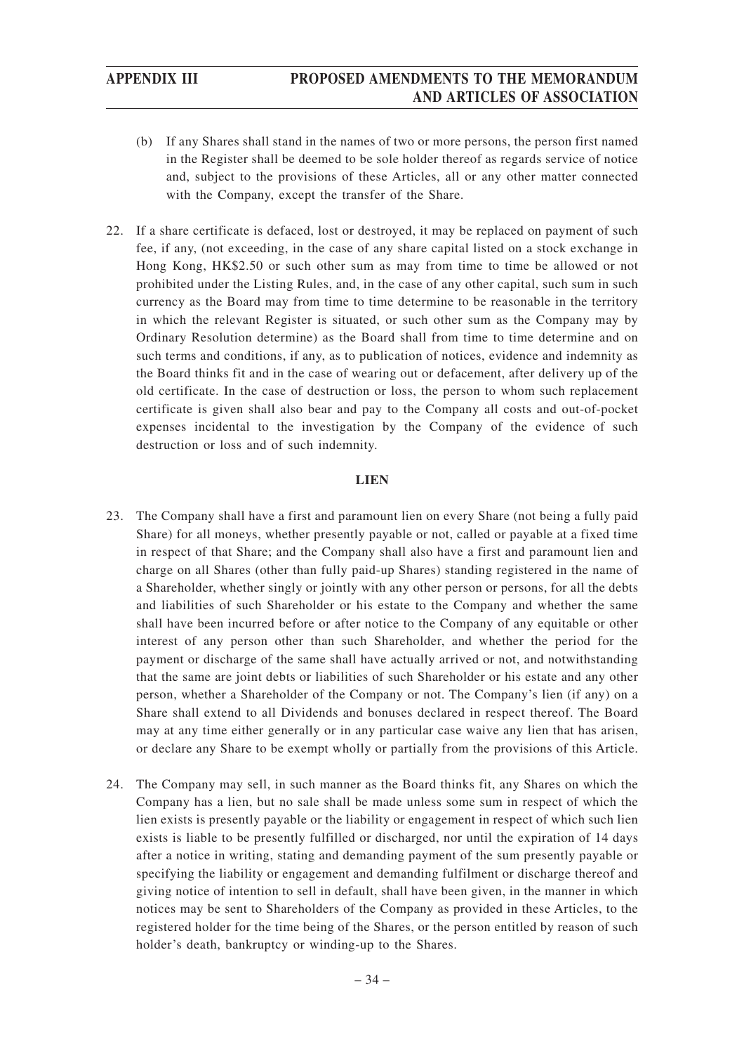(b) If any Shares shall stand in the names of two or more persons, the person first named in the Register shall be deemed to be sole holder thereof as regards service of notice and, subject to the provisions of these Articles, all or any other matter connected with the Company, except the transfer of the Share.

22. If a share certificate is defaced, lost or destroyed, it may be replaced on payment of such fee, if any, (not exceeding, in the case of any share capital listed on a stock exchange in Hong Kong, HK$2.50 or such other sum as may from time to time be allowed or not prohibited under the Listing Rules, and, in the case of any other capital, such sum in such currency as the Board may from time to time determine to be reasonable in the territory in which the relevant Register is situated, or such other sum as the Company may by Ordinary Resolution determine) as the Board shall from time to time determine and on such terms and conditions, if any, as to publication of notices, evidence and indemnity as the Board thinks fit and in the case of wearing out or defacement, after delivery up of the old certificate. In the case of destruction or loss, the person to whom such replacement certificate is given shall also bear and pay to the Company all costs and out-of-pocket expenses incidental to the investigation by the Company of the evidence of such destruction or loss and of such indemnity.

**LIEN**

23. The Company shall have a first and paramount lien on every Share (not being a fully paid Share) for all moneys, whether presently payable or not, called or payable at a fixed time in respect of that Share; and the Company shall also have a first and paramount lien and charge on all Shares (other than fully paid-up Shares) standing registered in the name of a Shareholder, whether singly or jointly with any other person or persons, for all the debts and liabilities of such Shareholder or his estate to the Company and whether the same shall have been incurred before or after notice to the Company of any equitable or other interest of any person other than such Shareholder, and whether the period for the payment or discharge of the same shall have actually arrived or not, and notwithstanding that the same are joint debts or liabilities of such Shareholder or his estate and any other person, whether a Shareholder of the Company or not. The Company's lien (if any) on a Share shall extend to all Dividends and bonuses declared in respect thereof. The Board may at any time either generally or in any particular case waive any lien that has arisen, or declare any Share to be exempt wholly or partially from the provisions of this Article.

24. The Company may sell, in such manner as the Board thinks fit, any Shares on which the Company has a lien, but no sale shall be made unless some sum in respect of which the lien exists is presently payable or the liability or engagement in respect of which such lien exists is liable to be presently fulfilled or discharged, nor until the expiration of 14 days after a notice in writing, stating and demanding payment of the sum presently payable or specifying the liability or engagement and demanding fulfilment or discharge thereof and giving notice of intention to sell in default, shall have been given, in the manner in which notices may be sent to Shareholders of the Company as provided in these Articles, to the registered holder for the time being of the Shares, or the person entitled by reason of such holder's death, bankruptcy or winding-up to the Shares.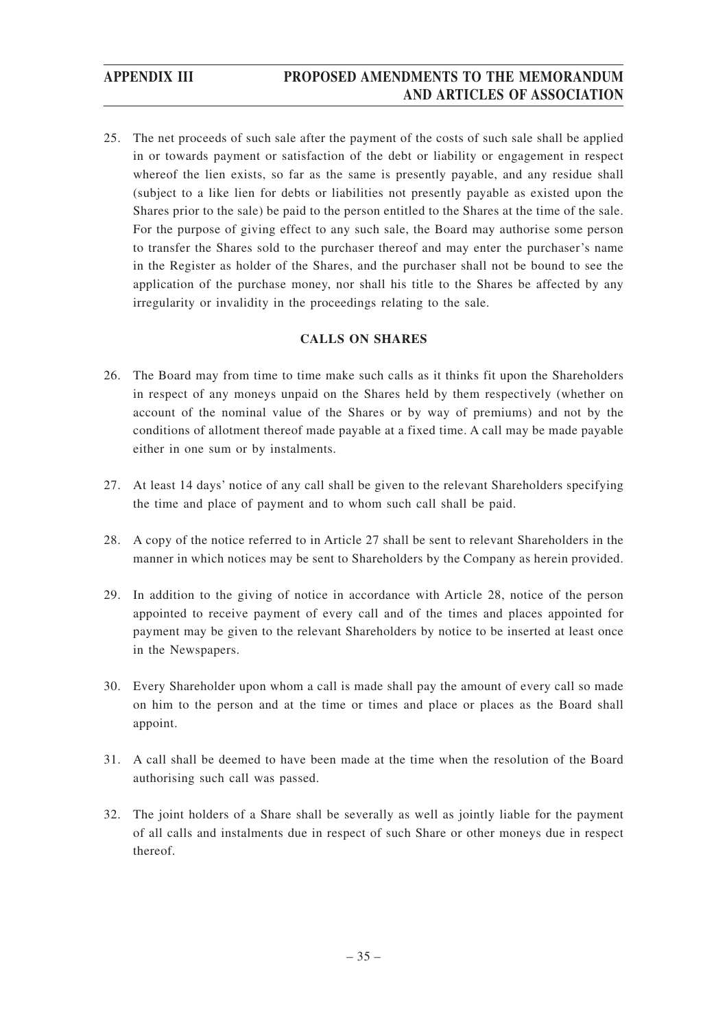25. The net proceeds of such sale after the payment of the costs of such sale shall be applied in or towards payment or satisfaction of the debt or liability or engagement in respect whereof the lien exists, so far as the same is presently payable, and any residue shall (subject to a like lien for debts or liabilities not presently payable as existed upon the Shares prior to the sale) be paid to the person entitled to the Shares at the time of the sale. For the purpose of giving effect to any such sale, the Board may authorise some person to transfer the Shares sold to the purchaser thereof and may enter the purchaser's name in the Register as holder of the Shares, and the purchaser shall not be bound to see the application of the purchase money, nor shall his title to the Shares be affected by any irregularity or invalidity in the proceedings relating to the sale.

## CALLS ON SHARES

26. The Board may from time to time make such calls as it thinks fit upon the Shareholders in respect of any moneys unpaid on the Shares held by them respectively (whether on account of the nominal value of the Shares or by way of premiums) and not by the conditions of allotment thereof made payable at a fixed time. A call may be made payable either in one sum or by instalments.

27. At least 14 days' notice of any call shall be given to the relevant Shareholders specifying the time and place of payment and to whom such call shall be paid.

28. A copy of the notice referred to in Article 27 shall be sent to relevant Shareholders in the manner in which notices may be sent to Shareholders by the Company as herein provided.

29. In addition to the giving of notice in accordance with Article 28, notice of the person appointed to receive payment of every call and of the times and places appointed for payment may be given to the relevant Shareholders by notice to be inserted at least once in the Newspapers.

30. Every Shareholder upon whom a call is made shall pay the amount of every call so made on him to the person and at the time or times and place or places as the Board shall appoint.

31. A call shall be deemed to have been made at the time when the resolution of the Board authorising such call was passed.

32. The joint holders of a Share shall be severally as well as jointly liable for the payment of all calls and instalments due in respect of such Share or other moneys due in respect thereof.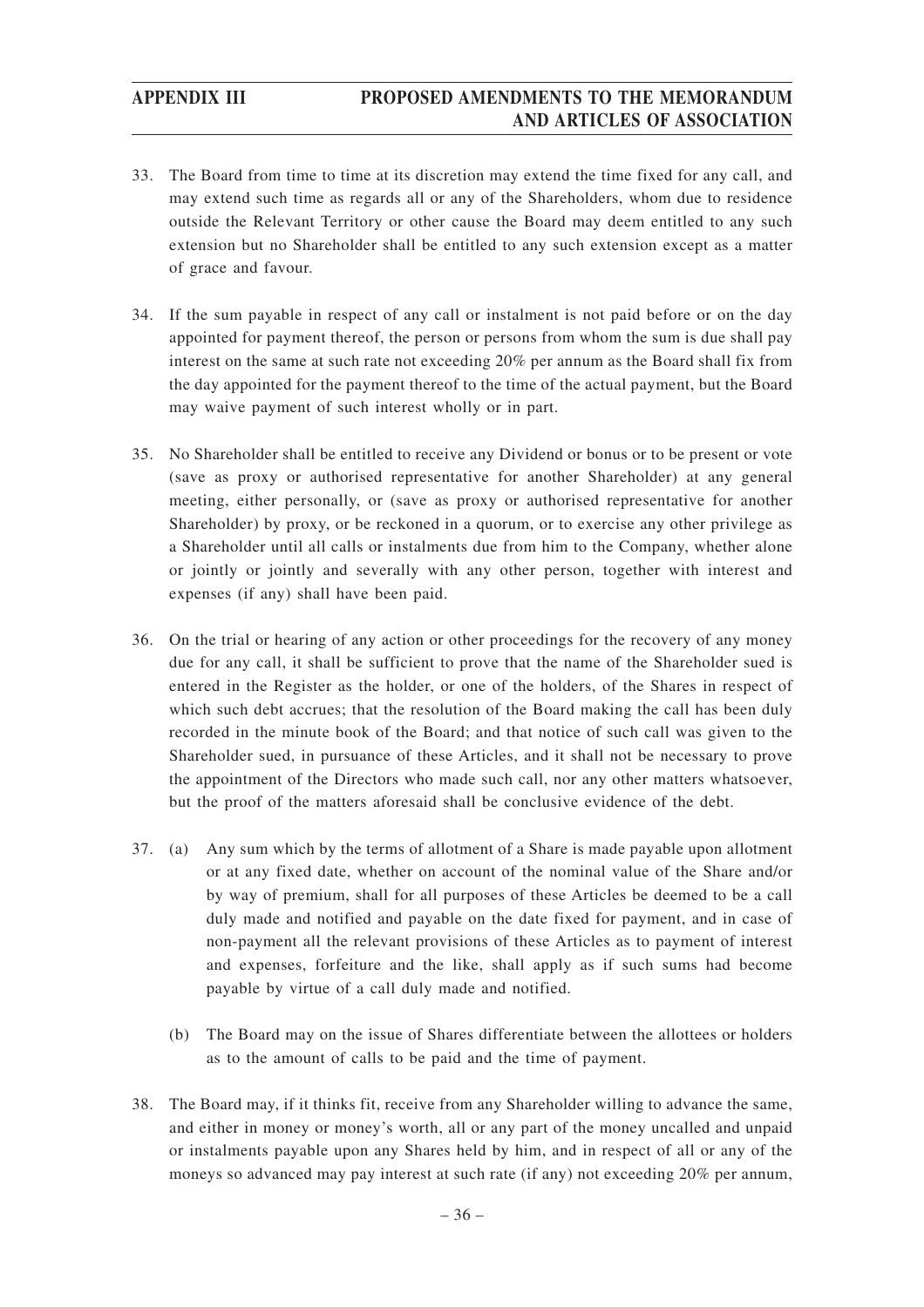33. The Board from time to time at its discretion may extend the time fixed for any call, and may extend such time as regards all or any of the Shareholders, whom due to residence outside the Relevant Territory or other cause the Board may deem entitled to any such extension but no Shareholder shall be entitled to any such extension except as a matter of grace and favour.

34. If the sum payable in respect of any call or instalment is not paid before or on the day appointed for payment thereof, the person or persons from whom the sum is due shall pay interest on the same at such rate not exceeding 20% per annum as the Board shall fix from the day appointed for the payment thereof to the time of the actual payment, but the Board may waive payment of such interest wholly or in part.

35. No Shareholder shall be entitled to receive any Dividend or bonus or to be present or vote (save as proxy or authorised representative for another Shareholder) at any general meeting, either personally, or (save as proxy or authorised representative for another Shareholder) by proxy, or be reckoned in a quorum, or to exercise any other privilege as a Shareholder until all calls or instalments due from him to the Company, whether alone or jointly or jointly and severally with any other person, together with interest and expenses (if any) shall have been paid.

36. On the trial or hearing of any action or other proceedings for the recovery of any money due for any call, it shall be sufficient to prove that the name of the Shareholder sued is entered in the Register as the holder, or one of the holders, of the Shares in respect of which such debt accrues; that the resolution of the Board making the call has been duly recorded in the minute book of the Board; and that notice of such call was given to the Shareholder sued, in pursuance of these Articles, and it shall not be necessary to prove the appointment of the Directors who made such call, nor any other matters whatsoever, but the proof of the matters aforesaid shall be conclusive evidence of the debt.

37. (a) Any sum which by the terms of allotment of a Share is made payable upon allotment or at any fixed date, whether on account of the nominal value of the Share and/or by way of premium, shall for all purposes of these Articles be deemed to be a call duly made and notified and payable on the date fixed for payment, and in case of non-payment all the relevant provisions of these Articles as to payment of interest and expenses, forfeiture and the like, shall apply as if such sums had become payable by virtue of a call duly made and notified.

    (b) The Board may on the issue of Shares differentiate between the allottees or holders as to the amount of calls to be paid and the time of payment.

38. The Board may, if it thinks fit, receive from any Shareholder willing to advance the same, and either in money or money's worth, all or any part of the money uncalled and unpaid or instalments payable upon any Shares held by him, and in respect of all or any of the moneys so advanced may pay interest at such rate (if any) not exceeding 20% per annum,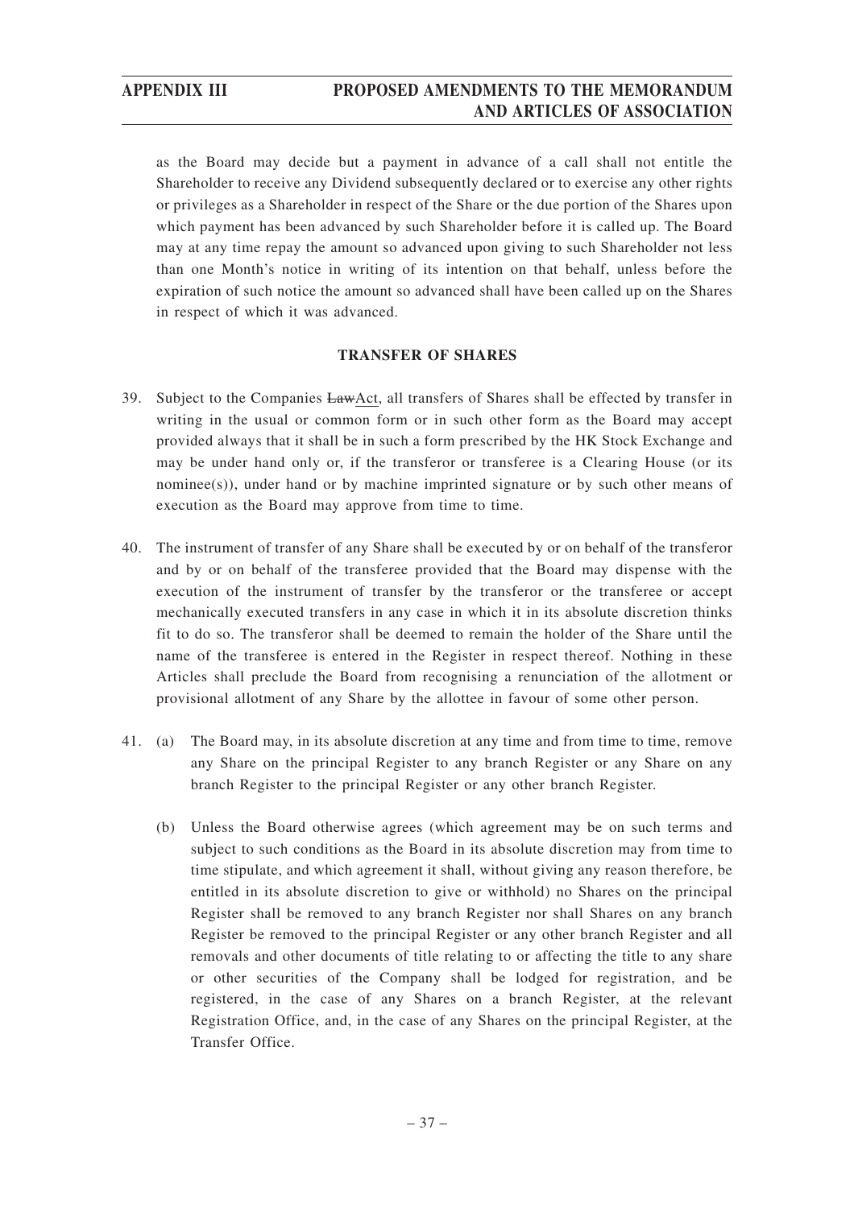as the Board may decide but a payment in advance of a call shall not entitle the Shareholder to receive any Dividend subsequently declared or to exercise any other rights or privileges as a Shareholder in respect of the Share or the due portion of the Shares upon which payment has been advanced by such Shareholder before it is called up. The Board may at any time repay the amount so advanced upon giving to such Shareholder not less than one Month's notice in writing of its intention on that behalf, unless before the expiration of such notice the amount so advanced shall have been called up on the Shares in respect of which it was advanced.

## TRANSFER OF SHARES

39. Subject to the Companies ~~Law~~Act, all transfers of Shares shall be effected by transfer in writing in the usual or common form or in such other form as the Board may accept provided always that it shall be in such a form prescribed by the HK Stock Exchange and may be under hand only or, if the transferor or transferee is a Clearing House (or its nominee(s)), under hand or by machine imprinted signature or by such other means of execution as the Board may approve from time to time.

40. The instrument of transfer of any Share shall be executed by or on behalf of the transferor and by or on behalf of the transferee provided that the Board may dispense with the execution of the instrument of transfer by the transferor or the transferee or accept mechanically executed transfers in any case in which it in its absolute discretion thinks fit to do so. The transferor shall be deemed to remain the holder of the Share until the name of the transferee is entered in the Register in respect thereof. Nothing in these Articles shall preclude the Board from recognising a renunciation of the allotment or provisional allotment of any Share by the allottee in favour of some other person.

41. (a) The Board may, in its absolute discretion at any time and from time to time, remove any Share on the principal Register to any branch Register or any Share on any branch Register to the principal Register or any other branch Register.

    (b) Unless the Board otherwise agrees (which agreement may be on such terms and subject to such conditions as the Board in its absolute discretion may from time to time stipulate, and which agreement it shall, without giving any reason therefore, be entitled in its absolute discretion to give or withhold) no Shares on the principal Register shall be removed to any branch Register nor shall Shares on any branch Register be removed to the principal Register or any other branch Register and all removals and other documents of title relating to or affecting the title to any share or other securities of the Company shall be lodged for registration, and be registered, in the case of any Shares on a branch Register, at the relevant Registration Office, and, in the case of any Shares on the principal Register, at the Transfer Office.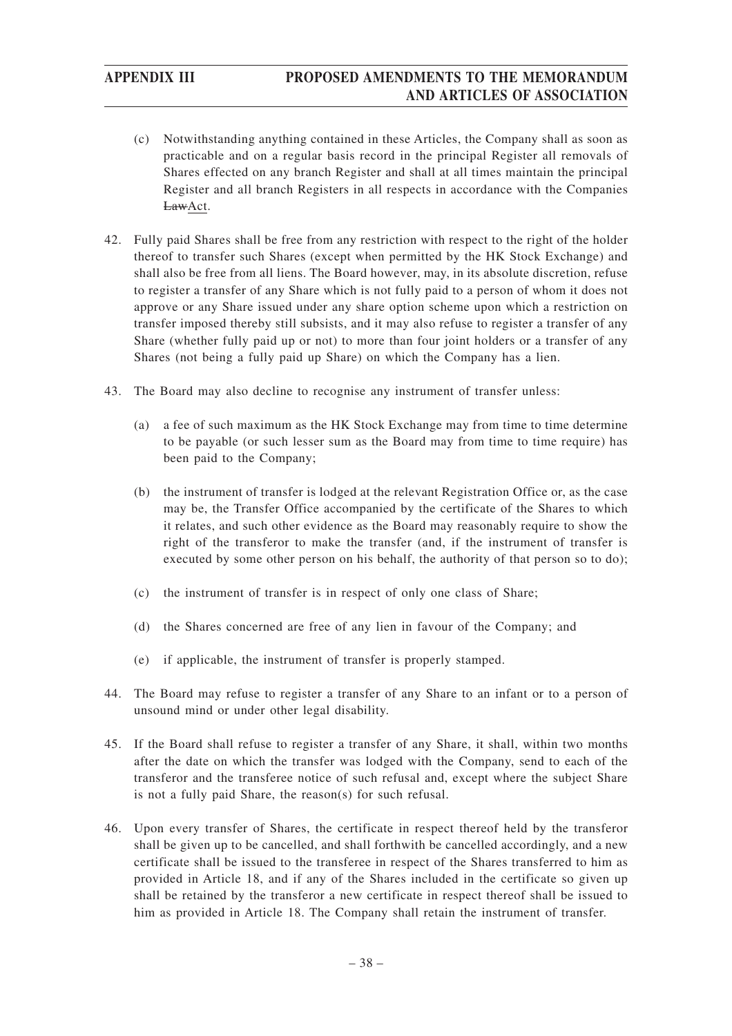(c) Notwithstanding anything contained in these Articles, the Company shall as soon as practicable and on a regular basis record in the principal Register all removals of Shares effected on any branch Register and shall at all times maintain the principal Register and all branch Registers in all respects in accordance with the Companies ~~Law~~Act.

42. Fully paid Shares shall be free from any restriction with respect to the right of the holder thereof to transfer such Shares (except when permitted by the HK Stock Exchange) and shall also be free from all liens. The Board however, may, in its absolute discretion, refuse to register a transfer of any Share which is not fully paid to a person of whom it does not approve or any Share issued under any share option scheme upon which a restriction on transfer imposed thereby still subsists, and it may also refuse to register a transfer of any Share (whether fully paid up or not) to more than four joint holders or a transfer of any Shares (not being a fully paid up Share) on which the Company has a lien.

43. The Board may also decline to recognise any instrument of transfer unless:

(a) a fee of such maximum as the HK Stock Exchange may from time to time determine to be payable (or such lesser sum as the Board may from time to time require) has been paid to the Company;

(b) the instrument of transfer is lodged at the relevant Registration Office or, as the case may be, the Transfer Office accompanied by the certificate of the Shares to which it relates, and such other evidence as the Board may reasonably require to show the right of the transferor to make the transfer (and, if the instrument of transfer is executed by some other person on his behalf, the authority of that person so to do);

(c) the instrument of transfer is in respect of only one class of Share;

(d) the Shares concerned are free of any lien in favour of the Company; and

(e) if applicable, the instrument of transfer is properly stamped.

44. The Board may refuse to register a transfer of any Share to an infant or to a person of unsound mind or under other legal disability.

45. If the Board shall refuse to register a transfer of any Share, it shall, within two months after the date on which the transfer was lodged with the Company, send to each of the transferor and the transferee notice of such refusal and, except where the subject Share is not a fully paid Share, the reason(s) for such refusal.

46. Upon every transfer of Shares, the certificate in respect thereof held by the transferor shall be given up to be cancelled, and shall forthwith be cancelled accordingly, and a new certificate shall be issued to the transferee in respect of the Shares transferred to him as provided in Article 18, and if any of the Shares included in the certificate so given up shall be retained by the transferor a new certificate in respect thereof shall be issued to him as provided in Article 18. The Company shall retain the instrument of transfer.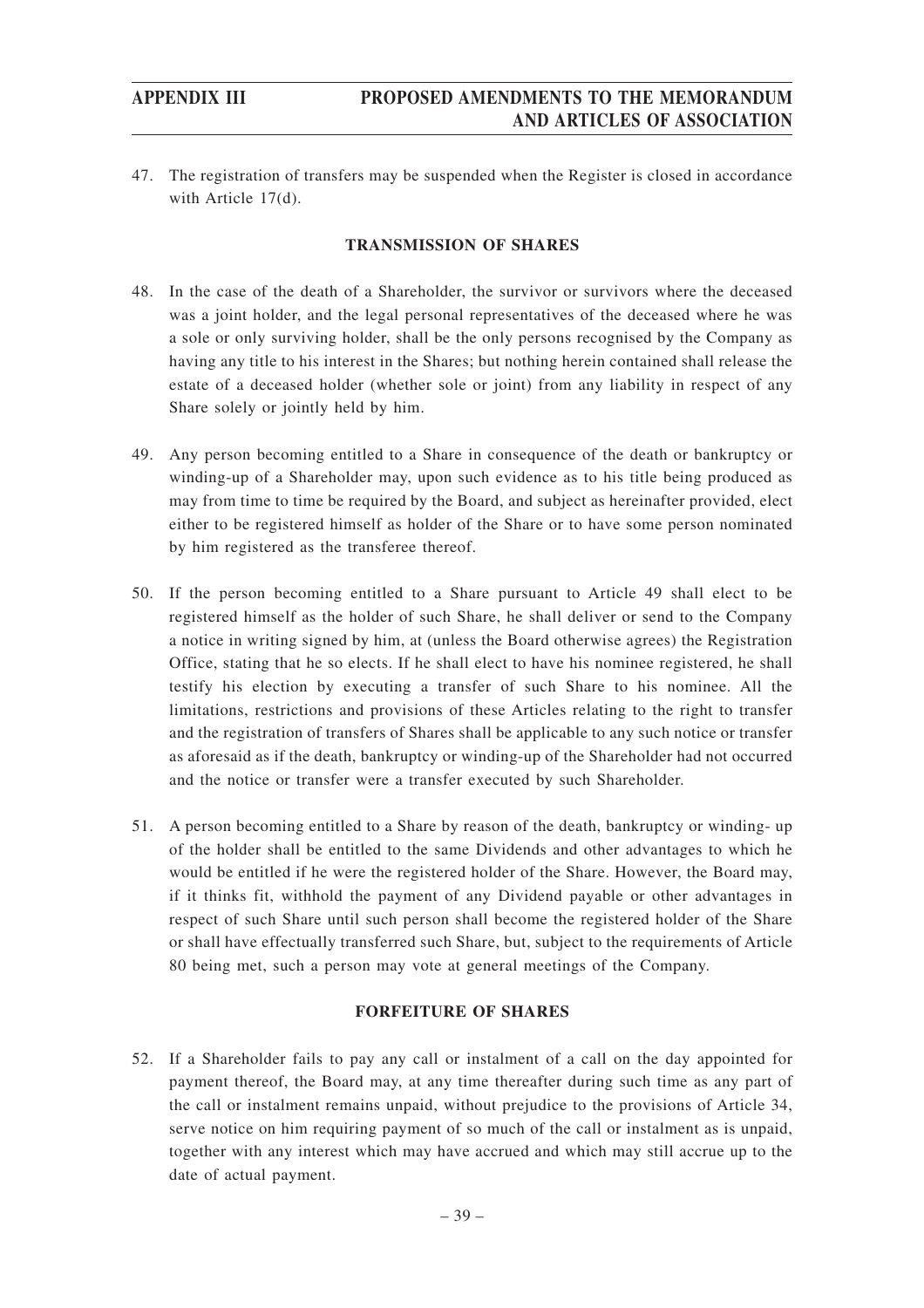47. The registration of transfers may be suspended when the Register is closed in accordance with Article 17(d).

### TRANSMISSION OF SHARES

48. In the case of the death of a Shareholder, the survivor or survivors where the deceased was a joint holder, and the legal personal representatives of the deceased where he was a sole or only surviving holder, shall be the only persons recognised by the Company as having any title to his interest in the Shares; but nothing herein contained shall release the estate of a deceased holder (whether sole or joint) from any liability in respect of any Share solely or jointly held by him.

49. Any person becoming entitled to a Share in consequence of the death or bankruptcy or winding-up of a Shareholder may, upon such evidence as to his title being produced as may from time to time be required by the Board, and subject as hereinafter provided, elect either to be registered himself as holder of the Share or to have some person nominated by him registered as the transferee thereof.

50. If the person becoming entitled to a Share pursuant to Article 49 shall elect to be registered himself as the holder of such Share, he shall deliver or send to the Company a notice in writing signed by him, at (unless the Board otherwise agrees) the Registration Office, stating that he so elects. If he shall elect to have his nominee registered, he shall testify his election by executing a transfer of such Share to his nominee. All the limitations, restrictions and provisions of these Articles relating to the right to transfer and the registration of transfers of Shares shall be applicable to any such notice or transfer as aforesaid as if the death, bankruptcy or winding-up of the Shareholder had not occurred and the notice or transfer were a transfer executed by such Shareholder.

51. A person becoming entitled to a Share by reason of the death, bankruptcy or winding- up of the holder shall be entitled to the same Dividends and other advantages to which he would be entitled if he were the registered holder of the Share. However, the Board may, if it thinks fit, withhold the payment of any Dividend payable or other advantages in respect of such Share until such person shall become the registered holder of the Share or shall have effectually transferred such Share, but, subject to the requirements of Article 80 being met, such a person may vote at general meetings of the Company.

### FORFEITURE OF SHARES

52. If a Shareholder fails to pay any call or instalment of a call on the day appointed for payment thereof, the Board may, at any time thereafter during such time as any part of the call or instalment remains unpaid, without prejudice to the provisions of Article 34, serve notice on him requiring payment of so much of the call or instalment as is unpaid, together with any interest which may have accrued and which may still accrue up to the date of actual payment.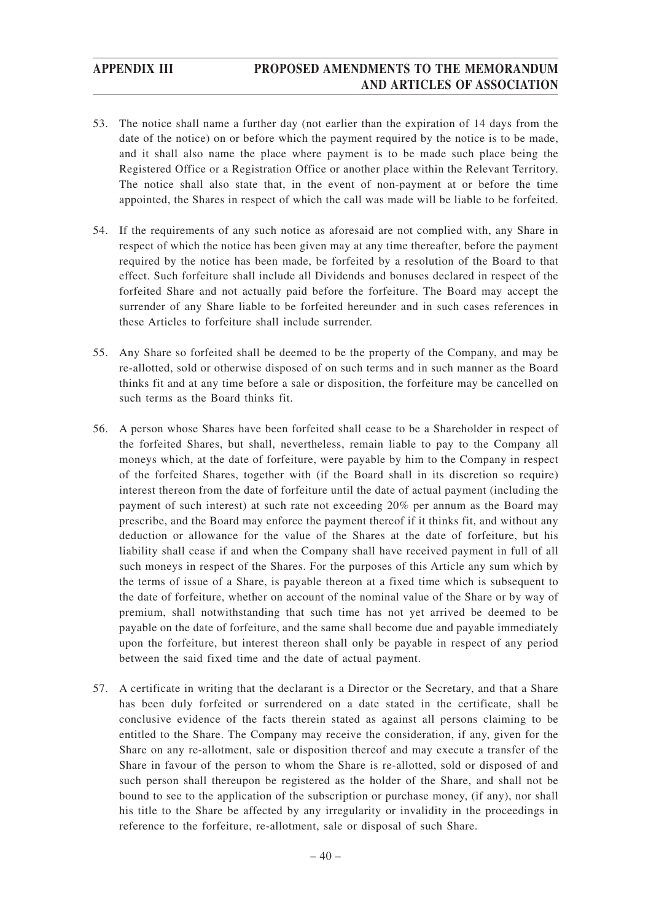53. The notice shall name a further day (not earlier than the expiration of 14 days from the date of the notice) on or before which the payment required by the notice is to be made, and it shall also name the place where payment is to be made such place being the Registered Office or a Registration Office or another place within the Relevant Territory. The notice shall also state that, in the event of non-payment at or before the time appointed, the Shares in respect of which the call was made will be liable to be forfeited.

54. If the requirements of any such notice as aforesaid are not complied with, any Share in respect of which the notice has been given may at any time thereafter, before the payment required by the notice has been made, be forfeited by a resolution of the Board to that effect. Such forfeiture shall include all Dividends and bonuses declared in respect of the forfeited Share and not actually paid before the forfeiture. The Board may accept the surrender of any Share liable to be forfeited hereunder and in such cases references in these Articles to forfeiture shall include surrender.

55. Any Share so forfeited shall be deemed to be the property of the Company, and may be re-allotted, sold or otherwise disposed of on such terms and in such manner as the Board thinks fit and at any time before a sale or disposition, the forfeiture may be cancelled on such terms as the Board thinks fit.

56. A person whose Shares have been forfeited shall cease to be a Shareholder in respect of the forfeited Shares, but shall, nevertheless, remain liable to pay to the Company all moneys which, at the date of forfeiture, were payable by him to the Company in respect of the forfeited Shares, together with (if the Board shall in its discretion so require) interest thereon from the date of forfeiture until the date of actual payment (including the payment of such interest) at such rate not exceeding 20% per annum as the Board may prescribe, and the Board may enforce the payment thereof if it thinks fit, and without any deduction or allowance for the value of the Shares at the date of forfeiture, but his liability shall cease if and when the Company shall have received payment in full of all such moneys in respect of the Shares. For the purposes of this Article any sum which by the terms of issue of a Share, is payable thereon at a fixed time which is subsequent to the date of forfeiture, whether on account of the nominal value of the Share or by way of premium, shall notwithstanding that such time has not yet arrived be deemed to be payable on the date of forfeiture, and the same shall become due and payable immediately upon the forfeiture, but interest thereon shall only be payable in respect of any period between the said fixed time and the date of actual payment.

57. A certificate in writing that the declarant is a Director or the Secretary, and that a Share has been duly forfeited or surrendered on a date stated in the certificate, shall be conclusive evidence of the facts therein stated as against all persons claiming to be entitled to the Share. The Company may receive the consideration, if any, given for the Share on any re-allotment, sale or disposition thereof and may execute a transfer of the Share in favour of the person to whom the Share is re-allotted, sold or disposed of and such person shall thereupon be registered as the holder of the Share, and shall not be bound to see to the application of the subscription or purchase money, (if any), nor shall his title to the Share be affected by any irregularity or invalidity in the proceedings in reference to the forfeiture, re-allotment, sale or disposal of such Share.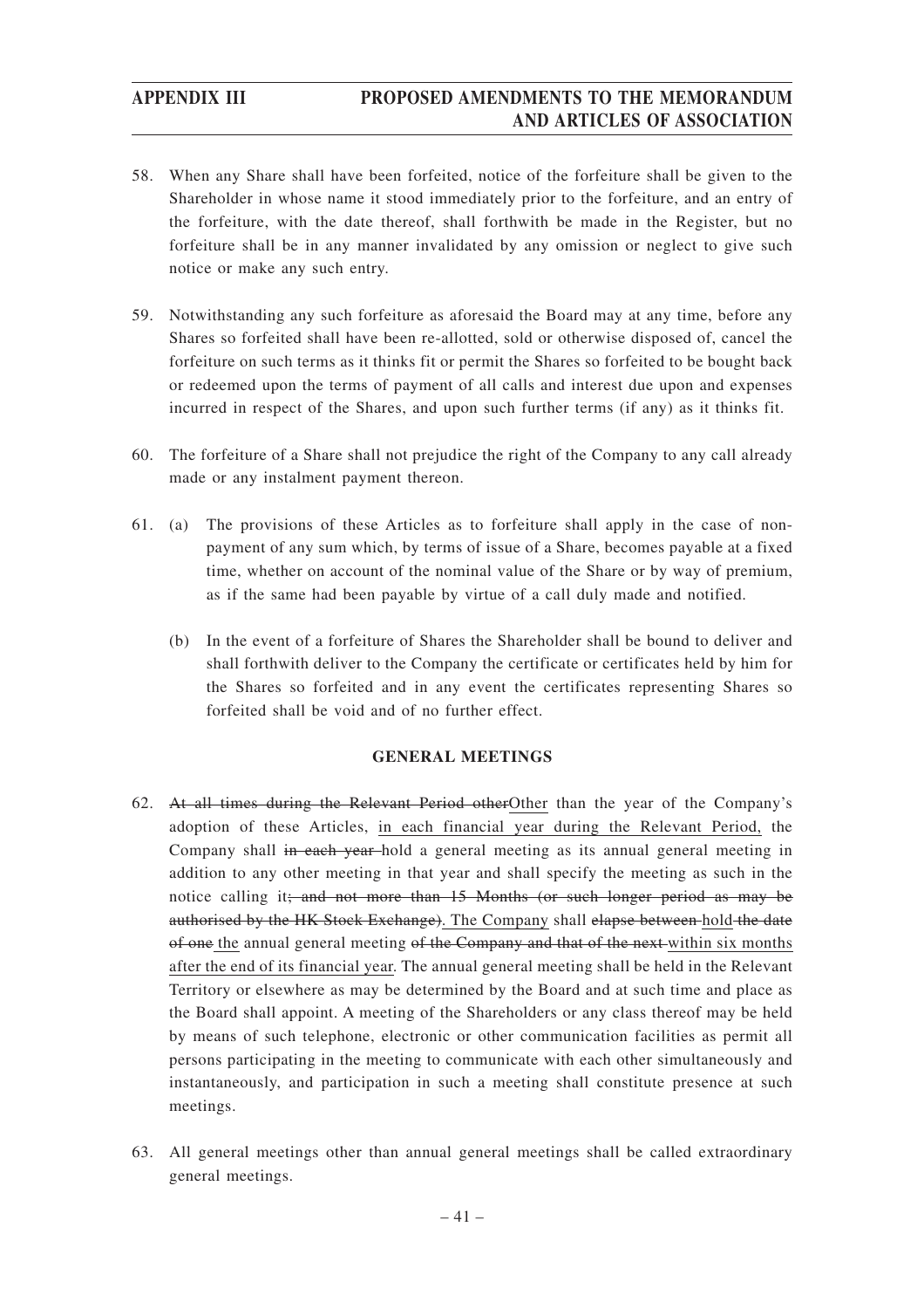58. When any Share shall have been forfeited, notice of the forfeiture shall be given to the Shareholder in whose name it stood immediately prior to the forfeiture, and an entry of the forfeiture, with the date thereof, shall forthwith be made in the Register, but no forfeiture shall be in any manner invalidated by any omission or neglect to give such notice or make any such entry.

59. Notwithstanding any such forfeiture as aforesaid the Board may at any time, before any Shares so forfeited shall have been re-allotted, sold or otherwise disposed of, cancel the forfeiture on such terms as it thinks fit or permit the Shares so forfeited to be bought back or redeemed upon the terms of payment of all calls and interest due upon and expenses incurred in respect of the Shares, and upon such further terms (if any) as it thinks fit.

60. The forfeiture of a Share shall not prejudice the right of the Company to any call already made or any instalment payment thereon.

61. (a) The provisions of these Articles as to forfeiture shall apply in the case of non-payment of any sum which, by terms of issue of a Share, becomes payable at a fixed time, whether on account of the nominal value of the Share or by way of premium, as if the same had been payable by virtue of a call duly made and notified.

    (b) In the event of a forfeiture of Shares the Shareholder shall be bound to deliver and shall forthwith deliver to the Company the certificate or certificates held by him for the Shares so forfeited and in any event the certificates representing Shares so forfeited shall be void and of no further effect.

**GENERAL MEETINGS**

62. ~~At all times during the Relevant Period other~~<u>Other</u> than the year of the Company's adoption of these Articles, <u>in each financial year during the Relevant Period,</u> the Company shall ~~in each year~~ hold a general meeting as its annual general meeting in addition to any other meeting in that year and shall specify the meeting as such in the notice calling it~~; and not more than 15 Months (or such longer period as may be authorised by the HK Stock Exchange)~~. <u>The Company</u> shall ~~elapse between~~ <u>hold</u> ~~the date of one~~ <u>the</u> annual general meeting ~~of the Company and that of the next~~ <u>within six months after the end of its financial year</u>. The annual general meeting shall be held in the Relevant Territory or elsewhere as may be determined by the Board and at such time and place as the Board shall appoint. A meeting of the Shareholders or any class thereof may be held by means of such telephone, electronic or other communication facilities as permit all persons participating in the meeting to communicate with each other simultaneously and instantaneously, and participation in such a meeting shall constitute presence at such meetings.

63. All general meetings other than annual general meetings shall be called extraordinary general meetings.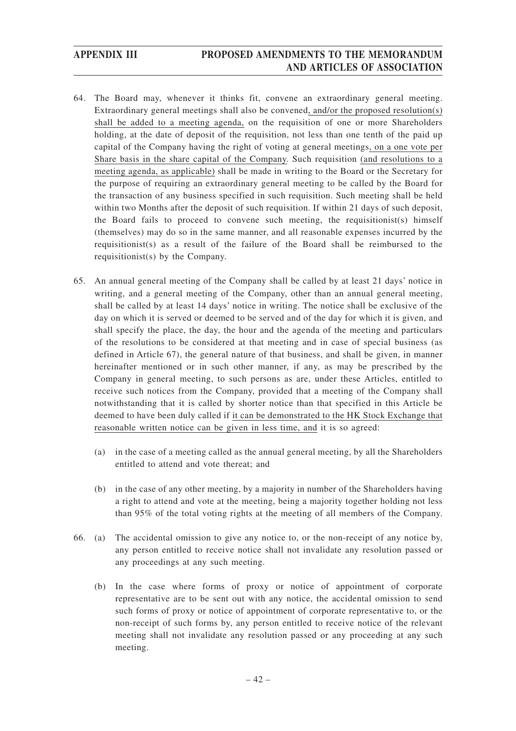64. The Board may, whenever it thinks fit, convene an extraordinary general meeting. Extraordinary general meetings shall also be convened, and/or the proposed resolution(s) shall be added to a meeting agenda, on the requisition of one or more Shareholders holding, at the date of deposit of the requisition, not less than one tenth of the paid up capital of the Company having the right of voting at general meetings, on a one vote per Share basis in the share capital of the Company. Such requisition (and resolutions to a meeting agenda, as applicable) shall be made in writing to the Board or the Secretary for the purpose of requiring an extraordinary general meeting to be called by the Board for the transaction of any business specified in such requisition. Such meeting shall be held within two Months after the deposit of such requisition. If within 21 days of such deposit, the Board fails to proceed to convene such meeting, the requisitionist(s) himself (themselves) may do so in the same manner, and all reasonable expenses incurred by the requisitionist(s) as a result of the failure of the Board shall be reimbursed to the requisitionist(s) by the Company.

65. An annual general meeting of the Company shall be called by at least 21 days' notice in writing, and a general meeting of the Company, other than an annual general meeting, shall be called by at least 14 days' notice in writing. The notice shall be exclusive of the day on which it is served or deemed to be served and of the day for which it is given, and shall specify the place, the day, the hour and the agenda of the meeting and particulars of the resolutions to be considered at that meeting and in case of special business (as defined in Article 67), the general nature of that business, and shall be given, in manner hereinafter mentioned or in such other manner, if any, as may be prescribed by the Company in general meeting, to such persons as are, under these Articles, entitled to receive such notices from the Company, provided that a meeting of the Company shall notwithstanding that it is called by shorter notice than that specified in this Article be deemed to have been duly called if it can be demonstrated to the HK Stock Exchange that reasonable written notice can be given in less time, and it is so agreed:

    (a) in the case of a meeting called as the annual general meeting, by all the Shareholders entitled to attend and vote thereat; and

    (b) in the case of any other meeting, by a majority in number of the Shareholders having a right to attend and vote at the meeting, being a majority together holding not less than 95% of the total voting rights at the meeting of all members of the Company.

66. (a) The accidental omission to give any notice to, or the non-receipt of any notice by, any person entitled to receive notice shall not invalidate any resolution passed or any proceedings at any such meeting.

    (b) In the case where forms of proxy or notice of appointment of corporate representative are to be sent out with any notice, the accidental omission to send such forms of proxy or notice of appointment of corporate representative to, or the non-receipt of such forms by, any person entitled to receive notice of the relevant meeting shall not invalidate any resolution passed or any proceeding at any such meeting.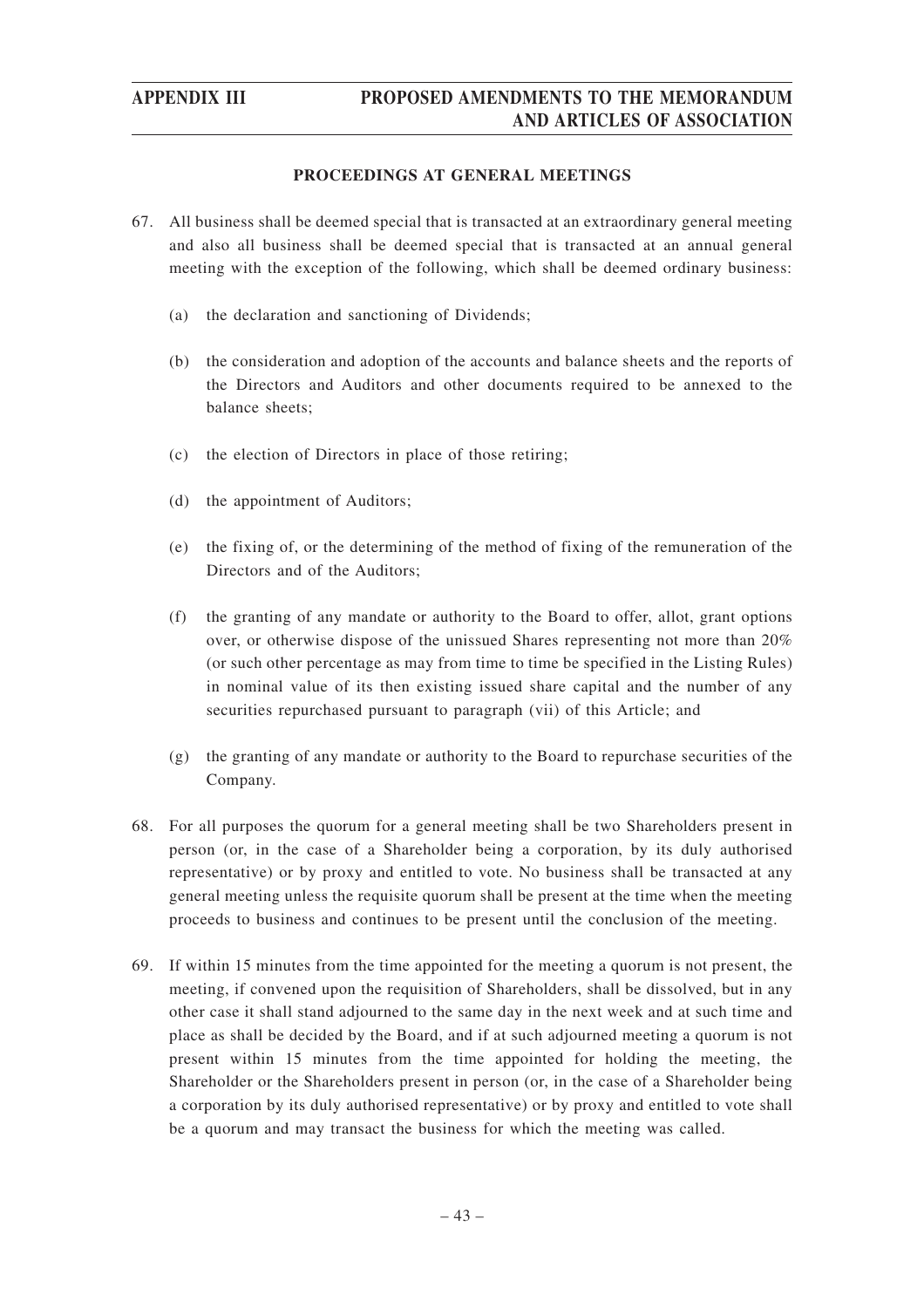## PROCEEDINGS AT GENERAL MEETINGS

67. All business shall be deemed special that is transacted at an extraordinary general meeting and also all business shall be deemed special that is transacted at an annual general meeting with the exception of the following, which shall be deemed ordinary business:

    (a) the declaration and sanctioning of Dividends;

    (b) the consideration and adoption of the accounts and balance sheets and the reports of the Directors and Auditors and other documents required to be annexed to the balance sheets;

    (c) the election of Directors in place of those retiring;

    (d) the appointment of Auditors;

    (e) the fixing of, or the determining of the method of fixing of the remuneration of the Directors and of the Auditors;

    (f) the granting of any mandate or authority to the Board to offer, allot, grant options over, or otherwise dispose of the unissued Shares representing not more than 20% (or such other percentage as may from time to time be specified in the Listing Rules) in nominal value of its then existing issued share capital and the number of any securities repurchased pursuant to paragraph (vii) of this Article; and

    (g) the granting of any mandate or authority to the Board to repurchase securities of the Company.

68. For all purposes the quorum for a general meeting shall be two Shareholders present in person (or, in the case of a Shareholder being a corporation, by its duly authorised representative) or by proxy and entitled to vote. No business shall be transacted at any general meeting unless the requisite quorum shall be present at the time when the meeting proceeds to business and continues to be present until the conclusion of the meeting.

69. If within 15 minutes from the time appointed for the meeting a quorum is not present, the meeting, if convened upon the requisition of Shareholders, shall be dissolved, but in any other case it shall stand adjourned to the same day in the next week and at such time and place as shall be decided by the Board, and if at such adjourned meeting a quorum is not present within 15 minutes from the time appointed for holding the meeting, the Shareholder or the Shareholders present in person (or, in the case of a Shareholder being a corporation by its duly authorised representative) or by proxy and entitled to vote shall be a quorum and may transact the business for which the meeting was called.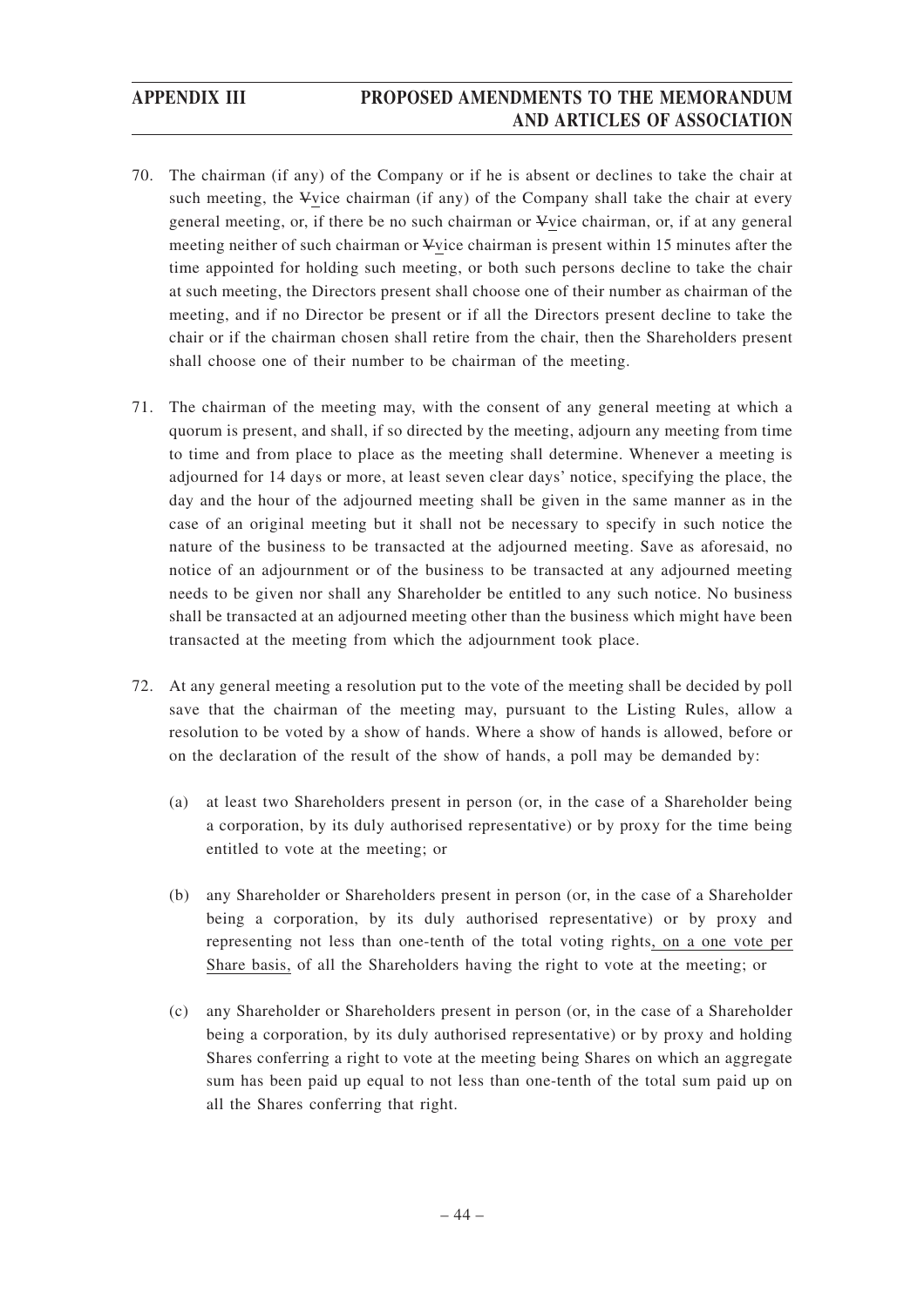70. The chairman (if any) of the Company or if he is absent or declines to take the chair at such meeting, the ~~V~~vice chairman (if any) of the Company shall take the chair at every general meeting, or, if there be no such chairman or ~~V~~vice chairman, or, if at any general meeting neither of such chairman or ~~V~~vice chairman is present within 15 minutes after the time appointed for holding such meeting, or both such persons decline to take the chair at such meeting, the Directors present shall choose one of their number as chairman of the meeting, and if no Director be present or if all the Directors present decline to take the chair or if the chairman chosen shall retire from the chair, then the Shareholders present shall choose one of their number to be chairman of the meeting.

71. The chairman of the meeting may, with the consent of any general meeting at which a quorum is present, and shall, if so directed by the meeting, adjourn any meeting from time to time and from place to place as the meeting shall determine. Whenever a meeting is adjourned for 14 days or more, at least seven clear days' notice, specifying the place, the day and the hour of the adjourned meeting shall be given in the same manner as in the case of an original meeting but it shall not be necessary to specify in such notice the nature of the business to be transacted at the adjourned meeting. Save as aforesaid, no notice of an adjournment or of the business to be transacted at any adjourned meeting needs to be given nor shall any Shareholder be entitled to any such notice. No business shall be transacted at an adjourned meeting other than the business which might have been transacted at the meeting from which the adjournment took place.

72. At any general meeting a resolution put to the vote of the meeting shall be decided by poll save that the chairman of the meeting may, pursuant to the Listing Rules, allow a resolution to be voted by a show of hands. Where a show of hands is allowed, before or on the declaration of the result of the show of hands, a poll may be demanded by:

    (a) at least two Shareholders present in person (or, in the case of a Shareholder being a corporation, by its duly authorised representative) or by proxy for the time being entitled to vote at the meeting; or

    (b) any Shareholder or Shareholders present in person (or, in the case of a Shareholder being a corporation, by its duly authorised representative) or by proxy and representing not less than one-tenth of the total voting rights, on a one vote per Share basis, of all the Shareholders having the right to vote at the meeting; or

    (c) any Shareholder or Shareholders present in person (or, in the case of a Shareholder being a corporation, by its duly authorised representative) or by proxy and holding Shares conferring a right to vote at the meeting being Shares on which an aggregate sum has been paid up equal to not less than one-tenth of the total sum paid up on all the Shares conferring that right.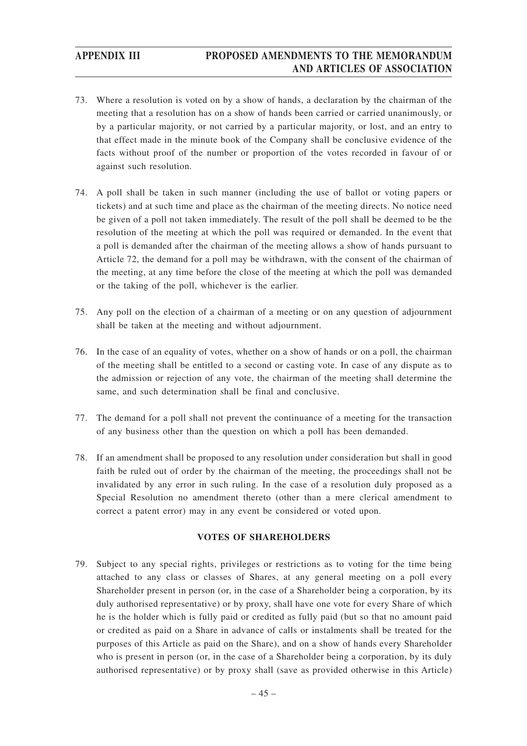73. Where a resolution is voted on by a show of hands, a declaration by the chairman of the meeting that a resolution has on a show of hands been carried or carried unanimously, or by a particular majority, or not carried by a particular majority, or lost, and an entry to that effect made in the minute book of the Company shall be conclusive evidence of the facts without proof of the number or proportion of the votes recorded in favour of or against such resolution.

74. A poll shall be taken in such manner (including the use of ballot or voting papers or tickets) and at such time and place as the chairman of the meeting directs. No notice need be given of a poll not taken immediately. The result of the poll shall be deemed to be the resolution of the meeting at which the poll was required or demanded. In the event that a poll is demanded after the chairman of the meeting allows a show of hands pursuant to Article 72, the demand for a poll may be withdrawn, with the consent of the chairman of the meeting, at any time before the close of the meeting at which the poll was demanded or the taking of the poll, whichever is the earlier.

75. Any poll on the election of a chairman of a meeting or on any question of adjournment shall be taken at the meeting and without adjournment.

76. In the case of an equality of votes, whether on a show of hands or on a poll, the chairman of the meeting shall be entitled to a second or casting vote. In case of any dispute as to the admission or rejection of any vote, the chairman of the meeting shall determine the same, and such determination shall be final and conclusive.

77. The demand for a poll shall not prevent the continuance of a meeting for the transaction of any business other than the question on which a poll has been demanded.

78. If an amendment shall be proposed to any resolution under consideration but shall in good faith be ruled out of order by the chairman of the meeting, the proceedings shall not be invalidated by any error in such ruling. In the case of a resolution duly proposed as a Special Resolution no amendment thereto (other than a mere clerical amendment to correct a patent error) may in any event be considered or voted upon.

## VOTES OF SHAREHOLDERS

79. Subject to any special rights, privileges or restrictions as to voting for the time being attached to any class or classes of Shares, at any general meeting on a poll every Shareholder present in person (or, in the case of a Shareholder being a corporation, by its duly authorised representative) or by proxy, shall have one vote for every Share of which he is the holder which is fully paid or credited as fully paid (but so that no amount paid or credited as paid on a Share in advance of calls or instalments shall be treated for the purposes of this Article as paid on the Share), and on a show of hands every Shareholder who is present in person (or, in the case of a Shareholder being a corporation, by its duly authorised representative) or by proxy shall (save as provided otherwise in this Article)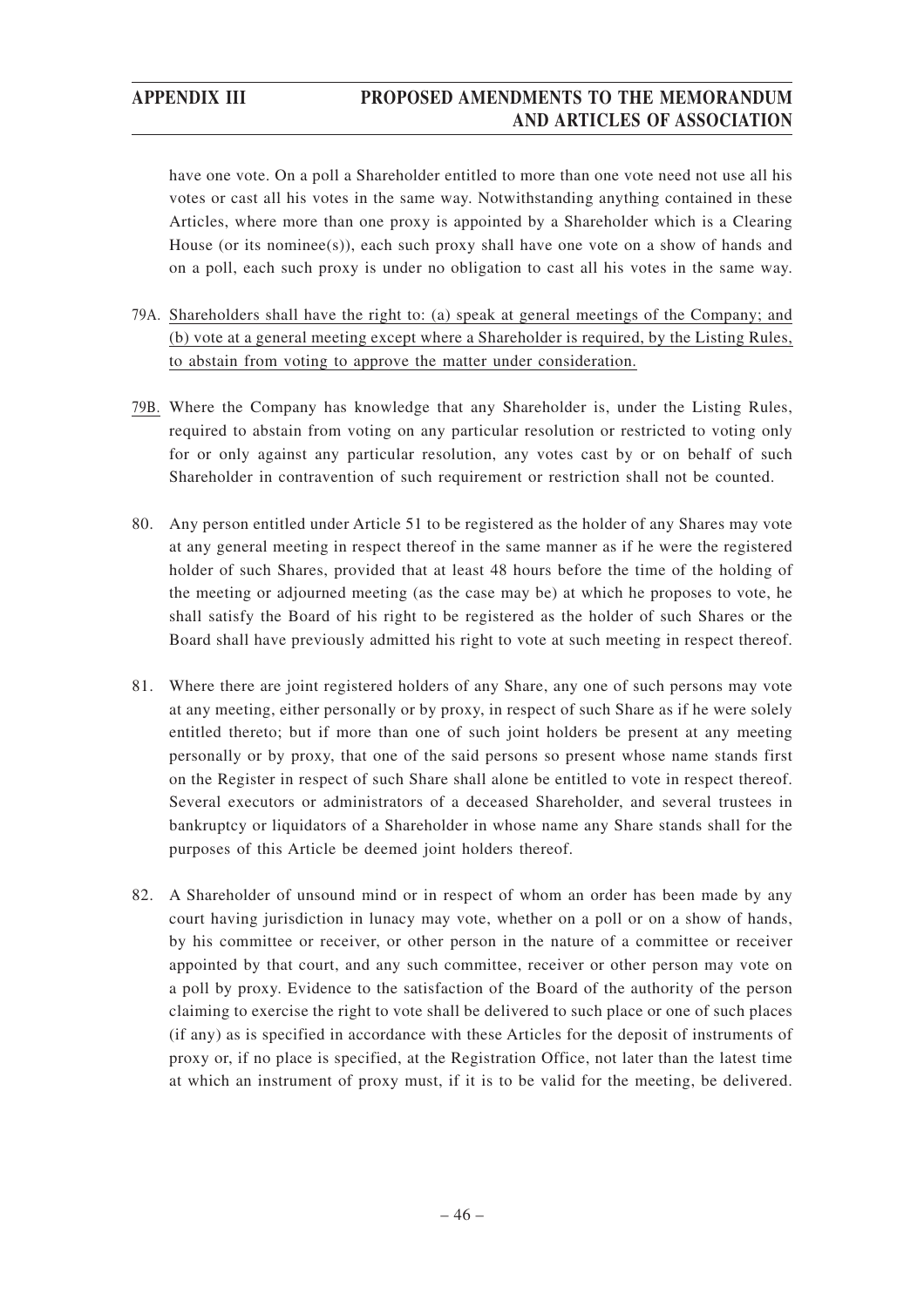have one vote. On a poll a Shareholder entitled to more than one vote need not use all his votes or cast all his votes in the same way. Notwithstanding anything contained in these Articles, where more than one proxy is appointed by a Shareholder which is a Clearing House (or its nominee(s)), each such proxy shall have one vote on a show of hands and on a poll, each such proxy is under no obligation to cast all his votes in the same way.

79A. Shareholders shall have the right to: (a) speak at general meetings of the Company; and (b) vote at a general meeting except where a Shareholder is required, by the Listing Rules, to abstain from voting to approve the matter under consideration.

79B. Where the Company has knowledge that any Shareholder is, under the Listing Rules, required to abstain from voting on any particular resolution or restricted to voting only for or only against any particular resolution, any votes cast by or on behalf of such Shareholder in contravention of such requirement or restriction shall not be counted.

80. Any person entitled under Article 51 to be registered as the holder of any Shares may vote at any general meeting in respect thereof in the same manner as if he were the registered holder of such Shares, provided that at least 48 hours before the time of the holding of the meeting or adjourned meeting (as the case may be) at which he proposes to vote, he shall satisfy the Board of his right to be registered as the holder of such Shares or the Board shall have previously admitted his right to vote at such meeting in respect thereof.

81. Where there are joint registered holders of any Share, any one of such persons may vote at any meeting, either personally or by proxy, in respect of such Share as if he were solely entitled thereto; but if more than one of such joint holders be present at any meeting personally or by proxy, that one of the said persons so present whose name stands first on the Register in respect of such Share shall alone be entitled to vote in respect thereof. Several executors or administrators of a deceased Shareholder, and several trustees in bankruptcy or liquidators of a Shareholder in whose name any Share stands shall for the purposes of this Article be deemed joint holders thereof.

82. A Shareholder of unsound mind or in respect of whom an order has been made by any court having jurisdiction in lunacy may vote, whether on a poll or on a show of hands, by his committee or receiver, or other person in the nature of a committee or receiver appointed by that court, and any such committee, receiver or other person may vote on a poll by proxy. Evidence to the satisfaction of the Board of the authority of the person claiming to exercise the right to vote shall be delivered to such place or one of such places (if any) as is specified in accordance with these Articles for the deposit of instruments of proxy or, if no place is specified, at the Registration Office, not later than the latest time at which an instrument of proxy must, if it is to be valid for the meeting, be delivered.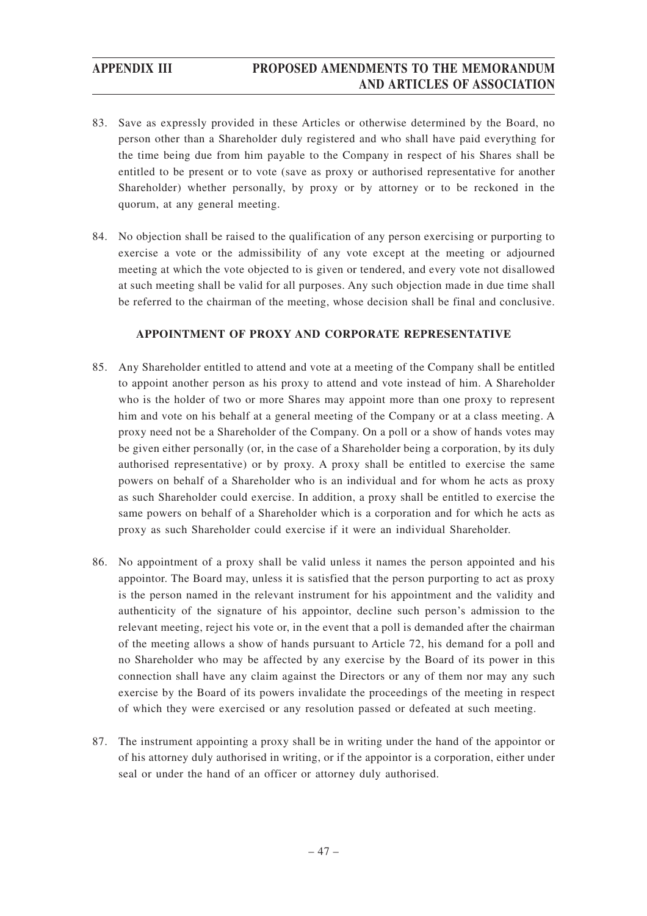83. Save as expressly provided in these Articles or otherwise determined by the Board, no person other than a Shareholder duly registered and who shall have paid everything for the time being due from him payable to the Company in respect of his Shares shall be entitled to be present or to vote (save as proxy or authorised representative for another Shareholder) whether personally, by proxy or by attorney or to be reckoned in the quorum, at any general meeting.

84. No objection shall be raised to the qualification of any person exercising or purporting to exercise a vote or the admissibility of any vote except at the meeting or adjourned meeting at which the vote objected to is given or tendered, and every vote not disallowed at such meeting shall be valid for all purposes. Any such objection made in due time shall be referred to the chairman of the meeting, whose decision shall be final and conclusive.

**APPOINTMENT OF PROXY AND CORPORATE REPRESENTATIVE**

85. Any Shareholder entitled to attend and vote at a meeting of the Company shall be entitled to appoint another person as his proxy to attend and vote instead of him. A Shareholder who is the holder of two or more Shares may appoint more than one proxy to represent him and vote on his behalf at a general meeting of the Company or at a class meeting. A proxy need not be a Shareholder of the Company. On a poll or a show of hands votes may be given either personally (or, in the case of a Shareholder being a corporation, by its duly authorised representative) or by proxy. A proxy shall be entitled to exercise the same powers on behalf of a Shareholder who is an individual and for whom he acts as proxy as such Shareholder could exercise. In addition, a proxy shall be entitled to exercise the same powers on behalf of a Shareholder which is a corporation and for which he acts as proxy as such Shareholder could exercise if it were an individual Shareholder.

86. No appointment of a proxy shall be valid unless it names the person appointed and his appointor. The Board may, unless it is satisfied that the person purporting to act as proxy is the person named in the relevant instrument for his appointment and the validity and authenticity of the signature of his appointor, decline such person's admission to the relevant meeting, reject his vote or, in the event that a poll is demanded after the chairman of the meeting allows a show of hands pursuant to Article 72, his demand for a poll and no Shareholder who may be affected by any exercise by the Board of its power in this connection shall have any claim against the Directors or any of them nor may any such exercise by the Board of its powers invalidate the proceedings of the meeting in respect of which they were exercised or any resolution passed or defeated at such meeting.

87. The instrument appointing a proxy shall be in writing under the hand of the appointor or of his attorney duly authorised in writing, or if the appointor is a corporation, either under seal or under the hand of an officer or attorney duly authorised.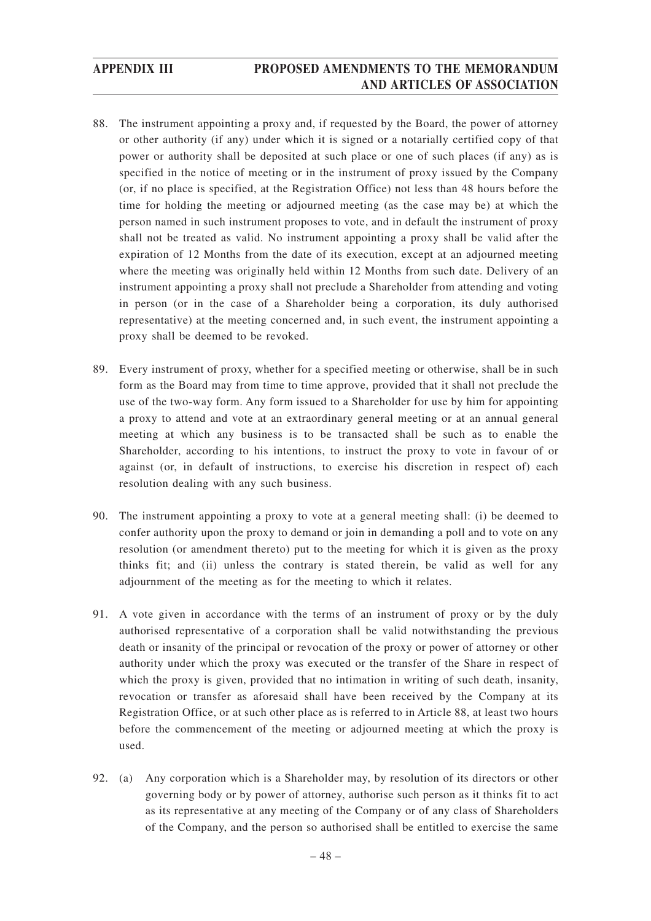88. The instrument appointing a proxy and, if requested by the Board, the power of attorney or other authority (if any) under which it is signed or a notarially certified copy of that power or authority shall be deposited at such place or one of such places (if any) as is specified in the notice of meeting or in the instrument of proxy issued by the Company (or, if no place is specified, at the Registration Office) not less than 48 hours before the time for holding the meeting or adjourned meeting (as the case may be) at which the person named in such instrument proposes to vote, and in default the instrument of proxy shall not be treated as valid. No instrument appointing a proxy shall be valid after the expiration of 12 Months from the date of its execution, except at an adjourned meeting where the meeting was originally held within 12 Months from such date. Delivery of an instrument appointing a proxy shall not preclude a Shareholder from attending and voting in person (or in the case of a Shareholder being a corporation, its duly authorised representative) at the meeting concerned and, in such event, the instrument appointing a proxy shall be deemed to be revoked.

89. Every instrument of proxy, whether for a specified meeting or otherwise, shall be in such form as the Board may from time to time approve, provided that it shall not preclude the use of the two-way form. Any form issued to a Shareholder for use by him for appointing a proxy to attend and vote at an extraordinary general meeting or at an annual general meeting at which any business is to be transacted shall be such as to enable the Shareholder, according to his intentions, to instruct the proxy to vote in favour of or against (or, in default of instructions, to exercise his discretion in respect of) each resolution dealing with any such business.

90. The instrument appointing a proxy to vote at a general meeting shall: (i) be deemed to confer authority upon the proxy to demand or join in demanding a poll and to vote on any resolution (or amendment thereto) put to the meeting for which it is given as the proxy thinks fit; and (ii) unless the contrary is stated therein, be valid as well for any adjournment of the meeting as for the meeting to which it relates.

91. A vote given in accordance with the terms of an instrument of proxy or by the duly authorised representative of a corporation shall be valid notwithstanding the previous death or insanity of the principal or revocation of the proxy or power of attorney or other authority under which the proxy was executed or the transfer of the Share in respect of which the proxy is given, provided that no intimation in writing of such death, insanity, revocation or transfer as aforesaid shall have been received by the Company at its Registration Office, or at such other place as is referred to in Article 88, at least two hours before the commencement of the meeting or adjourned meeting at which the proxy is used.

92. (a) Any corporation which is a Shareholder may, by resolution of its directors or other governing body or by power of attorney, authorise such person as it thinks fit to act as its representative at any meeting of the Company or of any class of Shareholders of the Company, and the person so authorised shall be entitled to exercise the same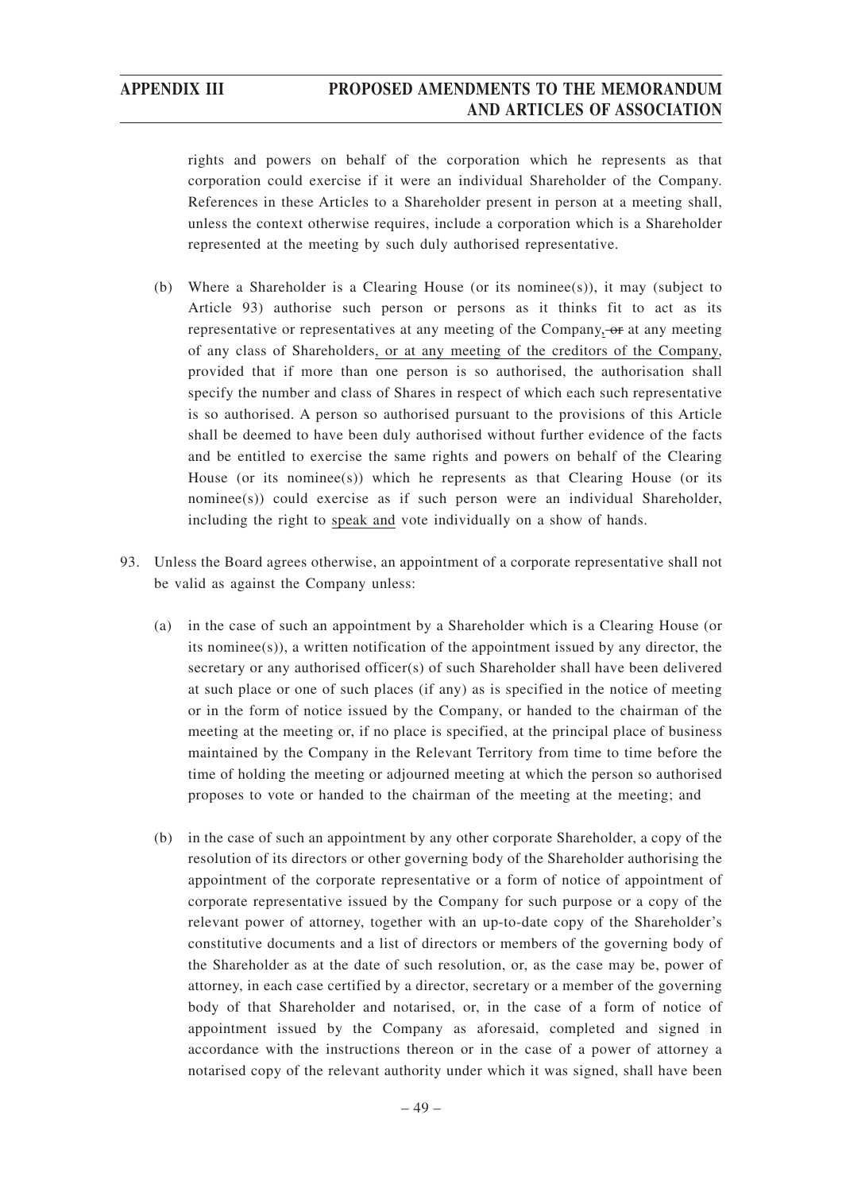rights and powers on behalf of the corporation which he represents as that corporation could exercise if it were an individual Shareholder of the Company. References in these Articles to a Shareholder present in person at a meeting shall, unless the context otherwise requires, include a corporation which is a Shareholder represented at the meeting by such duly authorised representative.

(b) Where a Shareholder is a Clearing House (or its nominee(s)), it may (subject to Article 93) authorise such person or persons as it thinks fit to act as its representative or representatives at any meeting of the Company, ~~or~~ at any meeting of any class of Shareholders, or at any meeting of the creditors of the Company, provided that if more than one person is so authorised, the authorisation shall specify the number and class of Shares in respect of which each such representative is so authorised. A person so authorised pursuant to the provisions of this Article shall be deemed to have been duly authorised without further evidence of the facts and be entitled to exercise the same rights and powers on behalf of the Clearing House (or its nominee(s)) which he represents as that Clearing House (or its nominee(s)) could exercise as if such person were an individual Shareholder, including the right to speak and vote individually on a show of hands.

93. Unless the Board agrees otherwise, an appointment of a corporate representative shall not be valid as against the Company unless:

(a) in the case of such an appointment by a Shareholder which is a Clearing House (or its nominee(s)), a written notification of the appointment issued by any director, the secretary or any authorised officer(s) of such Shareholder shall have been delivered at such place or one of such places (if any) as is specified in the notice of meeting or in the form of notice issued by the Company, or handed to the chairman of the meeting at the meeting or, if no place is specified, at the principal place of business maintained by the Company in the Relevant Territory from time to time before the time of holding the meeting or adjourned meeting at which the person so authorised proposes to vote or handed to the chairman of the meeting at the meeting; and

(b) in the case of such an appointment by any other corporate Shareholder, a copy of the resolution of its directors or other governing body of the Shareholder authorising the appointment of the corporate representative or a form of notice of appointment of corporate representative issued by the Company for such purpose or a copy of the relevant power of attorney, together with an up-to-date copy of the Shareholder's constitutive documents and a list of directors or members of the governing body of the Shareholder as at the date of such resolution, or, as the case may be, power of attorney, in each case certified by a director, secretary or a member of the governing body of that Shareholder and notarised, or, in the case of a form of notice of appointment issued by the Company as aforesaid, completed and signed in accordance with the instructions thereon or in the case of a power of attorney a notarised copy of the relevant authority under which it was signed, shall have been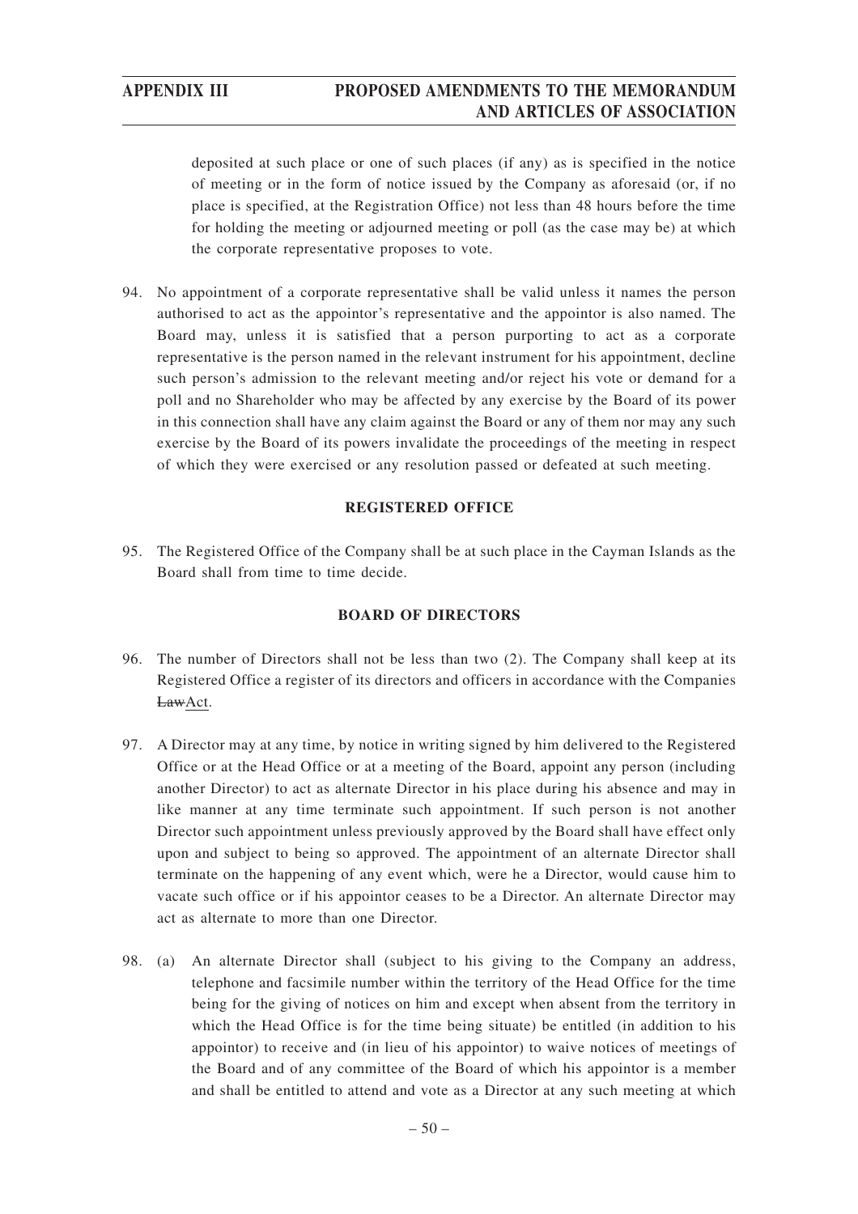deposited at such place or one of such places (if any) as is specified in the notice of meeting or in the form of notice issued by the Company as aforesaid (or, if no place is specified, at the Registration Office) not less than 48 hours before the time for holding the meeting or adjourned meeting or poll (as the case may be) at which the corporate representative proposes to vote.

94. No appointment of a corporate representative shall be valid unless it names the person authorised to act as the appointor's representative and the appointor is also named. The Board may, unless it is satisfied that a person purporting to act as a corporate representative is the person named in the relevant instrument for his appointment, decline such person's admission to the relevant meeting and/or reject his vote or demand for a poll and no Shareholder who may be affected by any exercise by the Board of its power in this connection shall have any claim against the Board or any of them nor may any such exercise by the Board of its powers invalidate the proceedings of the meeting in respect of which they were exercised or any resolution passed or defeated at such meeting.

**REGISTERED OFFICE**

95. The Registered Office of the Company shall be at such place in the Cayman Islands as the Board shall from time to time decide.

**BOARD OF DIRECTORS**

96. The number of Directors shall not be less than two (2). The Company shall keep at its Registered Office a register of its directors and officers in accordance with the Companies ~~Law~~Act.

97. A Director may at any time, by notice in writing signed by him delivered to the Registered Office or at the Head Office or at a meeting of the Board, appoint any person (including another Director) to act as alternate Director in his place during his absence and may in like manner at any time terminate such appointment. If such person is not another Director such appointment unless previously approved by the Board shall have effect only upon and subject to being so approved. The appointment of an alternate Director shall terminate on the happening of any event which, were he a Director, would cause him to vacate such office or if his appointor ceases to be a Director. An alternate Director may act as alternate to more than one Director.

98. (a) An alternate Director shall (subject to his giving to the Company an address, telephone and facsimile number within the territory of the Head Office for the time being for the giving of notices on him and except when absent from the territory in which the Head Office is for the time being situate) be entitled (in addition to his appointor) to receive and (in lieu of his appointor) to waive notices of meetings of the Board and of any committee of the Board of which his appointor is a member and shall be entitled to attend and vote as a Director at any such meeting at which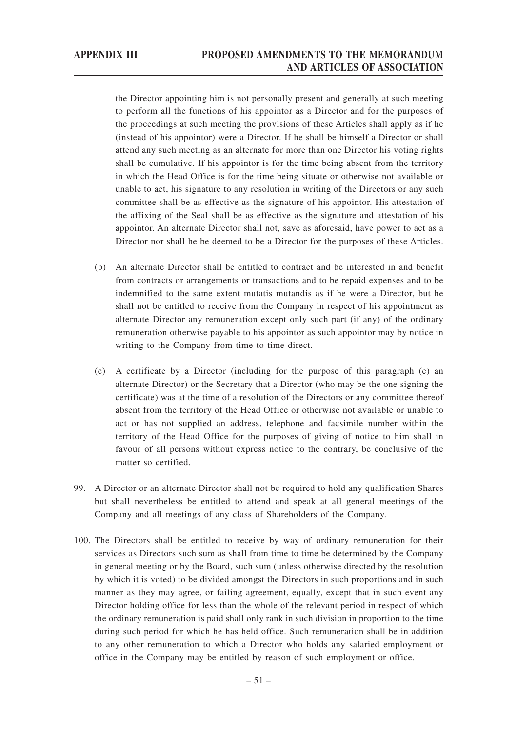the Director appointing him is not personally present and generally at such meeting to perform all the functions of his appointor as a Director and for the purposes of the proceedings at such meeting the provisions of these Articles shall apply as if he (instead of his appointor) were a Director. If he shall be himself a Director or shall attend any such meeting as an alternate for more than one Director his voting rights shall be cumulative. If his appointor is for the time being absent from the territory in which the Head Office is for the time being situate or otherwise not available or unable to act, his signature to any resolution in writing of the Directors or any such committee shall be as effective as the signature of his appointor. His attestation of the affixing of the Seal shall be as effective as the signature and attestation of his appointor. An alternate Director shall not, save as aforesaid, have power to act as a Director nor shall he be deemed to be a Director for the purposes of these Articles.

(b) An alternate Director shall be entitled to contract and be interested in and benefit from contracts or arrangements or transactions and to be repaid expenses and to be indemnified to the same extent mutatis mutandis as if he were a Director, but he shall not be entitled to receive from the Company in respect of his appointment as alternate Director any remuneration except only such part (if any) of the ordinary remuneration otherwise payable to his appointor as such appointor may by notice in writing to the Company from time to time direct.

(c) A certificate by a Director (including for the purpose of this paragraph (c) an alternate Director) or the Secretary that a Director (who may be the one signing the certificate) was at the time of a resolution of the Directors or any committee thereof absent from the territory of the Head Office or otherwise not available or unable to act or has not supplied an address, telephone and facsimile number within the territory of the Head Office for the purposes of giving of notice to him shall in favour of all persons without express notice to the contrary, be conclusive of the matter so certified.

99. A Director or an alternate Director shall not be required to hold any qualification Shares but shall nevertheless be entitled to attend and speak at all general meetings of the Company and all meetings of any class of Shareholders of the Company.

100. The Directors shall be entitled to receive by way of ordinary remuneration for their services as Directors such sum as shall from time to time be determined by the Company in general meeting or by the Board, such sum (unless otherwise directed by the resolution by which it is voted) to be divided amongst the Directors in such proportions and in such manner as they may agree, or failing agreement, equally, except that in such event any Director holding office for less than the whole of the relevant period in respect of which the ordinary remuneration is paid shall only rank in such division in proportion to the time during such period for which he has held office. Such remuneration shall be in addition to any other remuneration to which a Director who holds any salaried employment or office in the Company may be entitled by reason of such employment or office.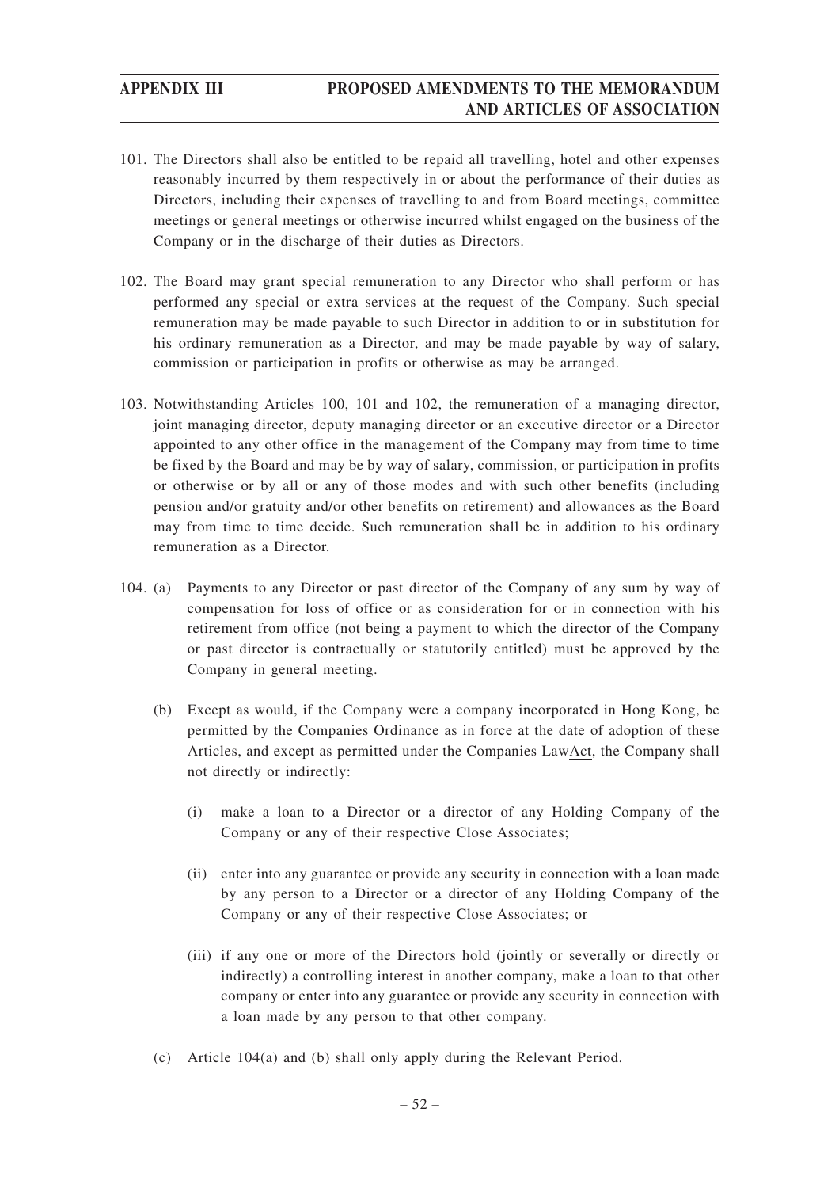101. The Directors shall also be entitled to be repaid all travelling, hotel and other expenses reasonably incurred by them respectively in or about the performance of their duties as Directors, including their expenses of travelling to and from Board meetings, committee meetings or general meetings or otherwise incurred whilst engaged on the business of the Company or in the discharge of their duties as Directors.

102. The Board may grant special remuneration to any Director who shall perform or has performed any special or extra services at the request of the Company. Such special remuneration may be made payable to such Director in addition to or in substitution for his ordinary remuneration as a Director, and may be made payable by way of salary, commission or participation in profits or otherwise as may be arranged.

103. Notwithstanding Articles 100, 101 and 102, the remuneration of a managing director, joint managing director, deputy managing director or an executive director or a Director appointed to any other office in the management of the Company may from time to time be fixed by the Board and may be by way of salary, commission, or participation in profits or otherwise or by all or any of those modes and with such other benefits (including pension and/or gratuity and/or other benefits on retirement) and allowances as the Board may from time to time decide. Such remuneration shall be in addition to his ordinary remuneration as a Director.

104. (a) Payments to any Director or past director of the Company of any sum by way of compensation for loss of office or as consideration for or in connection with his retirement from office (not being a payment to which the director of the Company or past director is contractually or statutorily entitled) must be approved by the Company in general meeting.

(b) Except as would, if the Company were a company incorporated in Hong Kong, be permitted by the Companies Ordinance as in force at the date of adoption of these Articles, and except as permitted under the Companies ~~Law~~Act, the Company shall not directly or indirectly:

(i) make a loan to a Director or a director of any Holding Company of the Company or any of their respective Close Associates;

(ii) enter into any guarantee or provide any security in connection with a loan made by any person to a Director or a director of any Holding Company of the Company or any of their respective Close Associates; or

(iii) if any one or more of the Directors hold (jointly or severally or directly or indirectly) a controlling interest in another company, make a loan to that other company or enter into any guarantee or provide any security in connection with a loan made by any person to that other company.

(c) Article 104(a) and (b) shall only apply during the Relevant Period.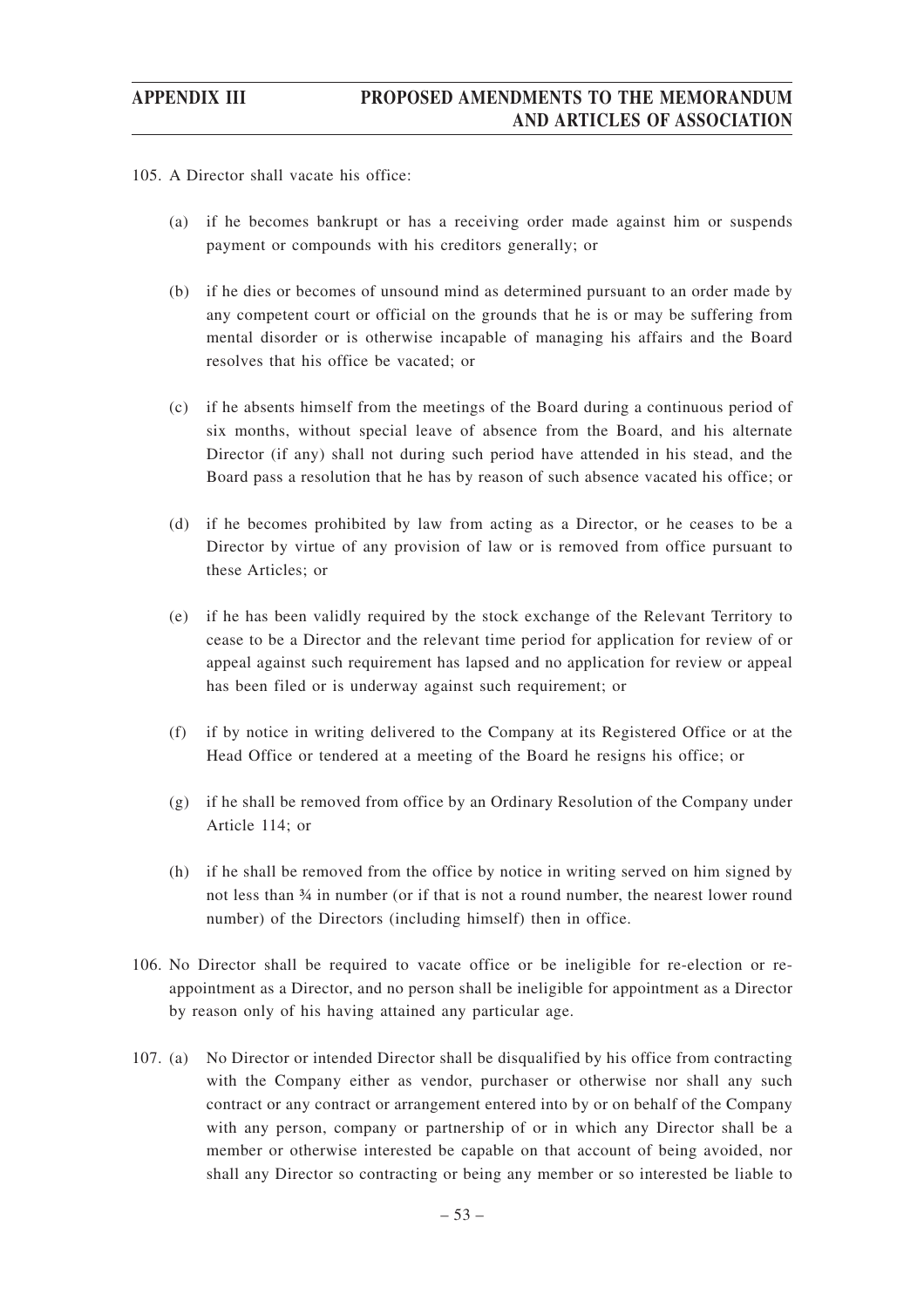105. A Director shall vacate his office:

(a) if he becomes bankrupt or has a receiving order made against him or suspends payment or compounds with his creditors generally; or

(b) if he dies or becomes of unsound mind as determined pursuant to an order made by any competent court or official on the grounds that he is or may be suffering from mental disorder or is otherwise incapable of managing his affairs and the Board resolves that his office be vacated; or

(c) if he absents himself from the meetings of the Board during a continuous period of six months, without special leave of absence from the Board, and his alternate Director (if any) shall not during such period have attended in his stead, and the Board pass a resolution that he has by reason of such absence vacated his office; or

(d) if he becomes prohibited by law from acting as a Director, or he ceases to be a Director by virtue of any provision of law or is removed from office pursuant to these Articles; or

(e) if he has been validly required by the stock exchange of the Relevant Territory to cease to be a Director and the relevant time period for application for review of or appeal against such requirement has lapsed and no application for review or appeal has been filed or is underway against such requirement; or

(f) if by notice in writing delivered to the Company at its Registered Office or at the Head Office or tendered at a meeting of the Board he resigns his office; or

(g) if he shall be removed from office by an Ordinary Resolution of the Company under Article 114; or

(h) if he shall be removed from the office by notice in writing served on him signed by not less than ¾ in number (or if that is not a round number, the nearest lower round number) of the Directors (including himself) then in office.

106. No Director shall be required to vacate office or be ineligible for re-election or re-appointment as a Director, and no person shall be ineligible for appointment as a Director by reason only of his having attained any particular age.

107. (a) No Director or intended Director shall be disqualified by his office from contracting with the Company either as vendor, purchaser or otherwise nor shall any such contract or any contract or arrangement entered into by or on behalf of the Company with any person, company or partnership of or in which any Director shall be a member or otherwise interested be capable on that account of being avoided, nor shall any Director so contracting or being any member or so interested be liable to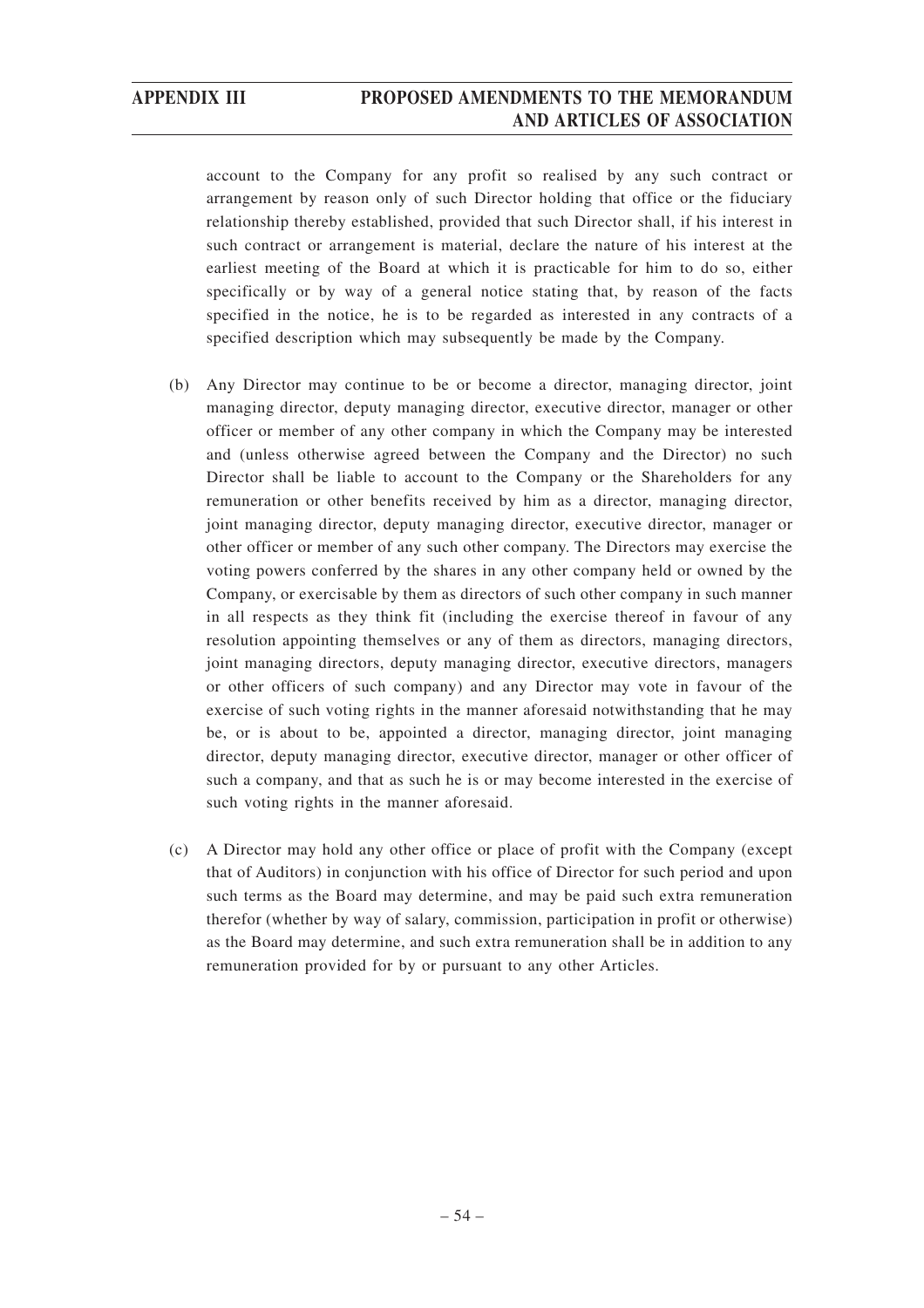account to the Company for any profit so realised by any such contract or arrangement by reason only of such Director holding that office or the fiduciary relationship thereby established, provided that such Director shall, if his interest in such contract or arrangement is material, declare the nature of his interest at the earliest meeting of the Board at which it is practicable for him to do so, either specifically or by way of a general notice stating that, by reason of the facts specified in the notice, he is to be regarded as interested in any contracts of a specified description which may subsequently be made by the Company.

(b) Any Director may continue to be or become a director, managing director, joint managing director, deputy managing director, executive director, manager or other officer or member of any other company in which the Company may be interested and (unless otherwise agreed between the Company and the Director) no such Director shall be liable to account to the Company or the Shareholders for any remuneration or other benefits received by him as a director, managing director, joint managing director, deputy managing director, executive director, manager or other officer or member of any such other company. The Directors may exercise the voting powers conferred by the shares in any other company held or owned by the Company, or exercisable by them as directors of such other company in such manner in all respects as they think fit (including the exercise thereof in favour of any resolution appointing themselves or any of them as directors, managing directors, joint managing directors, deputy managing director, executive directors, managers or other officers of such company) and any Director may vote in favour of the exercise of such voting rights in the manner aforesaid notwithstanding that he may be, or is about to be, appointed a director, managing director, joint managing director, deputy managing director, executive director, manager or other officer of such a company, and that as such he is or may become interested in the exercise of such voting rights in the manner aforesaid.

(c) A Director may hold any other office or place of profit with the Company (except that of Auditors) in conjunction with his office of Director for such period and upon such terms as the Board may determine, and may be paid such extra remuneration therefor (whether by way of salary, commission, participation in profit or otherwise) as the Board may determine, and such extra remuneration shall be in addition to any remuneration provided for by or pursuant to any other Articles.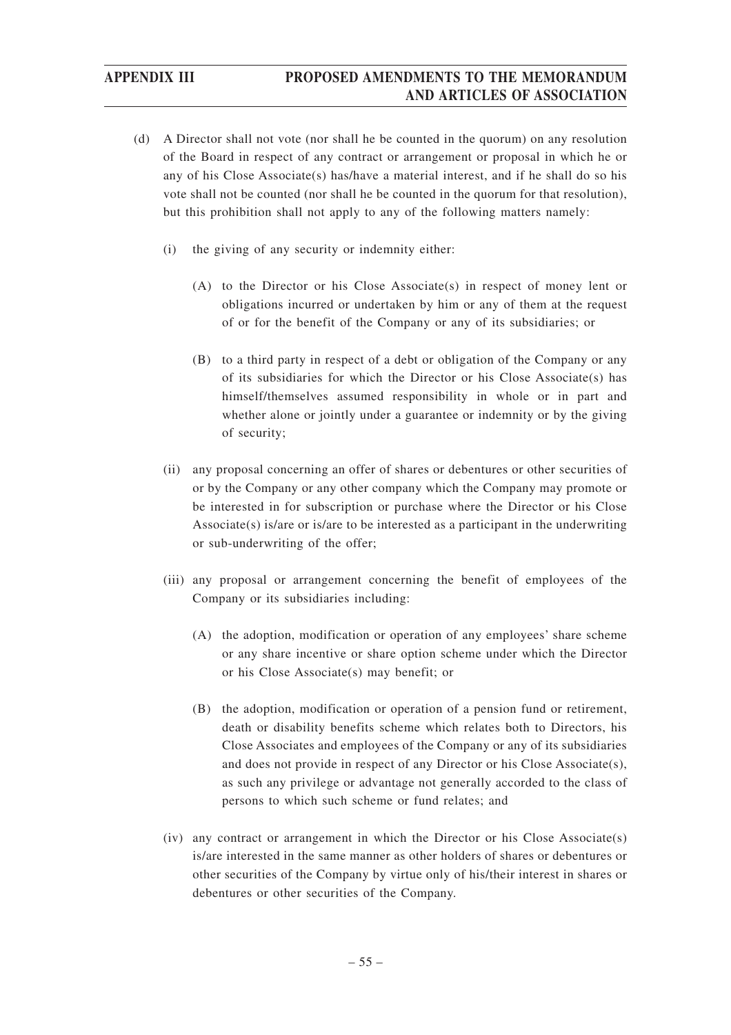(d) A Director shall not vote (nor shall he be counted in the quorum) on any resolution of the Board in respect of any contract or arrangement or proposal in which he or any of his Close Associate(s) has/have a material interest, and if he shall do so his vote shall not be counted (nor shall he be counted in the quorum for that resolution), but this prohibition shall not apply to any of the following matters namely:

   (i) the giving of any security or indemnity either:

      (A) to the Director or his Close Associate(s) in respect of money lent or obligations incurred or undertaken by him or any of them at the request of or for the benefit of the Company or any of its subsidiaries; or

      (B) to a third party in respect of a debt or obligation of the Company or any of its subsidiaries for which the Director or his Close Associate(s) has himself/themselves assumed responsibility in whole or in part and whether alone or jointly under a guarantee or indemnity or by the giving of security;

   (ii) any proposal concerning an offer of shares or debentures or other securities of or by the Company or any other company which the Company may promote or be interested in for subscription or purchase where the Director or his Close Associate(s) is/are or is/are to be interested as a participant in the underwriting or sub-underwriting of the offer;

   (iii) any proposal or arrangement concerning the benefit of employees of the Company or its subsidiaries including:

      (A) the adoption, modification or operation of any employees' share scheme or any share incentive or share option scheme under which the Director or his Close Associate(s) may benefit; or

      (B) the adoption, modification or operation of a pension fund or retirement, death or disability benefits scheme which relates both to Directors, his Close Associates and employees of the Company or any of its subsidiaries and does not provide in respect of any Director or his Close Associate(s), as such any privilege or advantage not generally accorded to the class of persons to which such scheme or fund relates; and

   (iv) any contract or arrangement in which the Director or his Close Associate(s) is/are interested in the same manner as other holders of shares or debentures or other securities of the Company by virtue only of his/their interest in shares or debentures or other securities of the Company.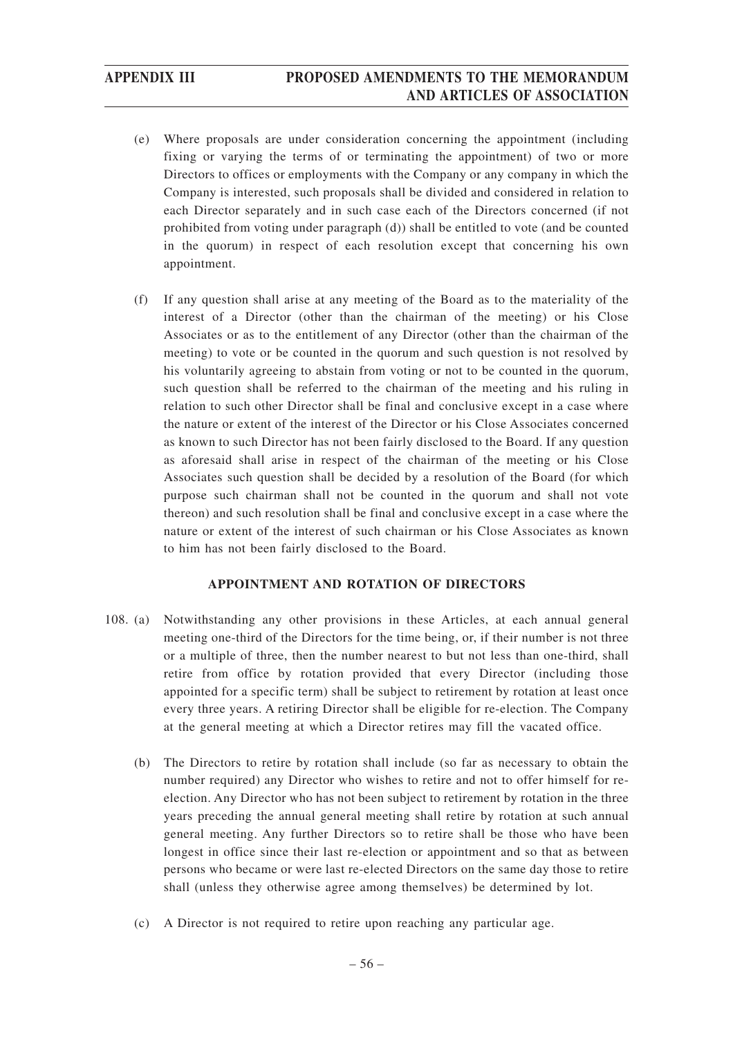(e) Where proposals are under consideration concerning the appointment (including fixing or varying the terms of or terminating the appointment) of two or more Directors to offices or employments with the Company or any company in which the Company is interested, such proposals shall be divided and considered in relation to each Director separately and in such case each of the Directors concerned (if not prohibited from voting under paragraph (d)) shall be entitled to vote (and be counted in the quorum) in respect of each resolution except that concerning his own appointment.

(f) If any question shall arise at any meeting of the Board as to the materiality of the interest of a Director (other than the chairman of the meeting) or his Close Associates or as to the entitlement of any Director (other than the chairman of the meeting) to vote or be counted in the quorum and such question is not resolved by his voluntarily agreeing to abstain from voting or not to be counted in the quorum, such question shall be referred to the chairman of the meeting and his ruling in relation to such other Director shall be final and conclusive except in a case where the nature or extent of the interest of the Director or his Close Associates concerned as known to such Director has not been fairly disclosed to the Board. If any question as aforesaid shall arise in respect of the chairman of the meeting or his Close Associates such question shall be decided by a resolution of the Board (for which purpose such chairman shall not be counted in the quorum and shall not vote thereon) and such resolution shall be final and conclusive except in a case where the nature or extent of the interest of such chairman or his Close Associates as known to him has not been fairly disclosed to the Board.

**APPOINTMENT AND ROTATION OF DIRECTORS**

108. (a) Notwithstanding any other provisions in these Articles, at each annual general meeting one-third of the Directors for the time being, or, if their number is not three or a multiple of three, then the number nearest to but not less than one-third, shall retire from office by rotation provided that every Director (including those appointed for a specific term) shall be subject to retirement by rotation at least once every three years. A retiring Director shall be eligible for re-election. The Company at the general meeting at which a Director retires may fill the vacated office.

(b) The Directors to retire by rotation shall include (so far as necessary to obtain the number required) any Director who wishes to retire and not to offer himself for re-election. Any Director who has not been subject to retirement by rotation in the three years preceding the annual general meeting shall retire by rotation at such annual general meeting. Any further Directors so to retire shall be those who have been longest in office since their last re-election or appointment and so that as between persons who became or were last re-elected Directors on the same day those to retire shall (unless they otherwise agree among themselves) be determined by lot.

(c) A Director is not required to retire upon reaching any particular age.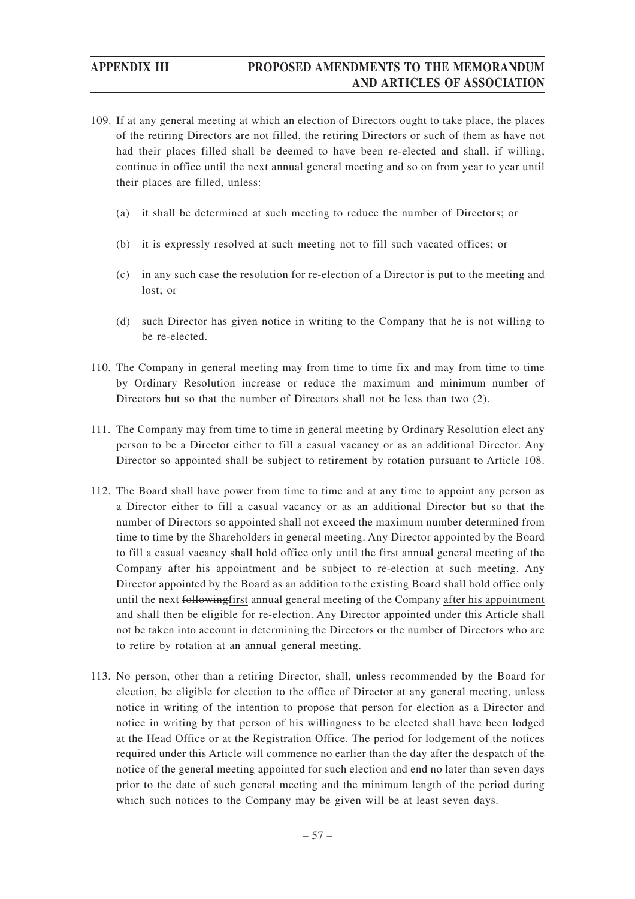109. If at any general meeting at which an election of Directors ought to take place, the places of the retiring Directors are not filled, the retiring Directors or such of them as have not had their places filled shall be deemed to have been re-elected and shall, if willing, continue in office until the next annual general meeting and so on from year to year until their places are filled, unless:

    (a) it shall be determined at such meeting to reduce the number of Directors; or

    (b) it is expressly resolved at such meeting not to fill such vacated offices; or

    (c) in any such case the resolution for re-election of a Director is put to the meeting and lost; or

    (d) such Director has given notice in writing to the Company that he is not willing to be re-elected.

110. The Company in general meeting may from time to time fix and may from time to time by Ordinary Resolution increase or reduce the maximum and minimum number of Directors but so that the number of Directors shall not be less than two (2).

111. The Company may from time to time in general meeting by Ordinary Resolution elect any person to be a Director either to fill a casual vacancy or as an additional Director. Any Director so appointed shall be subject to retirement by rotation pursuant to Article 108.

112. The Board shall have power from time to time and at any time to appoint any person as a Director either to fill a casual vacancy or as an additional Director but so that the number of Directors so appointed shall not exceed the maximum number determined from time to time by the Shareholders in general meeting. Any Director appointed by the Board to fill a casual vacancy shall hold office only until the first annual general meeting of the Company after his appointment and be subject to re-election at such meeting. Any Director appointed by the Board as an addition to the existing Board shall hold office only until the next ~~following~~first annual general meeting of the Company after his appointment and shall then be eligible for re-election. Any Director appointed under this Article shall not be taken into account in determining the Directors or the number of Directors who are to retire by rotation at an annual general meeting.

113. No person, other than a retiring Director, shall, unless recommended by the Board for election, be eligible for election to the office of Director at any general meeting, unless notice in writing of the intention to propose that person for election as a Director and notice in writing by that person of his willingness to be elected shall have been lodged at the Head Office or at the Registration Office. The period for lodgement of the notices required under this Article will commence no earlier than the day after the despatch of the notice of the general meeting appointed for such election and end no later than seven days prior to the date of such general meeting and the minimum length of the period during which such notices to the Company may be given will be at least seven days.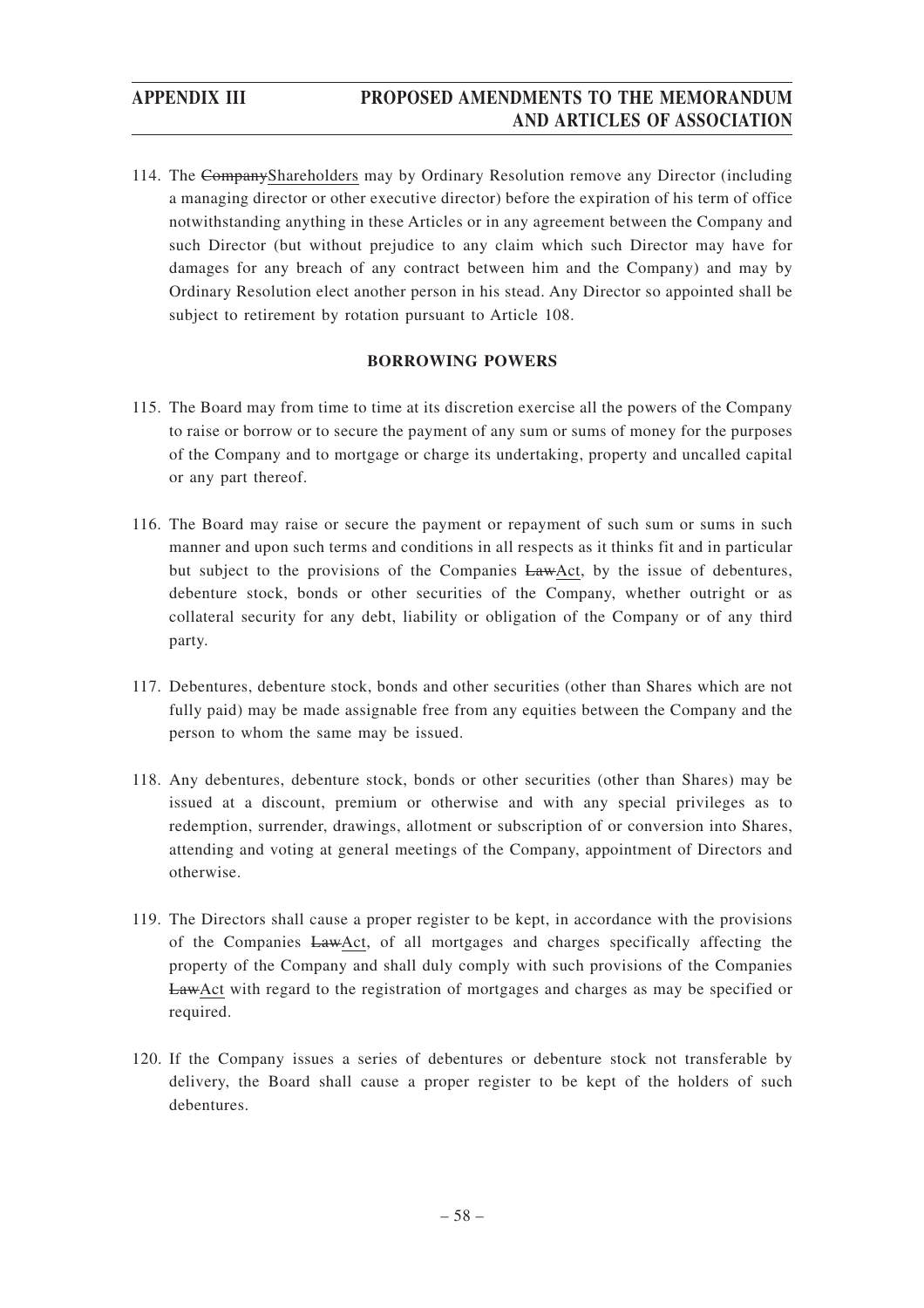114. The ~~Company~~Shareholders may by Ordinary Resolution remove any Director (including a managing director or other executive director) before the expiration of his term of office notwithstanding anything in these Articles or in any agreement between the Company and such Director (but without prejudice to any claim which such Director may have for damages for any breach of any contract between him and the Company) and may by Ordinary Resolution elect another person in his stead. Any Director so appointed shall be subject to retirement by rotation pursuant to Article 108.

**BORROWING POWERS**

115. The Board may from time to time at its discretion exercise all the powers of the Company to raise or borrow or to secure the payment of any sum or sums of money for the purposes of the Company and to mortgage or charge its undertaking, property and uncalled capital or any part thereof.

116. The Board may raise or secure the payment or repayment of such sum or sums in such manner and upon such terms and conditions in all respects as it thinks fit and in particular but subject to the provisions of the Companies ~~Law~~Act, by the issue of debentures, debenture stock, bonds or other securities of the Company, whether outright or as collateral security for any debt, liability or obligation of the Company or of any third party.

117. Debentures, debenture stock, bonds and other securities (other than Shares which are not fully paid) may be made assignable free from any equities between the Company and the person to whom the same may be issued.

118. Any debentures, debenture stock, bonds or other securities (other than Shares) may be issued at a discount, premium or otherwise and with any special privileges as to redemption, surrender, drawings, allotment or subscription of or conversion into Shares, attending and voting at general meetings of the Company, appointment of Directors and otherwise.

119. The Directors shall cause a proper register to be kept, in accordance with the provisions of the Companies ~~Law~~Act, of all mortgages and charges specifically affecting the property of the Company and shall duly comply with such provisions of the Companies ~~Law~~Act with regard to the registration of mortgages and charges as may be specified or required.

120. If the Company issues a series of debentures or debenture stock not transferable by delivery, the Board shall cause a proper register to be kept of the holders of such debentures.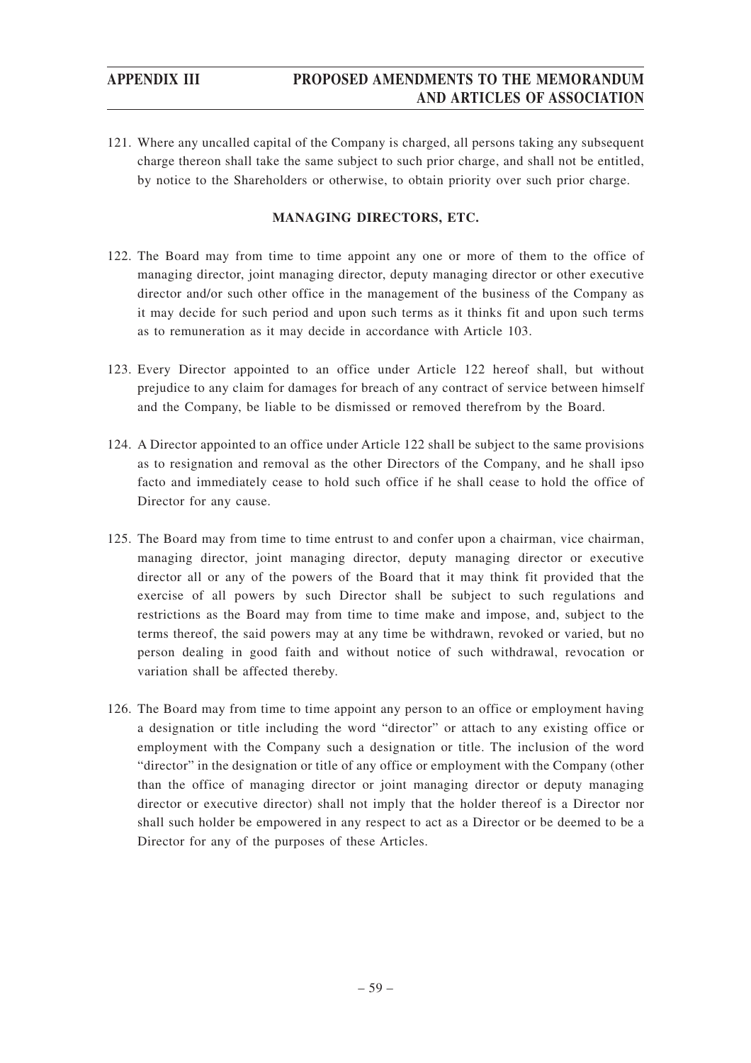121. Where any uncalled capital of the Company is charged, all persons taking any subsequent charge thereon shall take the same subject to such prior charge, and shall not be entitled, by notice to the Shareholders or otherwise, to obtain priority over such prior charge.

### MANAGING DIRECTORS, ETC.

122. The Board may from time to time appoint any one or more of them to the office of managing director, joint managing director, deputy managing director or other executive director and/or such other office in the management of the business of the Company as it may decide for such period and upon such terms as it thinks fit and upon such terms as to remuneration as it may decide in accordance with Article 103.

123. Every Director appointed to an office under Article 122 hereof shall, but without prejudice to any claim for damages for breach of any contract of service between himself and the Company, be liable to be dismissed or removed therefrom by the Board.

124. A Director appointed to an office under Article 122 shall be subject to the same provisions as to resignation and removal as the other Directors of the Company, and he shall ipso facto and immediately cease to hold such office if he shall cease to hold the office of Director for any cause.

125. The Board may from time to time entrust to and confer upon a chairman, vice chairman, managing director, joint managing director, deputy managing director or executive director all or any of the powers of the Board that it may think fit provided that the exercise of all powers by such Director shall be subject to such regulations and restrictions as the Board may from time to time make and impose, and, subject to the terms thereof, the said powers may at any time be withdrawn, revoked or varied, but no person dealing in good faith and without notice of such withdrawal, revocation or variation shall be affected thereby.

126. The Board may from time to time appoint any person to an office or employment having a designation or title including the word "director" or attach to any existing office or employment with the Company such a designation or title. The inclusion of the word "director" in the designation or title of any office or employment with the Company (other than the office of managing director or joint managing director or deputy managing director or executive director) shall not imply that the holder thereof is a Director nor shall such holder be empowered in any respect to act as a Director or be deemed to be a Director for any of the purposes of these Articles.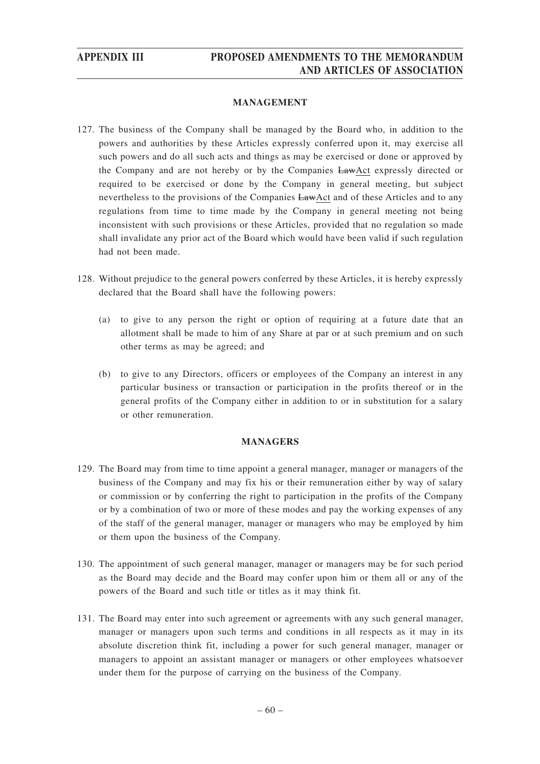## MANAGEMENT

127. The business of the Company shall be managed by the Board who, in addition to the powers and authorities by these Articles expressly conferred upon it, may exercise all such powers and do all such acts and things as may be exercised or done or approved by the Company and are not hereby or by the Companies ~~Law~~Act expressly directed or required to be exercised or done by the Company in general meeting, but subject nevertheless to the provisions of the Companies ~~Law~~Act and of these Articles and to any regulations from time to time made by the Company in general meeting not being inconsistent with such provisions or these Articles, provided that no regulation so made shall invalidate any prior act of the Board which would have been valid if such regulation had not been made.

128. Without prejudice to the general powers conferred by these Articles, it is hereby expressly declared that the Board shall have the following powers:

    (a) to give to any person the right or option of requiring at a future date that an allotment shall be made to him of any Share at par or at such premium and on such other terms as may be agreed; and

    (b) to give to any Directors, officers or employees of the Company an interest in any particular business or transaction or participation in the profits thereof or in the general profits of the Company either in addition to or in substitution for a salary or other remuneration.

## MANAGERS

129. The Board may from time to time appoint a general manager, manager or managers of the business of the Company and may fix his or their remuneration either by way of salary or commission or by conferring the right to participation in the profits of the Company or by a combination of two or more of these modes and pay the working expenses of any of the staff of the general manager, manager or managers who may be employed by him or them upon the business of the Company.

130. The appointment of such general manager, manager or managers may be for such period as the Board may decide and the Board may confer upon him or them all or any of the powers of the Board and such title or titles as it may think fit.

131. The Board may enter into such agreement or agreements with any such general manager, manager or managers upon such terms and conditions in all respects as it may in its absolute discretion think fit, including a power for such general manager, manager or managers to appoint an assistant manager or managers or other employees whatsoever under them for the purpose of carrying on the business of the Company.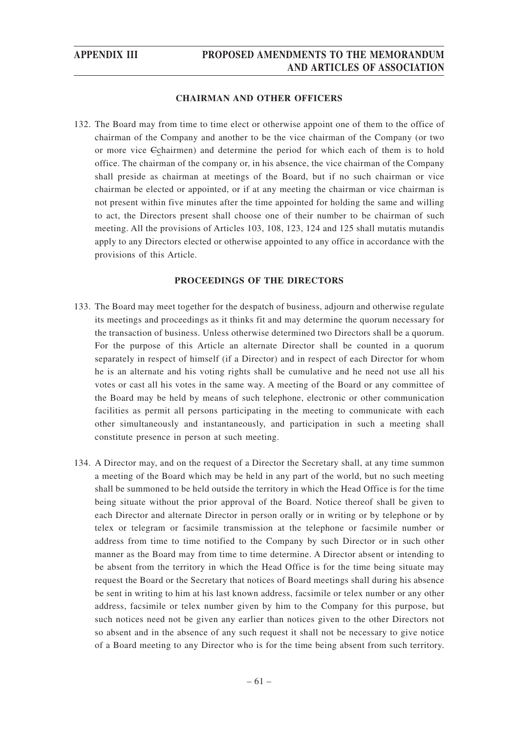## CHAIRMAN AND OTHER OFFICERS

132. The Board may from time to time elect or otherwise appoint one of them to the office of chairman of the Company and another to be the vice chairman of the Company (or two or more vice ~~C~~chairmen) and determine the period for which each of them is to hold office. The chairman of the company or, in his absence, the vice chairman of the Company shall preside as chairman at meetings of the Board, but if no such chairman or vice chairman be elected or appointed, or if at any meeting the chairman or vice chairman is not present within five minutes after the time appointed for holding the same and willing to act, the Directors present shall choose one of their number to be chairman of such meeting. All the provisions of Articles 103, 108, 123, 124 and 125 shall mutatis mutandis apply to any Directors elected or otherwise appointed to any office in accordance with the provisions of this Article.

## PROCEEDINGS OF THE DIRECTORS

133. The Board may meet together for the despatch of business, adjourn and otherwise regulate its meetings and proceedings as it thinks fit and may determine the quorum necessary for the transaction of business. Unless otherwise determined two Directors shall be a quorum. For the purpose of this Article an alternate Director shall be counted in a quorum separately in respect of himself (if a Director) and in respect of each Director for whom he is an alternate and his voting rights shall be cumulative and he need not use all his votes or cast all his votes in the same way. A meeting of the Board or any committee of the Board may be held by means of such telephone, electronic or other communication facilities as permit all persons participating in the meeting to communicate with each other simultaneously and instantaneously, and participation in such a meeting shall constitute presence in person at such meeting.

134. A Director may, and on the request of a Director the Secretary shall, at any time summon a meeting of the Board which may be held in any part of the world, but no such meeting shall be summoned to be held outside the territory in which the Head Office is for the time being situate without the prior approval of the Board. Notice thereof shall be given to each Director and alternate Director in person orally or in writing or by telephone or by telex or telegram or facsimile transmission at the telephone or facsimile number or address from time to time notified to the Company by such Director or in such other manner as the Board may from time to time determine. A Director absent or intending to be absent from the territory in which the Head Office is for the time being situate may request the Board or the Secretary that notices of Board meetings shall during his absence be sent in writing to him at his last known address, facsimile or telex number or any other address, facsimile or telex number given by him to the Company for this purpose, but such notices need not be given any earlier than notices given to the other Directors not so absent and in the absence of any such request it shall not be necessary to give notice of a Board meeting to any Director who is for the time being absent from such territory.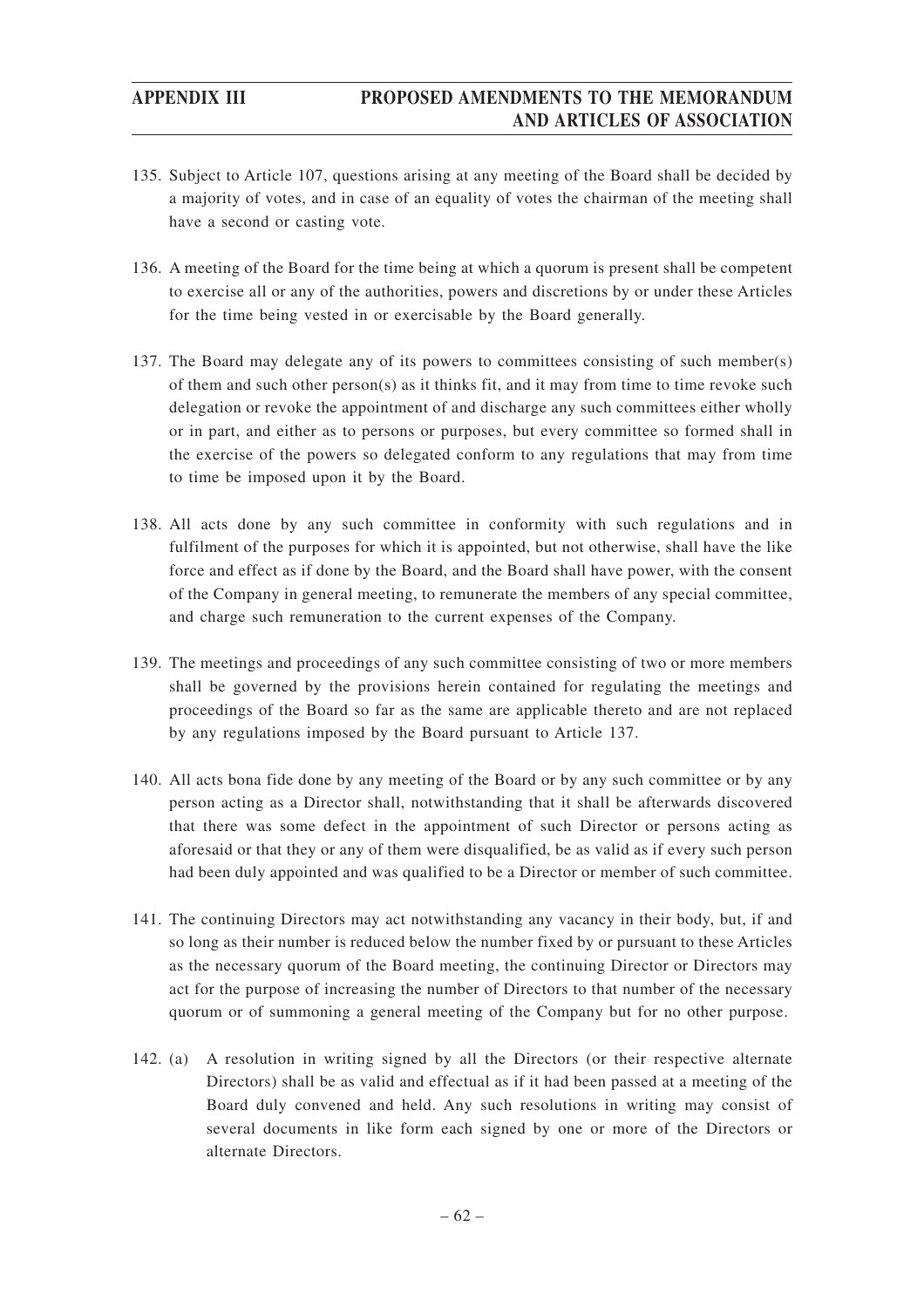135. Subject to Article 107, questions arising at any meeting of the Board shall be decided by a majority of votes, and in case of an equality of votes the chairman of the meeting shall have a second or casting vote.

136. A meeting of the Board for the time being at which a quorum is present shall be competent to exercise all or any of the authorities, powers and discretions by or under these Articles for the time being vested in or exercisable by the Board generally.

137. The Board may delegate any of its powers to committees consisting of such member(s) of them and such other person(s) as it thinks fit, and it may from time to time revoke such delegation or revoke the appointment of and discharge any such committees either wholly or in part, and either as to persons or purposes, but every committee so formed shall in the exercise of the powers so delegated conform to any regulations that may from time to time be imposed upon it by the Board.

138. All acts done by any such committee in conformity with such regulations and in fulfilment of the purposes for which it is appointed, but not otherwise, shall have the like force and effect as if done by the Board, and the Board shall have power, with the consent of the Company in general meeting, to remunerate the members of any special committee, and charge such remuneration to the current expenses of the Company.

139. The meetings and proceedings of any such committee consisting of two or more members shall be governed by the provisions herein contained for regulating the meetings and proceedings of the Board so far as the same are applicable thereto and are not replaced by any regulations imposed by the Board pursuant to Article 137.

140. All acts bona fide done by any meeting of the Board or by any such committee or by any person acting as a Director shall, notwithstanding that it shall be afterwards discovered that there was some defect in the appointment of such Director or persons acting as aforesaid or that they or any of them were disqualified, be as valid as if every such person had been duly appointed and was qualified to be a Director or member of such committee.

141. The continuing Directors may act notwithstanding any vacancy in their body, but, if and so long as their number is reduced below the number fixed by or pursuant to these Articles as the necessary quorum of the Board meeting, the continuing Director or Directors may act for the purpose of increasing the number of Directors to that number of the necessary quorum or of summoning a general meeting of the Company but for no other purpose.

142. (a) A resolution in writing signed by all the Directors (or their respective alternate Directors) shall be as valid and effectual as if it had been passed at a meeting of the Board duly convened and held. Any such resolutions in writing may consist of several documents in like form each signed by one or more of the Directors or alternate Directors.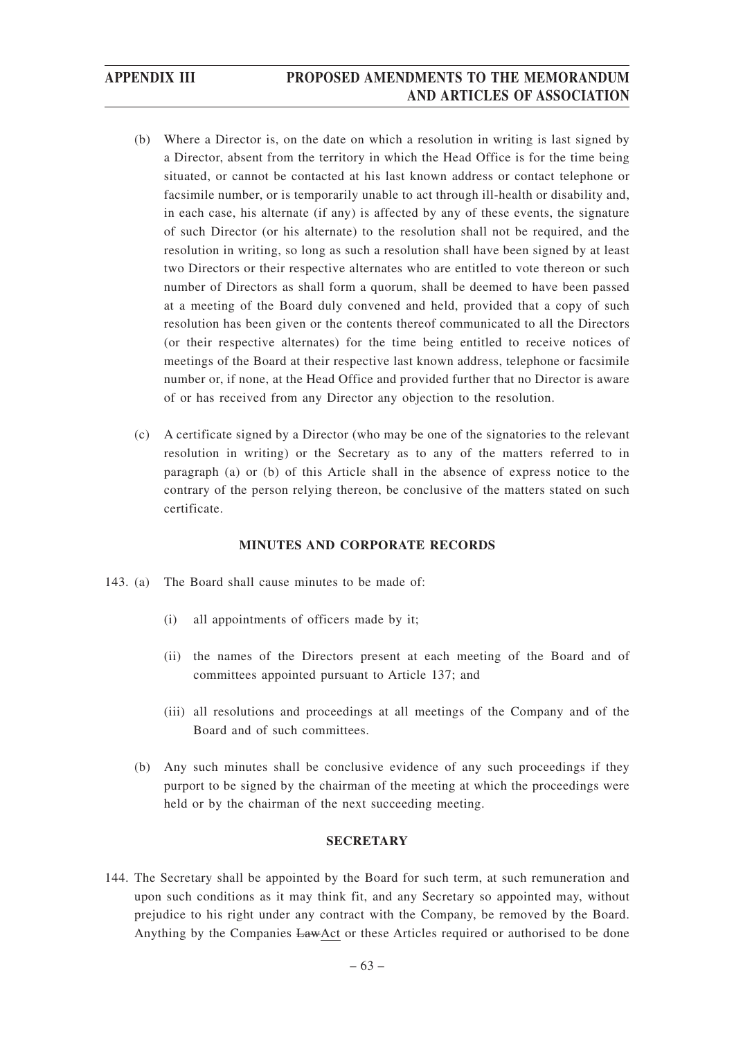(b) Where a Director is, on the date on which a resolution in writing is last signed by a Director, absent from the territory in which the Head Office is for the time being situated, or cannot be contacted at his last known address or contact telephone or facsimile number, or is temporarily unable to act through ill-health or disability and, in each case, his alternate (if any) is affected by any of these events, the signature of such Director (or his alternate) to the resolution shall not be required, and the resolution in writing, so long as such a resolution shall have been signed by at least two Directors or their respective alternates who are entitled to vote thereon or such number of Directors as shall form a quorum, shall be deemed to have been passed at a meeting of the Board duly convened and held, provided that a copy of such resolution has been given or the contents thereof communicated to all the Directors (or their respective alternates) for the time being entitled to receive notices of meetings of the Board at their respective last known address, telephone or facsimile number or, if none, at the Head Office and provided further that no Director is aware of or has received from any Director any objection to the resolution.

(c) A certificate signed by a Director (who may be one of the signatories to the relevant resolution in writing) or the Secretary as to any of the matters referred to in paragraph (a) or (b) of this Article shall in the absence of express notice to the contrary of the person relying thereon, be conclusive of the matters stated on such certificate.

**MINUTES AND CORPORATE RECORDS**

143. (a) The Board shall cause minutes to be made of:

(i) all appointments of officers made by it;

(ii) the names of the Directors present at each meeting of the Board and of committees appointed pursuant to Article 137; and

(iii) all resolutions and proceedings at all meetings of the Company and of the Board and of such committees.

(b) Any such minutes shall be conclusive evidence of any such proceedings if they purport to be signed by the chairman of the meeting at which the proceedings were held or by the chairman of the next succeeding meeting.

**SECRETARY**

144. The Secretary shall be appointed by the Board for such term, at such remuneration and upon such conditions as it may think fit, and any Secretary so appointed may, without prejudice to his right under any contract with the Company, be removed by the Board. Anything by the Companies ~~Law~~Act or these Articles required or authorised to be done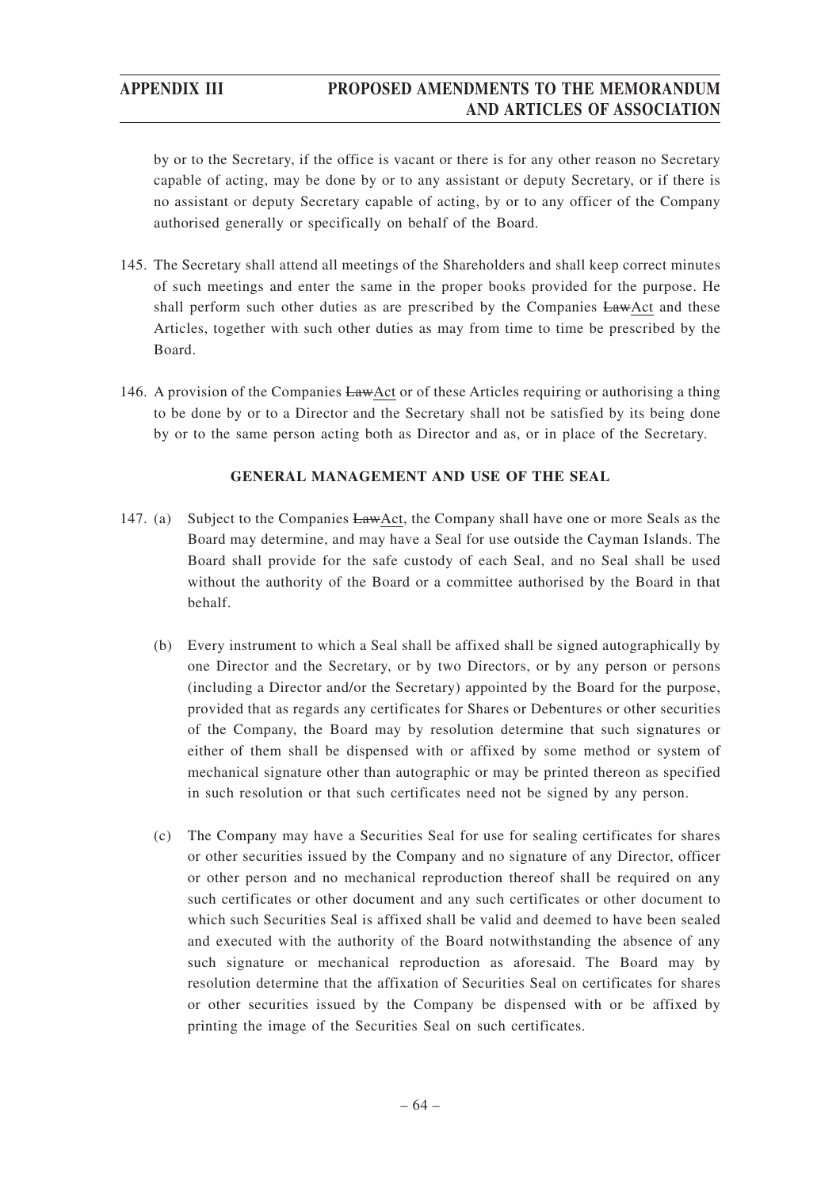by or to the Secretary, if the office is vacant or there is for any other reason no Secretary capable of acting, may be done by or to any assistant or deputy Secretary, or if there is no assistant or deputy Secretary capable of acting, by or to any officer of the Company authorised generally or specifically on behalf of the Board.

145. The Secretary shall attend all meetings of the Shareholders and shall keep correct minutes of such meetings and enter the same in the proper books provided for the purpose. He shall perform such other duties as are prescribed by the Companies ~~Law~~Act and these Articles, together with such other duties as may from time to time be prescribed by the Board.

146. A provision of the Companies ~~Law~~Act or of these Articles requiring or authorising a thing to be done by or to a Director and the Secretary shall not be satisfied by its being done by or to the same person acting both as Director and as, or in place of the Secretary.

**GENERAL MANAGEMENT AND USE OF THE SEAL**

147. (a) Subject to the Companies ~~Law~~Act, the Company shall have one or more Seals as the Board may determine, and may have a Seal for use outside the Cayman Islands. The Board shall provide for the safe custody of each Seal, and no Seal shall be used without the authority of the Board or a committee authorised by the Board in that behalf.

(b) Every instrument to which a Seal shall be affixed shall be signed autographically by one Director and the Secretary, or by two Directors, or by any person or persons (including a Director and/or the Secretary) appointed by the Board for the purpose, provided that as regards any certificates for Shares or Debentures or other securities of the Company, the Board may by resolution determine that such signatures or either of them shall be dispensed with or affixed by some method or system of mechanical signature other than autographic or may be printed thereon as specified in such resolution or that such certificates need not be signed by any person.

(c) The Company may have a Securities Seal for use for sealing certificates for shares or other securities issued by the Company and no signature of any Director, officer or other person and no mechanical reproduction thereof shall be required on any such certificates or other document and any such certificates or other document to which such Securities Seal is affixed shall be valid and deemed to have been sealed and executed with the authority of the Board notwithstanding the absence of any such signature or mechanical reproduction as aforesaid. The Board may by resolution determine that the affixation of Securities Seal on certificates for shares or other securities issued by the Company be dispensed with or be affixed by printing the image of the Securities Seal on such certificates.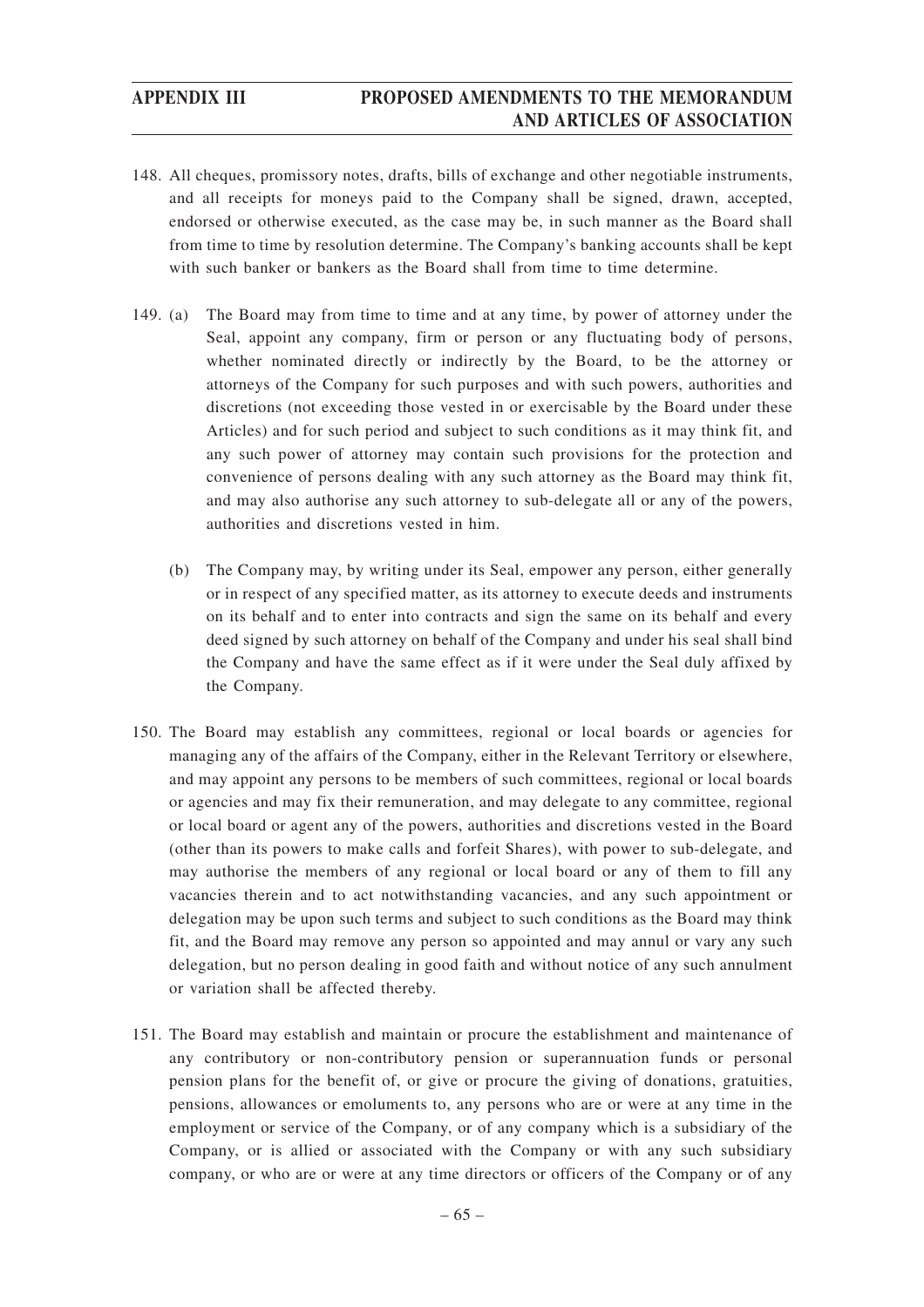148. All cheques, promissory notes, drafts, bills of exchange and other negotiable instruments, and all receipts for moneys paid to the Company shall be signed, drawn, accepted, endorsed or otherwise executed, as the case may be, in such manner as the Board shall from time to time by resolution determine. The Company's banking accounts shall be kept with such banker or bankers as the Board shall from time to time determine.

149. (a) The Board may from time to time and at any time, by power of attorney under the Seal, appoint any company, firm or person or any fluctuating body of persons, whether nominated directly or indirectly by the Board, to be the attorney or attorneys of the Company for such purposes and with such powers, authorities and discretions (not exceeding those vested in or exercisable by the Board under these Articles) and for such period and subject to such conditions as it may think fit, and any such power of attorney may contain such provisions for the protection and convenience of persons dealing with any such attorney as the Board may think fit, and may also authorise any such attorney to sub-delegate all or any of the powers, authorities and discretions vested in him.

    (b) The Company may, by writing under its Seal, empower any person, either generally or in respect of any specified matter, as its attorney to execute deeds and instruments on its behalf and to enter into contracts and sign the same on its behalf and every deed signed by such attorney on behalf of the Company and under his seal shall bind the Company and have the same effect as if it were under the Seal duly affixed by the Company.

150. The Board may establish any committees, regional or local boards or agencies for managing any of the affairs of the Company, either in the Relevant Territory or elsewhere, and may appoint any persons to be members of such committees, regional or local boards or agencies and may fix their remuneration, and may delegate to any committee, regional or local board or agent any of the powers, authorities and discretions vested in the Board (other than its powers to make calls and forfeit Shares), with power to sub-delegate, and may authorise the members of any regional or local board or any of them to fill any vacancies therein and to act notwithstanding vacancies, and any such appointment or delegation may be upon such terms and subject to such conditions as the Board may think fit, and the Board may remove any person so appointed and may annul or vary any such delegation, but no person dealing in good faith and without notice of any such annulment or variation shall be affected thereby.

151. The Board may establish and maintain or procure the establishment and maintenance of any contributory or non-contributory pension or superannuation funds or personal pension plans for the benefit of, or give or procure the giving of donations, gratuities, pensions, allowances or emoluments to, any persons who are or were at any time in the employment or service of the Company, or of any company which is a subsidiary of the Company, or is allied or associated with the Company or with any such subsidiary company, or who are or were at any time directors or officers of the Company or of any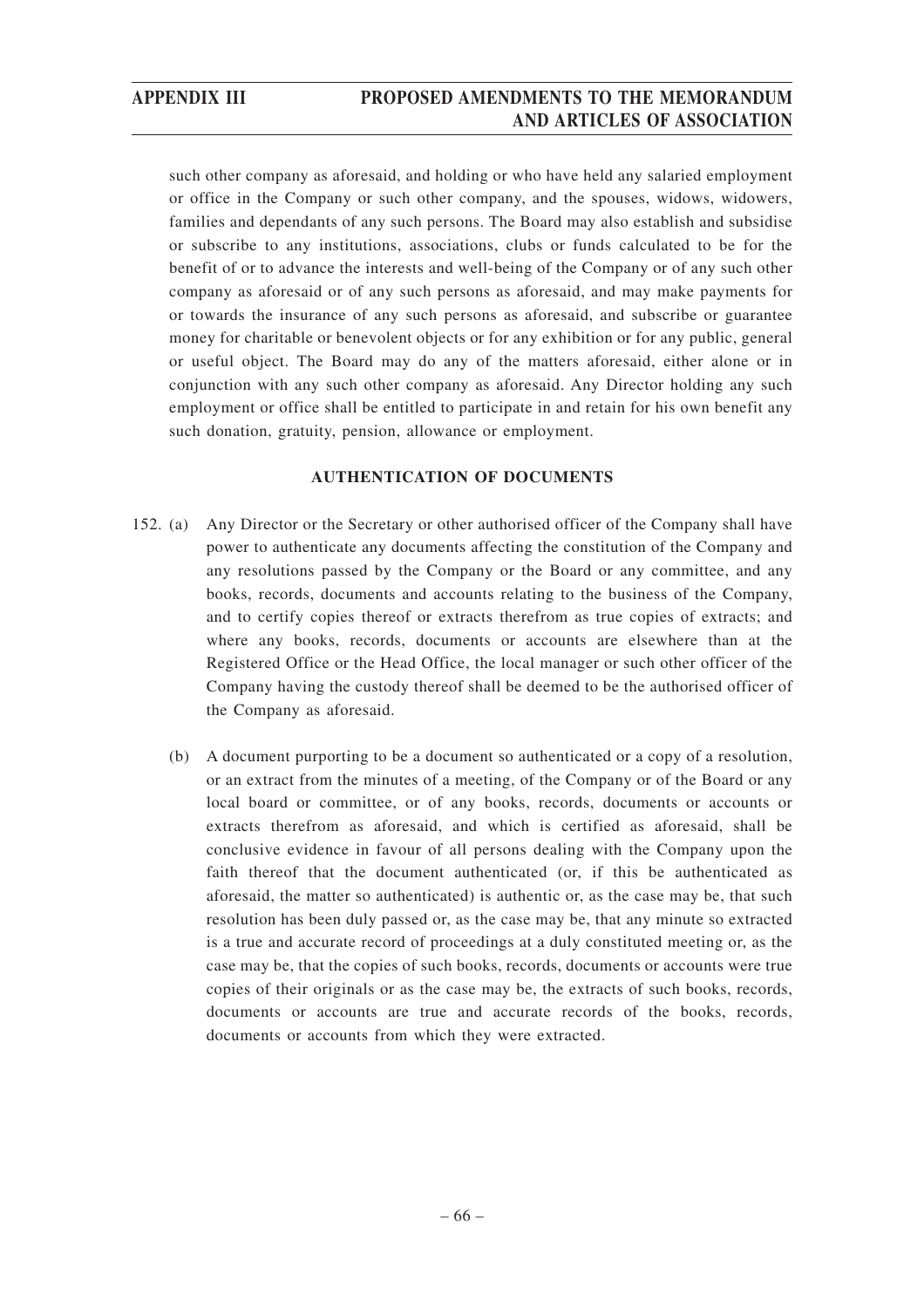such other company as aforesaid, and holding or who have held any salaried employment or office in the Company or such other company, and the spouses, widows, widowers, families and dependants of any such persons. The Board may also establish and subsidise or subscribe to any institutions, associations, clubs or funds calculated to be for the benefit of or to advance the interests and well-being of the Company or of any such other company as aforesaid or of any such persons as aforesaid, and may make payments for or towards the insurance of any such persons as aforesaid, and subscribe or guarantee money for charitable or benevolent objects or for any exhibition or for any public, general or useful object. The Board may do any of the matters aforesaid, either alone or in conjunction with any such other company as aforesaid. Any Director holding any such employment or office shall be entitled to participate in and retain for his own benefit any such donation, gratuity, pension, allowance or employment.

## AUTHENTICATION OF DOCUMENTS

152. (a) Any Director or the Secretary or other authorised officer of the Company shall have power to authenticate any documents affecting the constitution of the Company and any resolutions passed by the Company or the Board or any committee, and any books, records, documents and accounts relating to the business of the Company, and to certify copies thereof or extracts therefrom as true copies of extracts; and where any books, records, documents or accounts are elsewhere than at the Registered Office or the Head Office, the local manager or such other officer of the Company having the custody thereof shall be deemed to be the authorised officer of the Company as aforesaid.

(b) A document purporting to be a document so authenticated or a copy of a resolution, or an extract from the minutes of a meeting, of the Company or of the Board or any local board or committee, or of any books, records, documents or accounts or extracts therefrom as aforesaid, and which is certified as aforesaid, shall be conclusive evidence in favour of all persons dealing with the Company upon the faith thereof that the document authenticated (or, if this be authenticated as aforesaid, the matter so authenticated) is authentic or, as the case may be, that such resolution has been duly passed or, as the case may be, that any minute so extracted is a true and accurate record of proceedings at a duly constituted meeting or, as the case may be, that the copies of such books, records, documents or accounts were true copies of their originals or as the case may be, the extracts of such books, records, documents or accounts are true and accurate records of the books, records, documents or accounts from which they were extracted.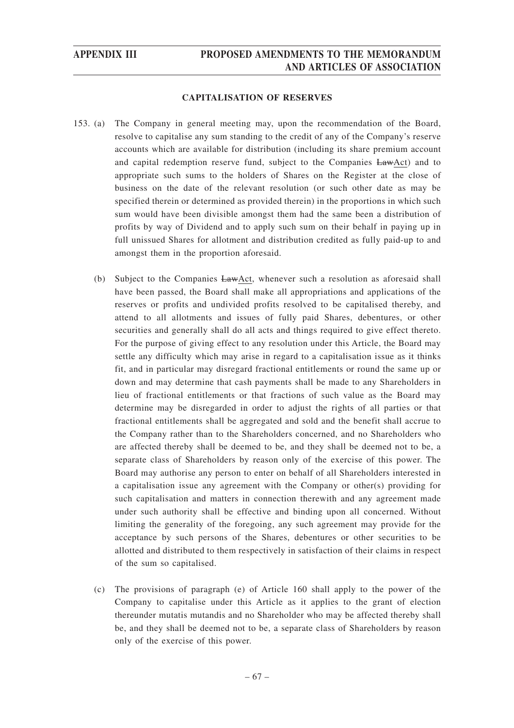## CAPITALISATION OF RESERVES

153. (a) The Company in general meeting may, upon the recommendation of the Board, resolve to capitalise any sum standing to the credit of any of the Company's reserve accounts which are available for distribution (including its share premium account and capital redemption reserve fund, subject to the Companies ~~Law~~Act) and to appropriate such sums to the holders of Shares on the Register at the close of business on the date of the relevant resolution (or such other date as may be specified therein or determined as provided therein) in the proportions in which such sum would have been divisible amongst them had the same been a distribution of profits by way of Dividend and to apply such sum on their behalf in paying up in full unissued Shares for allotment and distribution credited as fully paid-up to and amongst them in the proportion aforesaid.

(b) Subject to the Companies ~~Law~~Act, whenever such a resolution as aforesaid shall have been passed, the Board shall make all appropriations and applications of the reserves or profits and undivided profits resolved to be capitalised thereby, and attend to all allotments and issues of fully paid Shares, debentures, or other securities and generally shall do all acts and things required to give effect thereto. For the purpose of giving effect to any resolution under this Article, the Board may settle any difficulty which may arise in regard to a capitalisation issue as it thinks fit, and in particular may disregard fractional entitlements or round the same up or down and may determine that cash payments shall be made to any Shareholders in lieu of fractional entitlements or that fractions of such value as the Board may determine may be disregarded in order to adjust the rights of all parties or that fractional entitlements shall be aggregated and sold and the benefit shall accrue to the Company rather than to the Shareholders concerned, and no Shareholders who are affected thereby shall be deemed to be, and they shall be deemed not to be, a separate class of Shareholders by reason only of the exercise of this power. The Board may authorise any person to enter on behalf of all Shareholders interested in a capitalisation issue any agreement with the Company or other(s) providing for such capitalisation and matters in connection therewith and any agreement made under such authority shall be effective and binding upon all concerned. Without limiting the generality of the foregoing, any such agreement may provide for the acceptance by such persons of the Shares, debentures or other securities to be allotted and distributed to them respectively in satisfaction of their claims in respect of the sum so capitalised.

(c) The provisions of paragraph (e) of Article 160 shall apply to the power of the Company to capitalise under this Article as it applies to the grant of election thereunder mutatis mutandis and no Shareholder who may be affected thereby shall be, and they shall be deemed not to be, a separate class of Shareholders by reason only of the exercise of this power.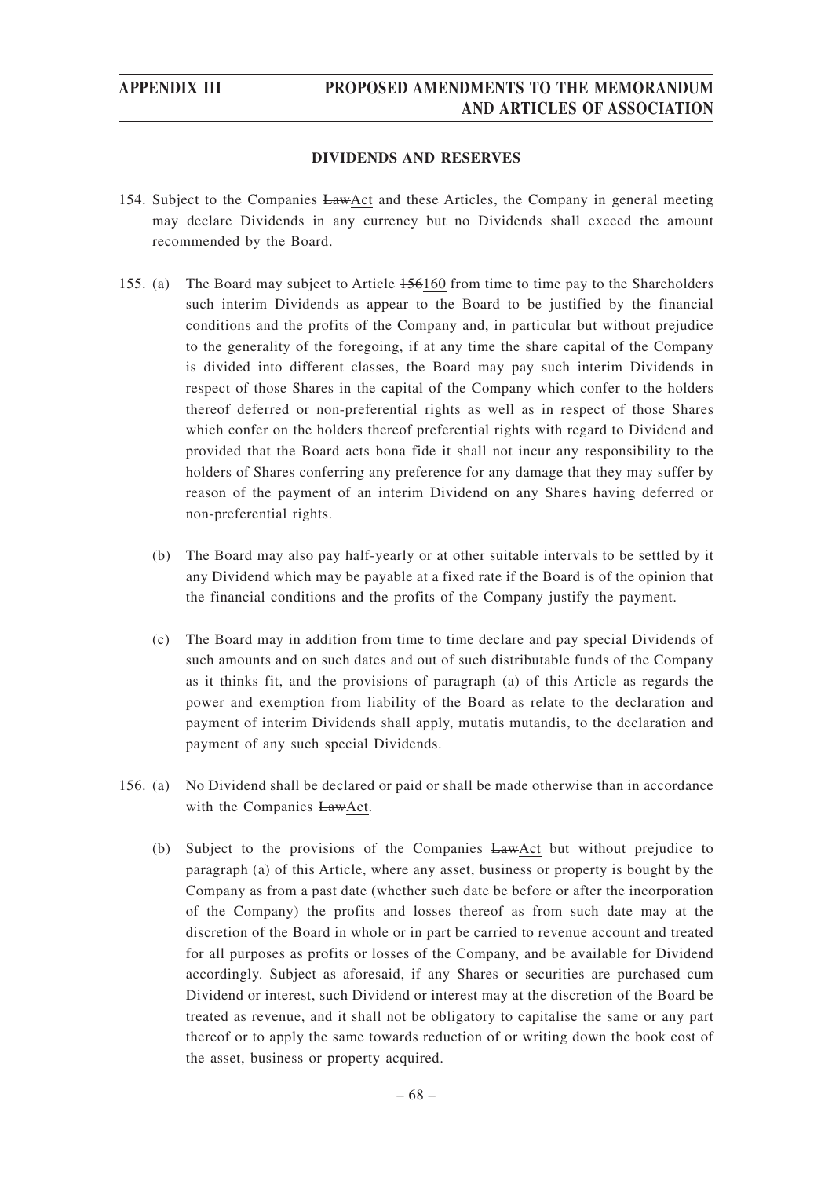#### DIVIDENDS AND RESERVES

154. Subject to the Companies ~~Law~~Act and these Articles, the Company in general meeting may declare Dividends in any currency but no Dividends shall exceed the amount recommended by the Board.

155. (a) The Board may subject to Article ~~156~~160 from time to time pay to the Shareholders such interim Dividends as appear to the Board to be justified by the financial conditions and the profits of the Company and, in particular but without prejudice to the generality of the foregoing, if at any time the share capital of the Company is divided into different classes, the Board may pay such interim Dividends in respect of those Shares in the capital of the Company which confer to the holders thereof deferred or non-preferential rights as well as in respect of those Shares which confer on the holders thereof preferential rights with regard to Dividend and provided that the Board acts bona fide it shall not incur any responsibility to the holders of Shares conferring any preference for any damage that they may suffer by reason of the payment of an interim Dividend on any Shares having deferred or non-preferential rights.

    (b) The Board may also pay half-yearly or at other suitable intervals to be settled by it any Dividend which may be payable at a fixed rate if the Board is of the opinion that the financial conditions and the profits of the Company justify the payment.

    (c) The Board may in addition from time to time declare and pay special Dividends of such amounts and on such dates and out of such distributable funds of the Company as it thinks fit, and the provisions of paragraph (a) of this Article as regards the power and exemption from liability of the Board as relate to the declaration and payment of interim Dividends shall apply, mutatis mutandis, to the declaration and payment of any such special Dividends.

156. (a) No Dividend shall be declared or paid or shall be made otherwise than in accordance with the Companies ~~Law~~Act.

    (b) Subject to the provisions of the Companies ~~Law~~Act but without prejudice to paragraph (a) of this Article, where any asset, business or property is bought by the Company as from a past date (whether such date be before or after the incorporation of the Company) the profits and losses thereof as from such date may at the discretion of the Board in whole or in part be carried to revenue account and treated for all purposes as profits or losses of the Company, and be available for Dividend accordingly. Subject as aforesaid, if any Shares or securities are purchased cum Dividend or interest, such Dividend or interest may at the discretion of the Board be treated as revenue, and it shall not be obligatory to capitalise the same or any part thereof or to apply the same towards reduction of or writing down the book cost of the asset, business or property acquired.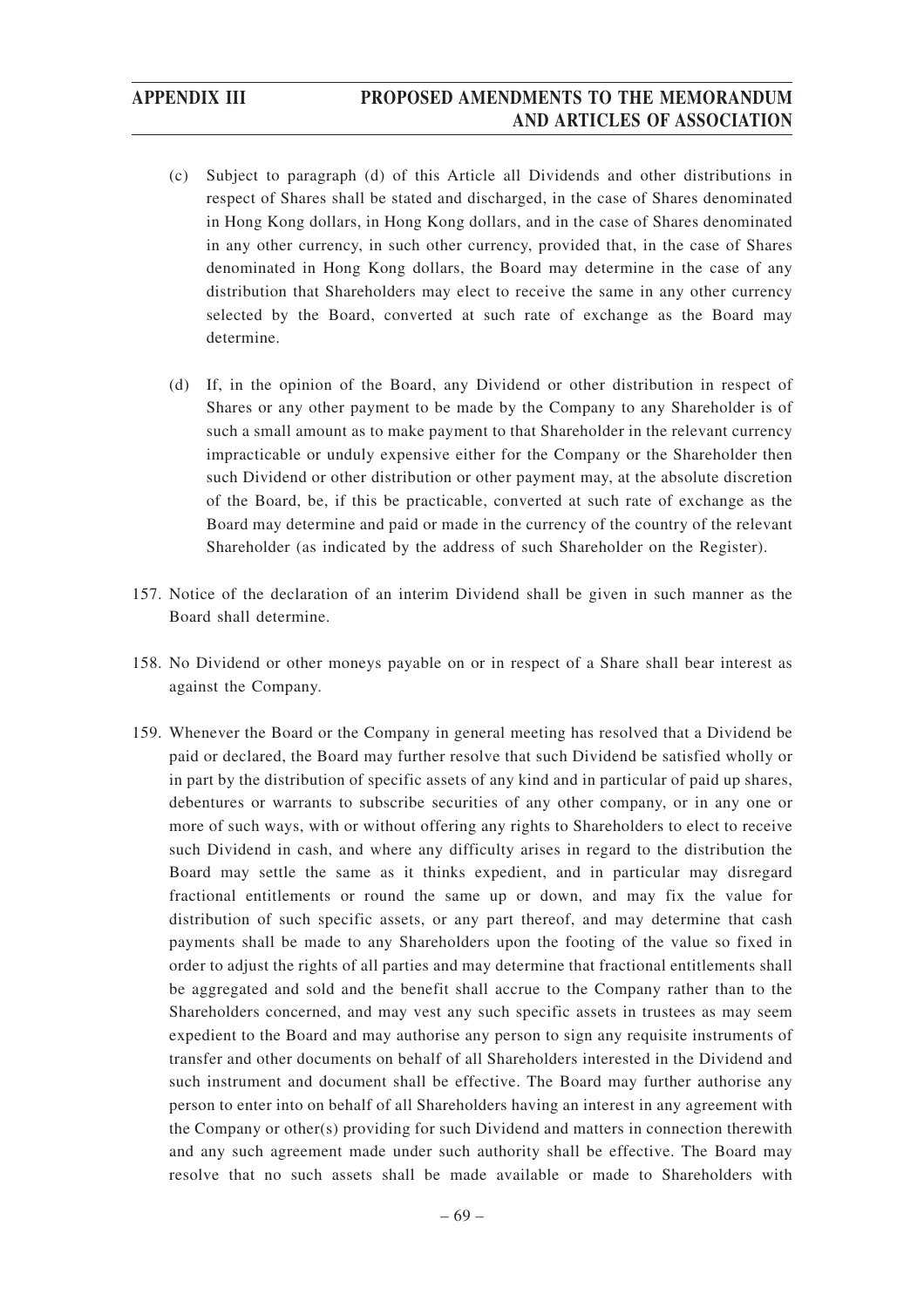(c) Subject to paragraph (d) of this Article all Dividends and other distributions in respect of Shares shall be stated and discharged, in the case of Shares denominated in Hong Kong dollars, in Hong Kong dollars, and in the case of Shares denominated in any other currency, in such other currency, provided that, in the case of Shares denominated in Hong Kong dollars, the Board may determine in the case of any distribution that Shareholders may elect to receive the same in any other currency selected by the Board, converted at such rate of exchange as the Board may determine.

(d) If, in the opinion of the Board, any Dividend or other distribution in respect of Shares or any other payment to be made by the Company to any Shareholder is of such a small amount as to make payment to that Shareholder in the relevant currency impracticable or unduly expensive either for the Company or the Shareholder then such Dividend or other distribution or other payment may, at the absolute discretion of the Board, be, if this be practicable, converted at such rate of exchange as the Board may determine and paid or made in the currency of the country of the relevant Shareholder (as indicated by the address of such Shareholder on the Register).

157. Notice of the declaration of an interim Dividend shall be given in such manner as the Board shall determine.

158. No Dividend or other moneys payable on or in respect of a Share shall bear interest as against the Company.

159. Whenever the Board or the Company in general meeting has resolved that a Dividend be paid or declared, the Board may further resolve that such Dividend be satisfied wholly or in part by the distribution of specific assets of any kind and in particular of paid up shares, debentures or warrants to subscribe securities of any other company, or in any one or more of such ways, with or without offering any rights to Shareholders to elect to receive such Dividend in cash, and where any difficulty arises in regard to the distribution the Board may settle the same as it thinks expedient, and in particular may disregard fractional entitlements or round the same up or down, and may fix the value for distribution of such specific assets, or any part thereof, and may determine that cash payments shall be made to any Shareholders upon the footing of the value so fixed in order to adjust the rights of all parties and may determine that fractional entitlements shall be aggregated and sold and the benefit shall accrue to the Company rather than to the Shareholders concerned, and may vest any such specific assets in trustees as may seem expedient to the Board and may authorise any person to sign any requisite instruments of transfer and other documents on behalf of all Shareholders interested in the Dividend and such instrument and document shall be effective. The Board may further authorise any person to enter into on behalf of all Shareholders having an interest in any agreement with the Company or other(s) providing for such Dividend and matters in connection therewith and any such agreement made under such authority shall be effective. The Board may resolve that no such assets shall be made available or made to Shareholders with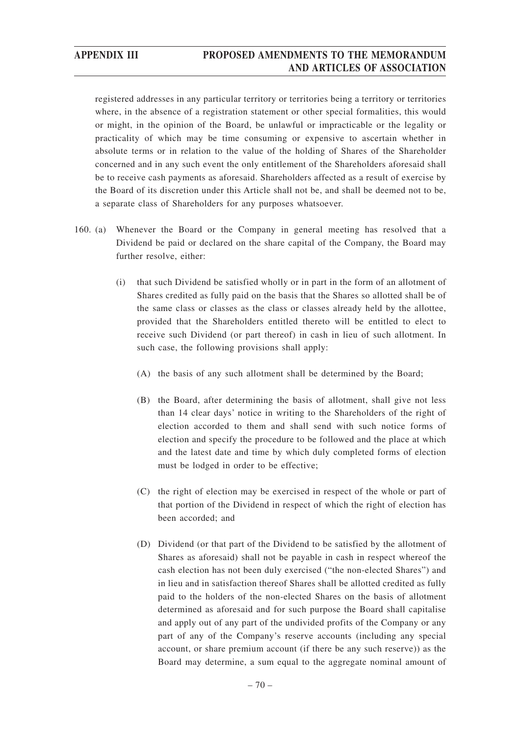registered addresses in any particular territory or territories being a territory or territories where, in the absence of a registration statement or other special formalities, this would or might, in the opinion of the Board, be unlawful or impracticable or the legality or practicality of which may be time consuming or expensive to ascertain whether in absolute terms or in relation to the value of the holding of Shares of the Shareholder concerned and in any such event the only entitlement of the Shareholders aforesaid shall be to receive cash payments as aforesaid. Shareholders affected as a result of exercise by the Board of its discretion under this Article shall not be, and shall be deemed not to be, a separate class of Shareholders for any purposes whatsoever.

160. (a) Whenever the Board or the Company in general meeting has resolved that a Dividend be paid or declared on the share capital of the Company, the Board may further resolve, either:

(i) that such Dividend be satisfied wholly or in part in the form of an allotment of Shares credited as fully paid on the basis that the Shares so allotted shall be of the same class or classes as the class or classes already held by the allottee, provided that the Shareholders entitled thereto will be entitled to elect to receive such Dividend (or part thereof) in cash in lieu of such allotment. In such case, the following provisions shall apply:

(A) the basis of any such allotment shall be determined by the Board;

(B) the Board, after determining the basis of allotment, shall give not less than 14 clear days' notice in writing to the Shareholders of the right of election accorded to them and shall send with such notice forms of election and specify the procedure to be followed and the place at which and the latest date and time by which duly completed forms of election must be lodged in order to be effective;

(C) the right of election may be exercised in respect of the whole or part of that portion of the Dividend in respect of which the right of election has been accorded; and

(D) Dividend (or that part of the Dividend to be satisfied by the allotment of Shares as aforesaid) shall not be payable in cash in respect whereof the cash election has not been duly exercised ("the non-elected Shares") and in lieu and in satisfaction thereof Shares shall be allotted credited as fully paid to the holders of the non-elected Shares on the basis of allotment determined as aforesaid and for such purpose the Board shall capitalise and apply out of any part of the undivided profits of the Company or any part of any of the Company's reserve accounts (including any special account, or share premium account (if there be any such reserve)) as the Board may determine, a sum equal to the aggregate nominal amount of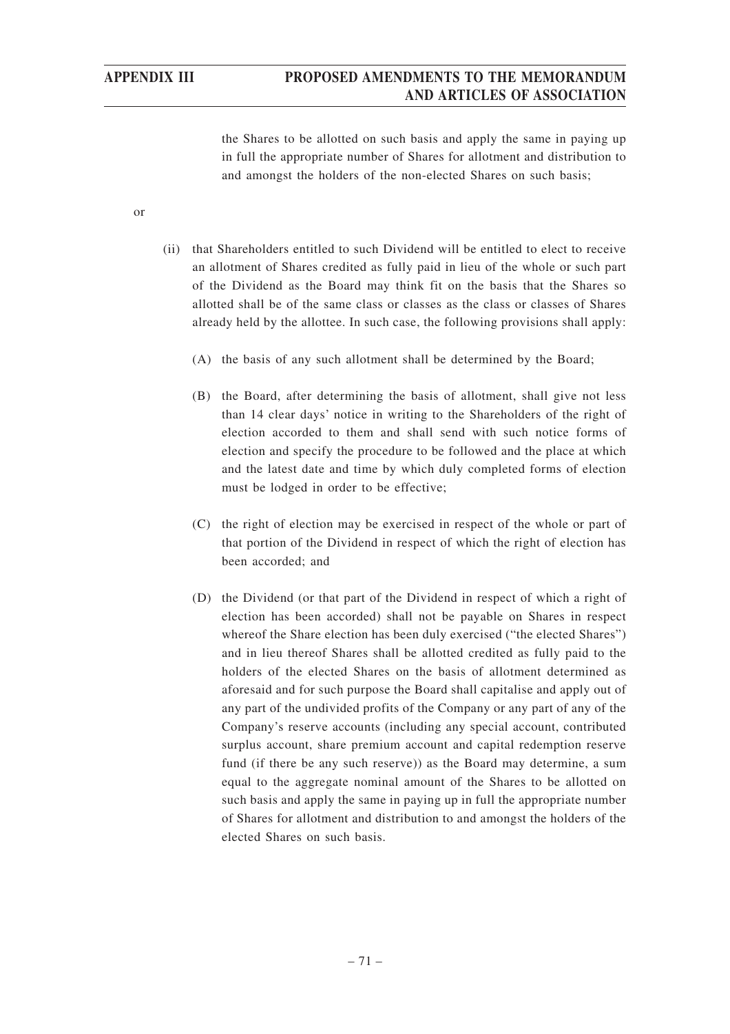the Shares to be allotted on such basis and apply the same in paying up in full the appropriate number of Shares for allotment and distribution to and amongst the holders of the non-elected Shares on such basis;

or

(ii) that Shareholders entitled to such Dividend will be entitled to elect to receive an allotment of Shares credited as fully paid in lieu of the whole or such part of the Dividend as the Board may think fit on the basis that the Shares so allotted shall be of the same class or classes as the class or classes of Shares already held by the allottee. In such case, the following provisions shall apply:

(A) the basis of any such allotment shall be determined by the Board;

(B) the Board, after determining the basis of allotment, shall give not less than 14 clear days' notice in writing to the Shareholders of the right of election accorded to them and shall send with such notice forms of election and specify the procedure to be followed and the place at which and the latest date and time by which duly completed forms of election must be lodged in order to be effective;

(C) the right of election may be exercised in respect of the whole or part of that portion of the Dividend in respect of which the right of election has been accorded; and

(D) the Dividend (or that part of the Dividend in respect of which a right of election has been accorded) shall not be payable on Shares in respect whereof the Share election has been duly exercised ("the elected Shares") and in lieu thereof Shares shall be allotted credited as fully paid to the holders of the elected Shares on the basis of allotment determined as aforesaid and for such purpose the Board shall capitalise and apply out of any part of the undivided profits of the Company or any part of any of the Company's reserve accounts (including any special account, contributed surplus account, share premium account and capital redemption reserve fund (if there be any such reserve)) as the Board may determine, a sum equal to the aggregate nominal amount of the Shares to be allotted on such basis and apply the same in paying up in full the appropriate number of Shares for allotment and distribution to and amongst the holders of the elected Shares on such basis.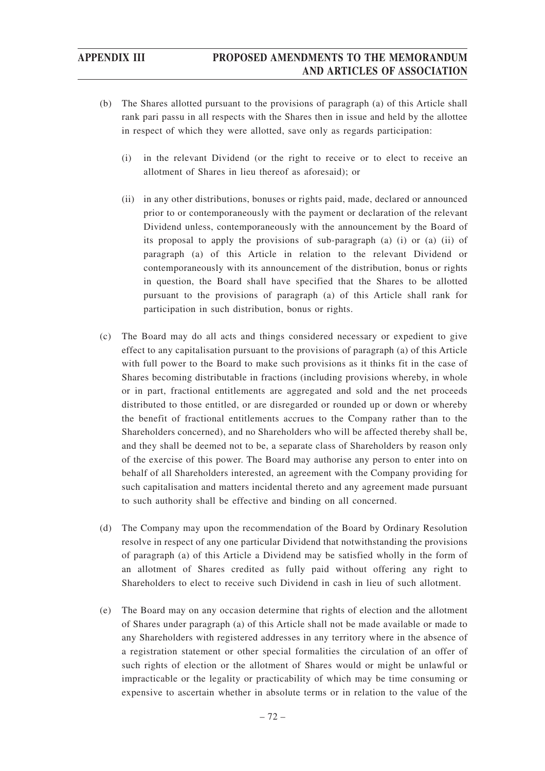(b) The Shares allotted pursuant to the provisions of paragraph (a) of this Article shall rank pari passu in all respects with the Shares then in issue and held by the allottee in respect of which they were allotted, save only as regards participation:

   (i) in the relevant Dividend (or the right to receive or to elect to receive an allotment of Shares in lieu thereof as aforesaid); or

   (ii) in any other distributions, bonuses or rights paid, made, declared or announced prior to or contemporaneously with the payment or declaration of the relevant Dividend unless, contemporaneously with the announcement by the Board of its proposal to apply the provisions of sub-paragraph (a) (i) or (a) (ii) of paragraph (a) of this Article in relation to the relevant Dividend or contemporaneously with its announcement of the distribution, bonus or rights in question, the Board shall have specified that the Shares to be allotted pursuant to the provisions of paragraph (a) of this Article shall rank for participation in such distribution, bonus or rights.

(c) The Board may do all acts and things considered necessary or expedient to give effect to any capitalisation pursuant to the provisions of paragraph (a) of this Article with full power to the Board to make such provisions as it thinks fit in the case of Shares becoming distributable in fractions (including provisions whereby, in whole or in part, fractional entitlements are aggregated and sold and the net proceeds distributed to those entitled, or are disregarded or rounded up or down or whereby the benefit of fractional entitlements accrues to the Company rather than to the Shareholders concerned), and no Shareholders who will be affected thereby shall be, and they shall be deemed not to be, a separate class of Shareholders by reason only of the exercise of this power. The Board may authorise any person to enter into on behalf of all Shareholders interested, an agreement with the Company providing for such capitalisation and matters incidental thereto and any agreement made pursuant to such authority shall be effective and binding on all concerned.

(d) The Company may upon the recommendation of the Board by Ordinary Resolution resolve in respect of any one particular Dividend that notwithstanding the provisions of paragraph (a) of this Article a Dividend may be satisfied wholly in the form of an allotment of Shares credited as fully paid without offering any right to Shareholders to elect to receive such Dividend in cash in lieu of such allotment.

(e) The Board may on any occasion determine that rights of election and the allotment of Shares under paragraph (a) of this Article shall not be made available or made to any Shareholders with registered addresses in any territory where in the absence of a registration statement or other special formalities the circulation of an offer of such rights of election or the allotment of Shares would or might be unlawful or impracticable or the legality or practicability of which may be time consuming or expensive to ascertain whether in absolute terms or in relation to the value of the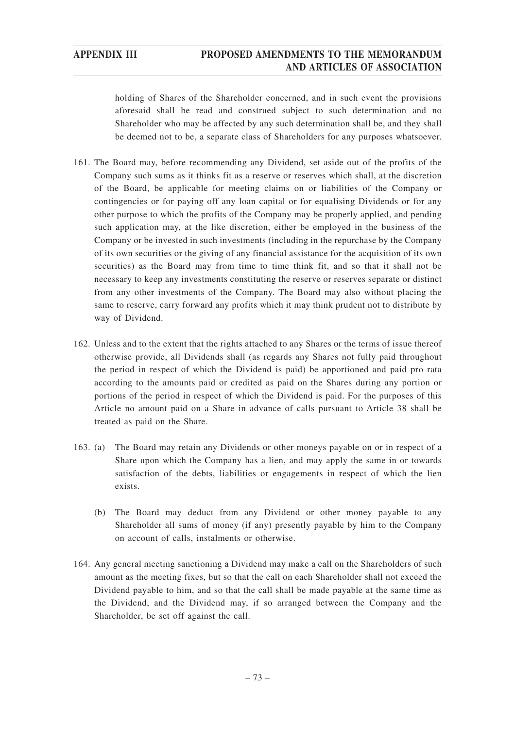holding of Shares of the Shareholder concerned, and in such event the provisions aforesaid shall be read and construed subject to such determination and no Shareholder who may be affected by any such determination shall be, and they shall be deemed not to be, a separate class of Shareholders for any purposes whatsoever.

161. The Board may, before recommending any Dividend, set aside out of the profits of the Company such sums as it thinks fit as a reserve or reserves which shall, at the discretion of the Board, be applicable for meeting claims on or liabilities of the Company or contingencies or for paying off any loan capital or for equalising Dividends or for any other purpose to which the profits of the Company may be properly applied, and pending such application may, at the like discretion, either be employed in the business of the Company or be invested in such investments (including in the repurchase by the Company of its own securities or the giving of any financial assistance for the acquisition of its own securities) as the Board may from time to time think fit, and so that it shall not be necessary to keep any investments constituting the reserve or reserves separate or distinct from any other investments of the Company. The Board may also without placing the same to reserve, carry forward any profits which it may think prudent not to distribute by way of Dividend.

162. Unless and to the extent that the rights attached to any Shares or the terms of issue thereof otherwise provide, all Dividends shall (as regards any Shares not fully paid throughout the period in respect of which the Dividend is paid) be apportioned and paid pro rata according to the amounts paid or credited as paid on the Shares during any portion or portions of the period in respect of which the Dividend is paid. For the purposes of this Article no amount paid on a Share in advance of calls pursuant to Article 38 shall be treated as paid on the Share.

163. (a) The Board may retain any Dividends or other moneys payable on or in respect of a Share upon which the Company has a lien, and may apply the same in or towards satisfaction of the debts, liabilities or engagements in respect of which the lien exists.

(b) The Board may deduct from any Dividend or other money payable to any Shareholder all sums of money (if any) presently payable by him to the Company on account of calls, instalments or otherwise.

164. Any general meeting sanctioning a Dividend may make a call on the Shareholders of such amount as the meeting fixes, but so that the call on each Shareholder shall not exceed the Dividend payable to him, and so that the call shall be made payable at the same time as the Dividend, and the Dividend may, if so arranged between the Company and the Shareholder, be set off against the call.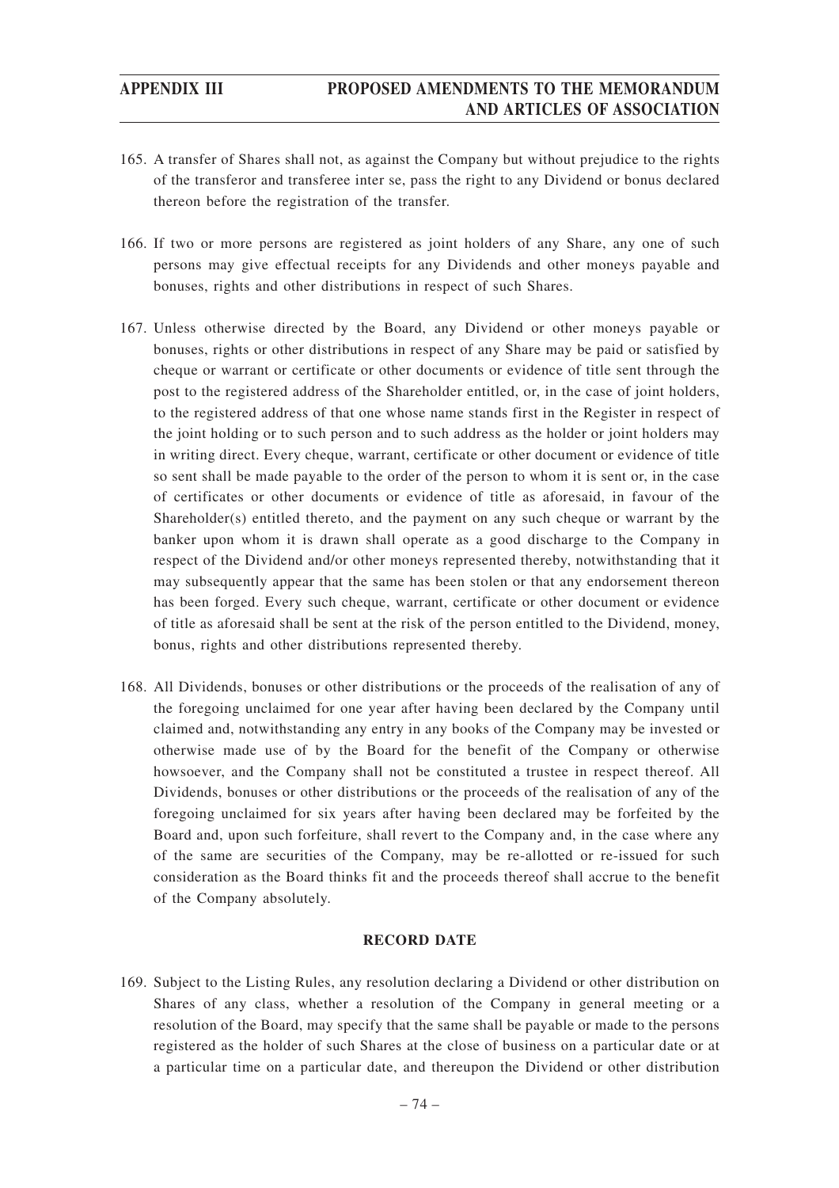165. A transfer of Shares shall not, as against the Company but without prejudice to the rights of the transferor and transferee inter se, pass the right to any Dividend or bonus declared thereon before the registration of the transfer.

166. If two or more persons are registered as joint holders of any Share, any one of such persons may give effectual receipts for any Dividends and other moneys payable and bonuses, rights and other distributions in respect of such Shares.

167. Unless otherwise directed by the Board, any Dividend or other moneys payable or bonuses, rights or other distributions in respect of any Share may be paid or satisfied by cheque or warrant or certificate or other documents or evidence of title sent through the post to the registered address of the Shareholder entitled, or, in the case of joint holders, to the registered address of that one whose name stands first in the Register in respect of the joint holding or to such person and to such address as the holder or joint holders may in writing direct. Every cheque, warrant, certificate or other document or evidence of title so sent shall be made payable to the order of the person to whom it is sent or, in the case of certificates or other documents or evidence of title as aforesaid, in favour of the Shareholder(s) entitled thereto, and the payment on any such cheque or warrant by the banker upon whom it is drawn shall operate as a good discharge to the Company in respect of the Dividend and/or other moneys represented thereby, notwithstanding that it may subsequently appear that the same has been stolen or that any endorsement thereon has been forged. Every such cheque, warrant, certificate or other document or evidence of title as aforesaid shall be sent at the risk of the person entitled to the Dividend, money, bonus, rights and other distributions represented thereby.

168. All Dividends, bonuses or other distributions or the proceeds of the realisation of any of the foregoing unclaimed for one year after having been declared by the Company until claimed and, notwithstanding any entry in any books of the Company may be invested or otherwise made use of by the Board for the benefit of the Company or otherwise howsoever, and the Company shall not be constituted a trustee in respect thereof. All Dividends, bonuses or other distributions or the proceeds of the realisation of any of the foregoing unclaimed for six years after having been declared may be forfeited by the Board and, upon such forfeiture, shall revert to the Company and, in the case where any of the same are securities of the Company, may be re-allotted or re-issued for such consideration as the Board thinks fit and the proceeds thereof shall accrue to the benefit of the Company absolutely.

## RECORD DATE

169. Subject to the Listing Rules, any resolution declaring a Dividend or other distribution on Shares of any class, whether a resolution of the Company in general meeting or a resolution of the Board, may specify that the same shall be payable or made to the persons registered as the holder of such Shares at the close of business on a particular date or at a particular time on a particular date, and thereupon the Dividend or other distribution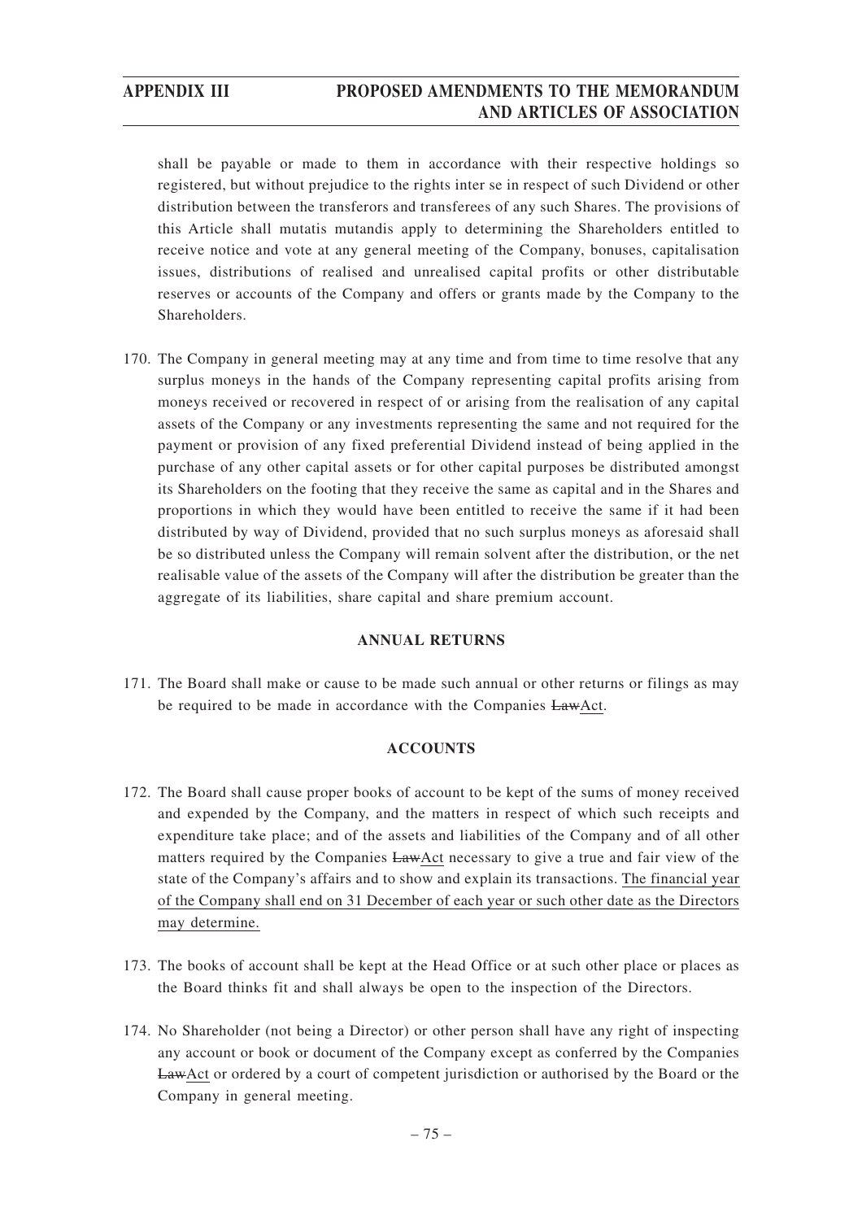shall be payable or made to them in accordance with their respective holdings so registered, but without prejudice to the rights inter se in respect of such Dividend or other distribution between the transferors and transferees of any such Shares. The provisions of this Article shall mutatis mutandis apply to determining the Shareholders entitled to receive notice and vote at any general meeting of the Company, bonuses, capitalisation issues, distributions of realised and unrealised capital profits or other distributable reserves or accounts of the Company and offers or grants made by the Company to the Shareholders.

170. The Company in general meeting may at any time and from time to time resolve that any surplus moneys in the hands of the Company representing capital profits arising from moneys received or recovered in respect of or arising from the realisation of any capital assets of the Company or any investments representing the same and not required for the payment or provision of any fixed preferential Dividend instead of being applied in the purchase of any other capital assets or for other capital purposes be distributed amongst its Shareholders on the footing that they receive the same as capital and in the Shares and proportions in which they would have been entitled to receive the same if it had been distributed by way of Dividend, provided that no such surplus moneys as aforesaid shall be so distributed unless the Company will remain solvent after the distribution, or the net realisable value of the assets of the Company will after the distribution be greater than the aggregate of its liabilities, share capital and share premium account.

## ANNUAL RETURNS

171. The Board shall make or cause to be made such annual or other returns or filings as may be required to be made in accordance with the Companies ~~Law~~Act.

## ACCOUNTS

172. The Board shall cause proper books of account to be kept of the sums of money received and expended by the Company, and the matters in respect of which such receipts and expenditure take place; and of the assets and liabilities of the Company and of all other matters required by the Companies ~~Law~~Act necessary to give a true and fair view of the state of the Company's affairs and to show and explain its transactions. The financial year of the Company shall end on 31 December of each year or such other date as the Directors may determine.

173. The books of account shall be kept at the Head Office or at such other place or places as the Board thinks fit and shall always be open to the inspection of the Directors.

174. No Shareholder (not being a Director) or other person shall have any right of inspecting any account or book or document of the Company except as conferred by the Companies ~~Law~~Act or ordered by a court of competent jurisdiction or authorised by the Board or the Company in general meeting.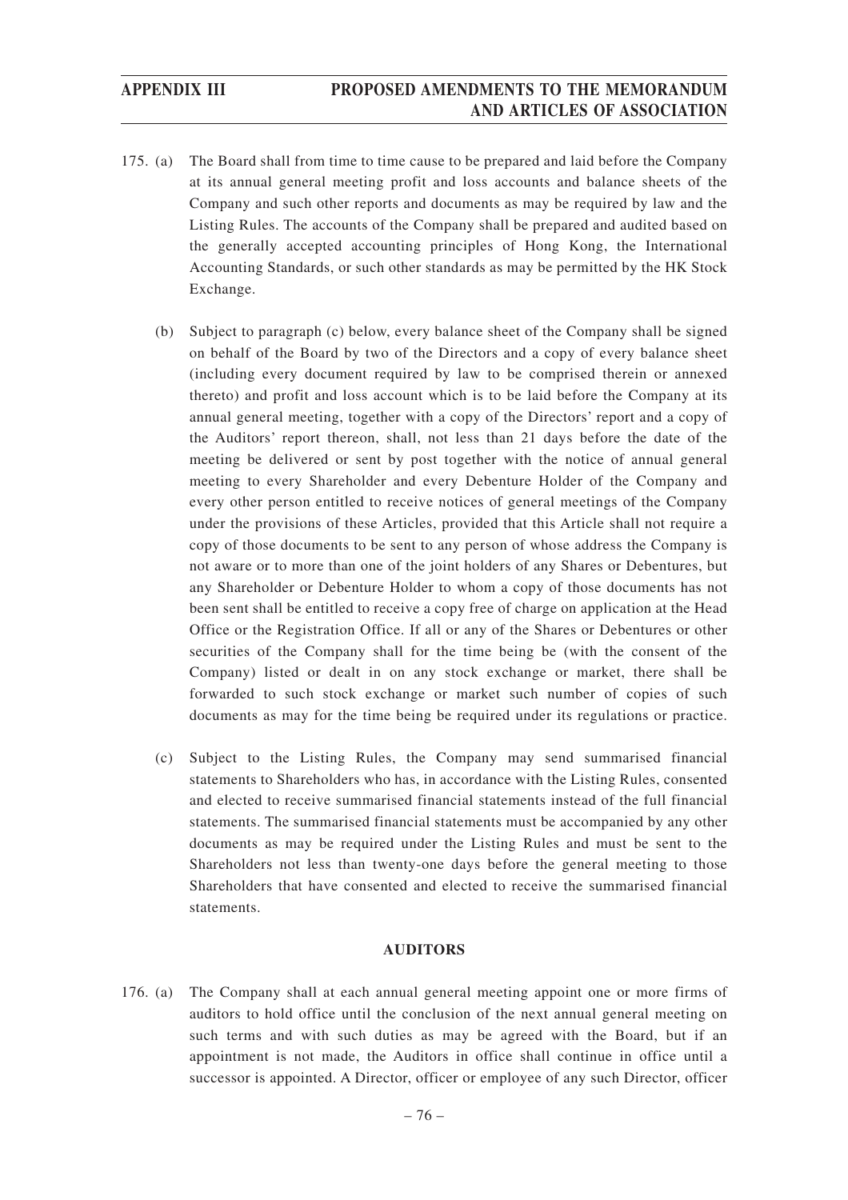175. (a) The Board shall from time to time cause to be prepared and laid before the Company at its annual general meeting profit and loss accounts and balance sheets of the Company and such other reports and documents as may be required by law and the Listing Rules. The accounts of the Company shall be prepared and audited based on the generally accepted accounting principles of Hong Kong, the International Accounting Standards, or such other standards as may be permitted by the HK Stock Exchange.

(b) Subject to paragraph (c) below, every balance sheet of the Company shall be signed on behalf of the Board by two of the Directors and a copy of every balance sheet (including every document required by law to be comprised therein or annexed thereto) and profit and loss account which is to be laid before the Company at its annual general meeting, together with a copy of the Directors' report and a copy of the Auditors' report thereon, shall, not less than 21 days before the date of the meeting be delivered or sent by post together with the notice of annual general meeting to every Shareholder and every Debenture Holder of the Company and every other person entitled to receive notices of general meetings of the Company under the provisions of these Articles, provided that this Article shall not require a copy of those documents to be sent to any person of whose address the Company is not aware or to more than one of the joint holders of any Shares or Debentures, but any Shareholder or Debenture Holder to whom a copy of those documents has not been sent shall be entitled to receive a copy free of charge on application at the Head Office or the Registration Office. If all or any of the Shares or Debentures or other securities of the Company shall for the time being be (with the consent of the Company) listed or dealt in on any stock exchange or market, there shall be forwarded to such stock exchange or market such number of copies of such documents as may for the time being be required under its regulations or practice.

(c) Subject to the Listing Rules, the Company may send summarised financial statements to Shareholders who has, in accordance with the Listing Rules, consented and elected to receive summarised financial statements instead of the full financial statements. The summarised financial statements must be accompanied by any other documents as may be required under the Listing Rules and must be sent to the Shareholders not less than twenty-one days before the general meeting to those Shareholders that have consented and elected to receive the summarised financial statements.

**AUDITORS**

176. (a) The Company shall at each annual general meeting appoint one or more firms of auditors to hold office until the conclusion of the next annual general meeting on such terms and with such duties as may be agreed with the Board, but if an appointment is not made, the Auditors in office shall continue in office until a successor is appointed. A Director, officer or employee of any such Director, officer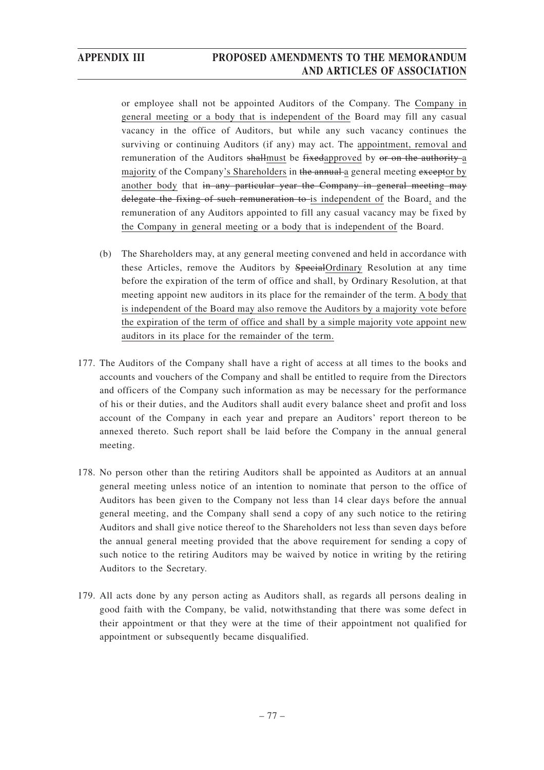or employee shall not be appointed Auditors of the Company. The Company in general meeting or a body that is independent of the Board may fill any casual vacancy in the office of Auditors, but while any such vacancy continues the surviving or continuing Auditors (if any) may act. The appointment, removal and remuneration of the Auditors ~~shall~~must be ~~fixed~~approved by ~~or on the authority~~ a majority of the Company's Shareholders in ~~the annual~~ a general meeting ~~except~~or by another body that ~~in any particular year the Company in general meeting may delegate the fixing of such remuneration to~~ is independent of the Board, and the remuneration of any Auditors appointed to fill any casual vacancy may be fixed by the Company in general meeting or a body that is independent of the Board.

(b) The Shareholders may, at any general meeting convened and held in accordance with these Articles, remove the Auditors by ~~Special~~Ordinary Resolution at any time before the expiration of the term of office and shall, by Ordinary Resolution, at that meeting appoint new auditors in its place for the remainder of the term. A body that is independent of the Board may also remove the Auditors by a majority vote before the expiration of the term of office and shall by a simple majority vote appoint new auditors in its place for the remainder of the term.

177. The Auditors of the Company shall have a right of access at all times to the books and accounts and vouchers of the Company and shall be entitled to require from the Directors and officers of the Company such information as may be necessary for the performance of his or their duties, and the Auditors shall audit every balance sheet and profit and loss account of the Company in each year and prepare an Auditors' report thereon to be annexed thereto. Such report shall be laid before the Company in the annual general meeting.

178. No person other than the retiring Auditors shall be appointed as Auditors at an annual general meeting unless notice of an intention to nominate that person to the office of Auditors has been given to the Company not less than 14 clear days before the annual general meeting, and the Company shall send a copy of any such notice to the retiring Auditors and shall give notice thereof to the Shareholders not less than seven days before the annual general meeting provided that the above requirement for sending a copy of such notice to the retiring Auditors may be waived by notice in writing by the retiring Auditors to the Secretary.

179. All acts done by any person acting as Auditors shall, as regards all persons dealing in good faith with the Company, be valid, notwithstanding that there was some defect in their appointment or that they were at the time of their appointment not qualified for appointment or subsequently became disqualified.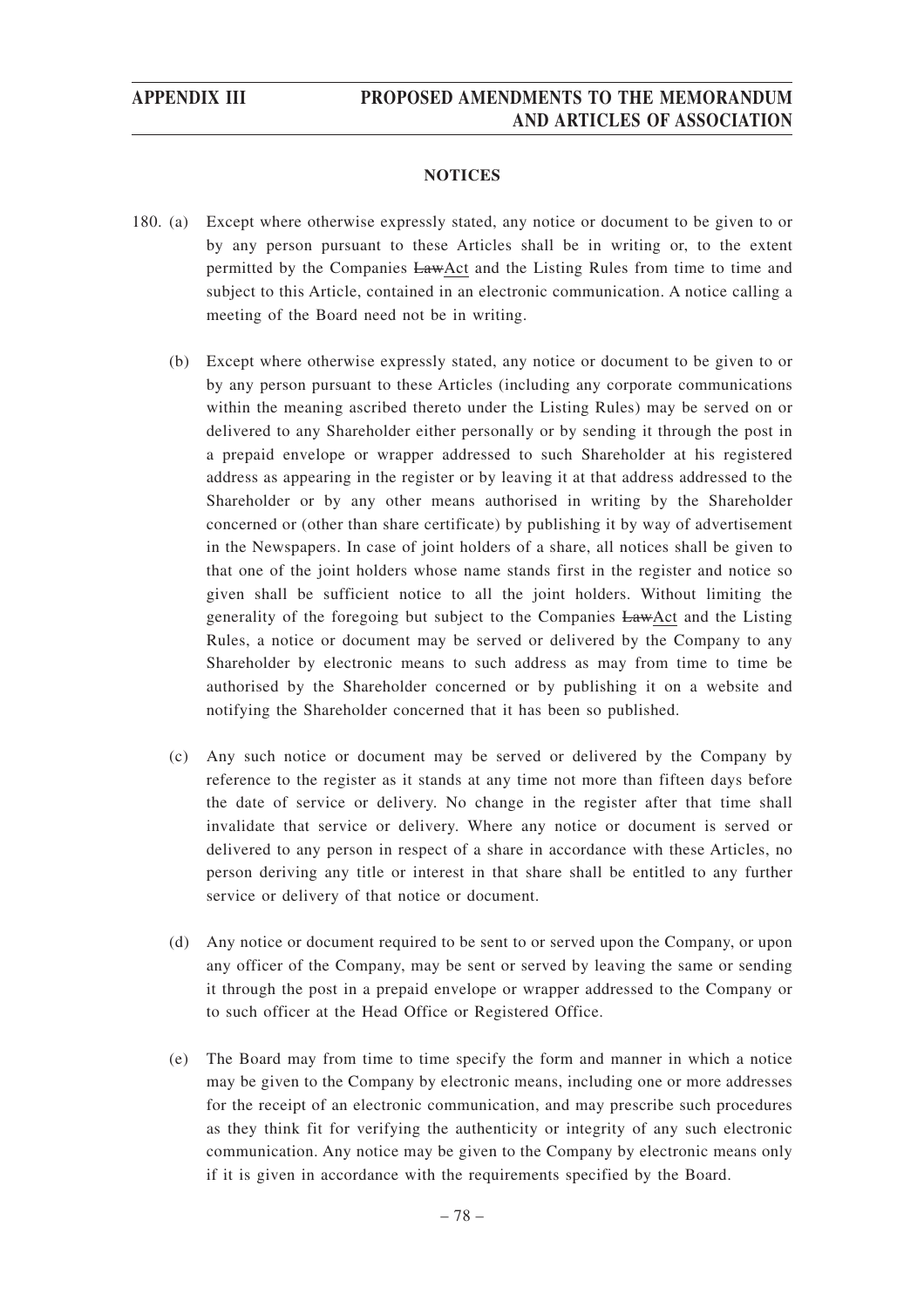**NOTICES**

180. (a) Except where otherwise expressly stated, any notice or document to be given to or by any person pursuant to these Articles shall be in writing or, to the extent permitted by the Companies ~~Law~~Act and the Listing Rules from time to time and subject to this Article, contained in an electronic communication. A notice calling a meeting of the Board need not be in writing.

(b) Except where otherwise expressly stated, any notice or document to be given to or by any person pursuant to these Articles (including any corporate communications within the meaning ascribed thereto under the Listing Rules) may be served on or delivered to any Shareholder either personally or by sending it through the post in a prepaid envelope or wrapper addressed to such Shareholder at his registered address as appearing in the register or by leaving it at that address addressed to the Shareholder or by any other means authorised in writing by the Shareholder concerned or (other than share certificate) by publishing it by way of advertisement in the Newspapers. In case of joint holders of a share, all notices shall be given to that one of the joint holders whose name stands first in the register and notice so given shall be sufficient notice to all the joint holders. Without limiting the generality of the foregoing but subject to the Companies ~~Law~~Act and the Listing Rules, a notice or document may be served or delivered by the Company to any Shareholder by electronic means to such address as may from time to time be authorised by the Shareholder concerned or by publishing it on a website and notifying the Shareholder concerned that it has been so published.

(c) Any such notice or document may be served or delivered by the Company by reference to the register as it stands at any time not more than fifteen days before the date of service or delivery. No change in the register after that time shall invalidate that service or delivery. Where any notice or document is served or delivered to any person in respect of a share in accordance with these Articles, no person deriving any title or interest in that share shall be entitled to any further service or delivery of that notice or document.

(d) Any notice or document required to be sent to or served upon the Company, or upon any officer of the Company, may be sent or served by leaving the same or sending it through the post in a prepaid envelope or wrapper addressed to the Company or to such officer at the Head Office or Registered Office.

(e) The Board may from time to time specify the form and manner in which a notice may be given to the Company by electronic means, including one or more addresses for the receipt of an electronic communication, and may prescribe such procedures as they think fit for verifying the authenticity or integrity of any such electronic communication. Any notice may be given to the Company by electronic means only if it is given in accordance with the requirements specified by the Board.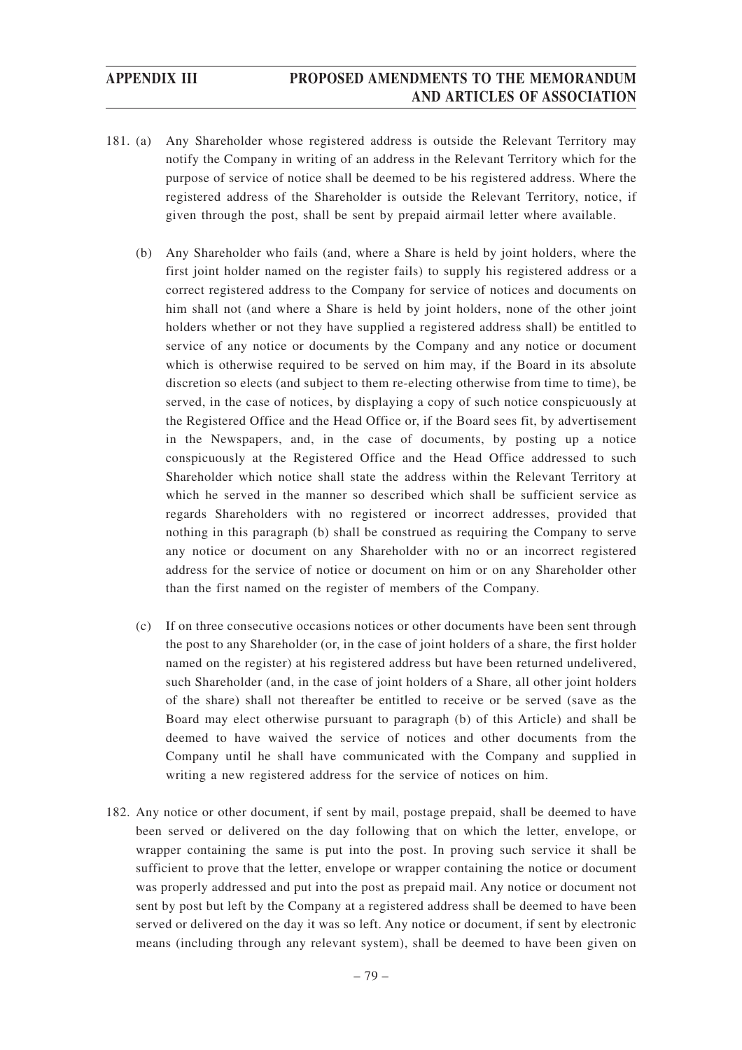181. (a) Any Shareholder whose registered address is outside the Relevant Territory may notify the Company in writing of an address in the Relevant Territory which for the purpose of service of notice shall be deemed to be his registered address. Where the registered address of the Shareholder is outside the Relevant Territory, notice, if given through the post, shall be sent by prepaid airmail letter where available.

(b) Any Shareholder who fails (and, where a Share is held by joint holders, where the first joint holder named on the register fails) to supply his registered address or a correct registered address to the Company for service of notices and documents on him shall not (and where a Share is held by joint holders, none of the other joint holders whether or not they have supplied a registered address shall) be entitled to service of any notice or documents by the Company and any notice or document which is otherwise required to be served on him may, if the Board in its absolute discretion so elects (and subject to them re-electing otherwise from time to time), be served, in the case of notices, by displaying a copy of such notice conspicuously at the Registered Office and the Head Office or, if the Board sees fit, by advertisement in the Newspapers, and, in the case of documents, by posting up a notice conspicuously at the Registered Office and the Head Office addressed to such Shareholder which notice shall state the address within the Relevant Territory at which he served in the manner so described which shall be sufficient service as regards Shareholders with no registered or incorrect addresses, provided that nothing in this paragraph (b) shall be construed as requiring the Company to serve any notice or document on any Shareholder with no or an incorrect registered address for the service of notice or document on him or on any Shareholder other than the first named on the register of members of the Company.

(c) If on three consecutive occasions notices or other documents have been sent through the post to any Shareholder (or, in the case of joint holders of a share, the first holder named on the register) at his registered address but have been returned undelivered, such Shareholder (and, in the case of joint holders of a Share, all other joint holders of the share) shall not thereafter be entitled to receive or be served (save as the Board may elect otherwise pursuant to paragraph (b) of this Article) and shall be deemed to have waived the service of notices and other documents from the Company until he shall have communicated with the Company and supplied in writing a new registered address for the service of notices on him.

182. Any notice or other document, if sent by mail, postage prepaid, shall be deemed to have been served or delivered on the day following that on which the letter, envelope, or wrapper containing the same is put into the post. In proving such service it shall be sufficient to prove that the letter, envelope or wrapper containing the notice or document was properly addressed and put into the post as prepaid mail. Any notice or document not sent by post but left by the Company at a registered address shall be deemed to have been served or delivered on the day it was so left. Any notice or document, if sent by electronic means (including through any relevant system), shall be deemed to have been given on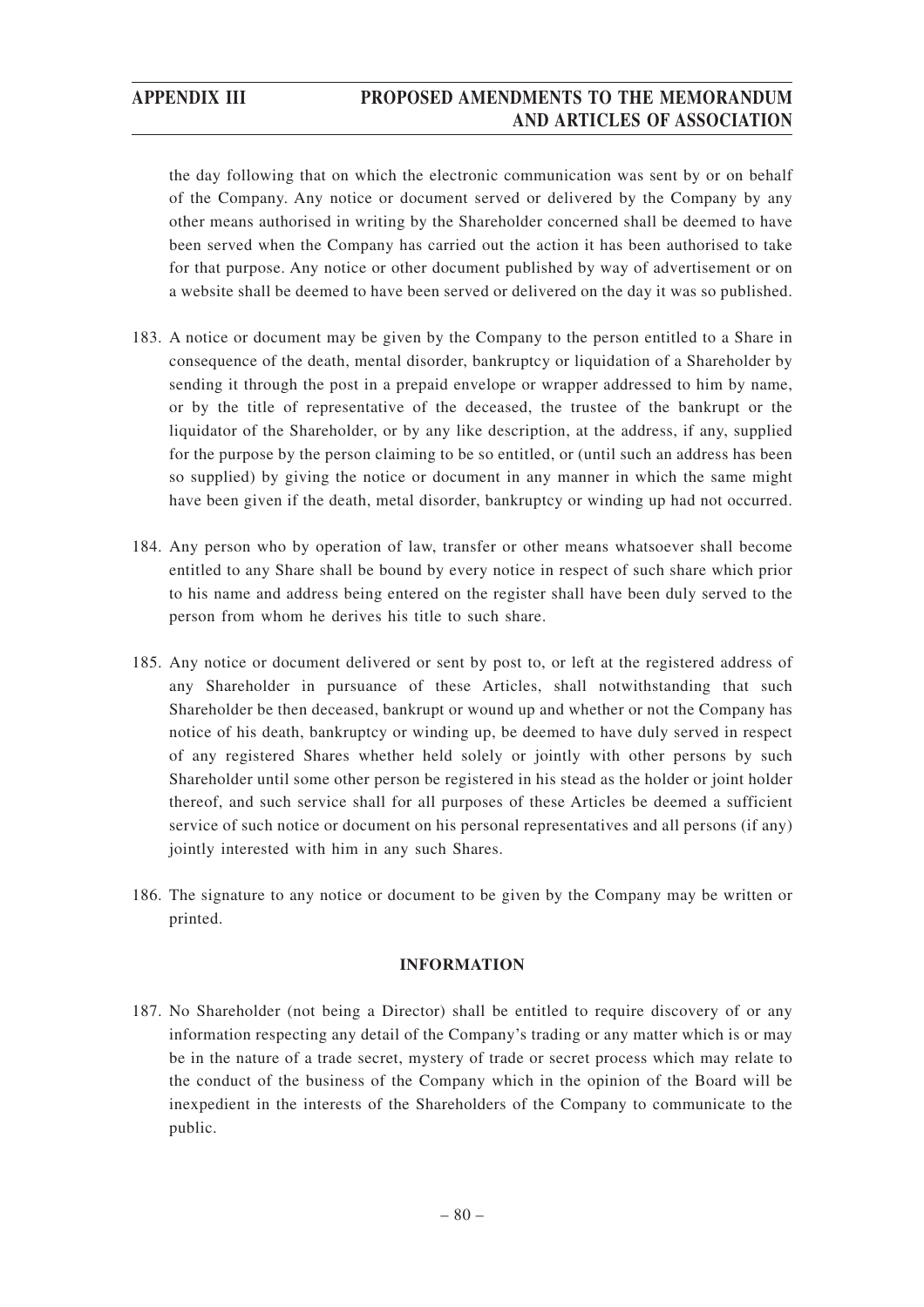the day following that on which the electronic communication was sent by or on behalf of the Company. Any notice or document served or delivered by the Company by any other means authorised in writing by the Shareholder concerned shall be deemed to have been served when the Company has carried out the action it has been authorised to take for that purpose. Any notice or other document published by way of advertisement or on a website shall be deemed to have been served or delivered on the day it was so published.

183. A notice or document may be given by the Company to the person entitled to a Share in consequence of the death, mental disorder, bankruptcy or liquidation of a Shareholder by sending it through the post in a prepaid envelope or wrapper addressed to him by name, or by the title of representative of the deceased, the trustee of the bankrupt or the liquidator of the Shareholder, or by any like description, at the address, if any, supplied for the purpose by the person claiming to be so entitled, or (until such an address has been so supplied) by giving the notice or document in any manner in which the same might have been given if the death, metal disorder, bankruptcy or winding up had not occurred.

184. Any person who by operation of law, transfer or other means whatsoever shall become entitled to any Share shall be bound by every notice in respect of such share which prior to his name and address being entered on the register shall have been duly served to the person from whom he derives his title to such share.

185. Any notice or document delivered or sent by post to, or left at the registered address of any Shareholder in pursuance of these Articles, shall notwithstanding that such Shareholder be then deceased, bankrupt or wound up and whether or not the Company has notice of his death, bankruptcy or winding up, be deemed to have duly served in respect of any registered Shares whether held solely or jointly with other persons by such Shareholder until some other person be registered in his stead as the holder or joint holder thereof, and such service shall for all purposes of these Articles be deemed a sufficient service of such notice or document on his personal representatives and all persons (if any) jointly interested with him in any such Shares.

186. The signature to any notice or document to be given by the Company may be written or printed.

## INFORMATION

187. No Shareholder (not being a Director) shall be entitled to require discovery of or any information respecting any detail of the Company's trading or any matter which is or may be in the nature of a trade secret, mystery of trade or secret process which may relate to the conduct of the business of the Company which in the opinion of the Board will be inexpedient in the interests of the Shareholders of the Company to communicate to the public.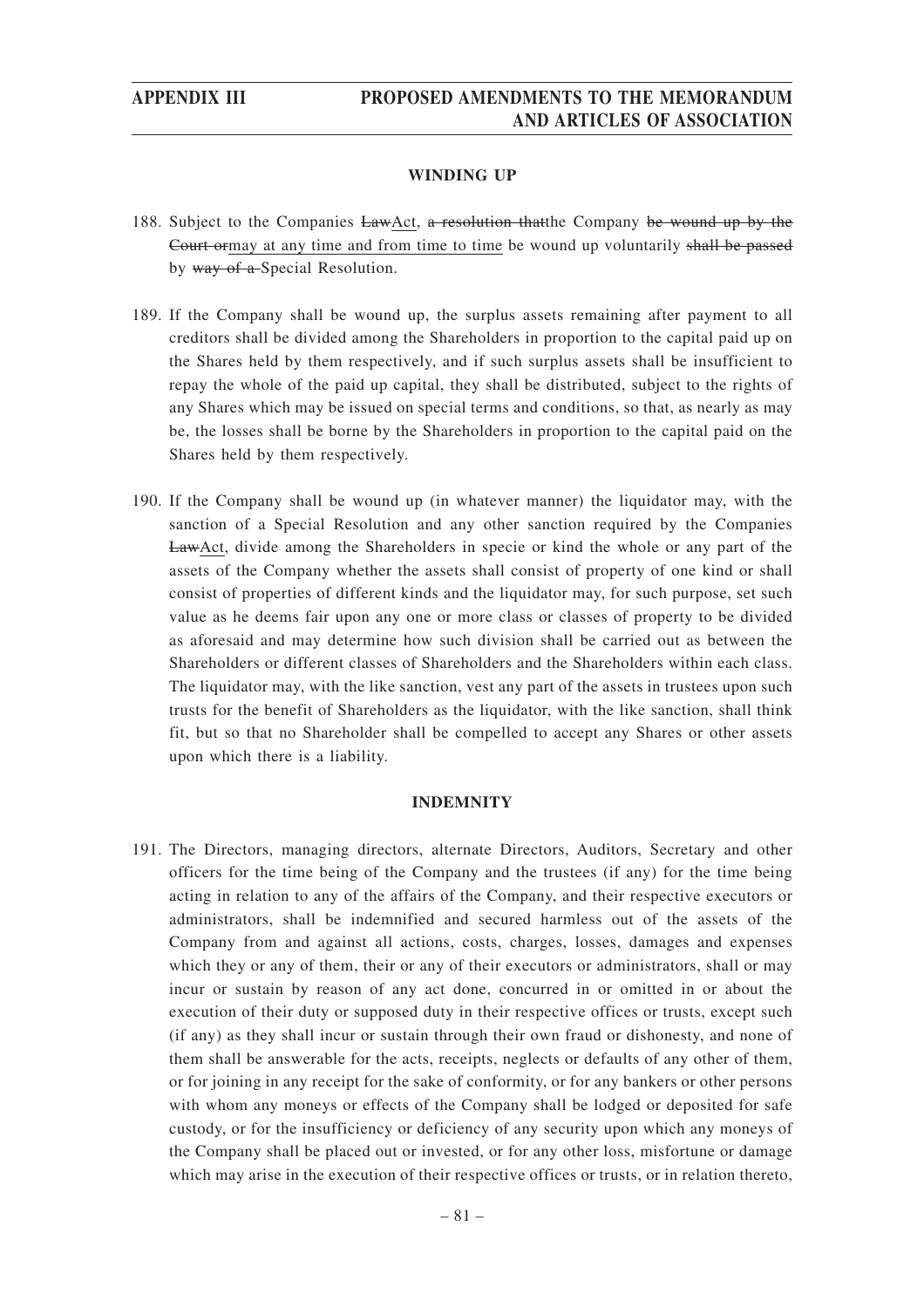## WINDING UP

188. Subject to the Companies ~~Law~~<u>Act</u>, ~~a resolution that~~<u>the</u> Company ~~be wound up by the Court or~~<u>may at any time and from time to time</u> be wound up voluntarily ~~shall be passed~~ by ~~way of a~~ Special Resolution.

189. If the Company shall be wound up, the surplus assets remaining after payment to all creditors shall be divided among the Shareholders in proportion to the capital paid up on the Shares held by them respectively, and if such surplus assets shall be insufficient to repay the whole of the paid up capital, they shall be distributed, subject to the rights of any Shares which may be issued on special terms and conditions, so that, as nearly as may be, the losses shall be borne by the Shareholders in proportion to the capital paid on the Shares held by them respectively.

190. If the Company shall be wound up (in whatever manner) the liquidator may, with the sanction of a Special Resolution and any other sanction required by the Companies ~~Law~~<u>Act</u>, divide among the Shareholders in specie or kind the whole or any part of the assets of the Company whether the assets shall consist of property of one kind or shall consist of properties of different kinds and the liquidator may, for such purpose, set such value as he deems fair upon any one or more class or classes of property to be divided as aforesaid and may determine how such division shall be carried out as between the Shareholders or different classes of Shareholders and the Shareholders within each class. The liquidator may, with the like sanction, vest any part of the assets in trustees upon such trusts for the benefit of Shareholders as the liquidator, with the like sanction, shall think fit, but so that no Shareholder shall be compelled to accept any Shares or other assets upon which there is a liability.

## INDEMNITY

191. The Directors, managing directors, alternate Directors, Auditors, Secretary and other officers for the time being of the Company and the trustees (if any) for the time being acting in relation to any of the affairs of the Company, and their respective executors or administrators, shall be indemnified and secured harmless out of the assets of the Company from and against all actions, costs, charges, losses, damages and expenses which they or any of them, their or any of their executors or administrators, shall or may incur or sustain by reason of any act done, concurred in or omitted in or about the execution of their duty or supposed duty in their respective offices or trusts, except such (if any) as they shall incur or sustain through their own fraud or dishonesty, and none of them shall be answerable for the acts, receipts, neglects or defaults of any other of them, or for joining in any receipt for the sake of conformity, or for any bankers or other persons with whom any moneys or effects of the Company shall be lodged or deposited for safe custody, or for the insufficiency or deficiency of any security upon which any moneys of the Company shall be placed out or invested, or for any other loss, misfortune or damage which may arise in the execution of their respective offices or trusts, or in relation thereto,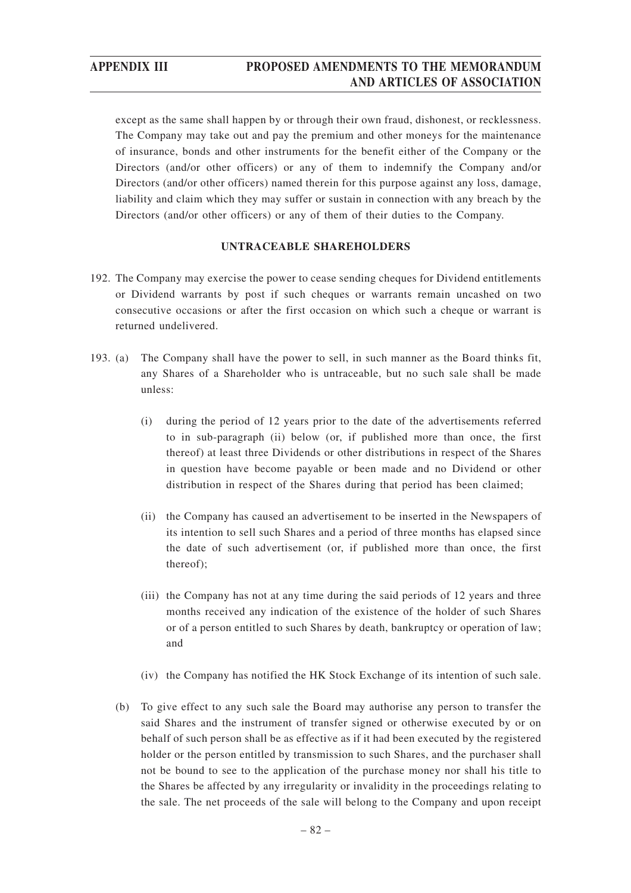except as the same shall happen by or through their own fraud, dishonest, or recklessness. The Company may take out and pay the premium and other moneys for the maintenance of insurance, bonds and other instruments for the benefit either of the Company or the Directors (and/or other officers) or any of them to indemnify the Company and/or Directors (and/or other officers) named therein for this purpose against any loss, damage, liability and claim which they may suffer or sustain in connection with any breach by the Directors (and/or other officers) or any of them of their duties to the Company.

**UNTRACEABLE SHAREHOLDERS**

192. The Company may exercise the power to cease sending cheques for Dividend entitlements or Dividend warrants by post if such cheques or warrants remain uncashed on two consecutive occasions or after the first occasion on which such a cheque or warrant is returned undelivered.

193. (a) The Company shall have the power to sell, in such manner as the Board thinks fit, any Shares of a Shareholder who is untraceable, but no such sale shall be made unless:

   (i) during the period of 12 years prior to the date of the advertisements referred to in sub-paragraph (ii) below (or, if published more than once, the first thereof) at least three Dividends or other distributions in respect of the Shares in question have become payable or been made and no Dividend or other distribution in respect of the Shares during that period has been claimed;

   (ii) the Company has caused an advertisement to be inserted in the Newspapers of its intention to sell such Shares and a period of three months has elapsed since the date of such advertisement (or, if published more than once, the first thereof);

   (iii) the Company has not at any time during the said periods of 12 years and three months received any indication of the existence of the holder of such Shares or of a person entitled to such Shares by death, bankruptcy or operation of law; and

   (iv) the Company has notified the HK Stock Exchange of its intention of such sale.

   (b) To give effect to any such sale the Board may authorise any person to transfer the said Shares and the instrument of transfer signed or otherwise executed by or on behalf of such person shall be as effective as if it had been executed by the registered holder or the person entitled by transmission to such Shares, and the purchaser shall not be bound to see to the application of the purchase money nor shall his title to the Shares be affected by any irregularity or invalidity in the proceedings relating to the sale. The net proceeds of the sale will belong to the Company and upon receipt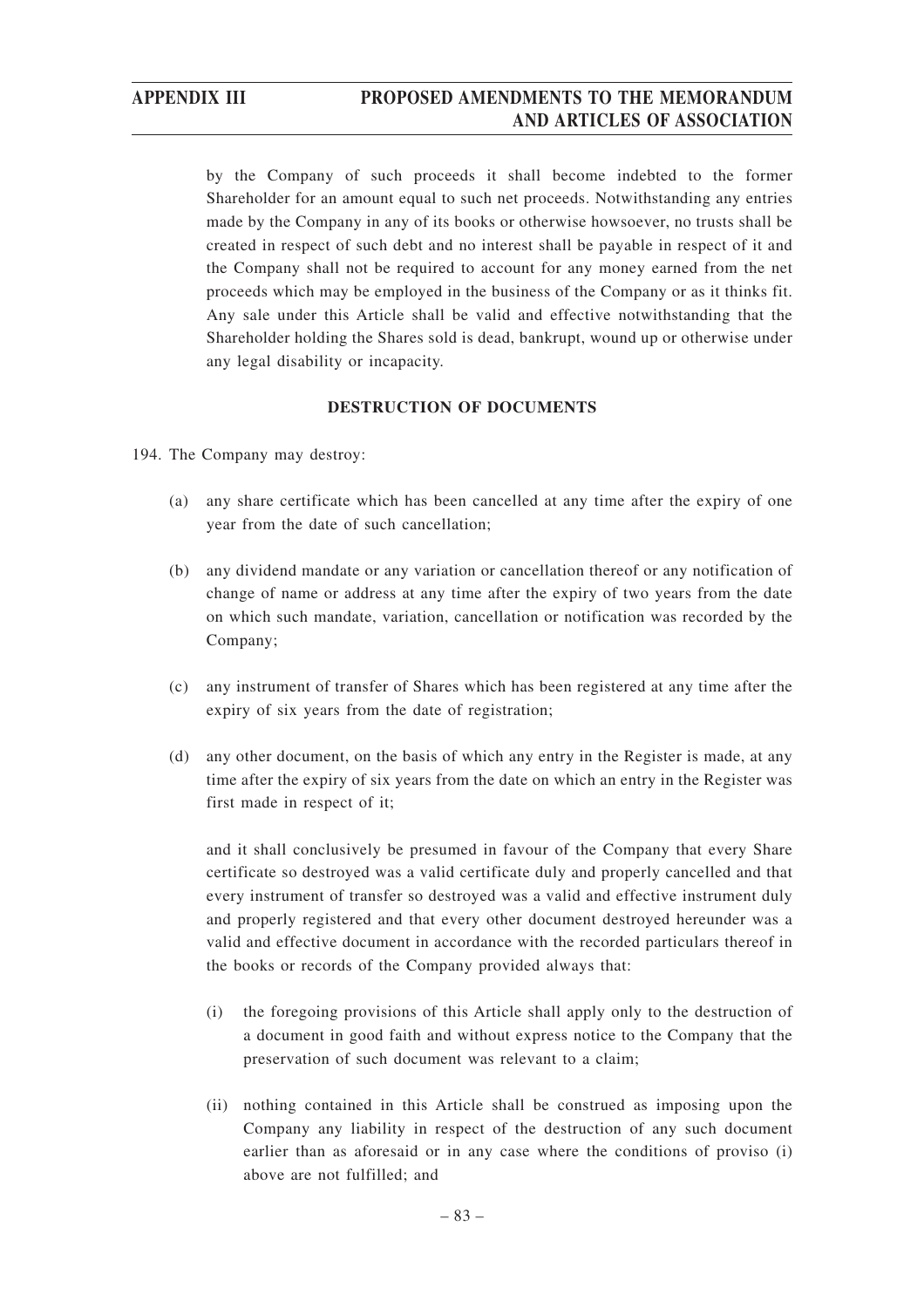by the Company of such proceeds it shall become indebted to the former Shareholder for an amount equal to such net proceeds. Notwithstanding any entries made by the Company in any of its books or otherwise howsoever, no trusts shall be created in respect of such debt and no interest shall be payable in respect of it and the Company shall not be required to account for any money earned from the net proceeds which may be employed in the business of the Company or as it thinks fit. Any sale under this Article shall be valid and effective notwithstanding that the Shareholder holding the Shares sold is dead, bankrupt, wound up or otherwise under any legal disability or incapacity.

**DESTRUCTION OF DOCUMENTS**

194. The Company may destroy:

(a) any share certificate which has been cancelled at any time after the expiry of one year from the date of such cancellation;

(b) any dividend mandate or any variation or cancellation thereof or any notification of change of name or address at any time after the expiry of two years from the date on which such mandate, variation, cancellation or notification was recorded by the Company;

(c) any instrument of transfer of Shares which has been registered at any time after the expiry of six years from the date of registration;

(d) any other document, on the basis of which any entry in the Register is made, at any time after the expiry of six years from the date on which an entry in the Register was first made in respect of it;

and it shall conclusively be presumed in favour of the Company that every Share certificate so destroyed was a valid certificate duly and properly cancelled and that every instrument of transfer so destroyed was a valid and effective instrument duly and properly registered and that every other document destroyed hereunder was a valid and effective document in accordance with the recorded particulars thereof in the books or records of the Company provided always that:

(i) the foregoing provisions of this Article shall apply only to the destruction of a document in good faith and without express notice to the Company that the preservation of such document was relevant to a claim;

(ii) nothing contained in this Article shall be construed as imposing upon the Company any liability in respect of the destruction of any such document earlier than as aforesaid or in any case where the conditions of proviso (i) above are not fulfilled; and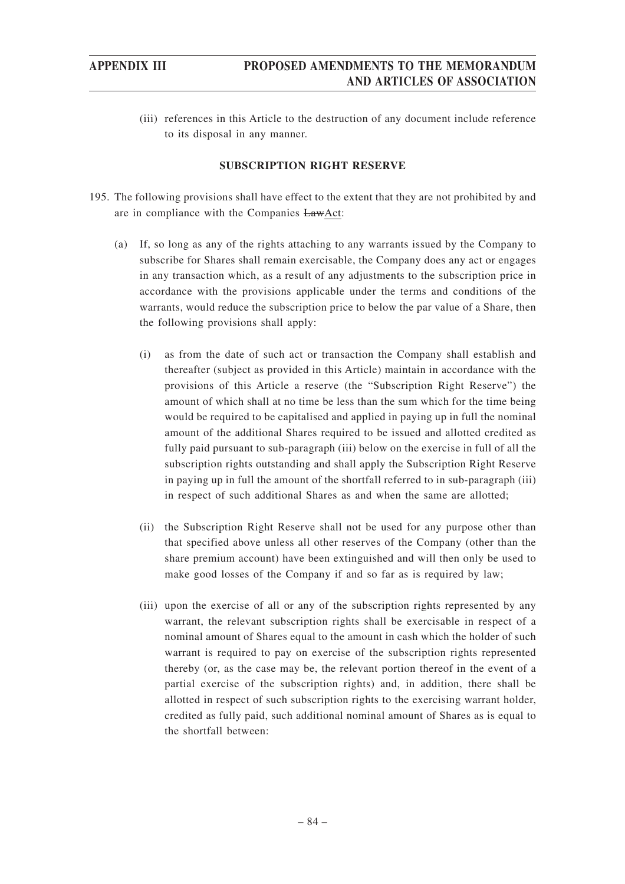(iii) references in this Article to the destruction of any document include reference to its disposal in any manner.

**SUBSCRIPTION RIGHT RESERVE**

195. The following provisions shall have effect to the extent that they are not prohibited by and are in compliance with the Companies ~~Law~~Act:

    (a) If, so long as any of the rights attaching to any warrants issued by the Company to subscribe for Shares shall remain exercisable, the Company does any act or engages in any transaction which, as a result of any adjustments to the subscription price in accordance with the provisions applicable under the terms and conditions of the warrants, would reduce the subscription price to below the par value of a Share, then the following provisions shall apply:

        (i) as from the date of such act or transaction the Company shall establish and thereafter (subject as provided in this Article) maintain in accordance with the provisions of this Article a reserve (the "Subscription Right Reserve") the amount of which shall at no time be less than the sum which for the time being would be required to be capitalised and applied in paying up in full the nominal amount of the additional Shares required to be issued and allotted credited as fully paid pursuant to sub-paragraph (iii) below on the exercise in full of all the subscription rights outstanding and shall apply the Subscription Right Reserve in paying up in full the amount of the shortfall referred to in sub-paragraph (iii) in respect of such additional Shares as and when the same are allotted;

        (ii) the Subscription Right Reserve shall not be used for any purpose other than that specified above unless all other reserves of the Company (other than the share premium account) have been extinguished and will then only be used to make good losses of the Company if and so far as is required by law;

        (iii) upon the exercise of all or any of the subscription rights represented by any warrant, the relevant subscription rights shall be exercisable in respect of a nominal amount of Shares equal to the amount in cash which the holder of such warrant is required to pay on exercise of the subscription rights represented thereby (or, as the case may be, the relevant portion thereof in the event of a partial exercise of the subscription rights) and, in addition, there shall be allotted in respect of such subscription rights to the exercising warrant holder, credited as fully paid, such additional nominal amount of Shares as is equal to the shortfall between: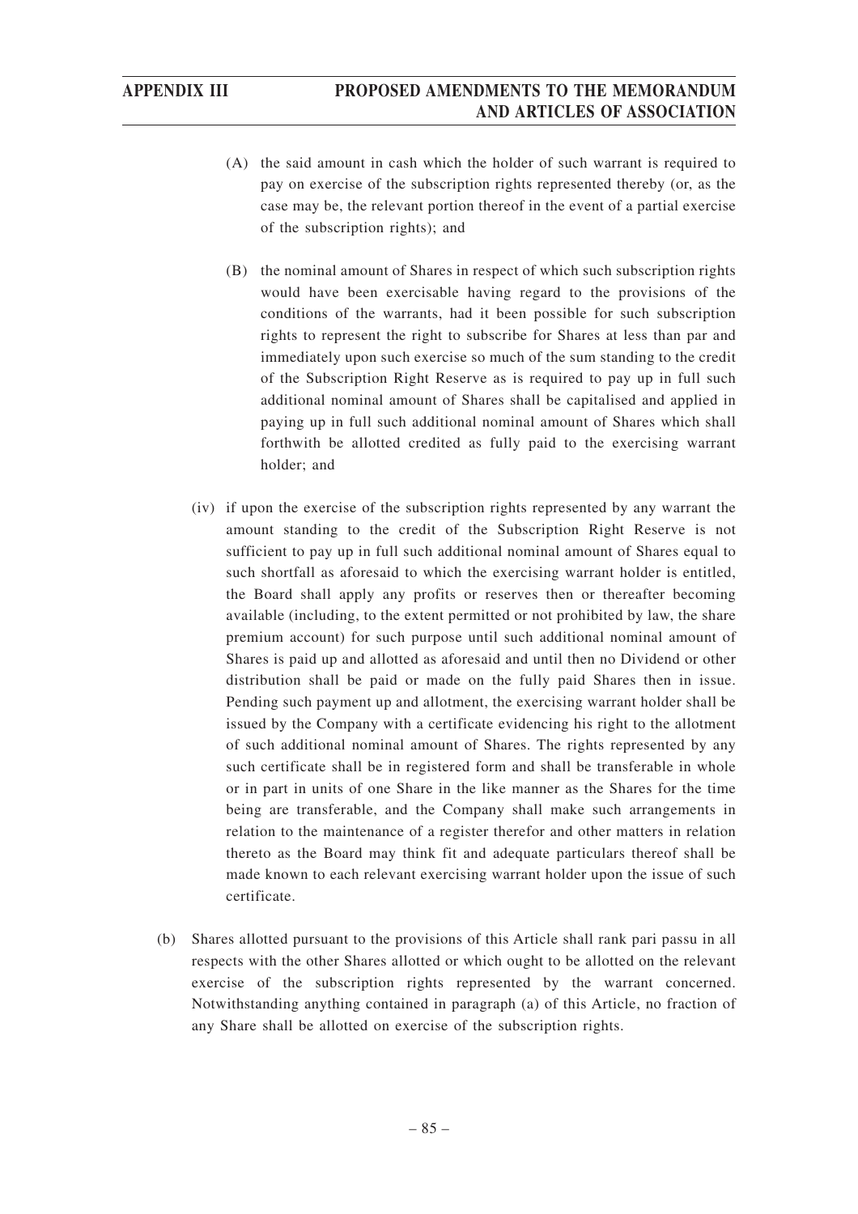(A) the said amount in cash which the holder of such warrant is required to pay on exercise of the subscription rights represented thereby (or, as the case may be, the relevant portion thereof in the event of a partial exercise of the subscription rights); and

(B) the nominal amount of Shares in respect of which such subscription rights would have been exercisable having regard to the provisions of the conditions of the warrants, had it been possible for such subscription rights to represent the right to subscribe for Shares at less than par and immediately upon such exercise so much of the sum standing to the credit of the Subscription Right Reserve as is required to pay up in full such additional nominal amount of Shares shall be capitalised and applied in paying up in full such additional nominal amount of Shares which shall forthwith be allotted credited as fully paid to the exercising warrant holder; and

(iv) if upon the exercise of the subscription rights represented by any warrant the amount standing to the credit of the Subscription Right Reserve is not sufficient to pay up in full such additional nominal amount of Shares equal to such shortfall as aforesaid to which the exercising warrant holder is entitled, the Board shall apply any profits or reserves then or thereafter becoming available (including, to the extent permitted or not prohibited by law, the share premium account) for such purpose until such additional nominal amount of Shares is paid up and allotted as aforesaid and until then no Dividend or other distribution shall be paid or made on the fully paid Shares then in issue. Pending such payment up and allotment, the exercising warrant holder shall be issued by the Company with a certificate evidencing his right to the allotment of such additional nominal amount of Shares. The rights represented by any such certificate shall be in registered form and shall be transferable in whole or in part in units of one Share in the like manner as the Shares for the time being are transferable, and the Company shall make such arrangements in relation to the maintenance of a register therefor and other matters in relation thereto as the Board may think fit and adequate particulars thereof shall be made known to each relevant exercising warrant holder upon the issue of such certificate.

(b) Shares allotted pursuant to the provisions of this Article shall rank pari passu in all respects with the other Shares allotted or which ought to be allotted on the relevant exercise of the subscription rights represented by the warrant concerned. Notwithstanding anything contained in paragraph (a) of this Article, no fraction of any Share shall be allotted on exercise of the subscription rights.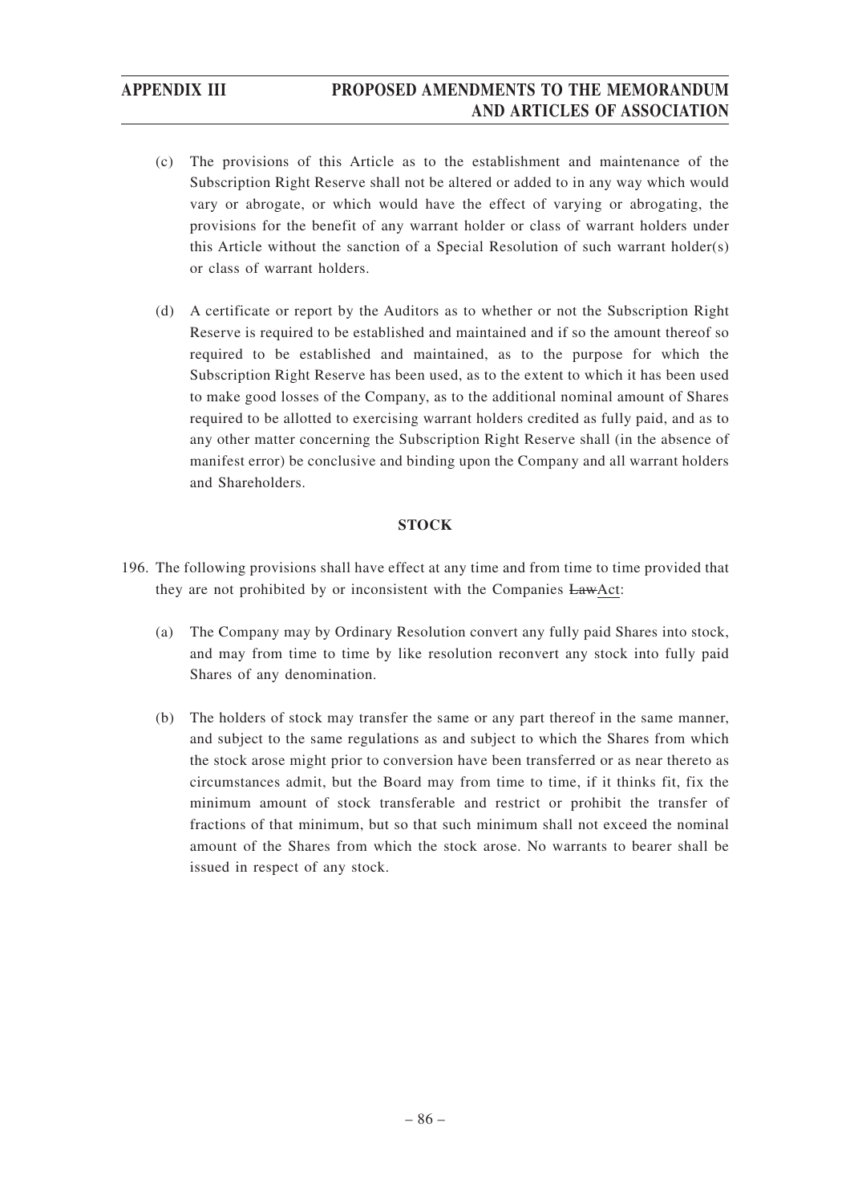(c) The provisions of this Article as to the establishment and maintenance of the Subscription Right Reserve shall not be altered or added to in any way which would vary or abrogate, or which would have the effect of varying or abrogating, the provisions for the benefit of any warrant holder or class of warrant holders under this Article without the sanction of a Special Resolution of such warrant holder(s) or class of warrant holders.

(d) A certificate or report by the Auditors as to whether or not the Subscription Right Reserve is required to be established and maintained and if so the amount thereof so required to be established and maintained, as to the purpose for which the Subscription Right Reserve has been used, as to the extent to which it has been used to make good losses of the Company, as to the additional nominal amount of Shares required to be allotted to exercising warrant holders credited as fully paid, and as to any other matter concerning the Subscription Right Reserve shall (in the absence of manifest error) be conclusive and binding upon the Company and all warrant holders and Shareholders.

**STOCK**

196. The following provisions shall have effect at any time and from time to time provided that they are not prohibited by or inconsistent with the Companies ~~Law~~Act:

(a) The Company may by Ordinary Resolution convert any fully paid Shares into stock, and may from time to time by like resolution reconvert any stock into fully paid Shares of any denomination.

(b) The holders of stock may transfer the same or any part thereof in the same manner, and subject to the same regulations as and subject to which the Shares from which the stock arose might prior to conversion have been transferred or as near thereto as circumstances admit, but the Board may from time to time, if it thinks fit, fix the minimum amount of stock transferable and restrict or prohibit the transfer of fractions of that minimum, but so that such minimum shall not exceed the nominal amount of the Shares from which the stock arose. No warrants to bearer shall be issued in respect of any stock.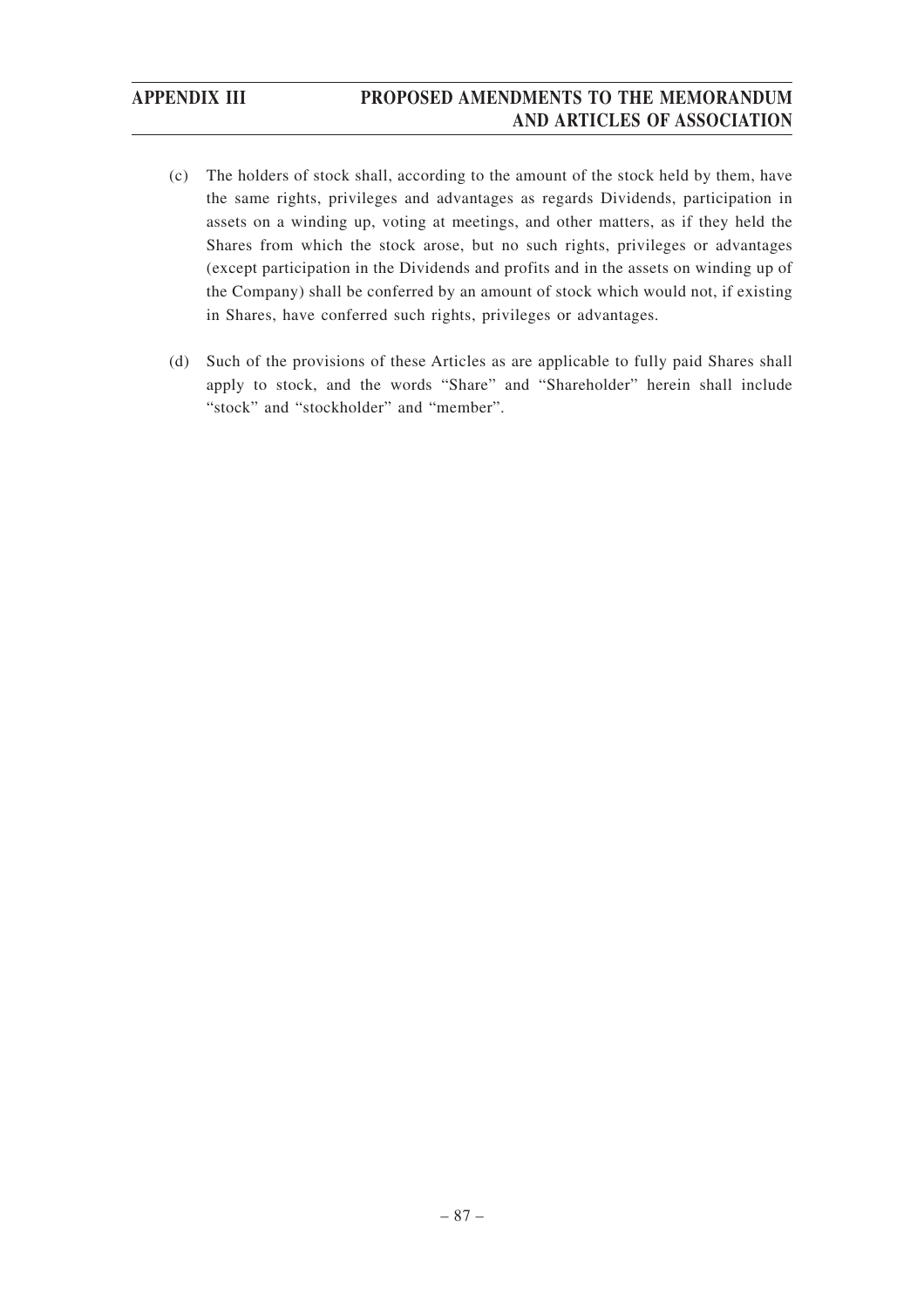(c) The holders of stock shall, according to the amount of the stock held by them, have the same rights, privileges and advantages as regards Dividends, participation in assets on a winding up, voting at meetings, and other matters, as if they held the Shares from which the stock arose, but no such rights, privileges or advantages (except participation in the Dividends and profits and in the assets on winding up of the Company) shall be conferred by an amount of stock which would not, if existing in Shares, have conferred such rights, privileges or advantages.

(d) Such of the provisions of these Articles as are applicable to fully paid Shares shall apply to stock, and the words "Share" and "Shareholder" herein shall include "stock" and "stockholder" and "member".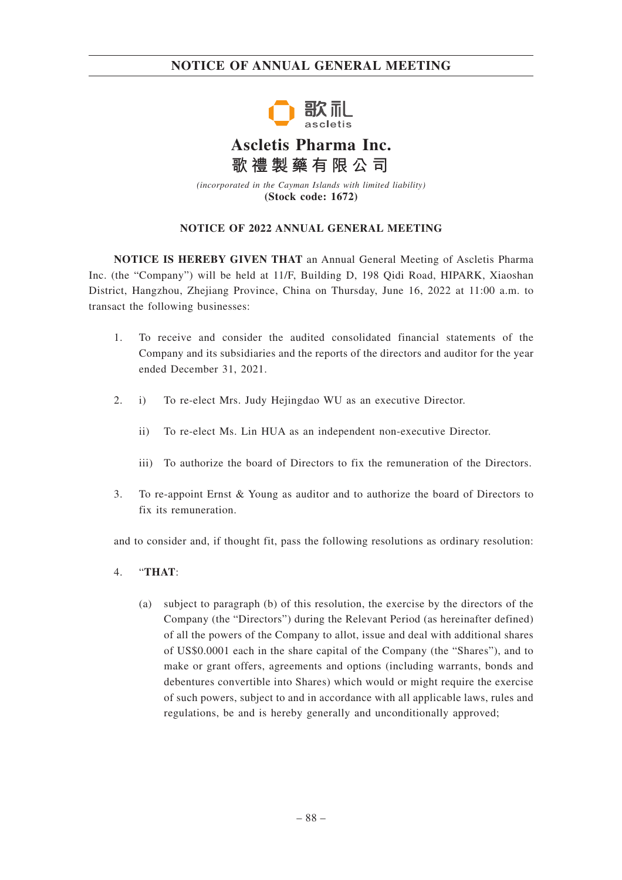# Ascletis Pharma Inc.

# 歌禮製藥有限公司

*(incorporated in the Cayman Islands with limited liability)*

**(Stock code: 1672)**

## NOTICE OF 2022 ANNUAL GENERAL MEETING

**NOTICE IS HEREBY GIVEN THAT** an Annual General Meeting of Ascletis Pharma Inc. (the "Company") will be held at 11/F, Building D, 198 Qidi Road, HIPARK, Xiaoshan District, Hangzhou, Zhejiang Province, China on Thursday, June 16, 2022 at 11:00 a.m. to transact the following businesses:

1. To receive and consider the audited consolidated financial statements of the Company and its subsidiaries and the reports of the directors and auditor for the year ended December 31, 2021.

2. i) To re-elect Mrs. Judy Hejingdao WU as an executive Director.

   ii) To re-elect Ms. Lin HUA as an independent non-executive Director.

   iii) To authorize the board of Directors to fix the remuneration of the Directors.

3. To re-appoint Ernst & Young as auditor and to authorize the board of Directors to fix its remuneration.

and to consider and, if thought fit, pass the following resolutions as ordinary resolution:

4. "**THAT**:

   (a) subject to paragraph (b) of this resolution, the exercise by the directors of the Company (the "Directors") during the Relevant Period (as hereinafter defined) of all the powers of the Company to allot, issue and deal with additional shares of US$0.0001 each in the share capital of the Company (the "Shares"), and to make or grant offers, agreements and options (including warrants, bonds and debentures convertible into Shares) which would or might require the exercise of such powers, subject to and in accordance with all applicable laws, rules and regulations, be and is hereby generally and unconditionally approved;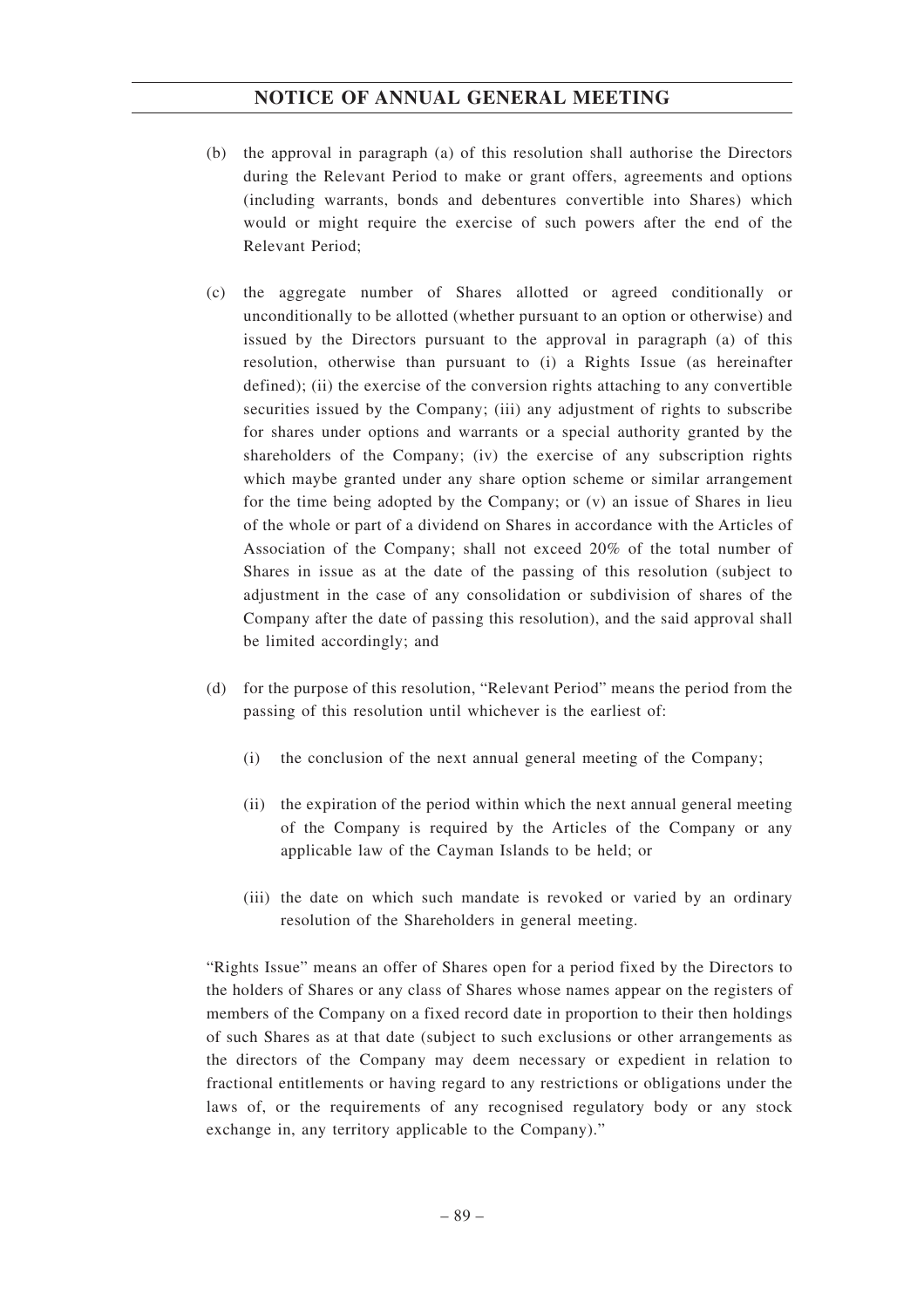(b) the approval in paragraph (a) of this resolution shall authorise the Directors during the Relevant Period to make or grant offers, agreements and options (including warrants, bonds and debentures convertible into Shares) which would or might require the exercise of such powers after the end of the Relevant Period;

(c) the aggregate number of Shares allotted or agreed conditionally or unconditionally to be allotted (whether pursuant to an option or otherwise) and issued by the Directors pursuant to the approval in paragraph (a) of this resolution, otherwise than pursuant to (i) a Rights Issue (as hereinafter defined); (ii) the exercise of the conversion rights attaching to any convertible securities issued by the Company; (iii) any adjustment of rights to subscribe for shares under options and warrants or a special authority granted by the shareholders of the Company; (iv) the exercise of any subscription rights which maybe granted under any share option scheme or similar arrangement for the time being adopted by the Company; or (v) an issue of Shares in lieu of the whole or part of a dividend on Shares in accordance with the Articles of Association of the Company; shall not exceed 20% of the total number of Shares in issue as at the date of the passing of this resolution (subject to adjustment in the case of any consolidation or subdivision of shares of the Company after the date of passing this resolution), and the said approval shall be limited accordingly; and

(d) for the purpose of this resolution, "Relevant Period" means the period from the passing of this resolution until whichever is the earliest of:

(i) the conclusion of the next annual general meeting of the Company;

(ii) the expiration of the period within which the next annual general meeting of the Company is required by the Articles of the Company or any applicable law of the Cayman Islands to be held; or

(iii) the date on which such mandate is revoked or varied by an ordinary resolution of the Shareholders in general meeting.

"Rights Issue" means an offer of Shares open for a period fixed by the Directors to the holders of Shares or any class of Shares whose names appear on the registers of members of the Company on a fixed record date in proportion to their then holdings of such Shares as at that date (subject to such exclusions or other arrangements as the directors of the Company may deem necessary or expedient in relation to fractional entitlements or having regard to any restrictions or obligations under the laws of, or the requirements of any recognised regulatory body or any stock exchange in, any territory applicable to the Company)."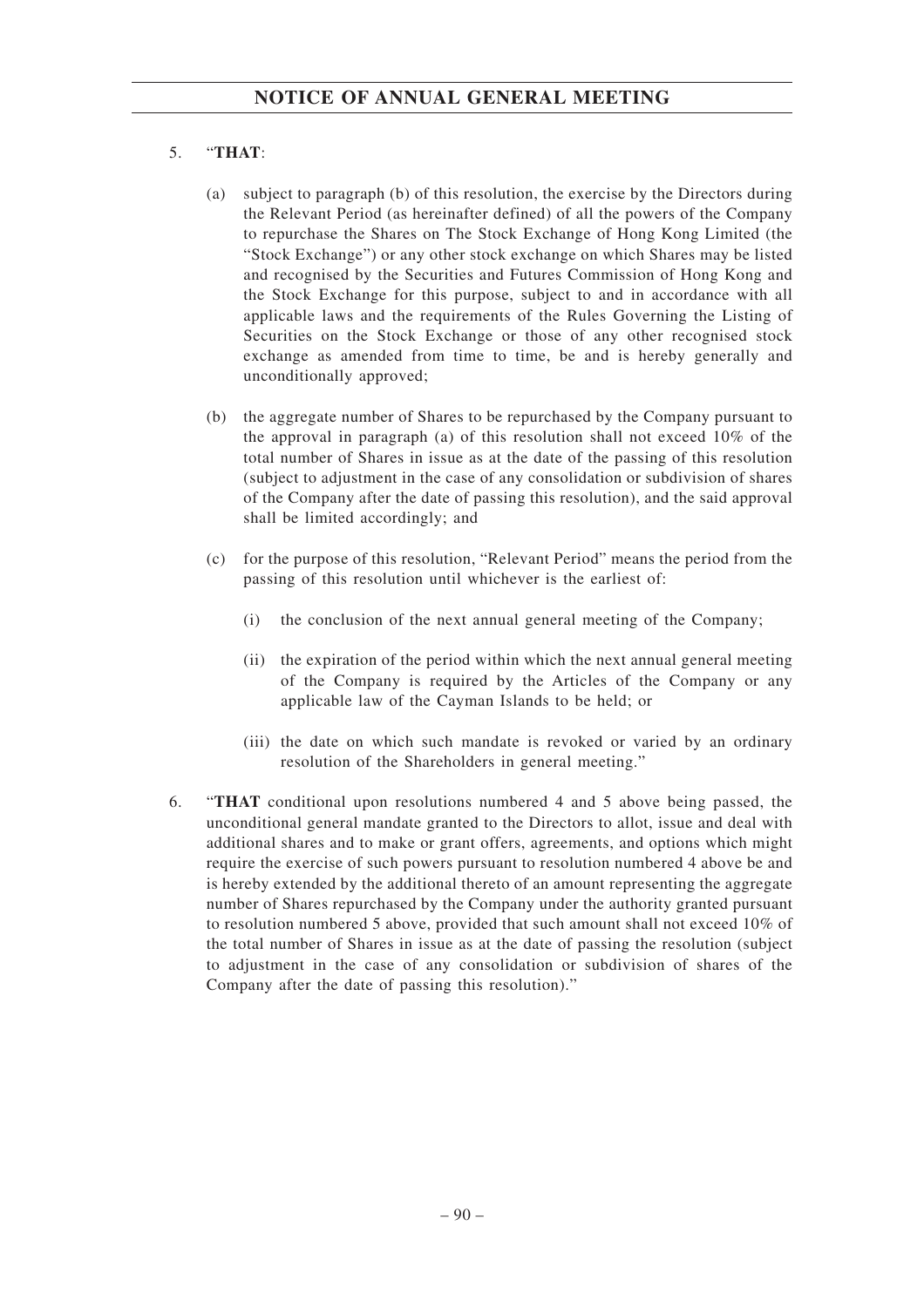5. "**THAT**:

   (a) subject to paragraph (b) of this resolution, the exercise by the Directors during the Relevant Period (as hereinafter defined) of all the powers of the Company to repurchase the Shares on The Stock Exchange of Hong Kong Limited (the "Stock Exchange") or any other stock exchange on which Shares may be listed and recognised by the Securities and Futures Commission of Hong Kong and the Stock Exchange for this purpose, subject to and in accordance with all applicable laws and the requirements of the Rules Governing the Listing of Securities on the Stock Exchange or those of any other recognised stock exchange as amended from time to time, be and is hereby generally and unconditionally approved;

   (b) the aggregate number of Shares to be repurchased by the Company pursuant to the approval in paragraph (a) of this resolution shall not exceed 10% of the total number of Shares in issue as at the date of the passing of this resolution (subject to adjustment in the case of any consolidation or subdivision of shares of the Company after the date of passing this resolution), and the said approval shall be limited accordingly; and

   (c) for the purpose of this resolution, "Relevant Period" means the period from the passing of this resolution until whichever is the earliest of:

      (i) the conclusion of the next annual general meeting of the Company;

      (ii) the expiration of the period within which the next annual general meeting of the Company is required by the Articles of the Company or any applicable law of the Cayman Islands to be held; or

      (iii) the date on which such mandate is revoked or varied by an ordinary resolution of the Shareholders in general meeting."

6. "**THAT** conditional upon resolutions numbered 4 and 5 above being passed, the unconditional general mandate granted to the Directors to allot, issue and deal with additional shares and to make or grant offers, agreements, and options which might require the exercise of such powers pursuant to resolution numbered 4 above be and is hereby extended by the additional thereto of an amount representing the aggregate number of Shares repurchased by the Company under the authority granted pursuant to resolution numbered 5 above, provided that such amount shall not exceed 10% of the total number of Shares in issue as at the date of passing the resolution (subject to adjustment in the case of any consolidation or subdivision of shares of the Company after the date of passing this resolution)."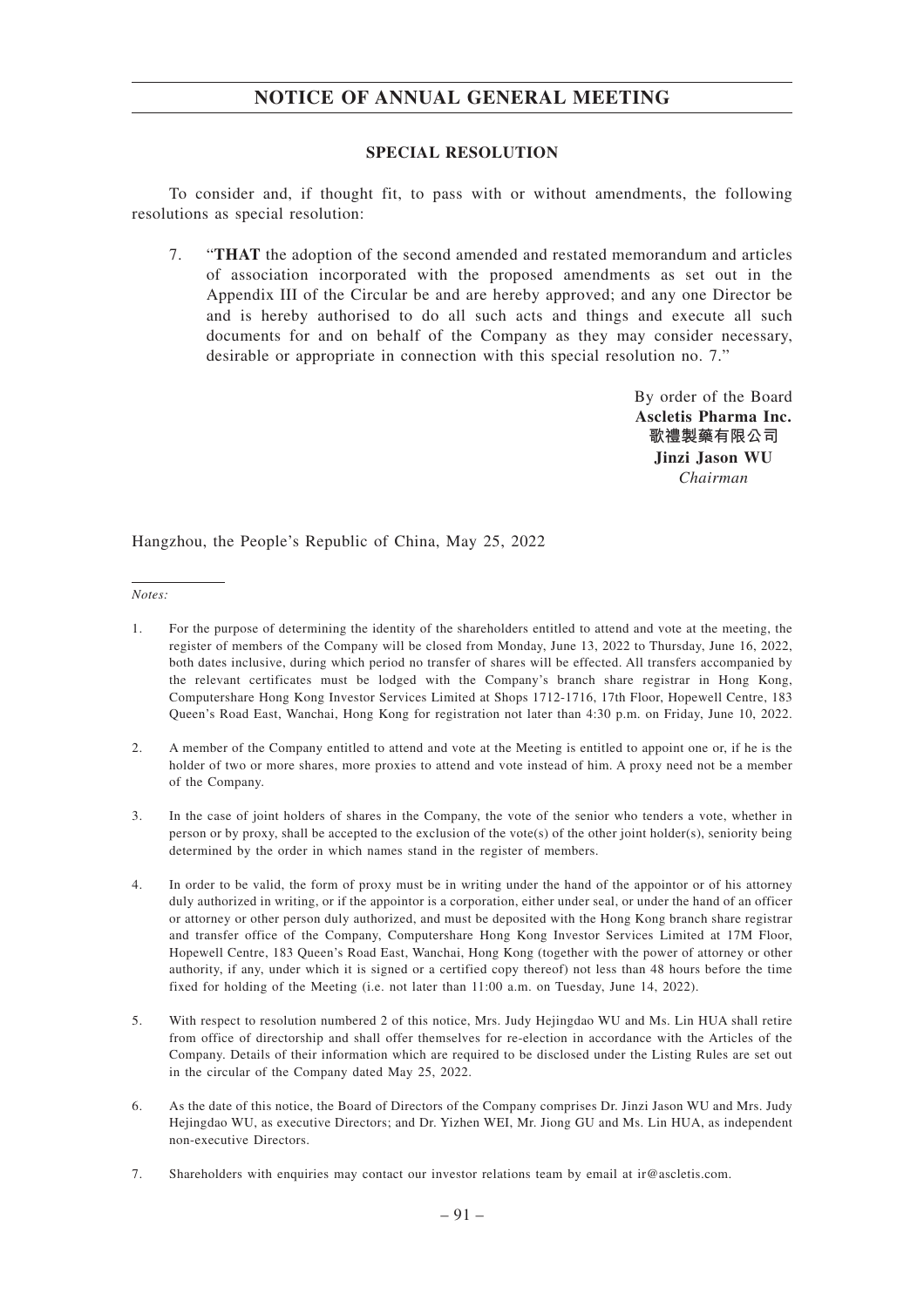# NOTICE OF ANNUAL GENERAL MEETING

**SPECIAL RESOLUTION**

To consider and, if thought fit, to pass with or without amendments, the following resolutions as special resolution:

7. "**THAT** the adoption of the second amended and restated memorandum and articles of association incorporated with the proposed amendments as set out in the Appendix III of the Circular be and are hereby approved; and any one Director be and is hereby authorised to do all such acts and things and execute all such documents for and on behalf of the Company as they may consider necessary, desirable or appropriate in connection with this special resolution no. 7."

By order of the Board
**Ascletis Pharma Inc.**
**歌禮製藥有限公司**
**Jinzi Jason WU**
*Chairman*

Hangzhou, the People's Republic of China, May 25, 2022

*Notes:*

1. For the purpose of determining the identity of the shareholders entitled to attend and vote at the meeting, the register of members of the Company will be closed from Monday, June 13, 2022 to Thursday, June 16, 2022, both dates inclusive, during which period no transfer of shares will be effected. All transfers accompanied by the relevant certificates must be lodged with the Company's branch share registrar in Hong Kong, Computershare Hong Kong Investor Services Limited at Shops 1712-1716, 17th Floor, Hopewell Centre, 183 Queen's Road East, Wanchai, Hong Kong for registration not later than 4:30 p.m. on Friday, June 10, 2022.

2. A member of the Company entitled to attend and vote at the Meeting is entitled to appoint one or, if he is the holder of two or more shares, more proxies to attend and vote instead of him. A proxy need not be a member of the Company.

3. In the case of joint holders of shares in the Company, the vote of the senior who tenders a vote, whether in person or by proxy, shall be accepted to the exclusion of the vote(s) of the other joint holder(s), seniority being determined by the order in which names stand in the register of members.

4. In order to be valid, the form of proxy must be in writing under the hand of the appointor or of his attorney duly authorized in writing, or if the appointor is a corporation, either under seal, or under the hand of an officer or attorney or other person duly authorized, and must be deposited with the Hong Kong branch share registrar and transfer office of the Company, Computershare Hong Kong Investor Services Limited at 17M Floor, Hopewell Centre, 183 Queen's Road East, Wanchai, Hong Kong (together with the power of attorney or other authority, if any, under which it is signed or a certified copy thereof) not less than 48 hours before the time fixed for holding of the Meeting (i.e. not later than 11:00 a.m. on Tuesday, June 14, 2022).

5. With respect to resolution numbered 2 of this notice, Mrs. Judy Hejingdao WU and Ms. Lin HUA shall retire from office of directorship and shall offer themselves for re-election in accordance with the Articles of the Company. Details of their information which are required to be disclosed under the Listing Rules are set out in the circular of the Company dated May 25, 2022.

6. As the date of this notice, the Board of Directors of the Company comprises Dr. Jinzi Jason WU and Mrs. Judy Hejingdao WU, as executive Directors; and Dr. Yizhen WEI, Mr. Jiong GU and Ms. Lin HUA, as independent non-executive Directors.

7. Shareholders with enquiries may contact our investor relations team by email at ir@ascletis.com.